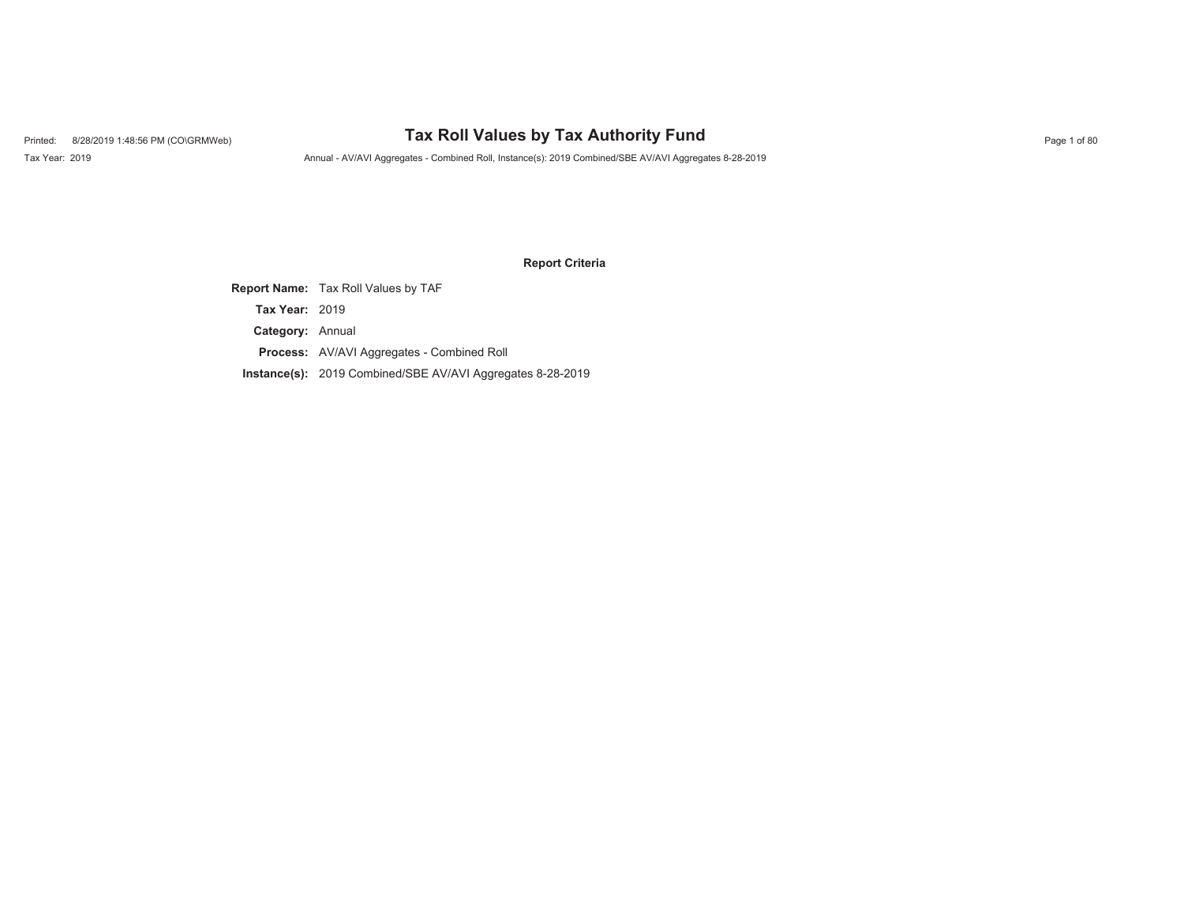# Tax Roll Values by Tax Authority Fund

Printed: 8/28/2019 1:48:56 PM (CO\GRMWeb)

Tax Year: 2019

Annual - AV/AVI Aggregates - Combined Roll, Instance(s): 2019 Combined/SBE AV/AVI Aggregates 8-28-2019

## Report Criteria

**Report Name:** Tax Roll Values by TAF

**Tax Year:** 2019

**Category:** Annual

**Process:** AV/AVI Aggregates - Combined Roll

**Instance(s):** 2019 Combined/SBE AV/AVI Aggregates 8-28-2019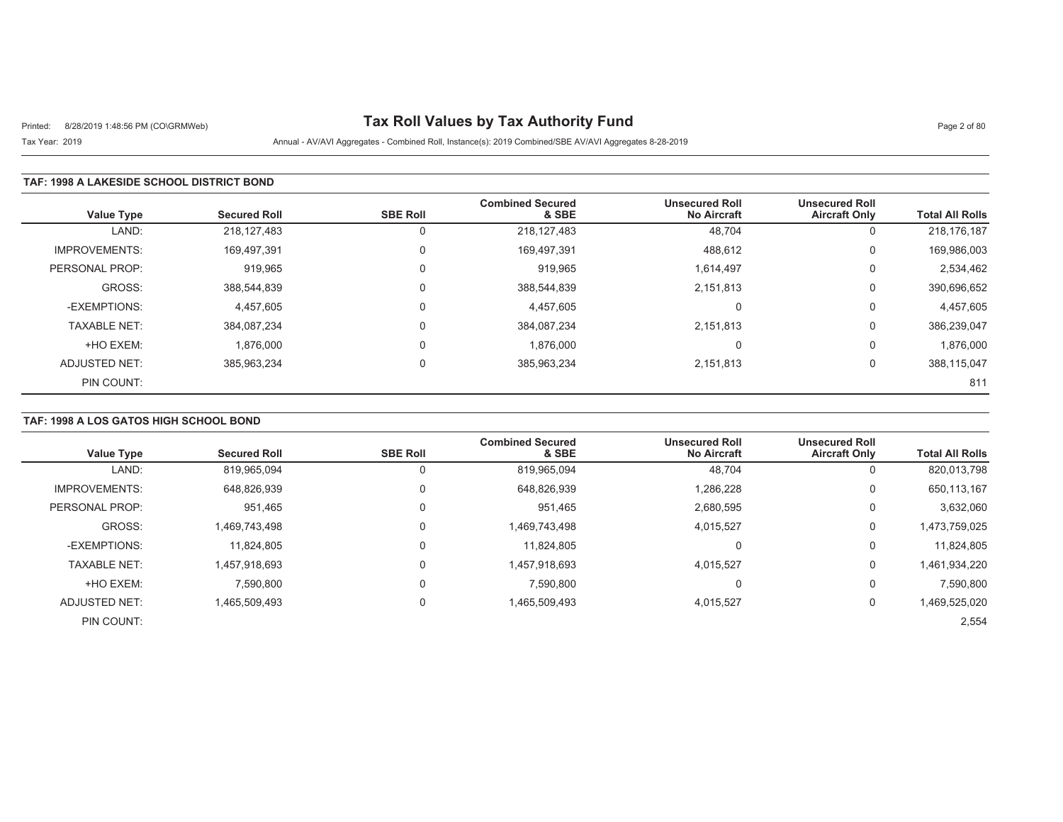# Tax Roll Values by Tax Authority Fund

Printed: 8/28/2019 1:48:56 PM (CO\GRMWeb)

Tax Year: 2019

Annual - AV/AVI Aggregates - Combined Roll, Instance(s): 2019 Combined/SBE AV/AVI Aggregates 8-28-2019

## TAF: 1998 A LAKESIDE SCHOOL DISTRICT BOND

| Value Type | Secured Roll | SBE Roll | Combined Secured & SBE | Unsecured Roll No Aircraft | Unsecured Roll Aircraft Only | Total All Rolls |
|---|---|---|---|---|---|---|
| LAND: | 218,127,483 | 0 | 218,127,483 | 48,704 | 0 | 218,176,187 |
| IMPROVEMENTS: | 169,497,391 | 0 | 169,497,391 | 488,612 | 0 | 169,986,003 |
| PERSONAL PROP: | 919,965 | 0 | 919,965 | 1,614,497 | 0 | 2,534,462 |
| GROSS: | 388,544,839 | 0 | 388,544,839 | 2,151,813 | 0 | 390,696,652 |
| -EXEMPTIONS: | 4,457,605 | 0 | 4,457,605 | 0 | 0 | 4,457,605 |
| TAXABLE NET: | 384,087,234 | 0 | 384,087,234 | 2,151,813 | 0 | 386,239,047 |
| +HO EXEM: | 1,876,000 | 0 | 1,876,000 | 0 | 0 | 1,876,000 |
| ADJUSTED NET: | 385,963,234 | 0 | 385,963,234 | 2,151,813 | 0 | 388,115,047 |
| PIN COUNT: | | | | | | 811 |

## TAF: 1998 A LOS GATOS HIGH SCHOOL BOND

| Value Type | Secured Roll | SBE Roll | Combined Secured & SBE | Unsecured Roll No Aircraft | Unsecured Roll Aircraft Only | Total All Rolls |
|---|---|---|---|---|---|---|
| LAND: | 819,965,094 | 0 | 819,965,094 | 48,704 | 0 | 820,013,798 |
| IMPROVEMENTS: | 648,826,939 | 0 | 648,826,939 | 1,286,228 | 0 | 650,113,167 |
| PERSONAL PROP: | 951,465 | 0 | 951,465 | 2,680,595 | 0 | 3,632,060 |
| GROSS: | 1,469,743,498 | 0 | 1,469,743,498 | 4,015,527 | 0 | 1,473,759,025 |
| -EXEMPTIONS: | 11,824,805 | 0 | 11,824,805 | 0 | 0 | 11,824,805 |
| TAXABLE NET: | 1,457,918,693 | 0 | 1,457,918,693 | 4,015,527 | 0 | 1,461,934,220 |
| +HO EXEM: | 7,590,800 | 0 | 7,590,800 | 0 | 0 | 7,590,800 |
| ADJUSTED NET: | 1,465,509,493 | 0 | 1,465,509,493 | 4,015,527 | 0 | 1,469,525,020 |
| PIN COUNT: | | | | | | 2,554 |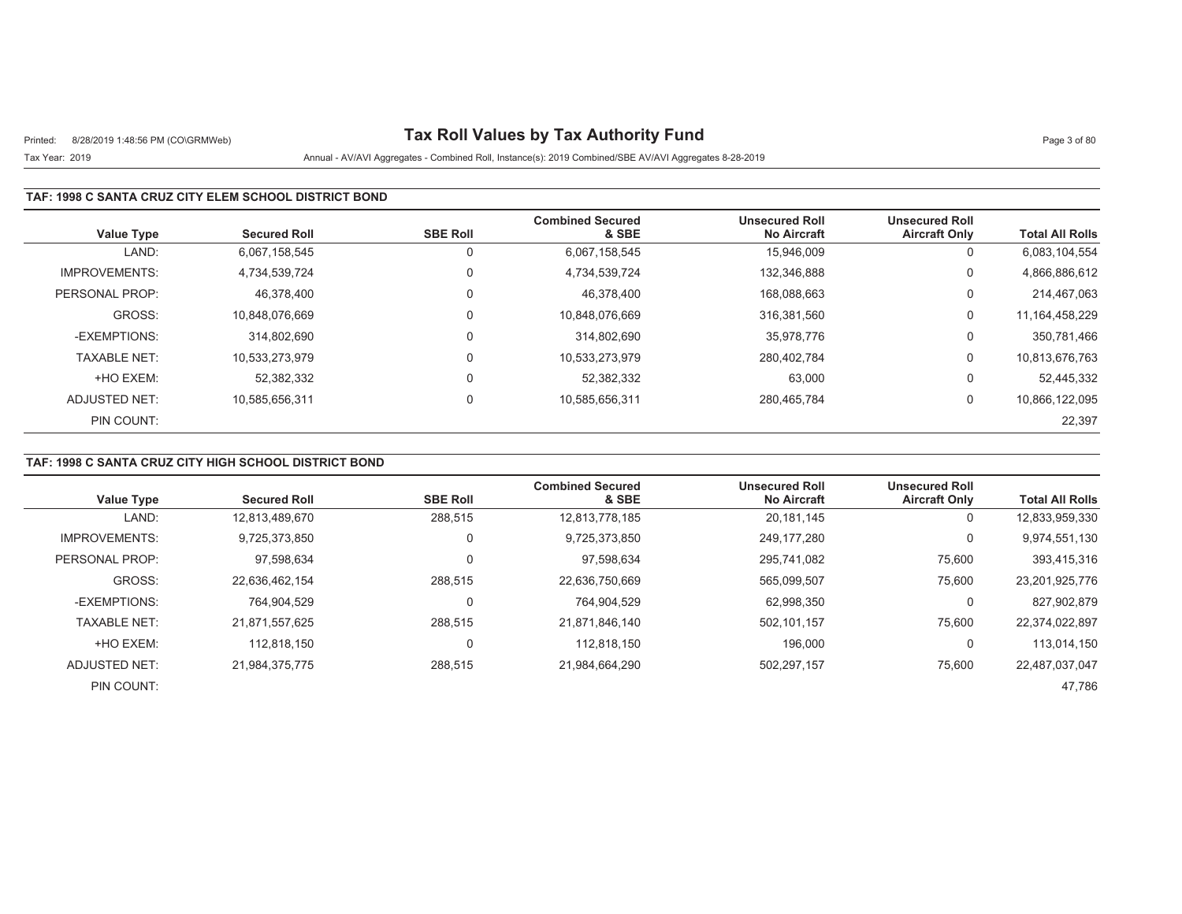# Tax Roll Values by Tax Authority Fund

Printed: 8/28/2019 1:48:56 PM (CO\GRMWeb)

Tax Year: 2019

Annual - AV/AVI Aggregates - Combined Roll, Instance(s): 2019 Combined/SBE AV/AVI Aggregates 8-28-2019

## TAF: 1998 C SANTA CRUZ CITY ELEM SCHOOL DISTRICT BOND

| Value Type | Secured Roll | SBE Roll | Combined Secured & SBE | Unsecured Roll No Aircraft | Unsecured Roll Aircraft Only | Total All Rolls |
|---|---|---|---|---|---|---|
| LAND: | 6,067,158,545 | 0 | 6,067,158,545 | 15,946,009 | 0 | 6,083,104,554 |
| IMPROVEMENTS: | 4,734,539,724 | 0 | 4,734,539,724 | 132,346,888 | 0 | 4,866,886,612 |
| PERSONAL PROP: | 46,378,400 | 0 | 46,378,400 | 168,088,663 | 0 | 214,467,063 |
| GROSS: | 10,848,076,669 | 0 | 10,848,076,669 | 316,381,560 | 0 | 11,164,458,229 |
| -EXEMPTIONS: | 314,802,690 | 0 | 314,802,690 | 35,978,776 | 0 | 350,781,466 |
| TAXABLE NET: | 10,533,273,979 | 0 | 10,533,273,979 | 280,402,784 | 0 | 10,813,676,763 |
| +HO EXEM: | 52,382,332 | 0 | 52,382,332 | 63,000 | 0 | 52,445,332 |
| ADJUSTED NET: | 10,585,656,311 | 0 | 10,585,656,311 | 280,465,784 | 0 | 10,866,122,095 |
| PIN COUNT: | | | | | | 22,397 |

## TAF: 1998 C SANTA CRUZ CITY HIGH SCHOOL DISTRICT BOND

| Value Type | Secured Roll | SBE Roll | Combined Secured & SBE | Unsecured Roll No Aircraft | Unsecured Roll Aircraft Only | Total All Rolls |
|---|---|---|---|---|---|---|
| LAND: | 12,813,489,670 | 288,515 | 12,813,778,185 | 20,181,145 | 0 | 12,833,959,330 |
| IMPROVEMENTS: | 9,725,373,850 | 0 | 9,725,373,850 | 249,177,280 | 0 | 9,974,551,130 |
| PERSONAL PROP: | 97,598,634 | 0 | 97,598,634 | 295,741,082 | 75,600 | 393,415,316 |
| GROSS: | 22,636,462,154 | 288,515 | 22,636,750,669 | 565,099,507 | 75,600 | 23,201,925,776 |
| -EXEMPTIONS: | 764,904,529 | 0 | 764,904,529 | 62,998,350 | 0 | 827,902,879 |
| TAXABLE NET: | 21,871,557,625 | 288,515 | 21,871,846,140 | 502,101,157 | 75,600 | 22,374,022,897 |
| +HO EXEM: | 112,818,150 | 0 | 112,818,150 | 196,000 | 0 | 113,014,150 |
| ADJUSTED NET: | 21,984,375,775 | 288,515 | 21,984,664,290 | 502,297,157 | 75,600 | 22,487,037,047 |
| PIN COUNT: | | | | | | 47,786 |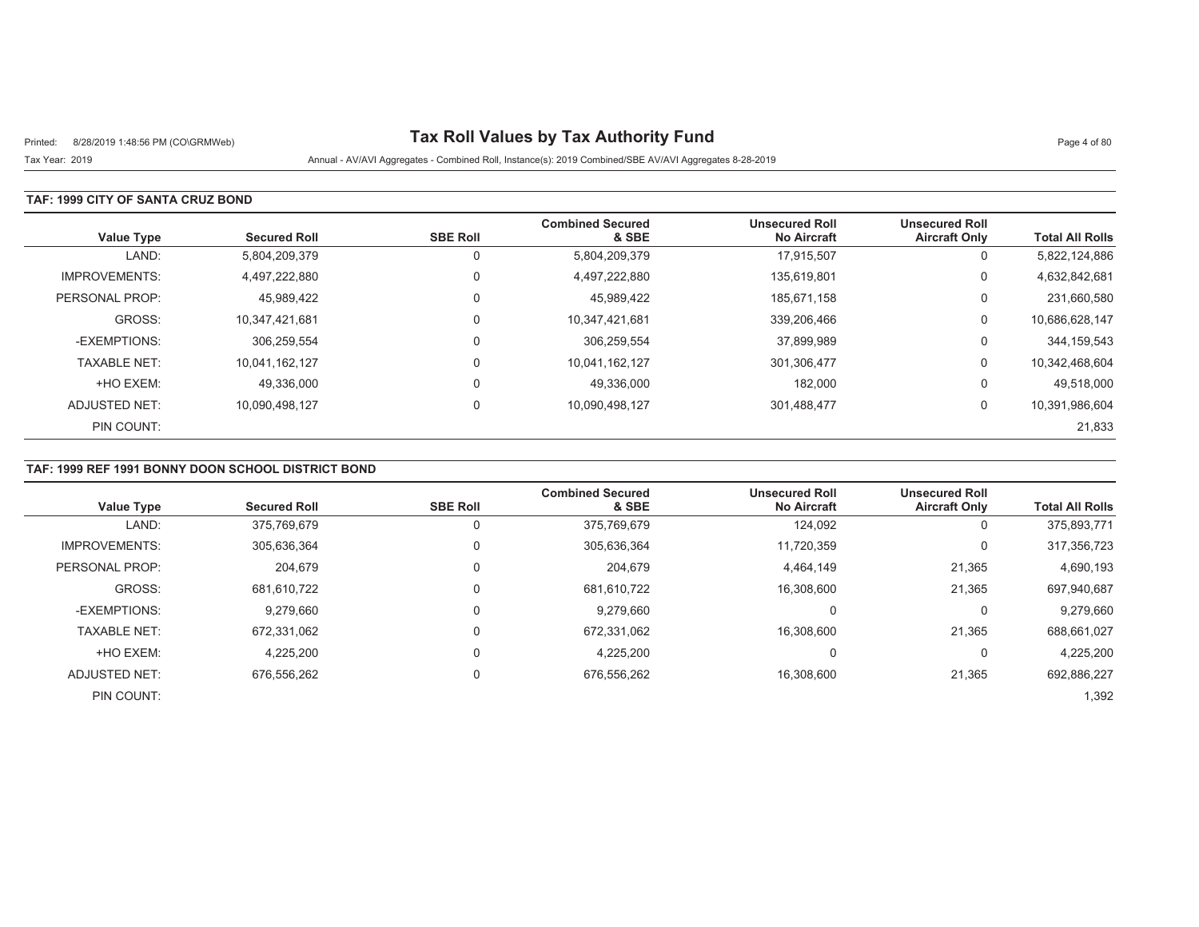# Tax Roll Values by Tax Authority Fund

Printed: 8/28/2019 1:48:56 PM (CO\GRMWeb)

Tax Year: 2019

Annual - AV/AVI Aggregates - Combined Roll, Instance(s): 2019 Combined/SBE AV/AVI Aggregates 8-28-2019

## TAF: 1999 CITY OF SANTA CRUZ BOND

| Value Type | Secured Roll | SBE Roll | Combined Secured & SBE | Unsecured Roll No Aircraft | Unsecured Roll Aircraft Only | Total All Rolls |
|---|---|---|---|---|---|---|
| LAND: | 5,804,209,379 | 0 | 5,804,209,379 | 17,915,507 | 0 | 5,822,124,886 |
| IMPROVEMENTS: | 4,497,222,880 | 0 | 4,497,222,880 | 135,619,801 | 0 | 4,632,842,681 |
| PERSONAL PROP: | 45,989,422 | 0 | 45,989,422 | 185,671,158 | 0 | 231,660,580 |
| GROSS: | 10,347,421,681 | 0 | 10,347,421,681 | 339,206,466 | 0 | 10,686,628,147 |
| -EXEMPTIONS: | 306,259,554 | 0 | 306,259,554 | 37,899,989 | 0 | 344,159,543 |
| TAXABLE NET: | 10,041,162,127 | 0 | 10,041,162,127 | 301,306,477 | 0 | 10,342,468,604 |
| +HO EXEM: | 49,336,000 | 0 | 49,336,000 | 182,000 | 0 | 49,518,000 |
| ADJUSTED NET: | 10,090,498,127 | 0 | 10,090,498,127 | 301,488,477 | 0 | 10,391,986,604 |
| PIN COUNT: | | | | | | 21,833 |

## TAF: 1999 REF 1991 BONNY DOON SCHOOL DISTRICT BOND

| Value Type | Secured Roll | SBE Roll | Combined Secured & SBE | Unsecured Roll No Aircraft | Unsecured Roll Aircraft Only | Total All Rolls |
|---|---|---|---|---|---|---|
| LAND: | 375,769,679 | 0 | 375,769,679 | 124,092 | 0 | 375,893,771 |
| IMPROVEMENTS: | 305,636,364 | 0 | 305,636,364 | 11,720,359 | 0 | 317,356,723 |
| PERSONAL PROP: | 204,679 | 0 | 204,679 | 4,464,149 | 21,365 | 4,690,193 |
| GROSS: | 681,610,722 | 0 | 681,610,722 | 16,308,600 | 21,365 | 697,940,687 |
| -EXEMPTIONS: | 9,279,660 | 0 | 9,279,660 | 0 | 0 | 9,279,660 |
| TAXABLE NET: | 672,331,062 | 0 | 672,331,062 | 16,308,600 | 21,365 | 688,661,027 |
| +HO EXEM: | 4,225,200 | 0 | 4,225,200 | 0 | 0 | 4,225,200 |
| ADJUSTED NET: | 676,556,262 | 0 | 676,556,262 | 16,308,600 | 21,365 | 692,886,227 |
| PIN COUNT: | | | | | | 1,392 |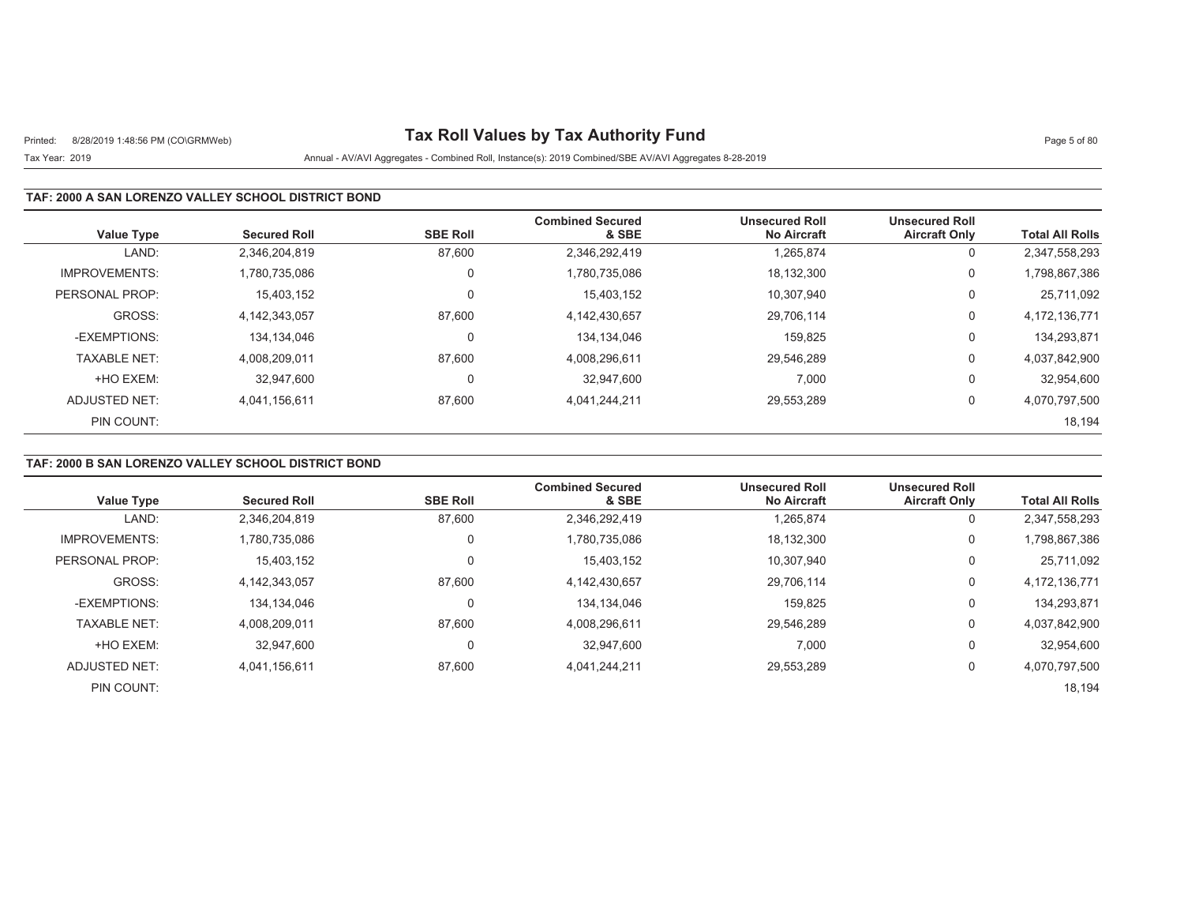# Tax Roll Values by Tax Authority Fund

Printed: 8/28/2019 1:48:56 PM (CO\GRMWeb)

Tax Year: 2019

Annual - AV/AVI Aggregates - Combined Roll, Instance(s): 2019 Combined/SBE AV/AVI Aggregates 8-28-2019

## TAF: 2000 A SAN LORENZO VALLEY SCHOOL DISTRICT BOND

| Value Type | Secured Roll | SBE Roll | Combined Secured & SBE | Unsecured Roll No Aircraft | Unsecured Roll Aircraft Only | Total All Rolls |
|---|---|---|---|---|---|---|
| LAND: | 2,346,204,819 | 87,600 | 2,346,292,419 | 1,265,874 | 0 | 2,347,558,293 |
| IMPROVEMENTS: | 1,780,735,086 | 0 | 1,780,735,086 | 18,132,300 | 0 | 1,798,867,386 |
| PERSONAL PROP: | 15,403,152 | 0 | 15,403,152 | 10,307,940 | 0 | 25,711,092 |
| GROSS: | 4,142,343,057 | 87,600 | 4,142,430,657 | 29,706,114 | 0 | 4,172,136,771 |
| -EXEMPTIONS: | 134,134,046 | 0 | 134,134,046 | 159,825 | 0 | 134,293,871 |
| TAXABLE NET: | 4,008,209,011 | 87,600 | 4,008,296,611 | 29,546,289 | 0 | 4,037,842,900 |
| +HO EXEM: | 32,947,600 | 0 | 32,947,600 | 7,000 | 0 | 32,954,600 |
| ADJUSTED NET: | 4,041,156,611 | 87,600 | 4,041,244,211 | 29,553,289 | 0 | 4,070,797,500 |
| PIN COUNT: | | | | | | 18,194 |

## TAF: 2000 B SAN LORENZO VALLEY SCHOOL DISTRICT BOND

| Value Type | Secured Roll | SBE Roll | Combined Secured & SBE | Unsecured Roll No Aircraft | Unsecured Roll Aircraft Only | Total All Rolls |
|---|---|---|---|---|---|---|
| LAND: | 2,346,204,819 | 87,600 | 2,346,292,419 | 1,265,874 | 0 | 2,347,558,293 |
| IMPROVEMENTS: | 1,780,735,086 | 0 | 1,780,735,086 | 18,132,300 | 0 | 1,798,867,386 |
| PERSONAL PROP: | 15,403,152 | 0 | 15,403,152 | 10,307,940 | 0 | 25,711,092 |
| GROSS: | 4,142,343,057 | 87,600 | 4,142,430,657 | 29,706,114 | 0 | 4,172,136,771 |
| -EXEMPTIONS: | 134,134,046 | 0 | 134,134,046 | 159,825 | 0 | 134,293,871 |
| TAXABLE NET: | 4,008,209,011 | 87,600 | 4,008,296,611 | 29,546,289 | 0 | 4,037,842,900 |
| +HO EXEM: | 32,947,600 | 0 | 32,947,600 | 7,000 | 0 | 32,954,600 |
| ADJUSTED NET: | 4,041,156,611 | 87,600 | 4,041,244,211 | 29,553,289 | 0 | 4,070,797,500 |
| PIN COUNT: | | | | | | 18,194 |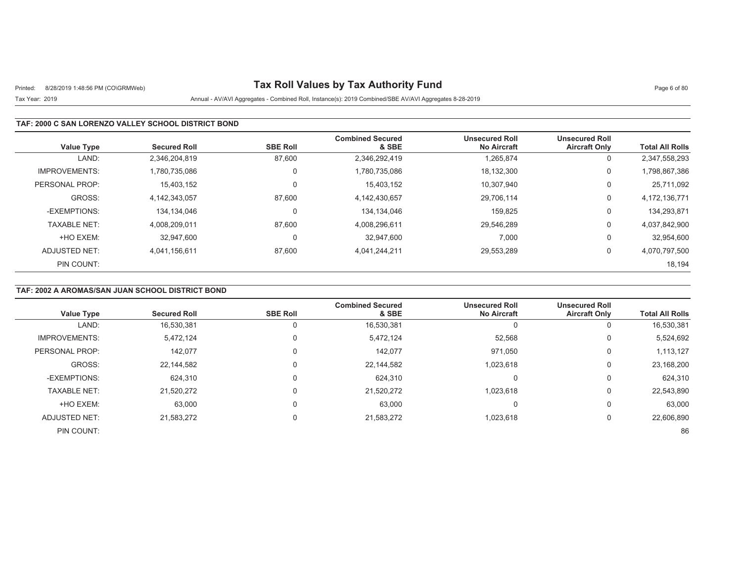# Tax Roll Values by Tax Authority Fund

Tax Year: 2019

Annual - AV/AVI Aggregates - Combined Roll, Instance(s): 2019 Combined/SBE AV/AVI Aggregates 8-28-2019

## TAF: 2000 C SAN LORENZO VALLEY SCHOOL DISTRICT BOND

| Value Type | Secured Roll | SBE Roll | Combined Secured & SBE | Unsecured Roll No Aircraft | Unsecured Roll Aircraft Only | Total All Rolls |
|---|---|---|---|---|---|---|
| LAND: | 2,346,204,819 | 87,600 | 2,346,292,419 | 1,265,874 | 0 | 2,347,558,293 |
| IMPROVEMENTS: | 1,780,735,086 | 0 | 1,780,735,086 | 18,132,300 | 0 | 1,798,867,386 |
| PERSONAL PROP: | 15,403,152 | 0 | 15,403,152 | 10,307,940 | 0 | 25,711,092 |
| GROSS: | 4,142,343,057 | 87,600 | 4,142,430,657 | 29,706,114 | 0 | 4,172,136,771 |
| -EXEMPTIONS: | 134,134,046 | 0 | 134,134,046 | 159,825 | 0 | 134,293,871 |
| TAXABLE NET: | 4,008,209,011 | 87,600 | 4,008,296,611 | 29,546,289 | 0 | 4,037,842,900 |
| +HO EXEM: | 32,947,600 | 0 | 32,947,600 | 7,000 | 0 | 32,954,600 |
| ADJUSTED NET: | 4,041,156,611 | 87,600 | 4,041,244,211 | 29,553,289 | 0 | 4,070,797,500 |
| PIN COUNT: | | | | | | 18,194 |

## TAF: 2002 A AROMAS/SAN JUAN SCHOOL DISTRICT BOND

| Value Type | Secured Roll | SBE Roll | Combined Secured & SBE | Unsecured Roll No Aircraft | Unsecured Roll Aircraft Only | Total All Rolls |
|---|---|---|---|---|---|---|
| LAND: | 16,530,381 | 0 | 16,530,381 | 0 | 0 | 16,530,381 |
| IMPROVEMENTS: | 5,472,124 | 0 | 5,472,124 | 52,568 | 0 | 5,524,692 |
| PERSONAL PROP: | 142,077 | 0 | 142,077 | 971,050 | 0 | 1,113,127 |
| GROSS: | 22,144,582 | 0 | 22,144,582 | 1,023,618 | 0 | 23,168,200 |
| -EXEMPTIONS: | 624,310 | 0 | 624,310 | 0 | 0 | 624,310 |
| TAXABLE NET: | 21,520,272 | 0 | 21,520,272 | 1,023,618 | 0 | 22,543,890 |
| +HO EXEM: | 63,000 | 0 | 63,000 | 0 | 0 | 63,000 |
| ADJUSTED NET: | 21,583,272 | 0 | 21,583,272 | 1,023,618 | 0 | 22,606,890 |
| PIN COUNT: | | | | | | 86 |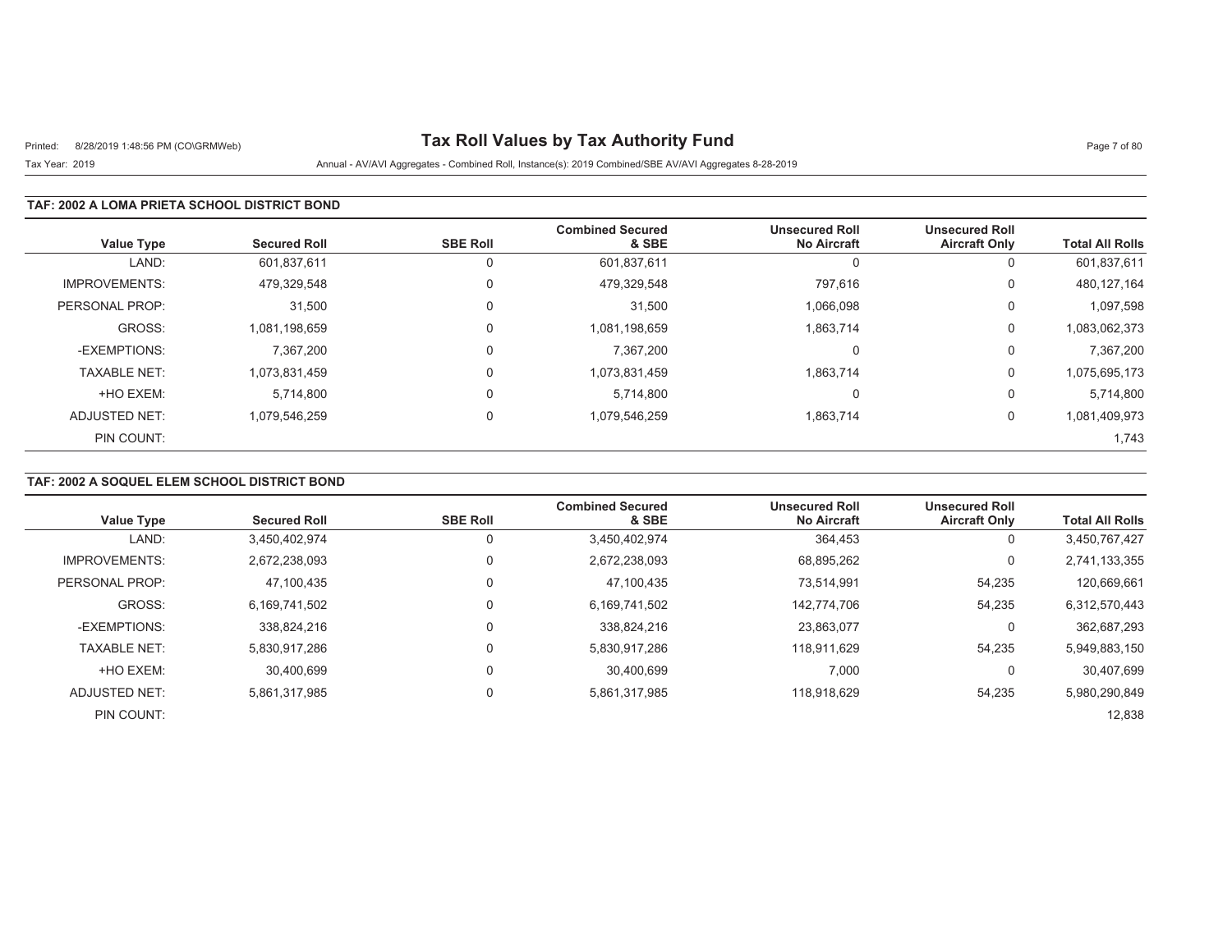# Tax Roll Values by Tax Authority Fund

Printed: 8/28/2019 1:48:56 PM (CO\GRMWeb)

Tax Year: 2019 Annual - AV/AVI Aggregates - Combined Roll, Instance(s): 2019 Combined/SBE AV/AVI Aggregates 8-28-2019

### TAF: 2002 A LOMA PRIETA SCHOOL DISTRICT BOND

| Value Type | Secured Roll | SBE Roll | Combined Secured & SBE | Unsecured Roll No Aircraft | Unsecured Roll Aircraft Only | Total All Rolls |
|---|---|---|---|---|---|---|
| LAND: | 601,837,611 | 0 | 601,837,611 | 0 | 0 | 601,837,611 |
| IMPROVEMENTS: | 479,329,548 | 0 | 479,329,548 | 797,616 | 0 | 480,127,164 |
| PERSONAL PROP: | 31,500 | 0 | 31,500 | 1,066,098 | 0 | 1,097,598 |
| GROSS: | 1,081,198,659 | 0 | 1,081,198,659 | 1,863,714 | 0 | 1,083,062,373 |
| -EXEMPTIONS: | 7,367,200 | 0 | 7,367,200 | 0 | 0 | 7,367,200 |
| TAXABLE NET: | 1,073,831,459 | 0 | 1,073,831,459 | 1,863,714 | 0 | 1,075,695,173 |
| +HO EXEM: | 5,714,800 | 0 | 5,714,800 | 0 | 0 | 5,714,800 |
| ADJUSTED NET: | 1,079,546,259 | 0 | 1,079,546,259 | 1,863,714 | 0 | 1,081,409,973 |
| PIN COUNT: | | | | | | 1,743 |

### TAF: 2002 A SOQUEL ELEM SCHOOL DISTRICT BOND

| Value Type | Secured Roll | SBE Roll | Combined Secured & SBE | Unsecured Roll No Aircraft | Unsecured Roll Aircraft Only | Total All Rolls |
|---|---|---|---|---|---|---|
| LAND: | 3,450,402,974 | 0 | 3,450,402,974 | 364,453 | 0 | 3,450,767,427 |
| IMPROVEMENTS: | 2,672,238,093 | 0 | 2,672,238,093 | 68,895,262 | 0 | 2,741,133,355 |
| PERSONAL PROP: | 47,100,435 | 0 | 47,100,435 | 73,514,991 | 54,235 | 120,669,661 |
| GROSS: | 6,169,741,502 | 0 | 6,169,741,502 | 142,774,706 | 54,235 | 6,312,570,443 |
| -EXEMPTIONS: | 338,824,216 | 0 | 338,824,216 | 23,863,077 | 0 | 362,687,293 |
| TAXABLE NET: | 5,830,917,286 | 0 | 5,830,917,286 | 118,911,629 | 54,235 | 5,949,883,150 |
| +HO EXEM: | 30,400,699 | 0 | 30,400,699 | 7,000 | 0 | 30,407,699 |
| ADJUSTED NET: | 5,861,317,985 | 0 | 5,861,317,985 | 118,918,629 | 54,235 | 5,980,290,849 |
| PIN COUNT: | | | | | | 12,838 |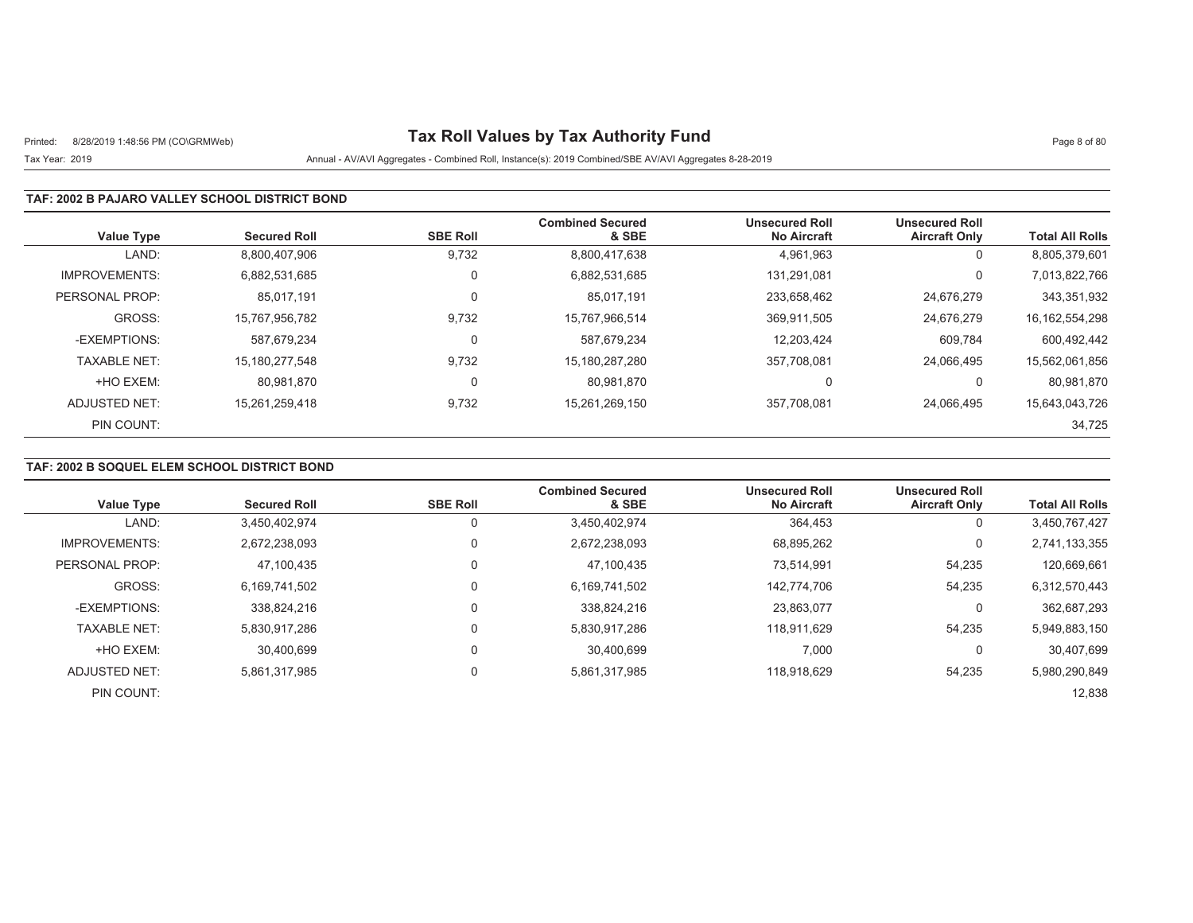# Tax Roll Values by Tax Authority Fund

Printed: 8/28/2019 1:48:56 PM (CO\GRMWeb)

Tax Year: 2019

Annual - AV/AVI Aggregates - Combined Roll, Instance(s): 2019 Combined/SBE AV/AVI Aggregates 8-28-2019

## TAF: 2002 B PAJARO VALLEY SCHOOL DISTRICT BOND

| Value Type | Secured Roll | SBE Roll | Combined Secured & SBE | Unsecured Roll No Aircraft | Unsecured Roll Aircraft Only | Total All Rolls |
|---|---|---|---|---|---|---|
| LAND: | 8,800,407,906 | 9,732 | 8,800,417,638 | 4,961,963 | 0 | 8,805,379,601 |
| IMPROVEMENTS: | 6,882,531,685 | 0 | 6,882,531,685 | 131,291,081 | 0 | 7,013,822,766 |
| PERSONAL PROP: | 85,017,191 | 0 | 85,017,191 | 233,658,462 | 24,676,279 | 343,351,932 |
| GROSS: | 15,767,956,782 | 9,732 | 15,767,966,514 | 369,911,505 | 24,676,279 | 16,162,554,298 |
| -EXEMPTIONS: | 587,679,234 | 0 | 587,679,234 | 12,203,424 | 609,784 | 600,492,442 |
| TAXABLE NET: | 15,180,277,548 | 9,732 | 15,180,287,280 | 357,708,081 | 24,066,495 | 15,562,061,856 |
| +HO EXEM: | 80,981,870 | 0 | 80,981,870 | 0 | 0 | 80,981,870 |
| ADJUSTED NET: | 15,261,259,418 | 9,732 | 15,261,269,150 | 357,708,081 | 24,066,495 | 15,643,043,726 |
| PIN COUNT: | | | | | | 34,725 |

## TAF: 2002 B SOQUEL ELEM SCHOOL DISTRICT BOND

| Value Type | Secured Roll | SBE Roll | Combined Secured & SBE | Unsecured Roll No Aircraft | Unsecured Roll Aircraft Only | Total All Rolls |
|---|---|---|---|---|---|---|
| LAND: | 3,450,402,974 | 0 | 3,450,402,974 | 364,453 | 0 | 3,450,767,427 |
| IMPROVEMENTS: | 2,672,238,093 | 0 | 2,672,238,093 | 68,895,262 | 0 | 2,741,133,355 |
| PERSONAL PROP: | 47,100,435 | 0 | 47,100,435 | 73,514,991 | 54,235 | 120,669,661 |
| GROSS: | 6,169,741,502 | 0 | 6,169,741,502 | 142,774,706 | 54,235 | 6,312,570,443 |
| -EXEMPTIONS: | 338,824,216 | 0 | 338,824,216 | 23,863,077 | 0 | 362,687,293 |
| TAXABLE NET: | 5,830,917,286 | 0 | 5,830,917,286 | 118,911,629 | 54,235 | 5,949,883,150 |
| +HO EXEM: | 30,400,699 | 0 | 30,400,699 | 7,000 | 0 | 30,407,699 |
| ADJUSTED NET: | 5,861,317,985 | 0 | 5,861,317,985 | 118,918,629 | 54,235 | 5,980,290,849 |
| PIN COUNT: | | | | | | 12,838 |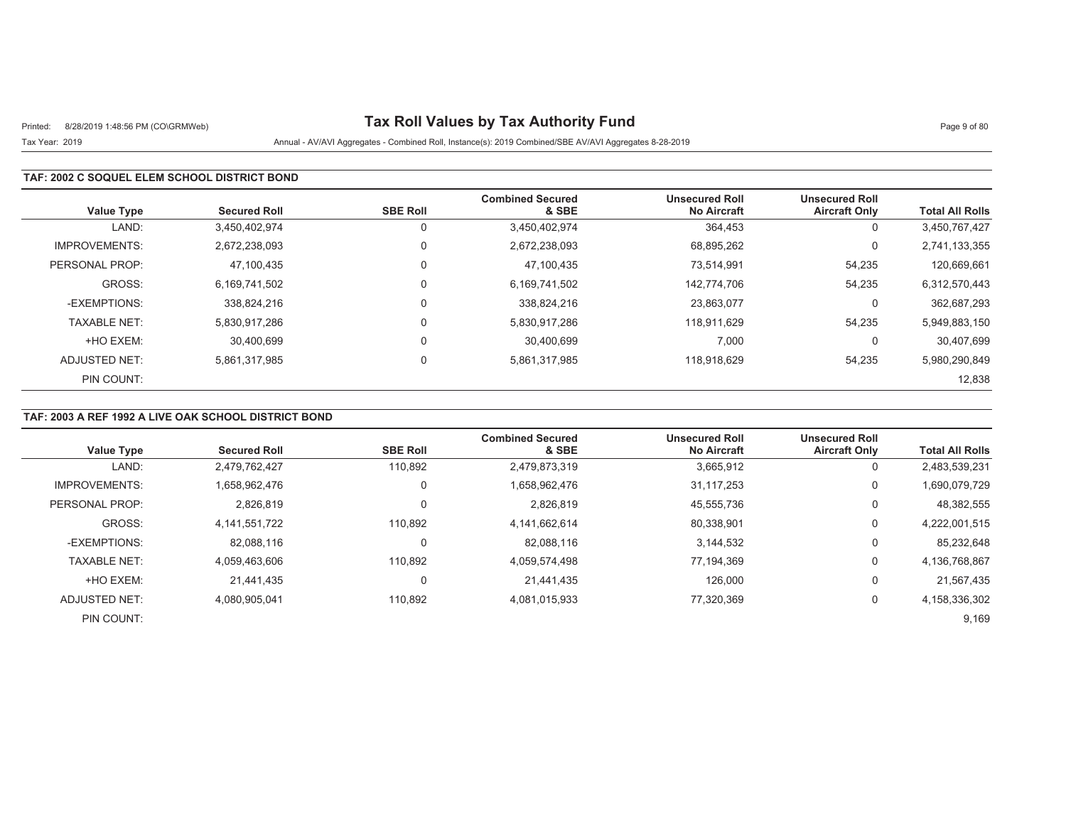# Tax Roll Values by Tax Authority Fund

Tax Year: 2019

Annual - AV/AVI Aggregates - Combined Roll, Instance(s): 2019 Combined/SBE AV/AVI Aggregates 8-28-2019

### TAF: 2002 C SOQUEL ELEM SCHOOL DISTRICT BOND

| Value Type | Secured Roll | SBE Roll | Combined Secured & SBE | Unsecured Roll No Aircraft | Unsecured Roll Aircraft Only | Total All Rolls |
|---|---|---|---|---|---|---|
| LAND: | 3,450,402,974 | 0 | 3,450,402,974 | 364,453 | 0 | 3,450,767,427 |
| IMPROVEMENTS: | 2,672,238,093 | 0 | 2,672,238,093 | 68,895,262 | 0 | 2,741,133,355 |
| PERSONAL PROP: | 47,100,435 | 0 | 47,100,435 | 73,514,991 | 54,235 | 120,669,661 |
| GROSS: | 6,169,741,502 | 0 | 6,169,741,502 | 142,774,706 | 54,235 | 6,312,570,443 |
| -EXEMPTIONS: | 338,824,216 | 0 | 338,824,216 | 23,863,077 | 0 | 362,687,293 |
| TAXABLE NET: | 5,830,917,286 | 0 | 5,830,917,286 | 118,911,629 | 54,235 | 5,949,883,150 |
| +HO EXEM: | 30,400,699 | 0 | 30,400,699 | 7,000 | 0 | 30,407,699 |
| ADJUSTED NET: | 5,861,317,985 | 0 | 5,861,317,985 | 118,918,629 | 54,235 | 5,980,290,849 |
| PIN COUNT: | | | | | | 12,838 |

### TAF: 2003 A REF 1992 A LIVE OAK SCHOOL DISTRICT BOND

| Value Type | Secured Roll | SBE Roll | Combined Secured & SBE | Unsecured Roll No Aircraft | Unsecured Roll Aircraft Only | Total All Rolls |
|---|---|---|---|---|---|---|
| LAND: | 2,479,762,427 | 110,892 | 2,479,873,319 | 3,665,912 | 0 | 2,483,539,231 |
| IMPROVEMENTS: | 1,658,962,476 | 0 | 1,658,962,476 | 31,117,253 | 0 | 1,690,079,729 |
| PERSONAL PROP: | 2,826,819 | 0 | 2,826,819 | 45,555,736 | 0 | 48,382,555 |
| GROSS: | 4,141,551,722 | 110,892 | 4,141,662,614 | 80,338,901 | 0 | 4,222,001,515 |
| -EXEMPTIONS: | 82,088,116 | 0 | 82,088,116 | 3,144,532 | 0 | 85,232,648 |
| TAXABLE NET: | 4,059,463,606 | 110,892 | 4,059,574,498 | 77,194,369 | 0 | 4,136,768,867 |
| +HO EXEM: | 21,441,435 | 0 | 21,441,435 | 126,000 | 0 | 21,567,435 |
| ADJUSTED NET: | 4,080,905,041 | 110,892 | 4,081,015,933 | 77,320,369 | 0 | 4,158,336,302 |
| PIN COUNT: | | | | | | 9,169 |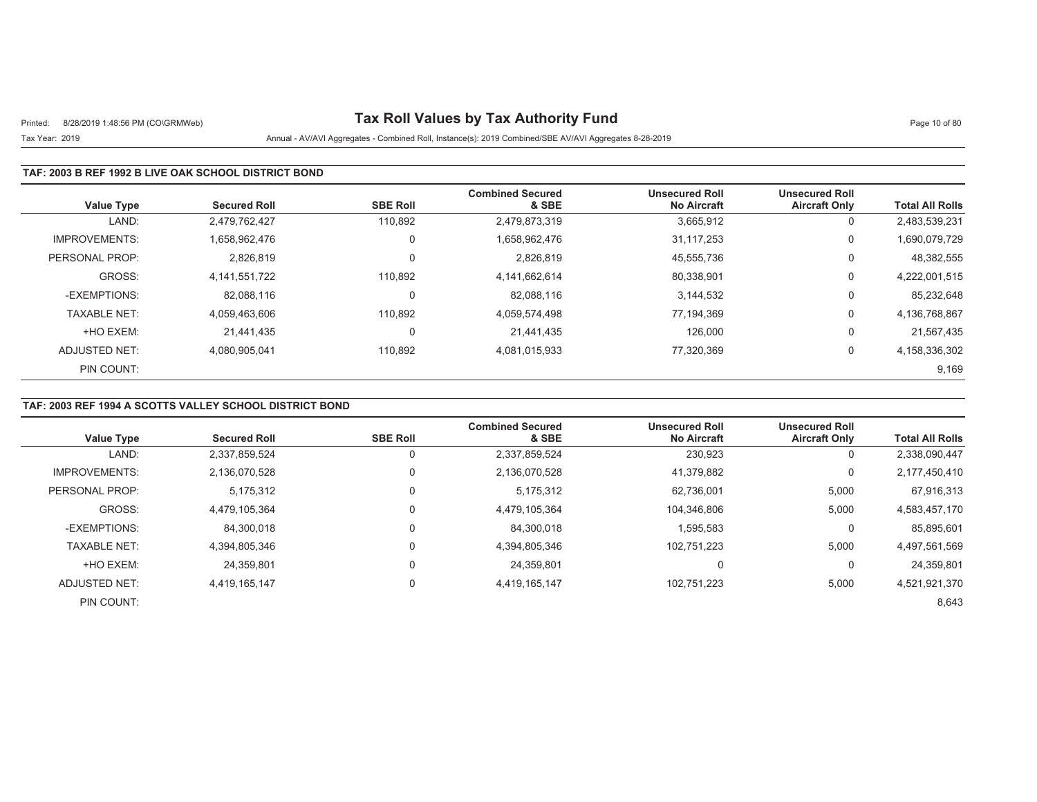# Tax Roll Values by Tax Authority Fund

Printed: 8/28/2019 1:48:56 PM (CO\GRMWeb)

Tax Year: 2019

Annual - AV/AVI Aggregates - Combined Roll, Instance(s): 2019 Combined/SBE AV/AVI Aggregates 8-28-2019

### TAF: 2003 B REF 1992 B LIVE OAK SCHOOL DISTRICT BOND

| Value Type | Secured Roll | SBE Roll | Combined Secured & SBE | Unsecured Roll No Aircraft | Unsecured Roll Aircraft Only | Total All Rolls |
|---|---|---|---|---|---|---|
| LAND: | 2,479,762,427 | 110,892 | 2,479,873,319 | 3,665,912 | 0 | 2,483,539,231 |
| IMPROVEMENTS: | 1,658,962,476 | 0 | 1,658,962,476 | 31,117,253 | 0 | 1,690,079,729 |
| PERSONAL PROP: | 2,826,819 | 0 | 2,826,819 | 45,555,736 | 0 | 48,382,555 |
| GROSS: | 4,141,551,722 | 110,892 | 4,141,662,614 | 80,338,901 | 0 | 4,222,001,515 |
| -EXEMPTIONS: | 82,088,116 | 0 | 82,088,116 | 3,144,532 | 0 | 85,232,648 |
| TAXABLE NET: | 4,059,463,606 | 110,892 | 4,059,574,498 | 77,194,369 | 0 | 4,136,768,867 |
| +HO EXEM: | 21,441,435 | 0 | 21,441,435 | 126,000 | 0 | 21,567,435 |
| ADJUSTED NET: | 4,080,905,041 | 110,892 | 4,081,015,933 | 77,320,369 | 0 | 4,158,336,302 |
| PIN COUNT: | | | | | | 9,169 |

### TAF: 2003 REF 1994 A SCOTTS VALLEY SCHOOL DISTRICT BOND

| Value Type | Secured Roll | SBE Roll | Combined Secured & SBE | Unsecured Roll No Aircraft | Unsecured Roll Aircraft Only | Total All Rolls |
|---|---|---|---|---|---|---|
| LAND: | 2,337,859,524 | 0 | 2,337,859,524 | 230,923 | 0 | 2,338,090,447 |
| IMPROVEMENTS: | 2,136,070,528 | 0 | 2,136,070,528 | 41,379,882 | 0 | 2,177,450,410 |
| PERSONAL PROP: | 5,175,312 | 0 | 5,175,312 | 62,736,001 | 5,000 | 67,916,313 |
| GROSS: | 4,479,105,364 | 0 | 4,479,105,364 | 104,346,806 | 5,000 | 4,583,457,170 |
| -EXEMPTIONS: | 84,300,018 | 0 | 84,300,018 | 1,595,583 | 0 | 85,895,601 |
| TAXABLE NET: | 4,394,805,346 | 0 | 4,394,805,346 | 102,751,223 | 5,000 | 4,497,561,569 |
| +HO EXEM: | 24,359,801 | 0 | 24,359,801 | 0 | 0 | 24,359,801 |
| ADJUSTED NET: | 4,419,165,147 | 0 | 4,419,165,147 | 102,751,223 | 5,000 | 4,521,921,370 |
| PIN COUNT: | | | | | | 8,643 |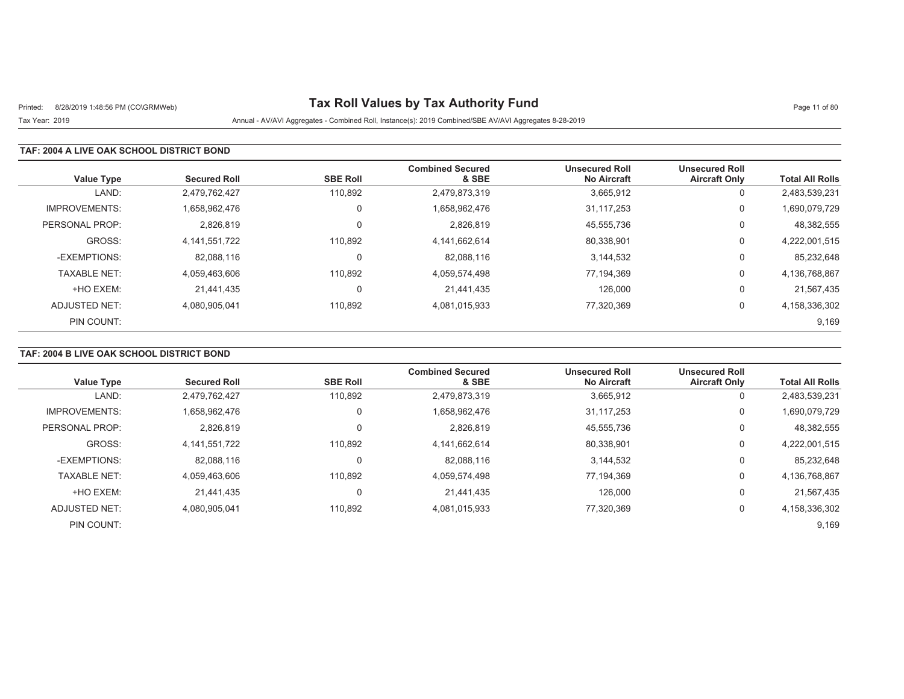# Tax Roll Values by Tax Authority Fund

Printed: 8/28/2019 1:48:56 PM (CO\GRMWeb)

Tax Year: 2019

Annual - AV/AVI Aggregates - Combined Roll, Instance(s): 2019 Combined/SBE AV/AVI Aggregates 8-28-2019

## TAF: 2004 A LIVE OAK SCHOOL DISTRICT BOND

| Value Type | Secured Roll | SBE Roll | Combined Secured & SBE | Unsecured Roll No Aircraft | Unsecured Roll Aircraft Only | Total All Rolls |
|---|---|---|---|---|---|---|
| LAND: | 2,479,762,427 | 110,892 | 2,479,873,319 | 3,665,912 | 0 | 2,483,539,231 |
| IMPROVEMENTS: | 1,658,962,476 | 0 | 1,658,962,476 | 31,117,253 | 0 | 1,690,079,729 |
| PERSONAL PROP: | 2,826,819 | 0 | 2,826,819 | 45,555,736 | 0 | 48,382,555 |
| GROSS: | 4,141,551,722 | 110,892 | 4,141,662,614 | 80,338,901 | 0 | 4,222,001,515 |
| -EXEMPTIONS: | 82,088,116 | 0 | 82,088,116 | 3,144,532 | 0 | 85,232,648 |
| TAXABLE NET: | 4,059,463,606 | 110,892 | 4,059,574,498 | 77,194,369 | 0 | 4,136,768,867 |
| +HO EXEM: | 21,441,435 | 0 | 21,441,435 | 126,000 | 0 | 21,567,435 |
| ADJUSTED NET: | 4,080,905,041 | 110,892 | 4,081,015,933 | 77,320,369 | 0 | 4,158,336,302 |
| PIN COUNT: | | | | | | 9,169 |

## TAF: 2004 B LIVE OAK SCHOOL DISTRICT BOND

| Value Type | Secured Roll | SBE Roll | Combined Secured & SBE | Unsecured Roll No Aircraft | Unsecured Roll Aircraft Only | Total All Rolls |
|---|---|---|---|---|---|---|
| LAND: | 2,479,762,427 | 110,892 | 2,479,873,319 | 3,665,912 | 0 | 2,483,539,231 |
| IMPROVEMENTS: | 1,658,962,476 | 0 | 1,658,962,476 | 31,117,253 | 0 | 1,690,079,729 |
| PERSONAL PROP: | 2,826,819 | 0 | 2,826,819 | 45,555,736 | 0 | 48,382,555 |
| GROSS: | 4,141,551,722 | 110,892 | 4,141,662,614 | 80,338,901 | 0 | 4,222,001,515 |
| -EXEMPTIONS: | 82,088,116 | 0 | 82,088,116 | 3,144,532 | 0 | 85,232,648 |
| TAXABLE NET: | 4,059,463,606 | 110,892 | 4,059,574,498 | 77,194,369 | 0 | 4,136,768,867 |
| +HO EXEM: | 21,441,435 | 0 | 21,441,435 | 126,000 | 0 | 21,567,435 |
| ADJUSTED NET: | 4,080,905,041 | 110,892 | 4,081,015,933 | 77,320,369 | 0 | 4,158,336,302 |
| PIN COUNT: | | | | | | 9,169 |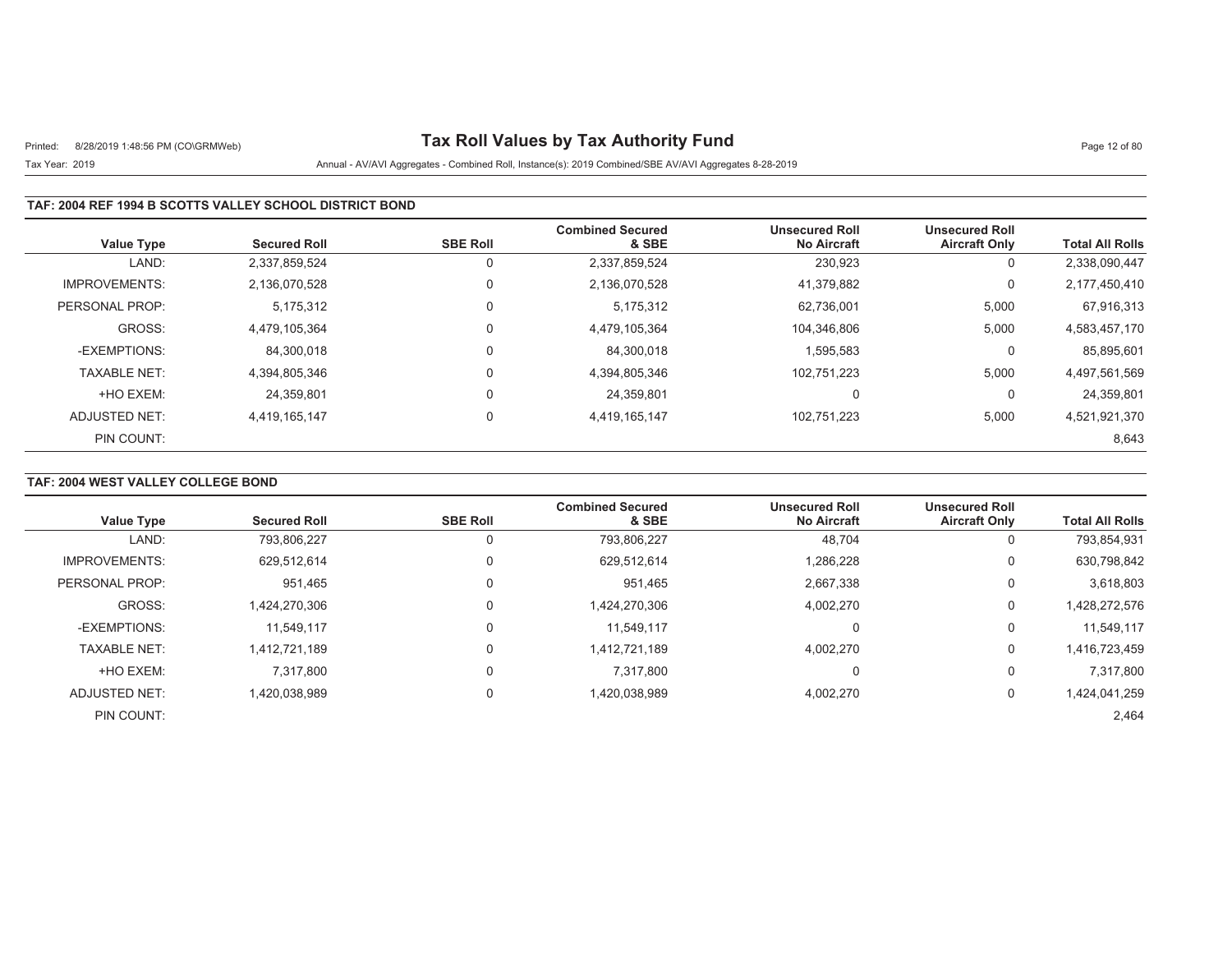# Tax Roll Values by Tax Authority Fund

Printed: 8/28/2019 1:48:56 PM (CO\GRMWeb)

Tax Year: 2019

Annual - AV/AVI Aggregates - Combined Roll, Instance(s): 2019 Combined/SBE AV/AVI Aggregates 8-28-2019

## TAF: 2004 REF 1994 B SCOTTS VALLEY SCHOOL DISTRICT BOND

| Value Type | Secured Roll | SBE Roll | Combined Secured & SBE | Unsecured Roll No Aircraft | Unsecured Roll Aircraft Only | Total All Rolls |
|---|---|---|---|---|---|---|
| LAND: | 2,337,859,524 | 0 | 2,337,859,524 | 230,923 | 0 | 2,338,090,447 |
| IMPROVEMENTS: | 2,136,070,528 | 0 | 2,136,070,528 | 41,379,882 | 0 | 2,177,450,410 |
| PERSONAL PROP: | 5,175,312 | 0 | 5,175,312 | 62,736,001 | 5,000 | 67,916,313 |
| GROSS: | 4,479,105,364 | 0 | 4,479,105,364 | 104,346,806 | 5,000 | 4,583,457,170 |
| -EXEMPTIONS: | 84,300,018 | 0 | 84,300,018 | 1,595,583 | 0 | 85,895,601 |
| TAXABLE NET: | 4,394,805,346 | 0 | 4,394,805,346 | 102,751,223 | 5,000 | 4,497,561,569 |
| +HO EXEM: | 24,359,801 | 0 | 24,359,801 | 0 | 0 | 24,359,801 |
| ADJUSTED NET: | 4,419,165,147 | 0 | 4,419,165,147 | 102,751,223 | 5,000 | 4,521,921,370 |
| PIN COUNT: | | | | | | 8,643 |

## TAF: 2004 WEST VALLEY COLLEGE BOND

| Value Type | Secured Roll | SBE Roll | Combined Secured & SBE | Unsecured Roll No Aircraft | Unsecured Roll Aircraft Only | Total All Rolls |
|---|---|---|---|---|---|---|
| LAND: | 793,806,227 | 0 | 793,806,227 | 48,704 | 0 | 793,854,931 |
| IMPROVEMENTS: | 629,512,614 | 0 | 629,512,614 | 1,286,228 | 0 | 630,798,842 |
| PERSONAL PROP: | 951,465 | 0 | 951,465 | 2,667,338 | 0 | 3,618,803 |
| GROSS: | 1,424,270,306 | 0 | 1,424,270,306 | 4,002,270 | 0 | 1,428,272,576 |
| -EXEMPTIONS: | 11,549,117 | 0 | 11,549,117 | 0 | 0 | 11,549,117 |
| TAXABLE NET: | 1,412,721,189 | 0 | 1,412,721,189 | 4,002,270 | 0 | 1,416,723,459 |
| +HO EXEM: | 7,317,800 | 0 | 7,317,800 | 0 | 0 | 7,317,800 |
| ADJUSTED NET: | 1,420,038,989 | 0 | 1,420,038,989 | 4,002,270 | 0 | 1,424,041,259 |
| PIN COUNT: | | | | | | 2,464 |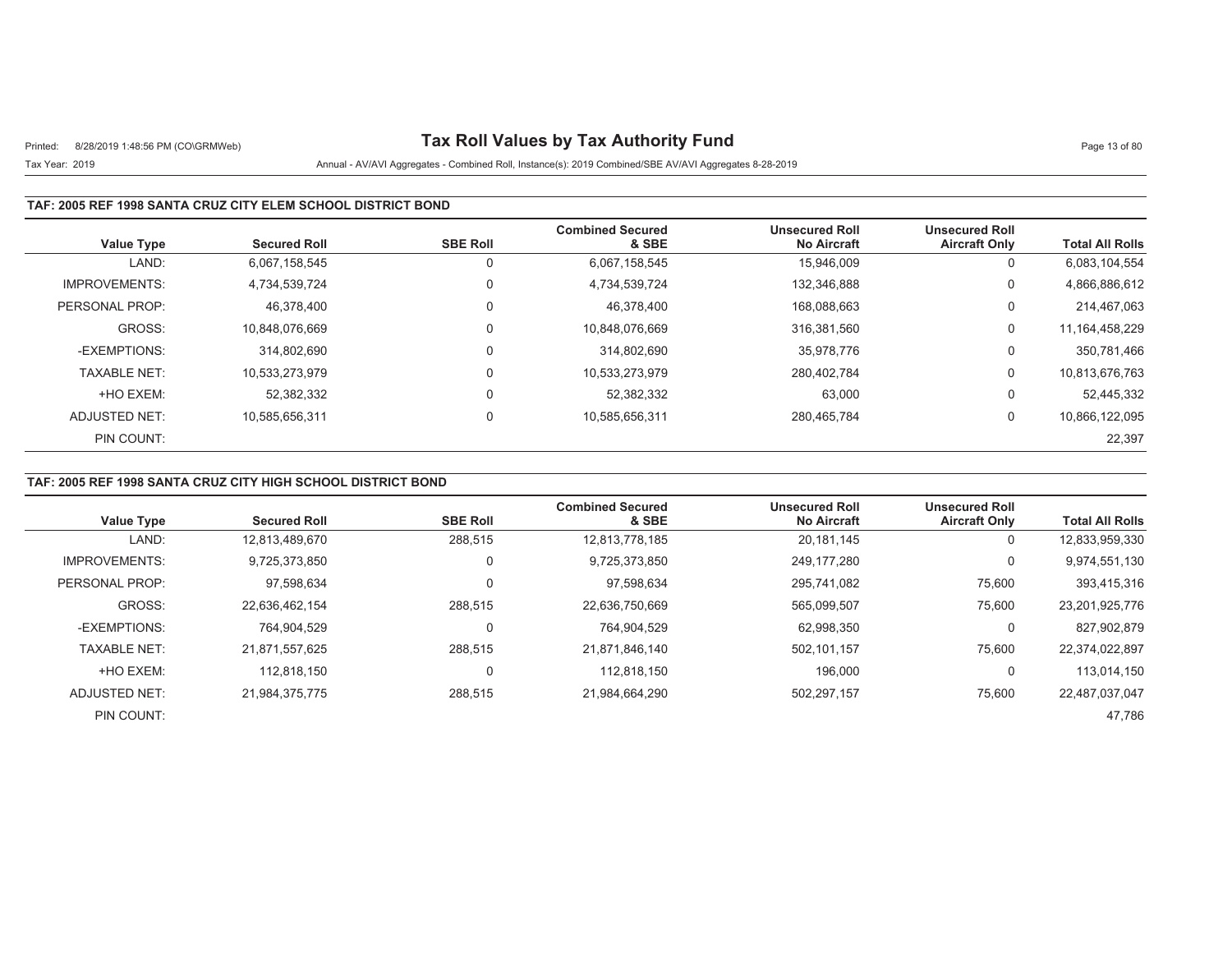# Tax Roll Values by Tax Authority Fund

Tax Year: 2019

Annual - AV/AVI Aggregates - Combined Roll, Instance(s): 2019 Combined/SBE AV/AVI Aggregates 8-28-2019

### TAF: 2005 REF 1998 SANTA CRUZ CITY ELEM SCHOOL DISTRICT BOND

| Value Type | Secured Roll | SBE Roll | Combined Secured & SBE | Unsecured Roll No Aircraft | Unsecured Roll Aircraft Only | Total All Rolls |
|---|---|---|---|---|---|---|
| LAND: | 6,067,158,545 | 0 | 6,067,158,545 | 15,946,009 | 0 | 6,083,104,554 |
| IMPROVEMENTS: | 4,734,539,724 | 0 | 4,734,539,724 | 132,346,888 | 0 | 4,866,886,612 |
| PERSONAL PROP: | 46,378,400 | 0 | 46,378,400 | 168,088,663 | 0 | 214,467,063 |
| GROSS: | 10,848,076,669 | 0 | 10,848,076,669 | 316,381,560 | 0 | 11,164,458,229 |
| -EXEMPTIONS: | 314,802,690 | 0 | 314,802,690 | 35,978,776 | 0 | 350,781,466 |
| TAXABLE NET: | 10,533,273,979 | 0 | 10,533,273,979 | 280,402,784 | 0 | 10,813,676,763 |
| +HO EXEM: | 52,382,332 | 0 | 52,382,332 | 63,000 | 0 | 52,445,332 |
| ADJUSTED NET: | 10,585,656,311 | 0 | 10,585,656,311 | 280,465,784 | 0 | 10,866,122,095 |
| PIN COUNT: | | | | | | 22,397 |

### TAF: 2005 REF 1998 SANTA CRUZ CITY HIGH SCHOOL DISTRICT BOND

| Value Type | Secured Roll | SBE Roll | Combined Secured & SBE | Unsecured Roll No Aircraft | Unsecured Roll Aircraft Only | Total All Rolls |
|---|---|---|---|---|---|---|
| LAND: | 12,813,489,670 | 288,515 | 12,813,778,185 | 20,181,145 | 0 | 12,833,959,330 |
| IMPROVEMENTS: | 9,725,373,850 | 0 | 9,725,373,850 | 249,177,280 | 0 | 9,974,551,130 |
| PERSONAL PROP: | 97,598,634 | 0 | 97,598,634 | 295,741,082 | 75,600 | 393,415,316 |
| GROSS: | 22,636,462,154 | 288,515 | 22,636,750,669 | 565,099,507 | 75,600 | 23,201,925,776 |
| -EXEMPTIONS: | 764,904,529 | 0 | 764,904,529 | 62,998,350 | 0 | 827,902,879 |
| TAXABLE NET: | 21,871,557,625 | 288,515 | 21,871,846,140 | 502,101,157 | 75,600 | 22,374,022,897 |
| +HO EXEM: | 112,818,150 | 0 | 112,818,150 | 196,000 | 0 | 113,014,150 |
| ADJUSTED NET: | 21,984,375,775 | 288,515 | 21,984,664,290 | 502,297,157 | 75,600 | 22,487,037,047 |
| PIN COUNT: | | | | | | 47,786 |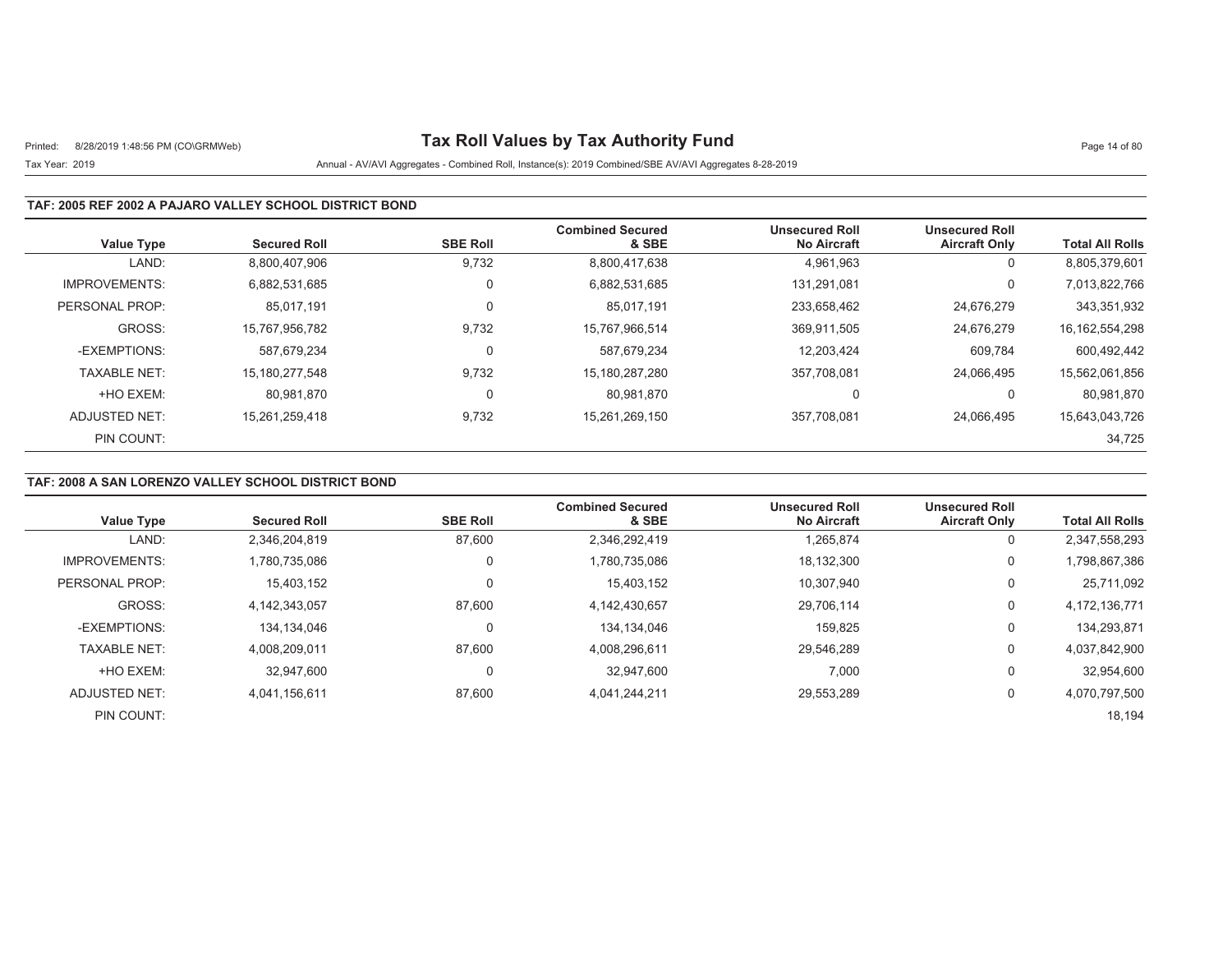# Tax Roll Values by Tax Authority Fund

Printed: 8/28/2019 1:48:56 PM (CO\GRMWeb)

Tax Year: 2019

Annual - AV/AVI Aggregates - Combined Roll, Instance(s): 2019 Combined/SBE AV/AVI Aggregates 8-28-2019

## TAF: 2005 REF 2002 A PAJARO VALLEY SCHOOL DISTRICT BOND

| Value Type | Secured Roll | SBE Roll | Combined Secured & SBE | Unsecured Roll No Aircraft | Unsecured Roll Aircraft Only | Total All Rolls |
|---|---|---|---|---|---|---|
| LAND: | 8,800,407,906 | 9,732 | 8,800,417,638 | 4,961,963 | 0 | 8,805,379,601 |
| IMPROVEMENTS: | 6,882,531,685 | 0 | 6,882,531,685 | 131,291,081 | 0 | 7,013,822,766 |
| PERSONAL PROP: | 85,017,191 | 0 | 85,017,191 | 233,658,462 | 24,676,279 | 343,351,932 |
| GROSS: | 15,767,956,782 | 9,732 | 15,767,966,514 | 369,911,505 | 24,676,279 | 16,162,554,298 |
| -EXEMPTIONS: | 587,679,234 | 0 | 587,679,234 | 12,203,424 | 609,784 | 600,492,442 |
| TAXABLE NET: | 15,180,277,548 | 9,732 | 15,180,287,280 | 357,708,081 | 24,066,495 | 15,562,061,856 |
| +HO EXEM: | 80,981,870 | 0 | 80,981,870 | 0 | 0 | 80,981,870 |
| ADJUSTED NET: | 15,261,259,418 | 9,732 | 15,261,269,150 | 357,708,081 | 24,066,495 | 15,643,043,726 |
| PIN COUNT: | | | | | | 34,725 |

## TAF: 2008 A SAN LORENZO VALLEY SCHOOL DISTRICT BOND

| Value Type | Secured Roll | SBE Roll | Combined Secured & SBE | Unsecured Roll No Aircraft | Unsecured Roll Aircraft Only | Total All Rolls |
|---|---|---|---|---|---|---|
| LAND: | 2,346,204,819 | 87,600 | 2,346,292,419 | 1,265,874 | 0 | 2,347,558,293 |
| IMPROVEMENTS: | 1,780,735,086 | 0 | 1,780,735,086 | 18,132,300 | 0 | 1,798,867,386 |
| PERSONAL PROP: | 15,403,152 | 0 | 15,403,152 | 10,307,940 | 0 | 25,711,092 |
| GROSS: | 4,142,343,057 | 87,600 | 4,142,430,657 | 29,706,114 | 0 | 4,172,136,771 |
| -EXEMPTIONS: | 134,134,046 | 0 | 134,134,046 | 159,825 | 0 | 134,293,871 |
| TAXABLE NET: | 4,008,209,011 | 87,600 | 4,008,296,611 | 29,546,289 | 0 | 4,037,842,900 |
| +HO EXEM: | 32,947,600 | 0 | 32,947,600 | 7,000 | 0 | 32,954,600 |
| ADJUSTED NET: | 4,041,156,611 | 87,600 | 4,041,244,211 | 29,553,289 | 0 | 4,070,797,500 |
| PIN COUNT: | | | | | | 18,194 |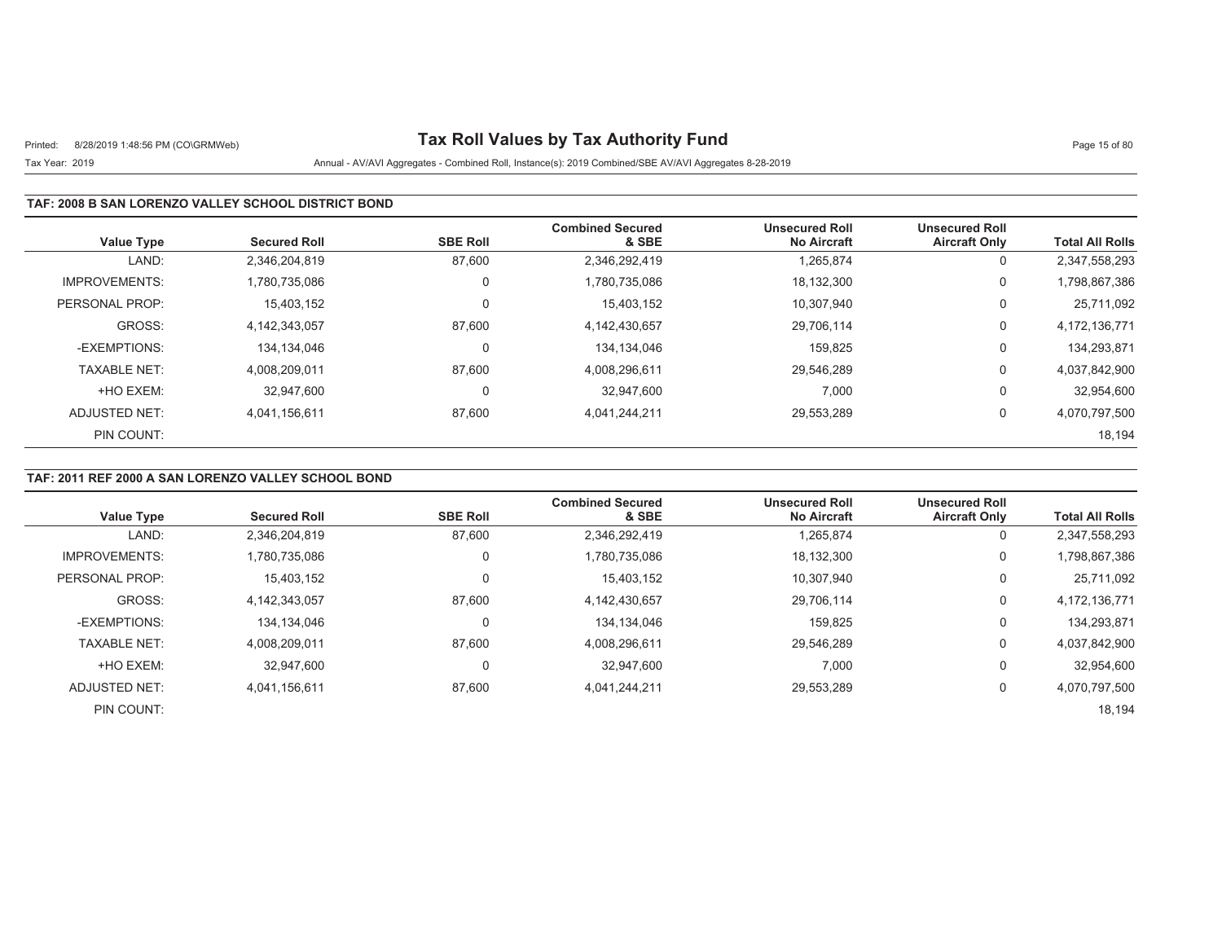## TAF: 2008 B SAN LORENZO VALLEY SCHOOL DISTRICT BOND

| Value Type | Secured Roll | SBE Roll | Combined Secured & SBE | Unsecured Roll No Aircraft | Unsecured Roll Aircraft Only | Total All Rolls |
|---|---|---|---|---|---|---|
| LAND: | 2,346,204,819 | 87,600 | 2,346,292,419 | 1,265,874 | 0 | 2,347,558,293 |
| IMPROVEMENTS: | 1,780,735,086 | 0 | 1,780,735,086 | 18,132,300 | 0 | 1,798,867,386 |
| PERSONAL PROP: | 15,403,152 | 0 | 15,403,152 | 10,307,940 | 0 | 25,711,092 |
| GROSS: | 4,142,343,057 | 87,600 | 4,142,430,657 | 29,706,114 | 0 | 4,172,136,771 |
| -EXEMPTIONS: | 134,134,046 | 0 | 134,134,046 | 159,825 | 0 | 134,293,871 |
| TAXABLE NET: | 4,008,209,011 | 87,600 | 4,008,296,611 | 29,546,289 | 0 | 4,037,842,900 |
| +HO EXEM: | 32,947,600 | 0 | 32,947,600 | 7,000 | 0 | 32,954,600 |
| ADJUSTED NET: | 4,041,156,611 | 87,600 | 4,041,244,211 | 29,553,289 | 0 | 4,070,797,500 |
| PIN COUNT: | | | | | | 18,194 |

## TAF: 2011 REF 2000 A SAN LORENZO VALLEY SCHOOL BOND

| Value Type | Secured Roll | SBE Roll | Combined Secured & SBE | Unsecured Roll No Aircraft | Unsecured Roll Aircraft Only | Total All Rolls |
|---|---|---|---|---|---|---|
| LAND: | 2,346,204,819 | 87,600 | 2,346,292,419 | 1,265,874 | 0 | 2,347,558,293 |
| IMPROVEMENTS: | 1,780,735,086 | 0 | 1,780,735,086 | 18,132,300 | 0 | 1,798,867,386 |
| PERSONAL PROP: | 15,403,152 | 0 | 15,403,152 | 10,307,940 | 0 | 25,711,092 |
| GROSS: | 4,142,343,057 | 87,600 | 4,142,430,657 | 29,706,114 | 0 | 4,172,136,771 |
| -EXEMPTIONS: | 134,134,046 | 0 | 134,134,046 | 159,825 | 0 | 134,293,871 |
| TAXABLE NET: | 4,008,209,011 | 87,600 | 4,008,296,611 | 29,546,289 | 0 | 4,037,842,900 |
| +HO EXEM: | 32,947,600 | 0 | 32,947,600 | 7,000 | 0 | 32,954,600 |
| ADJUSTED NET: | 4,041,156,611 | 87,600 | 4,041,244,211 | 29,553,289 | 0 | 4,070,797,500 |
| PIN COUNT: | | | | | | 18,194 |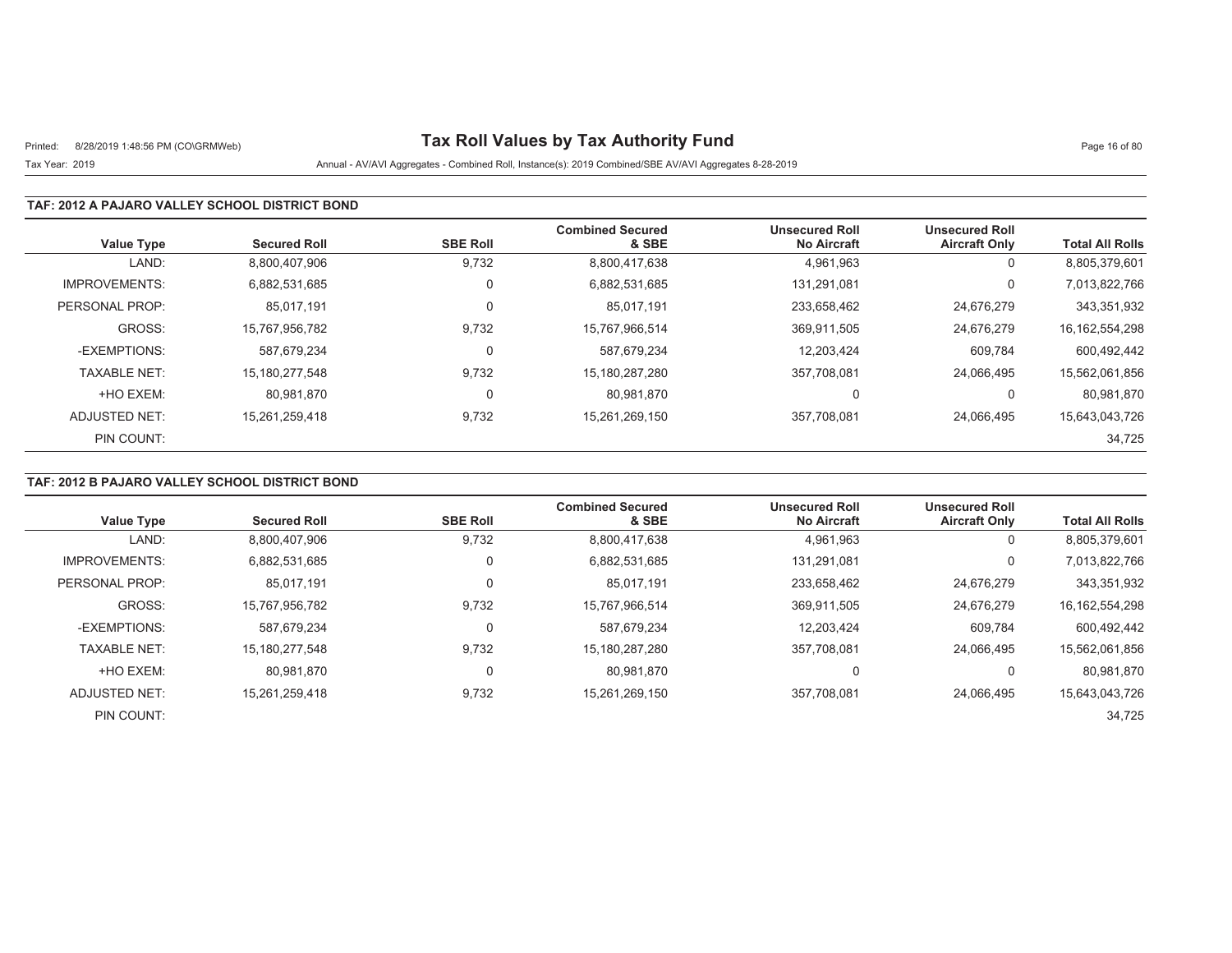# Tax Roll Values by Tax Authority Fund

Tax Year: 2019

Annual - AV/AVI Aggregates - Combined Roll, Instance(s): 2019 Combined/SBE AV/AVI Aggregates 8-28-2019

## TAF: 2012 A PAJARO VALLEY SCHOOL DISTRICT BOND

| Value Type | Secured Roll | SBE Roll | Combined Secured & SBE | Unsecured Roll No Aircraft | Unsecured Roll Aircraft Only | Total All Rolls |
|---|---|---|---|---|---|---|
| LAND: | 8,800,407,906 | 9,732 | 8,800,417,638 | 4,961,963 | 0 | 8,805,379,601 |
| IMPROVEMENTS: | 6,882,531,685 | 0 | 6,882,531,685 | 131,291,081 | 0 | 7,013,822,766 |
| PERSONAL PROP: | 85,017,191 | 0 | 85,017,191 | 233,658,462 | 24,676,279 | 343,351,932 |
| GROSS: | 15,767,956,782 | 9,732 | 15,767,966,514 | 369,911,505 | 24,676,279 | 16,162,554,298 |
| -EXEMPTIONS: | 587,679,234 | 0 | 587,679,234 | 12,203,424 | 609,784 | 600,492,442 |
| TAXABLE NET: | 15,180,277,548 | 9,732 | 15,180,287,280 | 357,708,081 | 24,066,495 | 15,562,061,856 |
| +HO EXEM: | 80,981,870 | 0 | 80,981,870 | 0 | 0 | 80,981,870 |
| ADJUSTED NET: | 15,261,259,418 | 9,732 | 15,261,269,150 | 357,708,081 | 24,066,495 | 15,643,043,726 |
| PIN COUNT: | | | | | | 34,725 |

## TAF: 2012 B PAJARO VALLEY SCHOOL DISTRICT BOND

| Value Type | Secured Roll | SBE Roll | Combined Secured & SBE | Unsecured Roll No Aircraft | Unsecured Roll Aircraft Only | Total All Rolls |
|---|---|---|---|---|---|---|
| LAND: | 8,800,407,906 | 9,732 | 8,800,417,638 | 4,961,963 | 0 | 8,805,379,601 |
| IMPROVEMENTS: | 6,882,531,685 | 0 | 6,882,531,685 | 131,291,081 | 0 | 7,013,822,766 |
| PERSONAL PROP: | 85,017,191 | 0 | 85,017,191 | 233,658,462 | 24,676,279 | 343,351,932 |
| GROSS: | 15,767,956,782 | 9,732 | 15,767,966,514 | 369,911,505 | 24,676,279 | 16,162,554,298 |
| -EXEMPTIONS: | 587,679,234 | 0 | 587,679,234 | 12,203,424 | 609,784 | 600,492,442 |
| TAXABLE NET: | 15,180,277,548 | 9,732 | 15,180,287,280 | 357,708,081 | 24,066,495 | 15,562,061,856 |
| +HO EXEM: | 80,981,870 | 0 | 80,981,870 | 0 | 0 | 80,981,870 |
| ADJUSTED NET: | 15,261,259,418 | 9,732 | 15,261,269,150 | 357,708,081 | 24,066,495 | 15,643,043,726 |
| PIN COUNT: | | | | | | 34,725 |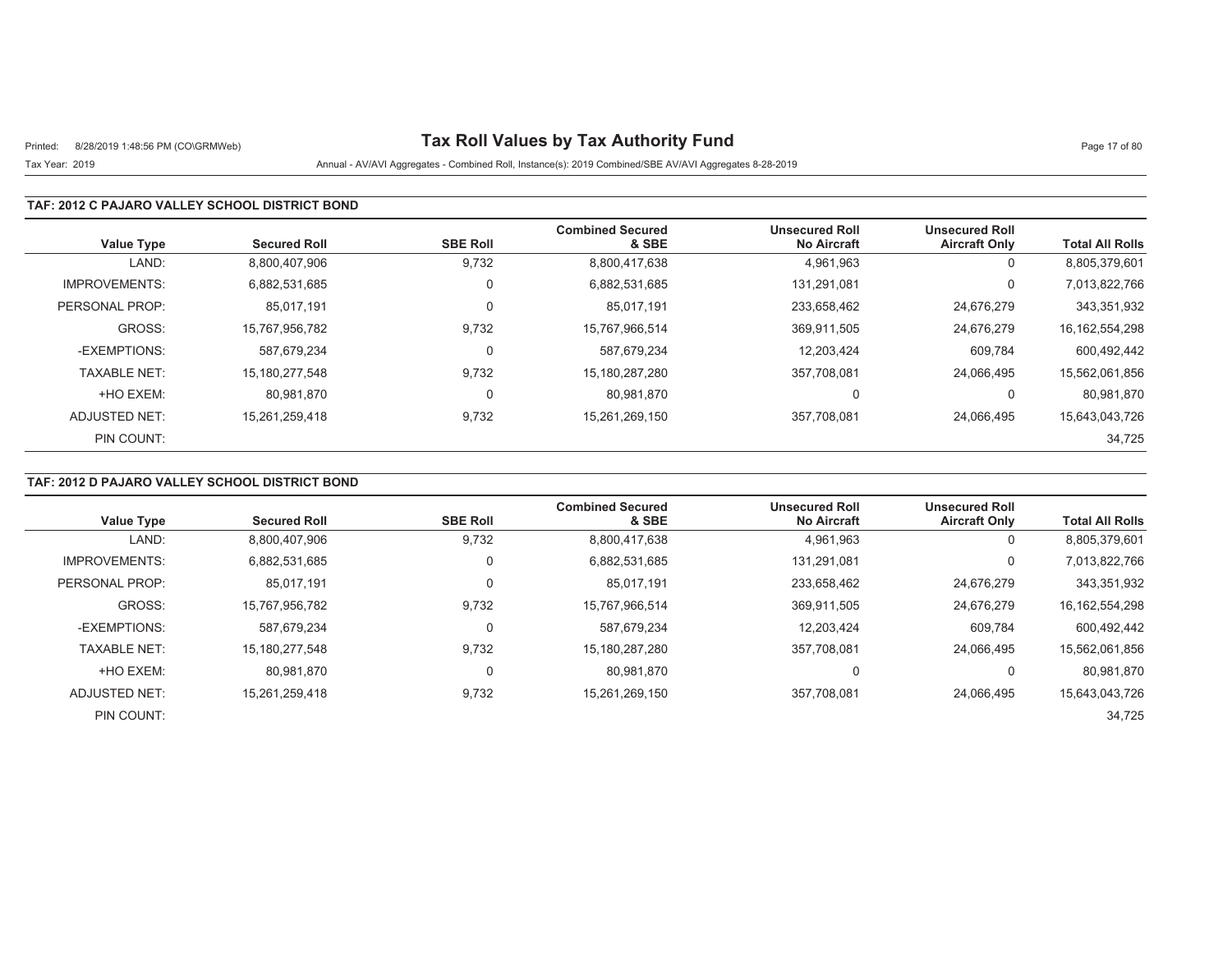# Tax Roll Values by Tax Authority Fund

Tax Year: 2019

Annual - AV/AVI Aggregates - Combined Roll, Instance(s): 2019 Combined/SBE AV/AVI Aggregates 8-28-2019

### TAF: 2012 C PAJARO VALLEY SCHOOL DISTRICT BOND

| Value Type | Secured Roll | SBE Roll | Combined Secured & SBE | Unsecured Roll No Aircraft | Unsecured Roll Aircraft Only | Total All Rolls |
|---|---|---|---|---|---|---|
| LAND: | 8,800,407,906 | 9,732 | 8,800,417,638 | 4,961,963 | 0 | 8,805,379,601 |
| IMPROVEMENTS: | 6,882,531,685 | 0 | 6,882,531,685 | 131,291,081 | 0 | 7,013,822,766 |
| PERSONAL PROP: | 85,017,191 | 0 | 85,017,191 | 233,658,462 | 24,676,279 | 343,351,932 |
| GROSS: | 15,767,956,782 | 9,732 | 15,767,966,514 | 369,911,505 | 24,676,279 | 16,162,554,298 |
| -EXEMPTIONS: | 587,679,234 | 0 | 587,679,234 | 12,203,424 | 609,784 | 600,492,442 |
| TAXABLE NET: | 15,180,277,548 | 9,732 | 15,180,287,280 | 357,708,081 | 24,066,495 | 15,562,061,856 |
| +HO EXEM: | 80,981,870 | 0 | 80,981,870 | 0 | 0 | 80,981,870 |
| ADJUSTED NET: | 15,261,259,418 | 9,732 | 15,261,269,150 | 357,708,081 | 24,066,495 | 15,643,043,726 |
| PIN COUNT: | | | | | | 34,725 |

### TAF: 2012 D PAJARO VALLEY SCHOOL DISTRICT BOND

| Value Type | Secured Roll | SBE Roll | Combined Secured & SBE | Unsecured Roll No Aircraft | Unsecured Roll Aircraft Only | Total All Rolls |
|---|---|---|---|---|---|---|
| LAND: | 8,800,407,906 | 9,732 | 8,800,417,638 | 4,961,963 | 0 | 8,805,379,601 |
| IMPROVEMENTS: | 6,882,531,685 | 0 | 6,882,531,685 | 131,291,081 | 0 | 7,013,822,766 |
| PERSONAL PROP: | 85,017,191 | 0 | 85,017,191 | 233,658,462 | 24,676,279 | 343,351,932 |
| GROSS: | 15,767,956,782 | 9,732 | 15,767,966,514 | 369,911,505 | 24,676,279 | 16,162,554,298 |
| -EXEMPTIONS: | 587,679,234 | 0 | 587,679,234 | 12,203,424 | 609,784 | 600,492,442 |
| TAXABLE NET: | 15,180,277,548 | 9,732 | 15,180,287,280 | 357,708,081 | 24,066,495 | 15,562,061,856 |
| +HO EXEM: | 80,981,870 | 0 | 80,981,870 | 0 | 0 | 80,981,870 |
| ADJUSTED NET: | 15,261,259,418 | 9,732 | 15,261,269,150 | 357,708,081 | 24,066,495 | 15,643,043,726 |
| PIN COUNT: | | | | | | 34,725 |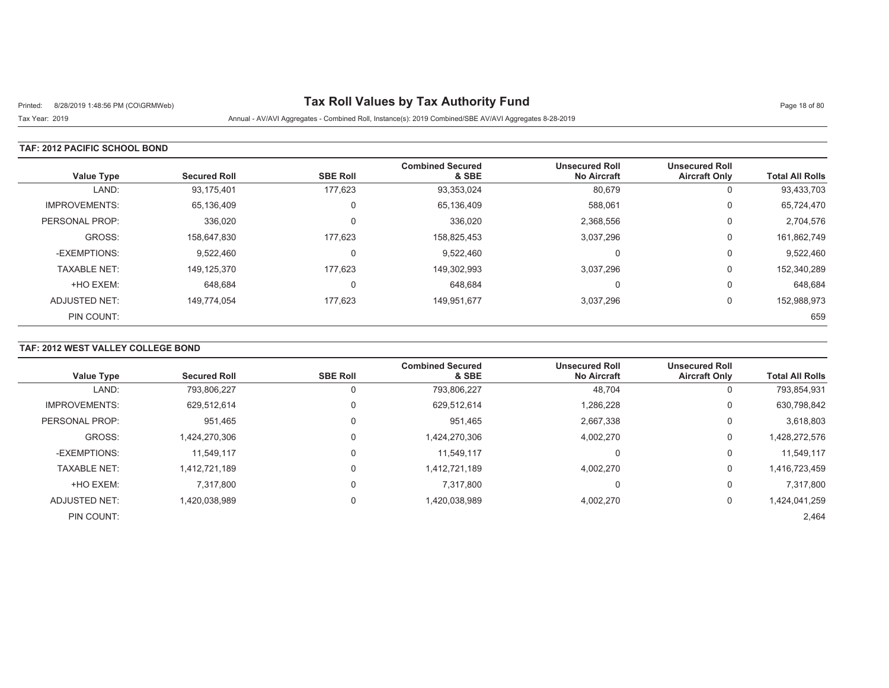# Tax Roll Values by Tax Authority Fund

Printed: 8/28/2019 1:48:56 PM (CO\GRMWeb)

Tax Year: 2019 — Annual - AV/AVI Aggregates - Combined Roll, Instance(s): 2019 Combined/SBE AV/AVI Aggregates 8-28-2019

## TAF: 2012 PACIFIC SCHOOL BOND

| Value Type | Secured Roll | SBE Roll | Combined Secured & SBE | Unsecured Roll No Aircraft | Unsecured Roll Aircraft Only | Total All Rolls |
|---|---|---|---|---|---|---|
| LAND: | 93,175,401 | 177,623 | 93,353,024 | 80,679 | 0 | 93,433,703 |
| IMPROVEMENTS: | 65,136,409 | 0 | 65,136,409 | 588,061 | 0 | 65,724,470 |
| PERSONAL PROP: | 336,020 | 0 | 336,020 | 2,368,556 | 0 | 2,704,576 |
| GROSS: | 158,647,830 | 177,623 | 158,825,453 | 3,037,296 | 0 | 161,862,749 |
| -EXEMPTIONS: | 9,522,460 | 0 | 9,522,460 | 0 | 0 | 9,522,460 |
| TAXABLE NET: | 149,125,370 | 177,623 | 149,302,993 | 3,037,296 | 0 | 152,340,289 |
| +HO EXEM: | 648,684 | 0 | 648,684 | 0 | 0 | 648,684 |
| ADJUSTED NET: | 149,774,054 | 177,623 | 149,951,677 | 3,037,296 | 0 | 152,988,973 |
| PIN COUNT: | | | | | | 659 |

## TAF: 2012 WEST VALLEY COLLEGE BOND

| Value Type | Secured Roll | SBE Roll | Combined Secured & SBE | Unsecured Roll No Aircraft | Unsecured Roll Aircraft Only | Total All Rolls |
|---|---|---|---|---|---|---|
| LAND: | 793,806,227 | 0 | 793,806,227 | 48,704 | 0 | 793,854,931 |
| IMPROVEMENTS: | 629,512,614 | 0 | 629,512,614 | 1,286,228 | 0 | 630,798,842 |
| PERSONAL PROP: | 951,465 | 0 | 951,465 | 2,667,338 | 0 | 3,618,803 |
| GROSS: | 1,424,270,306 | 0 | 1,424,270,306 | 4,002,270 | 0 | 1,428,272,576 |
| -EXEMPTIONS: | 11,549,117 | 0 | 11,549,117 | 0 | 0 | 11,549,117 |
| TAXABLE NET: | 1,412,721,189 | 0 | 1,412,721,189 | 4,002,270 | 0 | 1,416,723,459 |
| +HO EXEM: | 7,317,800 | 0 | 7,317,800 | 0 | 0 | 7,317,800 |
| ADJUSTED NET: | 1,420,038,989 | 0 | 1,420,038,989 | 4,002,270 | 0 | 1,424,041,259 |
| PIN COUNT: | | | | | | 2,464 |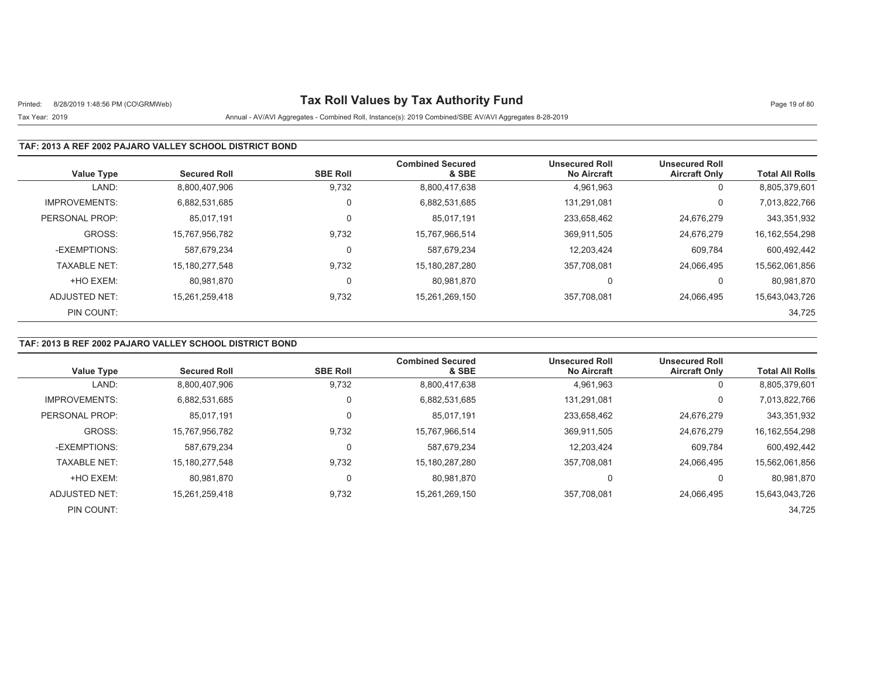# Tax Roll Values by Tax Authority Fund

Tax Year: 2019

Annual - AV/AVI Aggregates - Combined Roll, Instance(s): 2019 Combined/SBE AV/AVI Aggregates 8-28-2019

## TAF: 2013 A REF 2002 PAJARO VALLEY SCHOOL DISTRICT BOND

| Value Type | Secured Roll | SBE Roll | Combined Secured & SBE | Unsecured Roll No Aircraft | Unsecured Roll Aircraft Only | Total All Rolls |
|---|---|---|---|---|---|---|
| LAND: | 8,800,407,906 | 9,732 | 8,800,417,638 | 4,961,963 | 0 | 8,805,379,601 |
| IMPROVEMENTS: | 6,882,531,685 | 0 | 6,882,531,685 | 131,291,081 | 0 | 7,013,822,766 |
| PERSONAL PROP: | 85,017,191 | 0 | 85,017,191 | 233,658,462 | 24,676,279 | 343,351,932 |
| GROSS: | 15,767,956,782 | 9,732 | 15,767,966,514 | 369,911,505 | 24,676,279 | 16,162,554,298 |
| -EXEMPTIONS: | 587,679,234 | 0 | 587,679,234 | 12,203,424 | 609,784 | 600,492,442 |
| TAXABLE NET: | 15,180,277,548 | 9,732 | 15,180,287,280 | 357,708,081 | 24,066,495 | 15,562,061,856 |
| +HO EXEM: | 80,981,870 | 0 | 80,981,870 | 0 | 0 | 80,981,870 |
| ADJUSTED NET: | 15,261,259,418 | 9,732 | 15,261,269,150 | 357,708,081 | 24,066,495 | 15,643,043,726 |
| PIN COUNT: | | | | | | 34,725 |

## TAF: 2013 B REF 2002 PAJARO VALLEY SCHOOL DISTRICT BOND

| Value Type | Secured Roll | SBE Roll | Combined Secured & SBE | Unsecured Roll No Aircraft | Unsecured Roll Aircraft Only | Total All Rolls |
|---|---|---|---|---|---|---|
| LAND: | 8,800,407,906 | 9,732 | 8,800,417,638 | 4,961,963 | 0 | 8,805,379,601 |
| IMPROVEMENTS: | 6,882,531,685 | 0 | 6,882,531,685 | 131,291,081 | 0 | 7,013,822,766 |
| PERSONAL PROP: | 85,017,191 | 0 | 85,017,191 | 233,658,462 | 24,676,279 | 343,351,932 |
| GROSS: | 15,767,956,782 | 9,732 | 15,767,966,514 | 369,911,505 | 24,676,279 | 16,162,554,298 |
| -EXEMPTIONS: | 587,679,234 | 0 | 587,679,234 | 12,203,424 | 609,784 | 600,492,442 |
| TAXABLE NET: | 15,180,277,548 | 9,732 | 15,180,287,280 | 357,708,081 | 24,066,495 | 15,562,061,856 |
| +HO EXEM: | 80,981,870 | 0 | 80,981,870 | 0 | 0 | 80,981,870 |
| ADJUSTED NET: | 15,261,259,418 | 9,732 | 15,261,269,150 | 357,708,081 | 24,066,495 | 15,643,043,726 |
| PIN COUNT: | | | | | | 34,725 |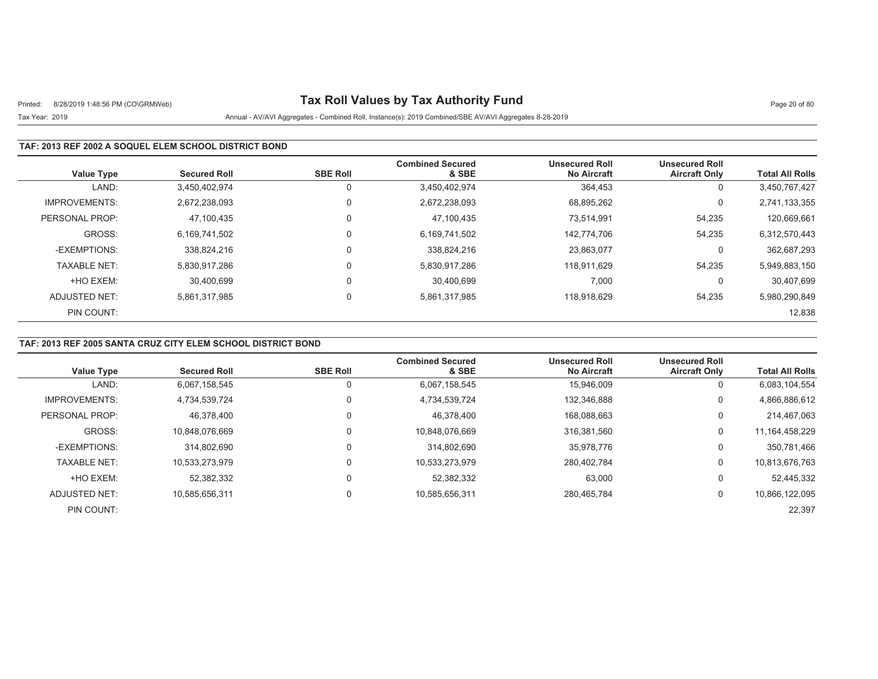# Tax Roll Values by Tax Authority Fund

Printed: 8/28/2019 1:48:56 PM (CO\GRMWeb)

Tax Year: 2019

Annual - AV/AVI Aggregates - Combined Roll, Instance(s): 2019 Combined/SBE AV/AVI Aggregates 8-28-2019

## TAF: 2013 REF 2002 A SOQUEL ELEM SCHOOL DISTRICT BOND

| Value Type | Secured Roll | SBE Roll | Combined Secured & SBE | Unsecured Roll No Aircraft | Unsecured Roll Aircraft Only | Total All Rolls |
|---|---|---|---|---|---|---|
| LAND: | 3,450,402,974 | 0 | 3,450,402,974 | 364,453 | 0 | 3,450,767,427 |
| IMPROVEMENTS: | 2,672,238,093 | 0 | 2,672,238,093 | 68,895,262 | 0 | 2,741,133,355 |
| PERSONAL PROP: | 47,100,435 | 0 | 47,100,435 | 73,514,991 | 54,235 | 120,669,661 |
| GROSS: | 6,169,741,502 | 0 | 6,169,741,502 | 142,774,706 | 54,235 | 6,312,570,443 |
| -EXEMPTIONS: | 338,824,216 | 0 | 338,824,216 | 23,863,077 | 0 | 362,687,293 |
| TAXABLE NET: | 5,830,917,286 | 0 | 5,830,917,286 | 118,911,629 | 54,235 | 5,949,883,150 |
| +HO EXEM: | 30,400,699 | 0 | 30,400,699 | 7,000 | 0 | 30,407,699 |
| ADJUSTED NET: | 5,861,317,985 | 0 | 5,861,317,985 | 118,918,629 | 54,235 | 5,980,290,849 |
| PIN COUNT: | | | | | | 12,838 |

## TAF: 2013 REF 2005 SANTA CRUZ CITY ELEM SCHOOL DISTRICT BOND

| Value Type | Secured Roll | SBE Roll | Combined Secured & SBE | Unsecured Roll No Aircraft | Unsecured Roll Aircraft Only | Total All Rolls |
|---|---|---|---|---|---|---|
| LAND: | 6,067,158,545 | 0 | 6,067,158,545 | 15,946,009 | 0 | 6,083,104,554 |
| IMPROVEMENTS: | 4,734,539,724 | 0 | 4,734,539,724 | 132,346,888 | 0 | 4,866,886,612 |
| PERSONAL PROP: | 46,378,400 | 0 | 46,378,400 | 168,088,663 | 0 | 214,467,063 |
| GROSS: | 10,848,076,669 | 0 | 10,848,076,669 | 316,381,560 | 0 | 11,164,458,229 |
| -EXEMPTIONS: | 314,802,690 | 0 | 314,802,690 | 35,978,776 | 0 | 350,781,466 |
| TAXABLE NET: | 10,533,273,979 | 0 | 10,533,273,979 | 280,402,784 | 0 | 10,813,676,763 |
| +HO EXEM: | 52,382,332 | 0 | 52,382,332 | 63,000 | 0 | 52,445,332 |
| ADJUSTED NET: | 10,585,656,311 | 0 | 10,585,656,311 | 280,465,784 | 0 | 10,866,122,095 |
| PIN COUNT: | | | | | | 22,397 |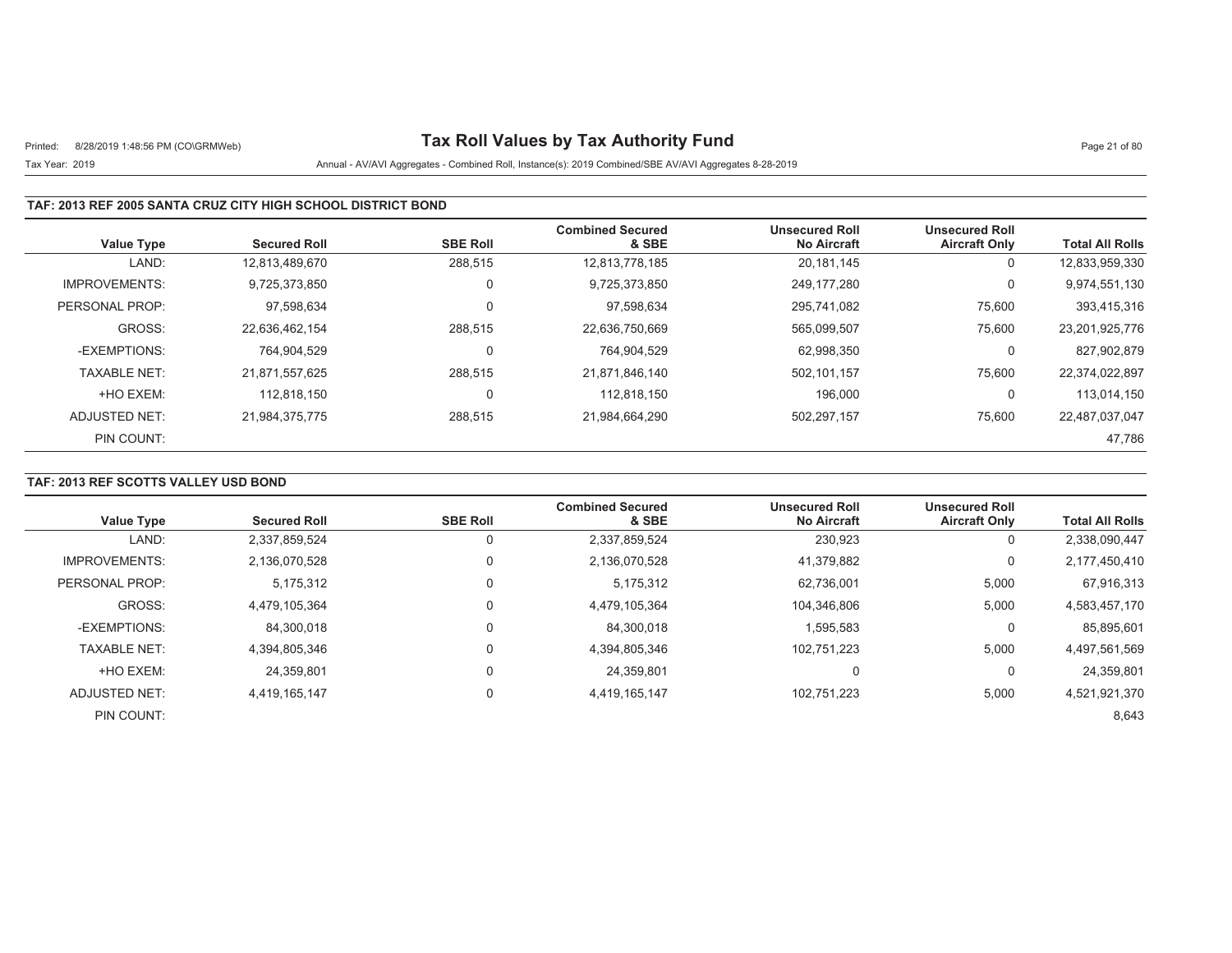# Tax Roll Values by Tax Authority Fund

Printed: 8/28/2019 1:48:56 PM (CO\GRMWeb)

Tax Year: 2019 Annual - AV/AVI Aggregates - Combined Roll, Instance(s): 2019 Combined/SBE AV/AVI Aggregates 8-28-2019

## TAF: 2013 REF 2005 SANTA CRUZ CITY HIGH SCHOOL DISTRICT BOND

| Value Type | Secured Roll | SBE Roll | Combined Secured & SBE | Unsecured Roll No Aircraft | Unsecured Roll Aircraft Only | Total All Rolls |
|---|---|---|---|---|---|---|
| LAND: | 12,813,489,670 | 288,515 | 12,813,778,185 | 20,181,145 | 0 | 12,833,959,330 |
| IMPROVEMENTS: | 9,725,373,850 | 0 | 9,725,373,850 | 249,177,280 | 0 | 9,974,551,130 |
| PERSONAL PROP: | 97,598,634 | 0 | 97,598,634 | 295,741,082 | 75,600 | 393,415,316 |
| GROSS: | 22,636,462,154 | 288,515 | 22,636,750,669 | 565,099,507 | 75,600 | 23,201,925,776 |
| -EXEMPTIONS: | 764,904,529 | 0 | 764,904,529 | 62,998,350 | 0 | 827,902,879 |
| TAXABLE NET: | 21,871,557,625 | 288,515 | 21,871,846,140 | 502,101,157 | 75,600 | 22,374,022,897 |
| +HO EXEM: | 112,818,150 | 0 | 112,818,150 | 196,000 | 0 | 113,014,150 |
| ADJUSTED NET: | 21,984,375,775 | 288,515 | 21,984,664,290 | 502,297,157 | 75,600 | 22,487,037,047 |
| PIN COUNT: | | | | | | 47,786 |

## TAF: 2013 REF SCOTTS VALLEY USD BOND

| Value Type | Secured Roll | SBE Roll | Combined Secured & SBE | Unsecured Roll No Aircraft | Unsecured Roll Aircraft Only | Total All Rolls |
|---|---|---|---|---|---|---|
| LAND: | 2,337,859,524 | 0 | 2,337,859,524 | 230,923 | 0 | 2,338,090,447 |
| IMPROVEMENTS: | 2,136,070,528 | 0 | 2,136,070,528 | 41,379,882 | 0 | 2,177,450,410 |
| PERSONAL PROP: | 5,175,312 | 0 | 5,175,312 | 62,736,001 | 5,000 | 67,916,313 |
| GROSS: | 4,479,105,364 | 0 | 4,479,105,364 | 104,346,806 | 5,000 | 4,583,457,170 |
| -EXEMPTIONS: | 84,300,018 | 0 | 84,300,018 | 1,595,583 | 0 | 85,895,601 |
| TAXABLE NET: | 4,394,805,346 | 0 | 4,394,805,346 | 102,751,223 | 5,000 | 4,497,561,569 |
| +HO EXEM: | 24,359,801 | 0 | 24,359,801 | 0 | 0 | 24,359,801 |
| ADJUSTED NET: | 4,419,165,147 | 0 | 4,419,165,147 | 102,751,223 | 5,000 | 4,521,921,370 |
| PIN COUNT: | | | | | | 8,643 |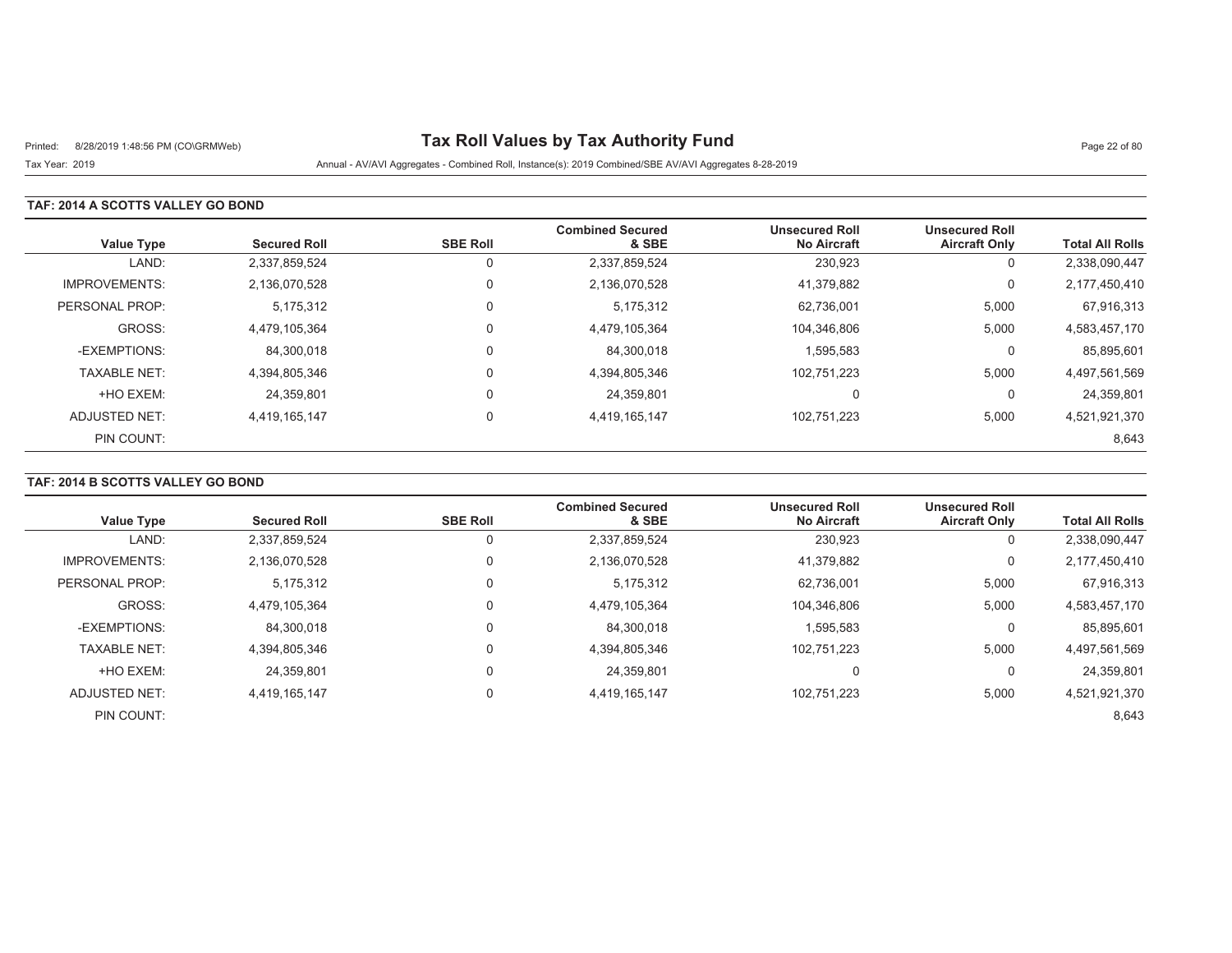# Tax Roll Values by Tax Authority Fund

Tax Year: 2019

Annual - AV/AVI Aggregates - Combined Roll, Instance(s): 2019 Combined/SBE AV/AVI Aggregates 8-28-2019

## TAF: 2014 A SCOTTS VALLEY GO BOND

| Value Type | Secured Roll | SBE Roll | Combined Secured & SBE | Unsecured Roll No Aircraft | Unsecured Roll Aircraft Only | Total All Rolls |
|---|---|---|---|---|---|---|
| LAND: | 2,337,859,524 | 0 | 2,337,859,524 | 230,923 | 0 | 2,338,090,447 |
| IMPROVEMENTS: | 2,136,070,528 | 0 | 2,136,070,528 | 41,379,882 | 0 | 2,177,450,410 |
| PERSONAL PROP: | 5,175,312 | 0 | 5,175,312 | 62,736,001 | 5,000 | 67,916,313 |
| GROSS: | 4,479,105,364 | 0 | 4,479,105,364 | 104,346,806 | 5,000 | 4,583,457,170 |
| -EXEMPTIONS: | 84,300,018 | 0 | 84,300,018 | 1,595,583 | 0 | 85,895,601 |
| TAXABLE NET: | 4,394,805,346 | 0 | 4,394,805,346 | 102,751,223 | 5,000 | 4,497,561,569 |
| +HO EXEM: | 24,359,801 | 0 | 24,359,801 | 0 | 0 | 24,359,801 |
| ADJUSTED NET: | 4,419,165,147 | 0 | 4,419,165,147 | 102,751,223 | 5,000 | 4,521,921,370 |
| PIN COUNT: | | | | | | 8,643 |

## TAF: 2014 B SCOTTS VALLEY GO BOND

| Value Type | Secured Roll | SBE Roll | Combined Secured & SBE | Unsecured Roll No Aircraft | Unsecured Roll Aircraft Only | Total All Rolls |
|---|---|---|---|---|---|---|
| LAND: | 2,337,859,524 | 0 | 2,337,859,524 | 230,923 | 0 | 2,338,090,447 |
| IMPROVEMENTS: | 2,136,070,528 | 0 | 2,136,070,528 | 41,379,882 | 0 | 2,177,450,410 |
| PERSONAL PROP: | 5,175,312 | 0 | 5,175,312 | 62,736,001 | 5,000 | 67,916,313 |
| GROSS: | 4,479,105,364 | 0 | 4,479,105,364 | 104,346,806 | 5,000 | 4,583,457,170 |
| -EXEMPTIONS: | 84,300,018 | 0 | 84,300,018 | 1,595,583 | 0 | 85,895,601 |
| TAXABLE NET: | 4,394,805,346 | 0 | 4,394,805,346 | 102,751,223 | 5,000 | 4,497,561,569 |
| +HO EXEM: | 24,359,801 | 0 | 24,359,801 | 0 | 0 | 24,359,801 |
| ADJUSTED NET: | 4,419,165,147 | 0 | 4,419,165,147 | 102,751,223 | 5,000 | 4,521,921,370 |
| PIN COUNT: | | | | | | 8,643 |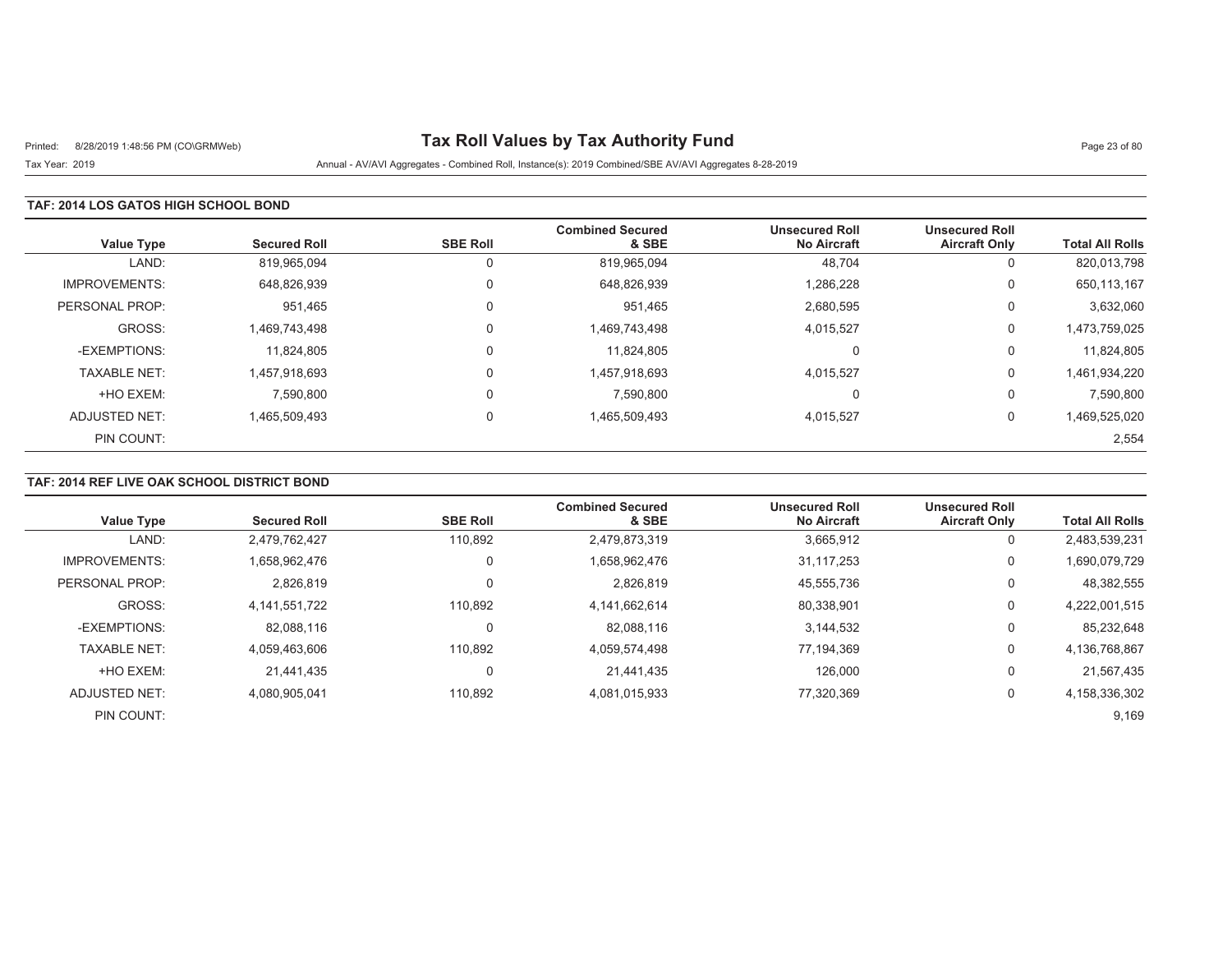# Tax Roll Values by Tax Authority Fund

Printed: 8/28/2019 1:48:56 PM (CO\GRMWeb)

Tax Year: 2019

Annual - AV/AVI Aggregates - Combined Roll, Instance(s): 2019 Combined/SBE AV/AVI Aggregates 8-28-2019

## TAF: 2014 LOS GATOS HIGH SCHOOL BOND

| Value Type | Secured Roll | SBE Roll | Combined Secured & SBE | Unsecured Roll No Aircraft | Unsecured Roll Aircraft Only | Total All Rolls |
|---|---|---|---|---|---|---|
| LAND: | 819,965,094 | 0 | 819,965,094 | 48,704 | 0 | 820,013,798 |
| IMPROVEMENTS: | 648,826,939 | 0 | 648,826,939 | 1,286,228 | 0 | 650,113,167 |
| PERSONAL PROP: | 951,465 | 0 | 951,465 | 2,680,595 | 0 | 3,632,060 |
| GROSS: | 1,469,743,498 | 0 | 1,469,743,498 | 4,015,527 | 0 | 1,473,759,025 |
| -EXEMPTIONS: | 11,824,805 | 0 | 11,824,805 | 0 | 0 | 11,824,805 |
| TAXABLE NET: | 1,457,918,693 | 0 | 1,457,918,693 | 4,015,527 | 0 | 1,461,934,220 |
| +HO EXEM: | 7,590,800 | 0 | 7,590,800 | 0 | 0 | 7,590,800 |
| ADJUSTED NET: | 1,465,509,493 | 0 | 1,465,509,493 | 4,015,527 | 0 | 1,469,525,020 |
| PIN COUNT: | | | | | | 2,554 |

## TAF: 2014 REF LIVE OAK SCHOOL DISTRICT BOND

| Value Type | Secured Roll | SBE Roll | Combined Secured & SBE | Unsecured Roll No Aircraft | Unsecured Roll Aircraft Only | Total All Rolls |
|---|---|---|---|---|---|---|
| LAND: | 2,479,762,427 | 110,892 | 2,479,873,319 | 3,665,912 | 0 | 2,483,539,231 |
| IMPROVEMENTS: | 1,658,962,476 | 0 | 1,658,962,476 | 31,117,253 | 0 | 1,690,079,729 |
| PERSONAL PROP: | 2,826,819 | 0 | 2,826,819 | 45,555,736 | 0 | 48,382,555 |
| GROSS: | 4,141,551,722 | 110,892 | 4,141,662,614 | 80,338,901 | 0 | 4,222,001,515 |
| -EXEMPTIONS: | 82,088,116 | 0 | 82,088,116 | 3,144,532 | 0 | 85,232,648 |
| TAXABLE NET: | 4,059,463,606 | 110,892 | 4,059,574,498 | 77,194,369 | 0 | 4,136,768,867 |
| +HO EXEM: | 21,441,435 | 0 | 21,441,435 | 126,000 | 0 | 21,567,435 |
| ADJUSTED NET: | 4,080,905,041 | 110,892 | 4,081,015,933 | 77,320,369 | 0 | 4,158,336,302 |
| PIN COUNT: | | | | | | 9,169 |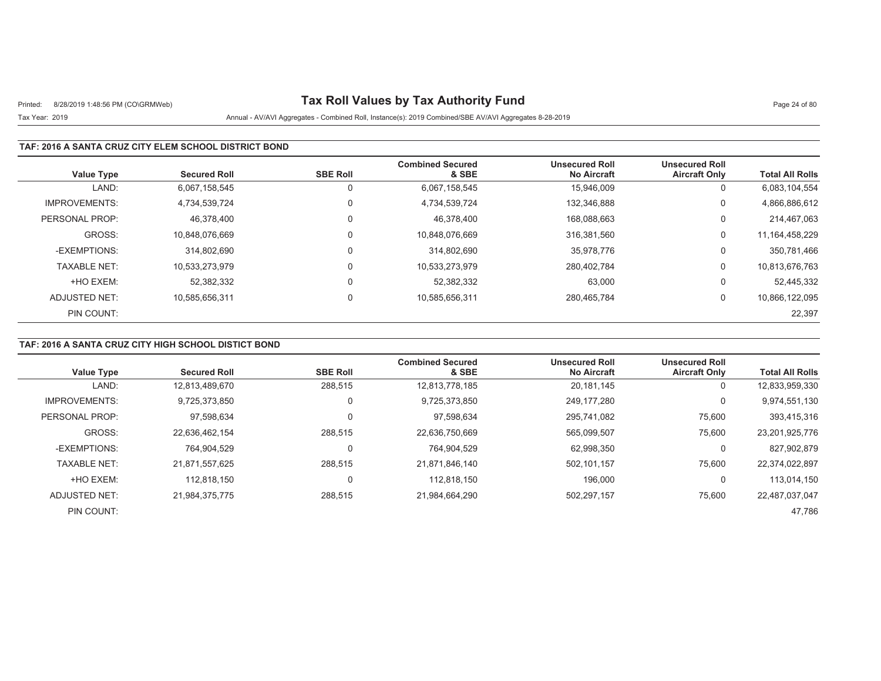# Tax Roll Values by Tax Authority Fund

Printed: 8/28/2019 1:48:56 PM (CO\GRMWeb)

Tax Year: 2019

Annual - AV/AVI Aggregates - Combined Roll, Instance(s): 2019 Combined/SBE AV/AVI Aggregates 8-28-2019

## TAF: 2016 A SANTA CRUZ CITY ELEM SCHOOL DISTRICT BOND

| Value Type | Secured Roll | SBE Roll | Combined Secured & SBE | Unsecured Roll No Aircraft | Unsecured Roll Aircraft Only | Total All Rolls |
|---|---|---|---|---|---|---|
| LAND: | 6,067,158,545 | 0 | 6,067,158,545 | 15,946,009 | 0 | 6,083,104,554 |
| IMPROVEMENTS: | 4,734,539,724 | 0 | 4,734,539,724 | 132,346,888 | 0 | 4,866,886,612 |
| PERSONAL PROP: | 46,378,400 | 0 | 46,378,400 | 168,088,663 | 0 | 214,467,063 |
| GROSS: | 10,848,076,669 | 0 | 10,848,076,669 | 316,381,560 | 0 | 11,164,458,229 |
| -EXEMPTIONS: | 314,802,690 | 0 | 314,802,690 | 35,978,776 | 0 | 350,781,466 |
| TAXABLE NET: | 10,533,273,979 | 0 | 10,533,273,979 | 280,402,784 | 0 | 10,813,676,763 |
| +HO EXEM: | 52,382,332 | 0 | 52,382,332 | 63,000 | 0 | 52,445,332 |
| ADJUSTED NET: | 10,585,656,311 | 0 | 10,585,656,311 | 280,465,784 | 0 | 10,866,122,095 |
| PIN COUNT: | | | | | | 22,397 |

## TAF: 2016 A SANTA CRUZ CITY HIGH SCHOOL DISTICT BOND

| Value Type | Secured Roll | SBE Roll | Combined Secured & SBE | Unsecured Roll No Aircraft | Unsecured Roll Aircraft Only | Total All Rolls |
|---|---|---|---|---|---|---|
| LAND: | 12,813,489,670 | 288,515 | 12,813,778,185 | 20,181,145 | 0 | 12,833,959,330 |
| IMPROVEMENTS: | 9,725,373,850 | 0 | 9,725,373,850 | 249,177,280 | 0 | 9,974,551,130 |
| PERSONAL PROP: | 97,598,634 | 0 | 97,598,634 | 295,741,082 | 75,600 | 393,415,316 |
| GROSS: | 22,636,462,154 | 288,515 | 22,636,750,669 | 565,099,507 | 75,600 | 23,201,925,776 |
| -EXEMPTIONS: | 764,904,529 | 0 | 764,904,529 | 62,998,350 | 0 | 827,902,879 |
| TAXABLE NET: | 21,871,557,625 | 288,515 | 21,871,846,140 | 502,101,157 | 75,600 | 22,374,022,897 |
| +HO EXEM: | 112,818,150 | 0 | 112,818,150 | 196,000 | 0 | 113,014,150 |
| ADJUSTED NET: | 21,984,375,775 | 288,515 | 21,984,664,290 | 502,297,157 | 75,600 | 22,487,037,047 |
| PIN COUNT: | | | | | | 47,786 |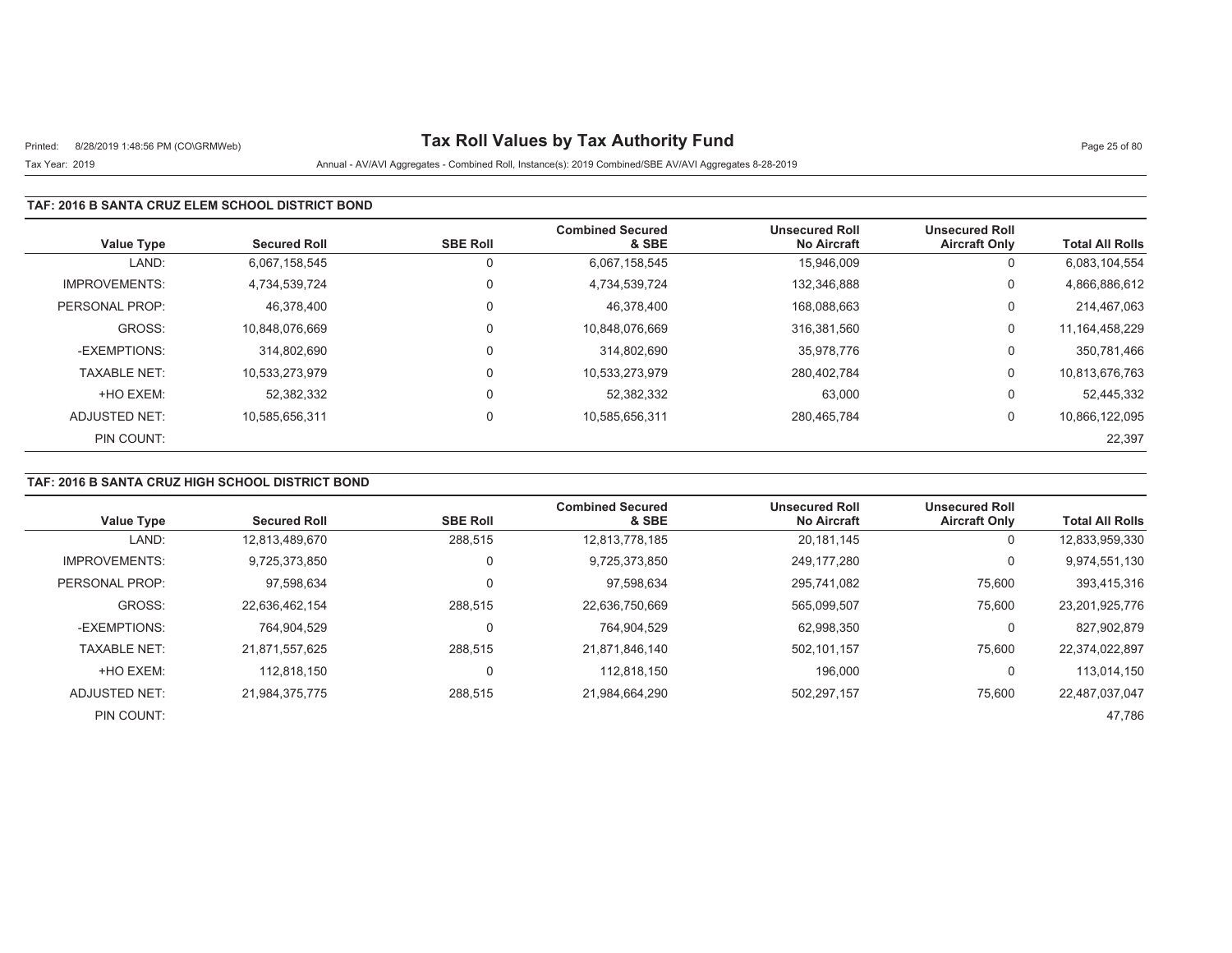# Tax Roll Values by Tax Authority Fund

Tax Year: 2019

Annual - AV/AVI Aggregates - Combined Roll, Instance(s): 2019 Combined/SBE AV/AVI Aggregates 8-28-2019

### TAF: 2016 B SANTA CRUZ ELEM SCHOOL DISTRICT BOND

| Value Type | Secured Roll | SBE Roll | Combined Secured & SBE | Unsecured Roll No Aircraft | Unsecured Roll Aircraft Only | Total All Rolls |
|---|---|---|---|---|---|---|
| LAND: | 6,067,158,545 | 0 | 6,067,158,545 | 15,946,009 | 0 | 6,083,104,554 |
| IMPROVEMENTS: | 4,734,539,724 | 0 | 4,734,539,724 | 132,346,888 | 0 | 4,866,886,612 |
| PERSONAL PROP: | 46,378,400 | 0 | 46,378,400 | 168,088,663 | 0 | 214,467,063 |
| GROSS: | 10,848,076,669 | 0 | 10,848,076,669 | 316,381,560 | 0 | 11,164,458,229 |
| -EXEMPTIONS: | 314,802,690 | 0 | 314,802,690 | 35,978,776 | 0 | 350,781,466 |
| TAXABLE NET: | 10,533,273,979 | 0 | 10,533,273,979 | 280,402,784 | 0 | 10,813,676,763 |
| +HO EXEM: | 52,382,332 | 0 | 52,382,332 | 63,000 | 0 | 52,445,332 |
| ADJUSTED NET: | 10,585,656,311 | 0 | 10,585,656,311 | 280,465,784 | 0 | 10,866,122,095 |
| PIN COUNT: | | | | | | 22,397 |

### TAF: 2016 B SANTA CRUZ HIGH SCHOOL DISTRICT BOND

| Value Type | Secured Roll | SBE Roll | Combined Secured & SBE | Unsecured Roll No Aircraft | Unsecured Roll Aircraft Only | Total All Rolls |
|---|---|---|---|---|---|---|
| LAND: | 12,813,489,670 | 288,515 | 12,813,778,185 | 20,181,145 | 0 | 12,833,959,330 |
| IMPROVEMENTS: | 9,725,373,850 | 0 | 9,725,373,850 | 249,177,280 | 0 | 9,974,551,130 |
| PERSONAL PROP: | 97,598,634 | 0 | 97,598,634 | 295,741,082 | 75,600 | 393,415,316 |
| GROSS: | 22,636,462,154 | 288,515 | 22,636,750,669 | 565,099,507 | 75,600 | 23,201,925,776 |
| -EXEMPTIONS: | 764,904,529 | 0 | 764,904,529 | 62,998,350 | 0 | 827,902,879 |
| TAXABLE NET: | 21,871,557,625 | 288,515 | 21,871,846,140 | 502,101,157 | 75,600 | 22,374,022,897 |
| +HO EXEM: | 112,818,150 | 0 | 112,818,150 | 196,000 | 0 | 113,014,150 |
| ADJUSTED NET: | 21,984,375,775 | 288,515 | 21,984,664,290 | 502,297,157 | 75,600 | 22,487,037,047 |
| PIN COUNT: | | | | | | 47,786 |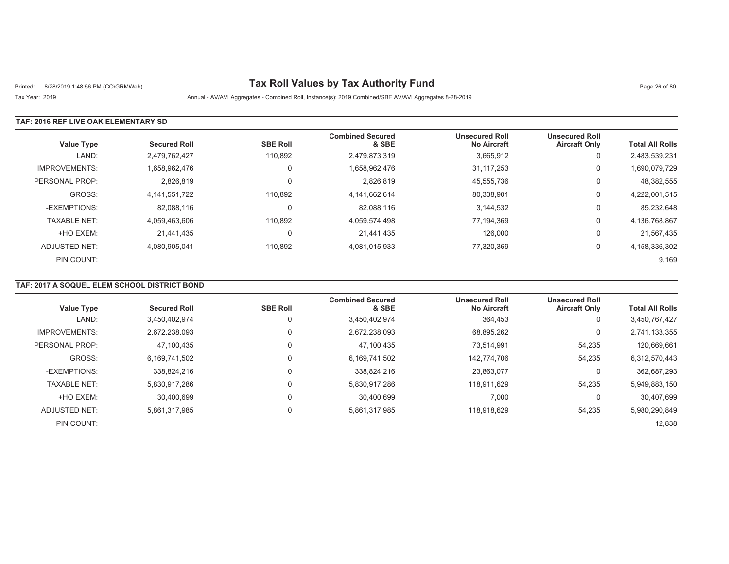# Tax Roll Values by Tax Authority Fund

Printed: 8/28/2019 1:48:56 PM (CO\GRMWeb)

Tax Year: 2019

Annual - AV/AVI Aggregates - Combined Roll, Instance(s): 2019 Combined/SBE AV/AVI Aggregates 8-28-2019

## TAF: 2016 REF LIVE OAK ELEMENTARY SD

| Value Type | Secured Roll | SBE Roll | Combined Secured & SBE | Unsecured Roll No Aircraft | Unsecured Roll Aircraft Only | Total All Rolls |
|---|---|---|---|---|---|---|
| LAND: | 2,479,762,427 | 110,892 | 2,479,873,319 | 3,665,912 | 0 | 2,483,539,231 |
| IMPROVEMENTS: | 1,658,962,476 | 0 | 1,658,962,476 | 31,117,253 | 0 | 1,690,079,729 |
| PERSONAL PROP: | 2,826,819 | 0 | 2,826,819 | 45,555,736 | 0 | 48,382,555 |
| GROSS: | 4,141,551,722 | 110,892 | 4,141,662,614 | 80,338,901 | 0 | 4,222,001,515 |
| -EXEMPTIONS: | 82,088,116 | 0 | 82,088,116 | 3,144,532 | 0 | 85,232,648 |
| TAXABLE NET: | 4,059,463,606 | 110,892 | 4,059,574,498 | 77,194,369 | 0 | 4,136,768,867 |
| +HO EXEM: | 21,441,435 | 0 | 21,441,435 | 126,000 | 0 | 21,567,435 |
| ADJUSTED NET: | 4,080,905,041 | 110,892 | 4,081,015,933 | 77,320,369 | 0 | 4,158,336,302 |
| PIN COUNT: | | | | | | 9,169 |

## TAF: 2017 A SOQUEL ELEM SCHOOL DISTRICT BOND

| Value Type | Secured Roll | SBE Roll | Combined Secured & SBE | Unsecured Roll No Aircraft | Unsecured Roll Aircraft Only | Total All Rolls |
|---|---|---|---|---|---|---|
| LAND: | 3,450,402,974 | 0 | 3,450,402,974 | 364,453 | 0 | 3,450,767,427 |
| IMPROVEMENTS: | 2,672,238,093 | 0 | 2,672,238,093 | 68,895,262 | 0 | 2,741,133,355 |
| PERSONAL PROP: | 47,100,435 | 0 | 47,100,435 | 73,514,991 | 54,235 | 120,669,661 |
| GROSS: | 6,169,741,502 | 0 | 6,169,741,502 | 142,774,706 | 54,235 | 6,312,570,443 |
| -EXEMPTIONS: | 338,824,216 | 0 | 338,824,216 | 23,863,077 | 0 | 362,687,293 |
| TAXABLE NET: | 5,830,917,286 | 0 | 5,830,917,286 | 118,911,629 | 54,235 | 5,949,883,150 |
| +HO EXEM: | 30,400,699 | 0 | 30,400,699 | 7,000 | 0 | 30,407,699 |
| ADJUSTED NET: | 5,861,317,985 | 0 | 5,861,317,985 | 118,918,629 | 54,235 | 5,980,290,849 |
| PIN COUNT: | | | | | | 12,838 |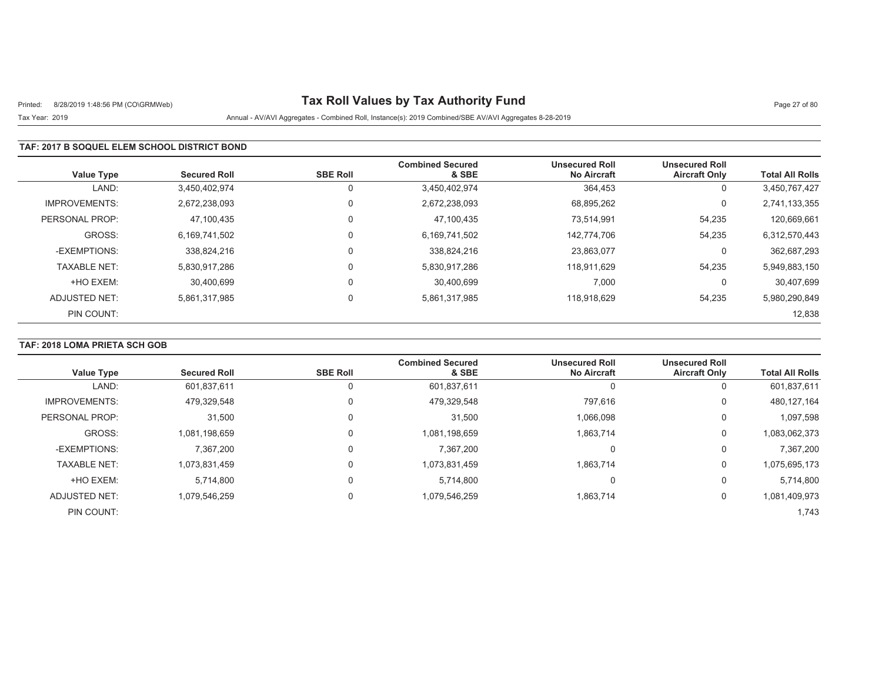# Tax Roll Values by Tax Authority Fund

Printed: 8/28/2019 1:48:56 PM (CO\GRMWeb)

Tax Year: 2019 Annual - AV/AVI Aggregates - Combined Roll, Instance(s): 2019 Combined/SBE AV/AVI Aggregates 8-28-2019

## TAF: 2017 B SOQUEL ELEM SCHOOL DISTRICT BOND

| Value Type | Secured Roll | SBE Roll | Combined Secured & SBE | Unsecured Roll No Aircraft | Unsecured Roll Aircraft Only | Total All Rolls |
|---|---|---|---|---|---|---|
| LAND: | 3,450,402,974 | 0 | 3,450,402,974 | 364,453 | 0 | 3,450,767,427 |
| IMPROVEMENTS: | 2,672,238,093 | 0 | 2,672,238,093 | 68,895,262 | 0 | 2,741,133,355 |
| PERSONAL PROP: | 47,100,435 | 0 | 47,100,435 | 73,514,991 | 54,235 | 120,669,661 |
| GROSS: | 6,169,741,502 | 0 | 6,169,741,502 | 142,774,706 | 54,235 | 6,312,570,443 |
| -EXEMPTIONS: | 338,824,216 | 0 | 338,824,216 | 23,863,077 | 0 | 362,687,293 |
| TAXABLE NET: | 5,830,917,286 | 0 | 5,830,917,286 | 118,911,629 | 54,235 | 5,949,883,150 |
| +HO EXEM: | 30,400,699 | 0 | 30,400,699 | 7,000 | 0 | 30,407,699 |
| ADJUSTED NET: | 5,861,317,985 | 0 | 5,861,317,985 | 118,918,629 | 54,235 | 5,980,290,849 |
| PIN COUNT: | | | | | | 12,838 |

## TAF: 2018 LOMA PRIETA SCH GOB

| Value Type | Secured Roll | SBE Roll | Combined Secured & SBE | Unsecured Roll No Aircraft | Unsecured Roll Aircraft Only | Total All Rolls |
|---|---|---|---|---|---|---|
| LAND: | 601,837,611 | 0 | 601,837,611 | 0 | 0 | 601,837,611 |
| IMPROVEMENTS: | 479,329,548 | 0 | 479,329,548 | 797,616 | 0 | 480,127,164 |
| PERSONAL PROP: | 31,500 | 0 | 31,500 | 1,066,098 | 0 | 1,097,598 |
| GROSS: | 1,081,198,659 | 0 | 1,081,198,659 | 1,863,714 | 0 | 1,083,062,373 |
| -EXEMPTIONS: | 7,367,200 | 0 | 7,367,200 | 0 | 0 | 7,367,200 |
| TAXABLE NET: | 1,073,831,459 | 0 | 1,073,831,459 | 1,863,714 | 0 | 1,075,695,173 |
| +HO EXEM: | 5,714,800 | 0 | 5,714,800 | 0 | 0 | 5,714,800 |
| ADJUSTED NET: | 1,079,546,259 | 0 | 1,079,546,259 | 1,863,714 | 0 | 1,081,409,973 |
| PIN COUNT: | | | | | | 1,743 |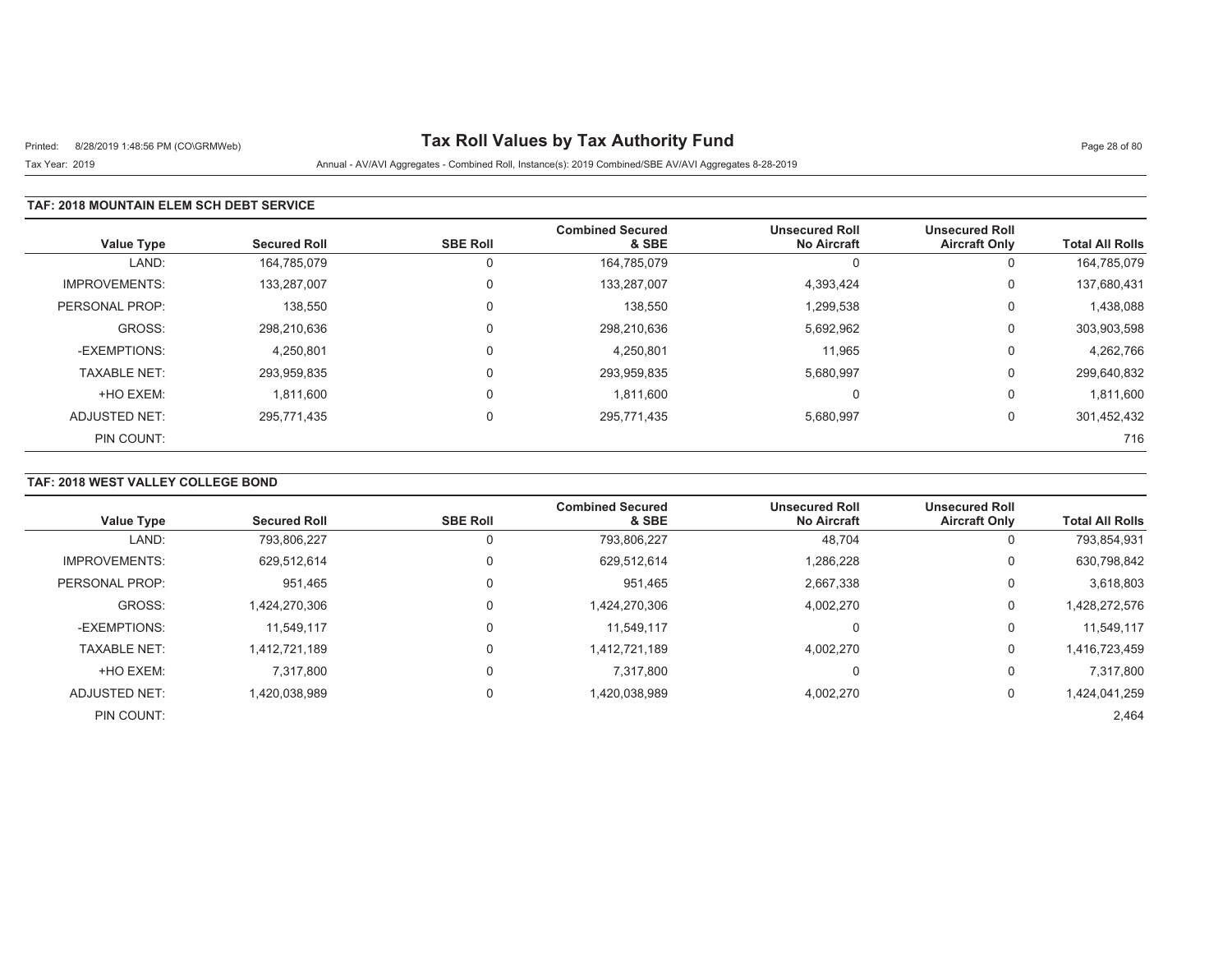# Tax Roll Values by Tax Authority Fund

Printed: 8/28/2019 1:48:56 PM (CO\GRMWeb)

Tax Year: 2019

Annual - AV/AVI Aggregates - Combined Roll, Instance(s): 2019 Combined/SBE AV/AVI Aggregates 8-28-2019

## TAF: 2018 MOUNTAIN ELEM SCH DEBT SERVICE

| Value Type | Secured Roll | SBE Roll | Combined Secured & SBE | Unsecured Roll No Aircraft | Unsecured Roll Aircraft Only | Total All Rolls |
|---|---|---|---|---|---|---|
| LAND: | 164,785,079 | 0 | 164,785,079 | 0 | 0 | 164,785,079 |
| IMPROVEMENTS: | 133,287,007 | 0 | 133,287,007 | 4,393,424 | 0 | 137,680,431 |
| PERSONAL PROP: | 138,550 | 0 | 138,550 | 1,299,538 | 0 | 1,438,088 |
| GROSS: | 298,210,636 | 0 | 298,210,636 | 5,692,962 | 0 | 303,903,598 |
| -EXEMPTIONS: | 4,250,801 | 0 | 4,250,801 | 11,965 | 0 | 4,262,766 |
| TAXABLE NET: | 293,959,835 | 0 | 293,959,835 | 5,680,997 | 0 | 299,640,832 |
| +HO EXEM: | 1,811,600 | 0 | 1,811,600 | 0 | 0 | 1,811,600 |
| ADJUSTED NET: | 295,771,435 | 0 | 295,771,435 | 5,680,997 | 0 | 301,452,432 |
| PIN COUNT: | | | | | | 716 |

## TAF: 2018 WEST VALLEY COLLEGE BOND

| Value Type | Secured Roll | SBE Roll | Combined Secured & SBE | Unsecured Roll No Aircraft | Unsecured Roll Aircraft Only | Total All Rolls |
|---|---|---|---|---|---|---|
| LAND: | 793,806,227 | 0 | 793,806,227 | 48,704 | 0 | 793,854,931 |
| IMPROVEMENTS: | 629,512,614 | 0 | 629,512,614 | 1,286,228 | 0 | 630,798,842 |
| PERSONAL PROP: | 951,465 | 0 | 951,465 | 2,667,338 | 0 | 3,618,803 |
| GROSS: | 1,424,270,306 | 0 | 1,424,270,306 | 4,002,270 | 0 | 1,428,272,576 |
| -EXEMPTIONS: | 11,549,117 | 0 | 11,549,117 | 0 | 0 | 11,549,117 |
| TAXABLE NET: | 1,412,721,189 | 0 | 1,412,721,189 | 4,002,270 | 0 | 1,416,723,459 |
| +HO EXEM: | 7,317,800 | 0 | 7,317,800 | 0 | 0 | 7,317,800 |
| ADJUSTED NET: | 1,420,038,989 | 0 | 1,420,038,989 | 4,002,270 | 0 | 1,424,041,259 |
| PIN COUNT: | | | | | | 2,464 |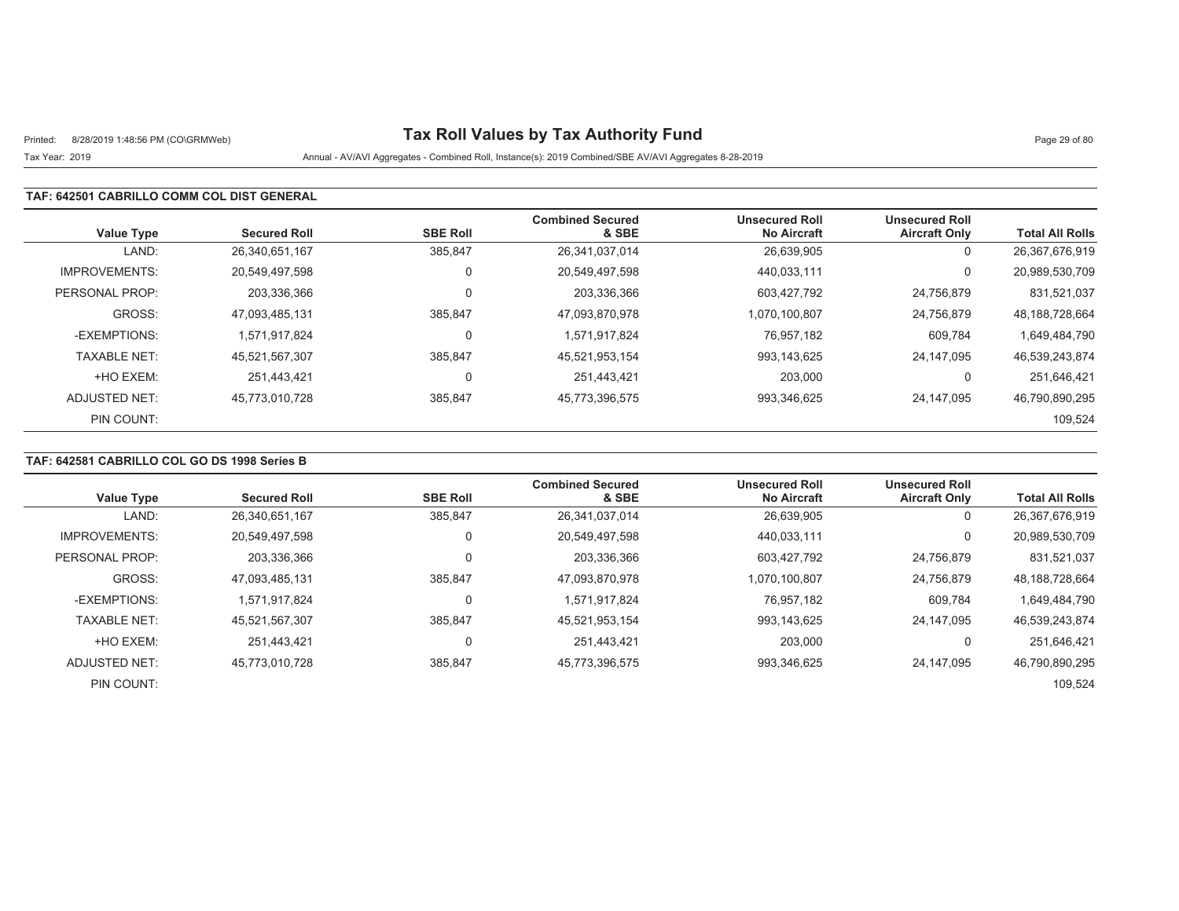# Tax Roll Values by Tax Authority Fund

Printed: 8/28/2019 1:48:56 PM (CO\GRMWeb)

Tax Year: 2019

Annual - AV/AVI Aggregates - Combined Roll, Instance(s): 2019 Combined/SBE AV/AVI Aggregates 8-28-2019

## TAF: 642501 CABRILLO COMM COL DIST GENERAL

| Value Type | Secured Roll | SBE Roll | Combined Secured & SBE | Unsecured Roll No Aircraft | Unsecured Roll Aircraft Only | Total All Rolls |
|---|---|---|---|---|---|---|
| LAND: | 26,340,651,167 | 385,847 | 26,341,037,014 | 26,639,905 | 0 | 26,367,676,919 |
| IMPROVEMENTS: | 20,549,497,598 | 0 | 20,549,497,598 | 440,033,111 | 0 | 20,989,530,709 |
| PERSONAL PROP: | 203,336,366 | 0 | 203,336,366 | 603,427,792 | 24,756,879 | 831,521,037 |
| GROSS: | 47,093,485,131 | 385,847 | 47,093,870,978 | 1,070,100,807 | 24,756,879 | 48,188,728,664 |
| -EXEMPTIONS: | 1,571,917,824 | 0 | 1,571,917,824 | 76,957,182 | 609,784 | 1,649,484,790 |
| TAXABLE NET: | 45,521,567,307 | 385,847 | 45,521,953,154 | 993,143,625 | 24,147,095 | 46,539,243,874 |
| +HO EXEM: | 251,443,421 | 0 | 251,443,421 | 203,000 | 0 | 251,646,421 |
| ADJUSTED NET: | 45,773,010,728 | 385,847 | 45,773,396,575 | 993,346,625 | 24,147,095 | 46,790,890,295 |
| PIN COUNT: | | | | | | 109,524 |

## TAF: 642581 CABRILLO COL GO DS 1998 Series B

| Value Type | Secured Roll | SBE Roll | Combined Secured & SBE | Unsecured Roll No Aircraft | Unsecured Roll Aircraft Only | Total All Rolls |
|---|---|---|---|---|---|---|
| LAND: | 26,340,651,167 | 385,847 | 26,341,037,014 | 26,639,905 | 0 | 26,367,676,919 |
| IMPROVEMENTS: | 20,549,497,598 | 0 | 20,549,497,598 | 440,033,111 | 0 | 20,989,530,709 |
| PERSONAL PROP: | 203,336,366 | 0 | 203,336,366 | 603,427,792 | 24,756,879 | 831,521,037 |
| GROSS: | 47,093,485,131 | 385,847 | 47,093,870,978 | 1,070,100,807 | 24,756,879 | 48,188,728,664 |
| -EXEMPTIONS: | 1,571,917,824 | 0 | 1,571,917,824 | 76,957,182 | 609,784 | 1,649,484,790 |
| TAXABLE NET: | 45,521,567,307 | 385,847 | 45,521,953,154 | 993,143,625 | 24,147,095 | 46,539,243,874 |
| +HO EXEM: | 251,443,421 | 0 | 251,443,421 | 203,000 | 0 | 251,646,421 |
| ADJUSTED NET: | 45,773,010,728 | 385,847 | 45,773,396,575 | 993,346,625 | 24,147,095 | 46,790,890,295 |
| PIN COUNT: | | | | | | 109,524 |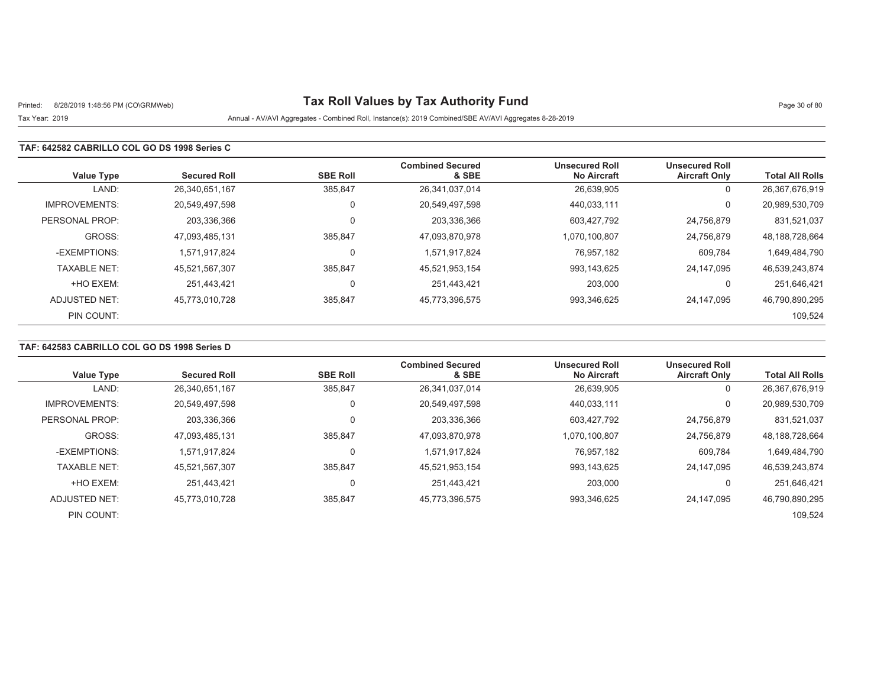# Tax Roll Values by Tax Authority Fund

Printed: 8/28/2019 1:48:56 PM (CO\GRMWeb)

Tax Year: 2019 — Annual - AV/AVI Aggregates - Combined Roll, Instance(s): 2019 Combined/SBE AV/AVI Aggregates 8-28-2019

## TAF: 642582 CABRILLO COL GO DS 1998 Series C

| Value Type | Secured Roll | SBE Roll | Combined Secured & SBE | Unsecured Roll No Aircraft | Unsecured Roll Aircraft Only | Total All Rolls |
|---|---|---|---|---|---|---|
| LAND: | 26,340,651,167 | 385,847 | 26,341,037,014 | 26,639,905 | 0 | 26,367,676,919 |
| IMPROVEMENTS: | 20,549,497,598 | 0 | 20,549,497,598 | 440,033,111 | 0 | 20,989,530,709 |
| PERSONAL PROP: | 203,336,366 | 0 | 203,336,366 | 603,427,792 | 24,756,879 | 831,521,037 |
| GROSS: | 47,093,485,131 | 385,847 | 47,093,870,978 | 1,070,100,807 | 24,756,879 | 48,188,728,664 |
| -EXEMPTIONS: | 1,571,917,824 | 0 | 1,571,917,824 | 76,957,182 | 609,784 | 1,649,484,790 |
| TAXABLE NET: | 45,521,567,307 | 385,847 | 45,521,953,154 | 993,143,625 | 24,147,095 | 46,539,243,874 |
| +HO EXEM: | 251,443,421 | 0 | 251,443,421 | 203,000 | 0 | 251,646,421 |
| ADJUSTED NET: | 45,773,010,728 | 385,847 | 45,773,396,575 | 993,346,625 | 24,147,095 | 46,790,890,295 |
| PIN COUNT: | | | | | | 109,524 |

## TAF: 642583 CABRILLO COL GO DS 1998 Series D

| Value Type | Secured Roll | SBE Roll | Combined Secured & SBE | Unsecured Roll No Aircraft | Unsecured Roll Aircraft Only | Total All Rolls |
|---|---|---|---|---|---|---|
| LAND: | 26,340,651,167 | 385,847 | 26,341,037,014 | 26,639,905 | 0 | 26,367,676,919 |
| IMPROVEMENTS: | 20,549,497,598 | 0 | 20,549,497,598 | 440,033,111 | 0 | 20,989,530,709 |
| PERSONAL PROP: | 203,336,366 | 0 | 203,336,366 | 603,427,792 | 24,756,879 | 831,521,037 |
| GROSS: | 47,093,485,131 | 385,847 | 47,093,870,978 | 1,070,100,807 | 24,756,879 | 48,188,728,664 |
| -EXEMPTIONS: | 1,571,917,824 | 0 | 1,571,917,824 | 76,957,182 | 609,784 | 1,649,484,790 |
| TAXABLE NET: | 45,521,567,307 | 385,847 | 45,521,953,154 | 993,143,625 | 24,147,095 | 46,539,243,874 |
| +HO EXEM: | 251,443,421 | 0 | 251,443,421 | 203,000 | 0 | 251,646,421 |
| ADJUSTED NET: | 45,773,010,728 | 385,847 | 45,773,396,575 | 993,346,625 | 24,147,095 | 46,790,890,295 |
| PIN COUNT: | | | | | | 109,524 |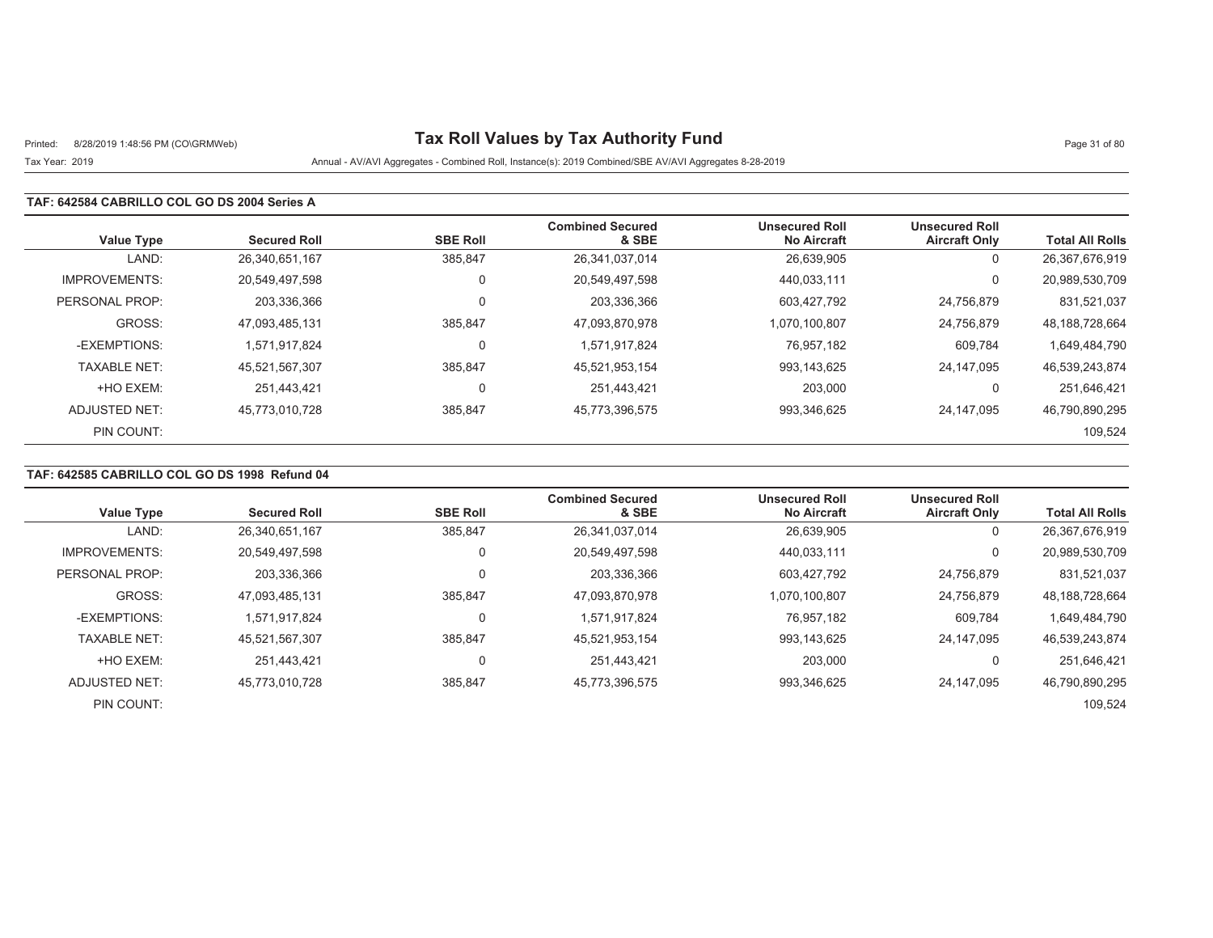# Tax Roll Values by Tax Authority Fund

Printed: 8/28/2019 1:48:56 PM (CO\GRMWeb)

Tax Year: 2019

Annual - AV/AVI Aggregates - Combined Roll, Instance(s): 2019 Combined/SBE AV/AVI Aggregates 8-28-2019

## TAF: 642584 CABRILLO COL GO DS 2004 Series A

| Value Type | Secured Roll | SBE Roll | Combined Secured & SBE | Unsecured Roll No Aircraft | Unsecured Roll Aircraft Only | Total All Rolls |
|---|---|---|---|---|---|---|
| LAND: | 26,340,651,167 | 385,847 | 26,341,037,014 | 26,639,905 | 0 | 26,367,676,919 |
| IMPROVEMENTS: | 20,549,497,598 | 0 | 20,549,497,598 | 440,033,111 | 0 | 20,989,530,709 |
| PERSONAL PROP: | 203,336,366 | 0 | 203,336,366 | 603,427,792 | 24,756,879 | 831,521,037 |
| GROSS: | 47,093,485,131 | 385,847 | 47,093,870,978 | 1,070,100,807 | 24,756,879 | 48,188,728,664 |
| -EXEMPTIONS: | 1,571,917,824 | 0 | 1,571,917,824 | 76,957,182 | 609,784 | 1,649,484,790 |
| TAXABLE NET: | 45,521,567,307 | 385,847 | 45,521,953,154 | 993,143,625 | 24,147,095 | 46,539,243,874 |
| +HO EXEM: | 251,443,421 | 0 | 251,443,421 | 203,000 | 0 | 251,646,421 |
| ADJUSTED NET: | 45,773,010,728 | 385,847 | 45,773,396,575 | 993,346,625 | 24,147,095 | 46,790,890,295 |
| PIN COUNT: | | | | | | 109,524 |

## TAF: 642585 CABRILLO COL GO DS 1998 Refund 04

| Value Type | Secured Roll | SBE Roll | Combined Secured & SBE | Unsecured Roll No Aircraft | Unsecured Roll Aircraft Only | Total All Rolls |
|---|---|---|---|---|---|---|
| LAND: | 26,340,651,167 | 385,847 | 26,341,037,014 | 26,639,905 | 0 | 26,367,676,919 |
| IMPROVEMENTS: | 20,549,497,598 | 0 | 20,549,497,598 | 440,033,111 | 0 | 20,989,530,709 |
| PERSONAL PROP: | 203,336,366 | 0 | 203,336,366 | 603,427,792 | 24,756,879 | 831,521,037 |
| GROSS: | 47,093,485,131 | 385,847 | 47,093,870,978 | 1,070,100,807 | 24,756,879 | 48,188,728,664 |
| -EXEMPTIONS: | 1,571,917,824 | 0 | 1,571,917,824 | 76,957,182 | 609,784 | 1,649,484,790 |
| TAXABLE NET: | 45,521,567,307 | 385,847 | 45,521,953,154 | 993,143,625 | 24,147,095 | 46,539,243,874 |
| +HO EXEM: | 251,443,421 | 0 | 251,443,421 | 203,000 | 0 | 251,646,421 |
| ADJUSTED NET: | 45,773,010,728 | 385,847 | 45,773,396,575 | 993,346,625 | 24,147,095 | 46,790,890,295 |
| PIN COUNT: | | | | | | 109,524 |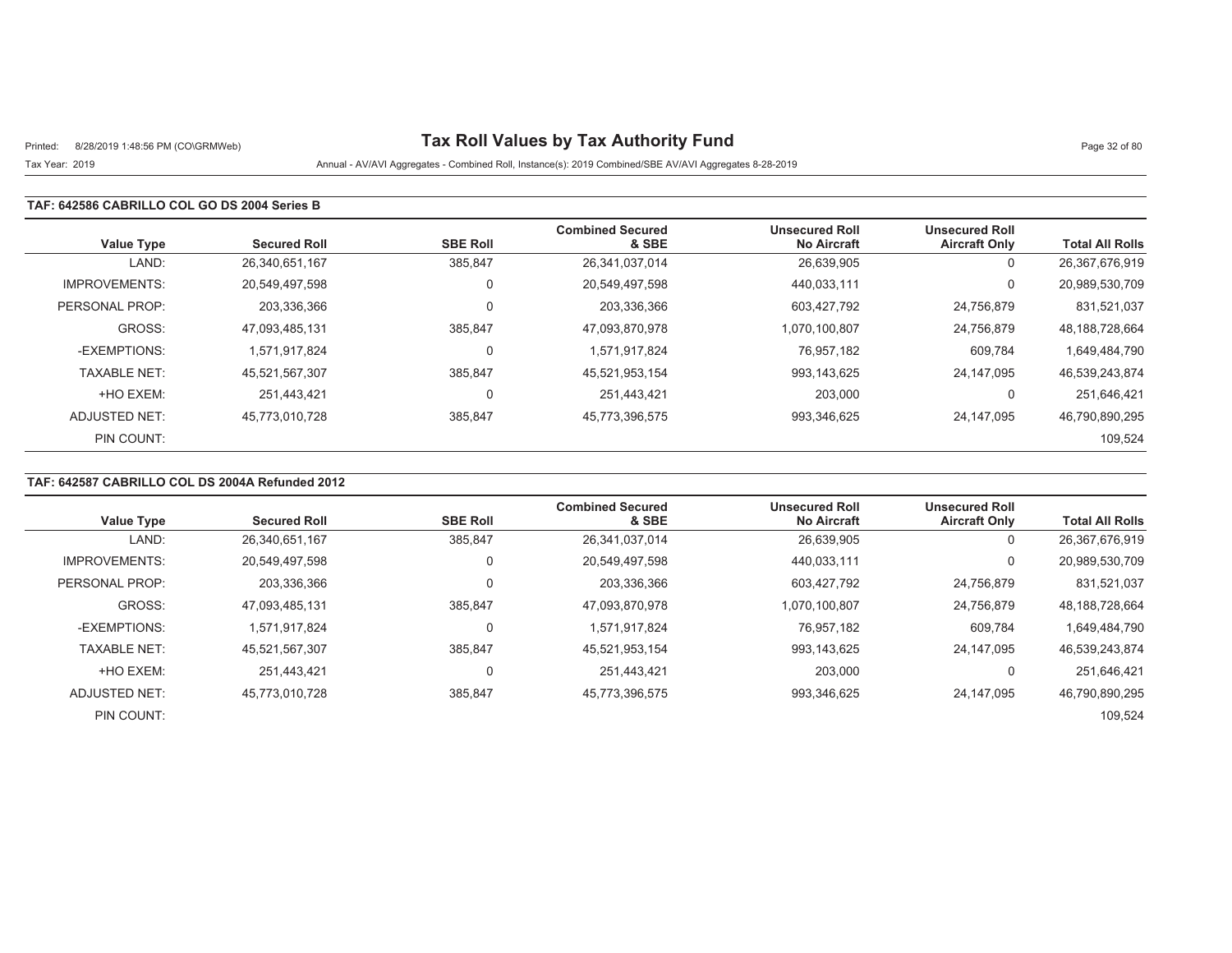# Tax Roll Values by Tax Authority Fund

Printed: 8/28/2019 1:48:56 PM (CO\GRMWeb)

Tax Year: 2019

Annual - AV/AVI Aggregates - Combined Roll, Instance(s): 2019 Combined/SBE AV/AVI Aggregates 8-28-2019

## TAF: 642586 CABRILLO COL GO DS 2004 Series B

| Value Type | Secured Roll | SBE Roll | Combined Secured & SBE | Unsecured Roll No Aircraft | Unsecured Roll Aircraft Only | Total All Rolls |
|---|---|---|---|---|---|---|
| LAND: | 26,340,651,167 | 385,847 | 26,341,037,014 | 26,639,905 | 0 | 26,367,676,919 |
| IMPROVEMENTS: | 20,549,497,598 | 0 | 20,549,497,598 | 440,033,111 | 0 | 20,989,530,709 |
| PERSONAL PROP: | 203,336,366 | 0 | 203,336,366 | 603,427,792 | 24,756,879 | 831,521,037 |
| GROSS: | 47,093,485,131 | 385,847 | 47,093,870,978 | 1,070,100,807 | 24,756,879 | 48,188,728,664 |
| -EXEMPTIONS: | 1,571,917,824 | 0 | 1,571,917,824 | 76,957,182 | 609,784 | 1,649,484,790 |
| TAXABLE NET: | 45,521,567,307 | 385,847 | 45,521,953,154 | 993,143,625 | 24,147,095 | 46,539,243,874 |
| +HO EXEM: | 251,443,421 | 0 | 251,443,421 | 203,000 | 0 | 251,646,421 |
| ADJUSTED NET: | 45,773,010,728 | 385,847 | 45,773,396,575 | 993,346,625 | 24,147,095 | 46,790,890,295 |
| PIN COUNT: | | | | | | 109,524 |

## TAF: 642587 CABRILLO COL DS 2004A Refunded 2012

| Value Type | Secured Roll | SBE Roll | Combined Secured & SBE | Unsecured Roll No Aircraft | Unsecured Roll Aircraft Only | Total All Rolls |
|---|---|---|---|---|---|---|
| LAND: | 26,340,651,167 | 385,847 | 26,341,037,014 | 26,639,905 | 0 | 26,367,676,919 |
| IMPROVEMENTS: | 20,549,497,598 | 0 | 20,549,497,598 | 440,033,111 | 0 | 20,989,530,709 |
| PERSONAL PROP: | 203,336,366 | 0 | 203,336,366 | 603,427,792 | 24,756,879 | 831,521,037 |
| GROSS: | 47,093,485,131 | 385,847 | 47,093,870,978 | 1,070,100,807 | 24,756,879 | 48,188,728,664 |
| -EXEMPTIONS: | 1,571,917,824 | 0 | 1,571,917,824 | 76,957,182 | 609,784 | 1,649,484,790 |
| TAXABLE NET: | 45,521,567,307 | 385,847 | 45,521,953,154 | 993,143,625 | 24,147,095 | 46,539,243,874 |
| +HO EXEM: | 251,443,421 | 0 | 251,443,421 | 203,000 | 0 | 251,646,421 |
| ADJUSTED NET: | 45,773,010,728 | 385,847 | 45,773,396,575 | 993,346,625 | 24,147,095 | 46,790,890,295 |
| PIN COUNT: | | | | | | 109,524 |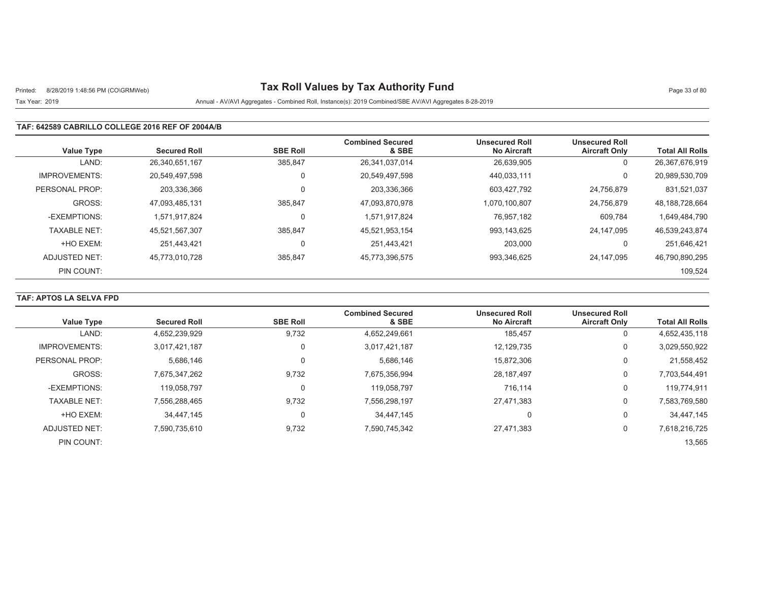# Tax Roll Values by Tax Authority Fund

Printed: 8/28/2019 1:48:56 PM (CO\GRMWeb)

Tax Year: 2019

Annual - AV/AVI Aggregates - Combined Roll, Instance(s): 2019 Combined/SBE AV/AVI Aggregates 8-28-2019

## TAF: 642589 CABRILLO COLLEGE 2016 REF OF 2004A/B

| Value Type | Secured Roll | SBE Roll | Combined Secured & SBE | Unsecured Roll No Aircraft | Unsecured Roll Aircraft Only | Total All Rolls |
|---|---|---|---|---|---|---|
| LAND: | 26,340,651,167 | 385,847 | 26,341,037,014 | 26,639,905 | 0 | 26,367,676,919 |
| IMPROVEMENTS: | 20,549,497,598 | 0 | 20,549,497,598 | 440,033,111 | 0 | 20,989,530,709 |
| PERSONAL PROP: | 203,336,366 | 0 | 203,336,366 | 603,427,792 | 24,756,879 | 831,521,037 |
| GROSS: | 47,093,485,131 | 385,847 | 47,093,870,978 | 1,070,100,807 | 24,756,879 | 48,188,728,664 |
| -EXEMPTIONS: | 1,571,917,824 | 0 | 1,571,917,824 | 76,957,182 | 609,784 | 1,649,484,790 |
| TAXABLE NET: | 45,521,567,307 | 385,847 | 45,521,953,154 | 993,143,625 | 24,147,095 | 46,539,243,874 |
| +HO EXEM: | 251,443,421 | 0 | 251,443,421 | 203,000 | 0 | 251,646,421 |
| ADJUSTED NET: | 45,773,010,728 | 385,847 | 45,773,396,575 | 993,346,625 | 24,147,095 | 46,790,890,295 |
| PIN COUNT: | | | | | | 109,524 |

## TAF: APTOS LA SELVA FPD

| Value Type | Secured Roll | SBE Roll | Combined Secured & SBE | Unsecured Roll No Aircraft | Unsecured Roll Aircraft Only | Total All Rolls |
|---|---|---|---|---|---|---|
| LAND: | 4,652,239,929 | 9,732 | 4,652,249,661 | 185,457 | 0 | 4,652,435,118 |
| IMPROVEMENTS: | 3,017,421,187 | 0 | 3,017,421,187 | 12,129,735 | 0 | 3,029,550,922 |
| PERSONAL PROP: | 5,686,146 | 0 | 5,686,146 | 15,872,306 | 0 | 21,558,452 |
| GROSS: | 7,675,347,262 | 9,732 | 7,675,356,994 | 28,187,497 | 0 | 7,703,544,491 |
| -EXEMPTIONS: | 119,058,797 | 0 | 119,058,797 | 716,114 | 0 | 119,774,911 |
| TAXABLE NET: | 7,556,288,465 | 9,732 | 7,556,298,197 | 27,471,383 | 0 | 7,583,769,580 |
| +HO EXEM: | 34,447,145 | 0 | 34,447,145 | 0 | 0 | 34,447,145 |
| ADJUSTED NET: | 7,590,735,610 | 9,732 | 7,590,745,342 | 27,471,383 | 0 | 7,618,216,725 |
| PIN COUNT: | | | | | | 13,565 |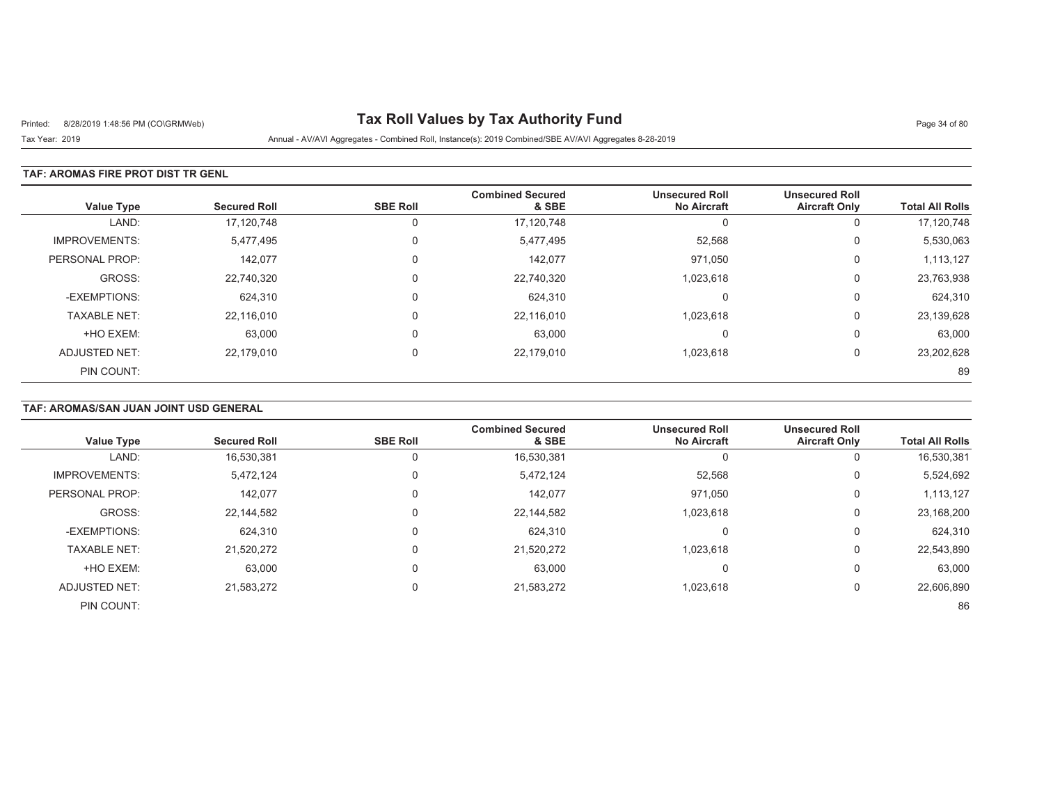# Tax Roll Values by Tax Authority Fund

Tax Year: 2019

Annual - AV/AVI Aggregates - Combined Roll, Instance(s): 2019 Combined/SBE AV/AVI Aggregates 8-28-2019

### TAF: AROMAS FIRE PROT DIST TR GENL

| Value Type | Secured Roll | SBE Roll | Combined Secured & SBE | Unsecured Roll No Aircraft | Unsecured Roll Aircraft Only | Total All Rolls |
|---|---|---|---|---|---|---|
| LAND: | 17,120,748 | 0 | 17,120,748 | 0 | 0 | 17,120,748 |
| IMPROVEMENTS: | 5,477,495 | 0 | 5,477,495 | 52,568 | 0 | 5,530,063 |
| PERSONAL PROP: | 142,077 | 0 | 142,077 | 971,050 | 0 | 1,113,127 |
| GROSS: | 22,740,320 | 0 | 22,740,320 | 1,023,618 | 0 | 23,763,938 |
| -EXEMPTIONS: | 624,310 | 0 | 624,310 | 0 | 0 | 624,310 |
| TAXABLE NET: | 22,116,010 | 0 | 22,116,010 | 1,023,618 | 0 | 23,139,628 |
| +HO EXEM: | 63,000 | 0 | 63,000 | 0 | 0 | 63,000 |
| ADJUSTED NET: | 22,179,010 | 0 | 22,179,010 | 1,023,618 | 0 | 23,202,628 |
| PIN COUNT: | | | | | | 89 |

### TAF: AROMAS/SAN JUAN JOINT USD GENERAL

| Value Type | Secured Roll | SBE Roll | Combined Secured & SBE | Unsecured Roll No Aircraft | Unsecured Roll Aircraft Only | Total All Rolls |
|---|---|---|---|---|---|---|
| LAND: | 16,530,381 | 0 | 16,530,381 | 0 | 0 | 16,530,381 |
| IMPROVEMENTS: | 5,472,124 | 0 | 5,472,124 | 52,568 | 0 | 5,524,692 |
| PERSONAL PROP: | 142,077 | 0 | 142,077 | 971,050 | 0 | 1,113,127 |
| GROSS: | 22,144,582 | 0 | 22,144,582 | 1,023,618 | 0 | 23,168,200 |
| -EXEMPTIONS: | 624,310 | 0 | 624,310 | 0 | 0 | 624,310 |
| TAXABLE NET: | 21,520,272 | 0 | 21,520,272 | 1,023,618 | 0 | 22,543,890 |
| +HO EXEM: | 63,000 | 0 | 63,000 | 0 | 0 | 63,000 |
| ADJUSTED NET: | 21,583,272 | 0 | 21,583,272 | 1,023,618 | 0 | 22,606,890 |
| PIN COUNT: | | | | | | 86 |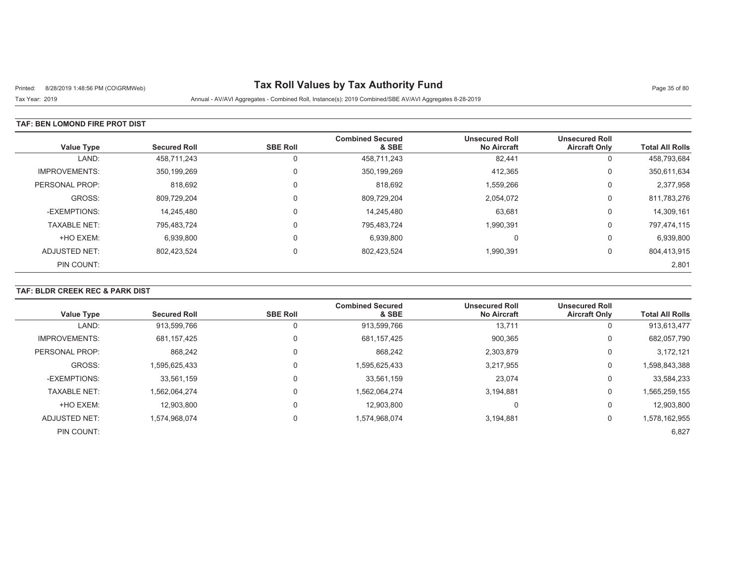# Tax Roll Values by Tax Authority Fund

Printed: 8/28/2019 1:48:56 PM (CO\GRMWeb)

Tax Year: 2019

Annual - AV/AVI Aggregates - Combined Roll, Instance(s): 2019 Combined/SBE AV/AVI Aggregates 8-28-2019

## TAF: BEN LOMOND FIRE PROT DIST

| Value Type | Secured Roll | SBE Roll | Combined Secured & SBE | Unsecured Roll No Aircraft | Unsecured Roll Aircraft Only | Total All Rolls |
|---|---|---|---|---|---|---|
| LAND: | 458,711,243 | 0 | 458,711,243 | 82,441 | 0 | 458,793,684 |
| IMPROVEMENTS: | 350,199,269 | 0 | 350,199,269 | 412,365 | 0 | 350,611,634 |
| PERSONAL PROP: | 818,692 | 0 | 818,692 | 1,559,266 | 0 | 2,377,958 |
| GROSS: | 809,729,204 | 0 | 809,729,204 | 2,054,072 | 0 | 811,783,276 |
| -EXEMPTIONS: | 14,245,480 | 0 | 14,245,480 | 63,681 | 0 | 14,309,161 |
| TAXABLE NET: | 795,483,724 | 0 | 795,483,724 | 1,990,391 | 0 | 797,474,115 |
| +HO EXEM: | 6,939,800 | 0 | 6,939,800 | 0 | 0 | 6,939,800 |
| ADJUSTED NET: | 802,423,524 | 0 | 802,423,524 | 1,990,391 | 0 | 804,413,915 |
| PIN COUNT: | | | | | | 2,801 |

## TAF: BLDR CREEK REC & PARK DIST

| Value Type | Secured Roll | SBE Roll | Combined Secured & SBE | Unsecured Roll No Aircraft | Unsecured Roll Aircraft Only | Total All Rolls |
|---|---|---|---|---|---|---|
| LAND: | 913,599,766 | 0 | 913,599,766 | 13,711 | 0 | 913,613,477 |
| IMPROVEMENTS: | 681,157,425 | 0 | 681,157,425 | 900,365 | 0 | 682,057,790 |
| PERSONAL PROP: | 868,242 | 0 | 868,242 | 2,303,879 | 0 | 3,172,121 |
| GROSS: | 1,595,625,433 | 0 | 1,595,625,433 | 3,217,955 | 0 | 1,598,843,388 |
| -EXEMPTIONS: | 33,561,159 | 0 | 33,561,159 | 23,074 | 0 | 33,584,233 |
| TAXABLE NET: | 1,562,064,274 | 0 | 1,562,064,274 | 3,194,881 | 0 | 1,565,259,155 |
| +HO EXEM: | 12,903,800 | 0 | 12,903,800 | 0 | 0 | 12,903,800 |
| ADJUSTED NET: | 1,574,968,074 | 0 | 1,574,968,074 | 3,194,881 | 0 | 1,578,162,955 |
| PIN COUNT: | | | | | | 6,827 |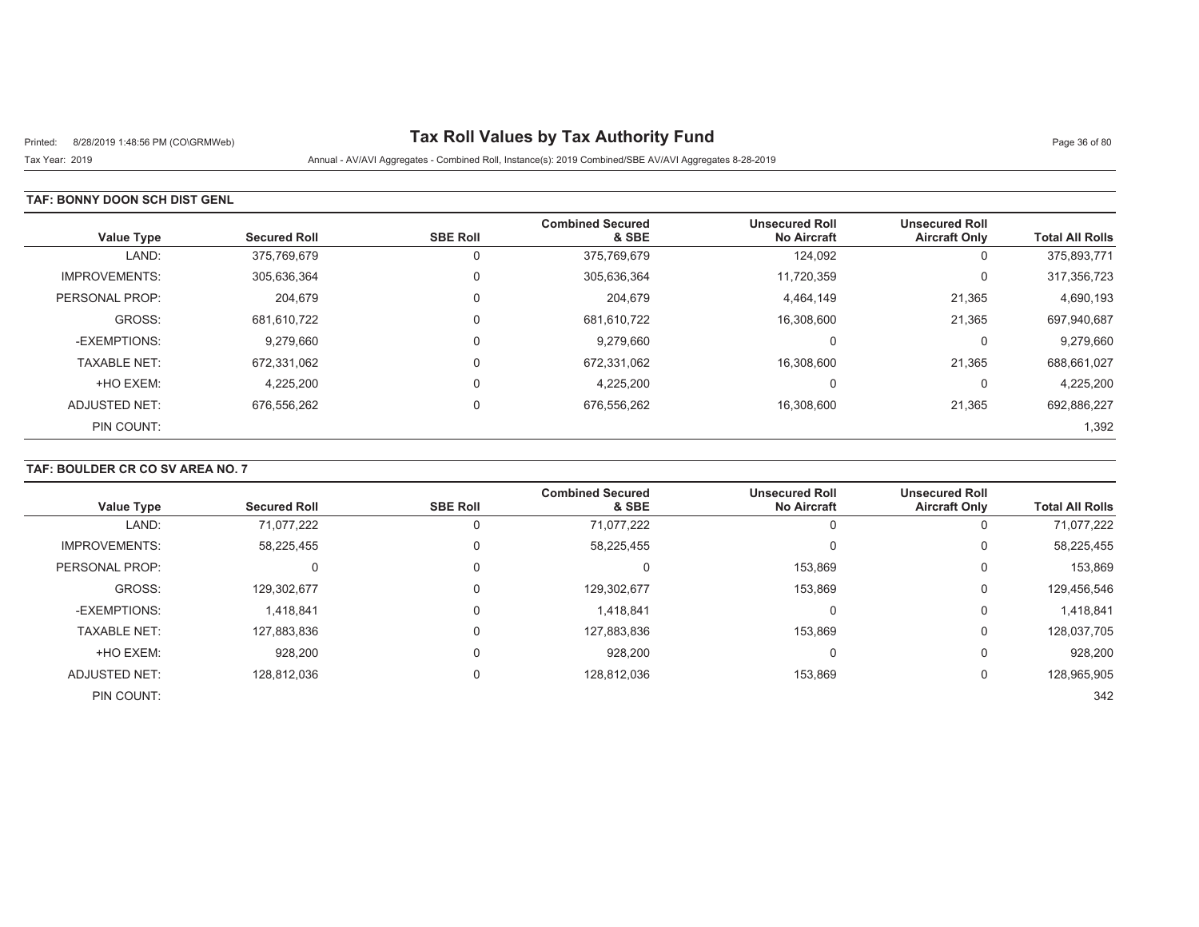# Tax Roll Values by Tax Authority Fund

Printed: 8/28/2019 1:48:56 PM (CO\GRMWeb)

Tax Year: 2019

Annual - AV/AVI Aggregates - Combined Roll, Instance(s): 2019 Combined/SBE AV/AVI Aggregates 8-28-2019

## TAF: BONNY DOON SCH DIST GENL

| Value Type | Secured Roll | SBE Roll | Combined Secured & SBE | Unsecured Roll No Aircraft | Unsecured Roll Aircraft Only | Total All Rolls |
|---|---|---|---|---|---|---|
| LAND: | 375,769,679 | 0 | 375,769,679 | 124,092 | 0 | 375,893,771 |
| IMPROVEMENTS: | 305,636,364 | 0 | 305,636,364 | 11,720,359 | 0 | 317,356,723 |
| PERSONAL PROP: | 204,679 | 0 | 204,679 | 4,464,149 | 21,365 | 4,690,193 |
| GROSS: | 681,610,722 | 0 | 681,610,722 | 16,308,600 | 21,365 | 697,940,687 |
| -EXEMPTIONS: | 9,279,660 | 0 | 9,279,660 | 0 | 0 | 9,279,660 |
| TAXABLE NET: | 672,331,062 | 0 | 672,331,062 | 16,308,600 | 21,365 | 688,661,027 |
| +HO EXEM: | 4,225,200 | 0 | 4,225,200 | 0 | 0 | 4,225,200 |
| ADJUSTED NET: | 676,556,262 | 0 | 676,556,262 | 16,308,600 | 21,365 | 692,886,227 |
| PIN COUNT: | | | | | | 1,392 |

## TAF: BOULDER CR CO SV AREA NO. 7

| Value Type | Secured Roll | SBE Roll | Combined Secured & SBE | Unsecured Roll No Aircraft | Unsecured Roll Aircraft Only | Total All Rolls |
|---|---|---|---|---|---|---|
| LAND: | 71,077,222 | 0 | 71,077,222 | 0 | 0 | 71,077,222 |
| IMPROVEMENTS: | 58,225,455 | 0 | 58,225,455 | 0 | 0 | 58,225,455 |
| PERSONAL PROP: | 0 | 0 | 0 | 153,869 | 0 | 153,869 |
| GROSS: | 129,302,677 | 0 | 129,302,677 | 153,869 | 0 | 129,456,546 |
| -EXEMPTIONS: | 1,418,841 | 0 | 1,418,841 | 0 | 0 | 1,418,841 |
| TAXABLE NET: | 127,883,836 | 0 | 127,883,836 | 153,869 | 0 | 128,037,705 |
| +HO EXEM: | 928,200 | 0 | 928,200 | 0 | 0 | 928,200 |
| ADJUSTED NET: | 128,812,036 | 0 | 128,812,036 | 153,869 | 0 | 128,965,905 |
| PIN COUNT: | | | | | | 342 |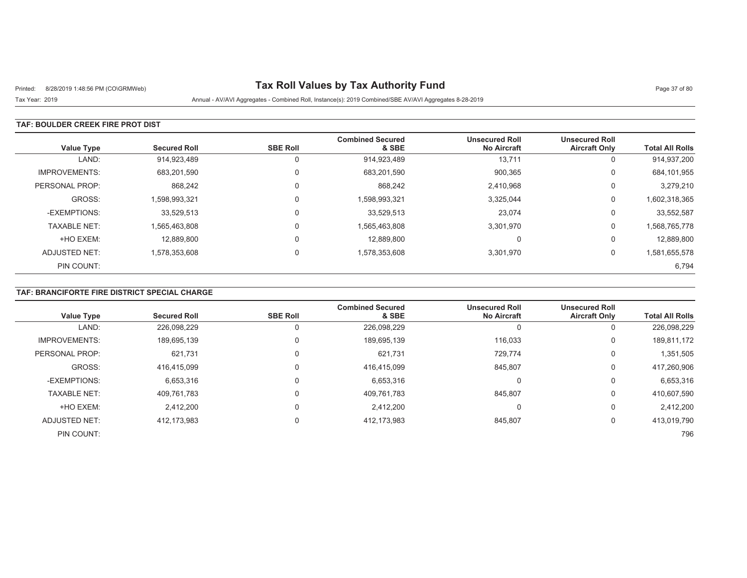# Tax Roll Values by Tax Authority Fund

Printed: 8/28/2019 1:48:56 PM (CO\GRMWeb)

Tax Year: 2019

Annual - AV/AVI Aggregates - Combined Roll, Instance(s): 2019 Combined/SBE AV/AVI Aggregates 8-28-2019

## TAF: BOULDER CREEK FIRE PROT DIST

| Value Type | Secured Roll | SBE Roll | Combined Secured & SBE | Unsecured Roll No Aircraft | Unsecured Roll Aircraft Only | Total All Rolls |
|---|---|---|---|---|---|---|
| LAND: | 914,923,489 | 0 | 914,923,489 | 13,711 | 0 | 914,937,200 |
| IMPROVEMENTS: | 683,201,590 | 0 | 683,201,590 | 900,365 | 0 | 684,101,955 |
| PERSONAL PROP: | 868,242 | 0 | 868,242 | 2,410,968 | 0 | 3,279,210 |
| GROSS: | 1,598,993,321 | 0 | 1,598,993,321 | 3,325,044 | 0 | 1,602,318,365 |
| -EXEMPTIONS: | 33,529,513 | 0 | 33,529,513 | 23,074 | 0 | 33,552,587 |
| TAXABLE NET: | 1,565,463,808 | 0 | 1,565,463,808 | 3,301,970 | 0 | 1,568,765,778 |
| +HO EXEM: | 12,889,800 | 0 | 12,889,800 | 0 | 0 | 12,889,800 |
| ADJUSTED NET: | 1,578,353,608 | 0 | 1,578,353,608 | 3,301,970 | 0 | 1,581,655,578 |
| PIN COUNT: | | | | | | 6,794 |

## TAF: BRANCIFORTE FIRE DISTRICT SPECIAL CHARGE

| Value Type | Secured Roll | SBE Roll | Combined Secured & SBE | Unsecured Roll No Aircraft | Unsecured Roll Aircraft Only | Total All Rolls |
|---|---|---|---|---|---|---|
| LAND: | 226,098,229 | 0 | 226,098,229 | 0 | 0 | 226,098,229 |
| IMPROVEMENTS: | 189,695,139 | 0 | 189,695,139 | 116,033 | 0 | 189,811,172 |
| PERSONAL PROP: | 621,731 | 0 | 621,731 | 729,774 | 0 | 1,351,505 |
| GROSS: | 416,415,099 | 0 | 416,415,099 | 845,807 | 0 | 417,260,906 |
| -EXEMPTIONS: | 6,653,316 | 0 | 6,653,316 | 0 | 0 | 6,653,316 |
| TAXABLE NET: | 409,761,783 | 0 | 409,761,783 | 845,807 | 0 | 410,607,590 |
| +HO EXEM: | 2,412,200 | 0 | 2,412,200 | 0 | 0 | 2,412,200 |
| ADJUSTED NET: | 412,173,983 | 0 | 412,173,983 | 845,807 | 0 | 413,019,790 |
| PIN COUNT: | | | | | | 796 |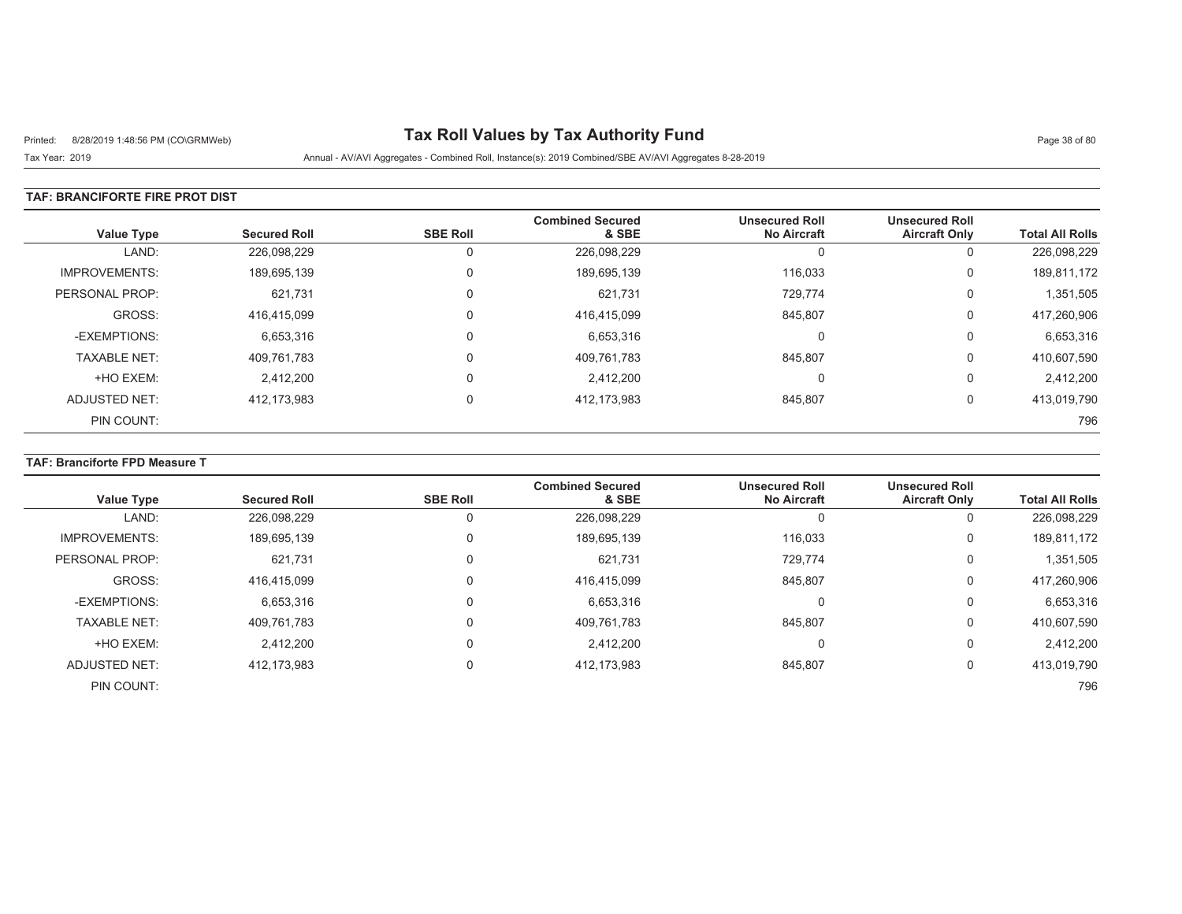# Tax Roll Values by Tax Authority Fund

Printed: 8/28/2019 1:48:56 PM (CO\GRMWeb)

Tax Year: 2019

Annual - AV/AVI Aggregates - Combined Roll, Instance(s): 2019 Combined/SBE AV/AVI Aggregates 8-28-2019

## TAF: BRANCIFORTE FIRE PROT DIST

| Value Type | Secured Roll | SBE Roll | Combined Secured & SBE | Unsecured Roll No Aircraft | Unsecured Roll Aircraft Only | Total All Rolls |
|---|---|---|---|---|---|---|
| LAND: | 226,098,229 | 0 | 226,098,229 | 0 | 0 | 226,098,229 |
| IMPROVEMENTS: | 189,695,139 | 0 | 189,695,139 | 116,033 | 0 | 189,811,172 |
| PERSONAL PROP: | 621,731 | 0 | 621,731 | 729,774 | 0 | 1,351,505 |
| GROSS: | 416,415,099 | 0 | 416,415,099 | 845,807 | 0 | 417,260,906 |
| -EXEMPTIONS: | 6,653,316 | 0 | 6,653,316 | 0 | 0 | 6,653,316 |
| TAXABLE NET: | 409,761,783 | 0 | 409,761,783 | 845,807 | 0 | 410,607,590 |
| +HO EXEM: | 2,412,200 | 0 | 2,412,200 | 0 | 0 | 2,412,200 |
| ADJUSTED NET: | 412,173,983 | 0 | 412,173,983 | 845,807 | 0 | 413,019,790 |
| PIN COUNT: | | | | | | 796 |

## TAF: Branciforte FPD Measure T

| Value Type | Secured Roll | SBE Roll | Combined Secured & SBE | Unsecured Roll No Aircraft | Unsecured Roll Aircraft Only | Total All Rolls |
|---|---|---|---|---|---|---|
| LAND: | 226,098,229 | 0 | 226,098,229 | 0 | 0 | 226,098,229 |
| IMPROVEMENTS: | 189,695,139 | 0 | 189,695,139 | 116,033 | 0 | 189,811,172 |
| PERSONAL PROP: | 621,731 | 0 | 621,731 | 729,774 | 0 | 1,351,505 |
| GROSS: | 416,415,099 | 0 | 416,415,099 | 845,807 | 0 | 417,260,906 |
| -EXEMPTIONS: | 6,653,316 | 0 | 6,653,316 | 0 | 0 | 6,653,316 |
| TAXABLE NET: | 409,761,783 | 0 | 409,761,783 | 845,807 | 0 | 410,607,590 |
| +HO EXEM: | 2,412,200 | 0 | 2,412,200 | 0 | 0 | 2,412,200 |
| ADJUSTED NET: | 412,173,983 | 0 | 412,173,983 | 845,807 | 0 | 413,019,790 |
| PIN COUNT: | | | | | | 796 |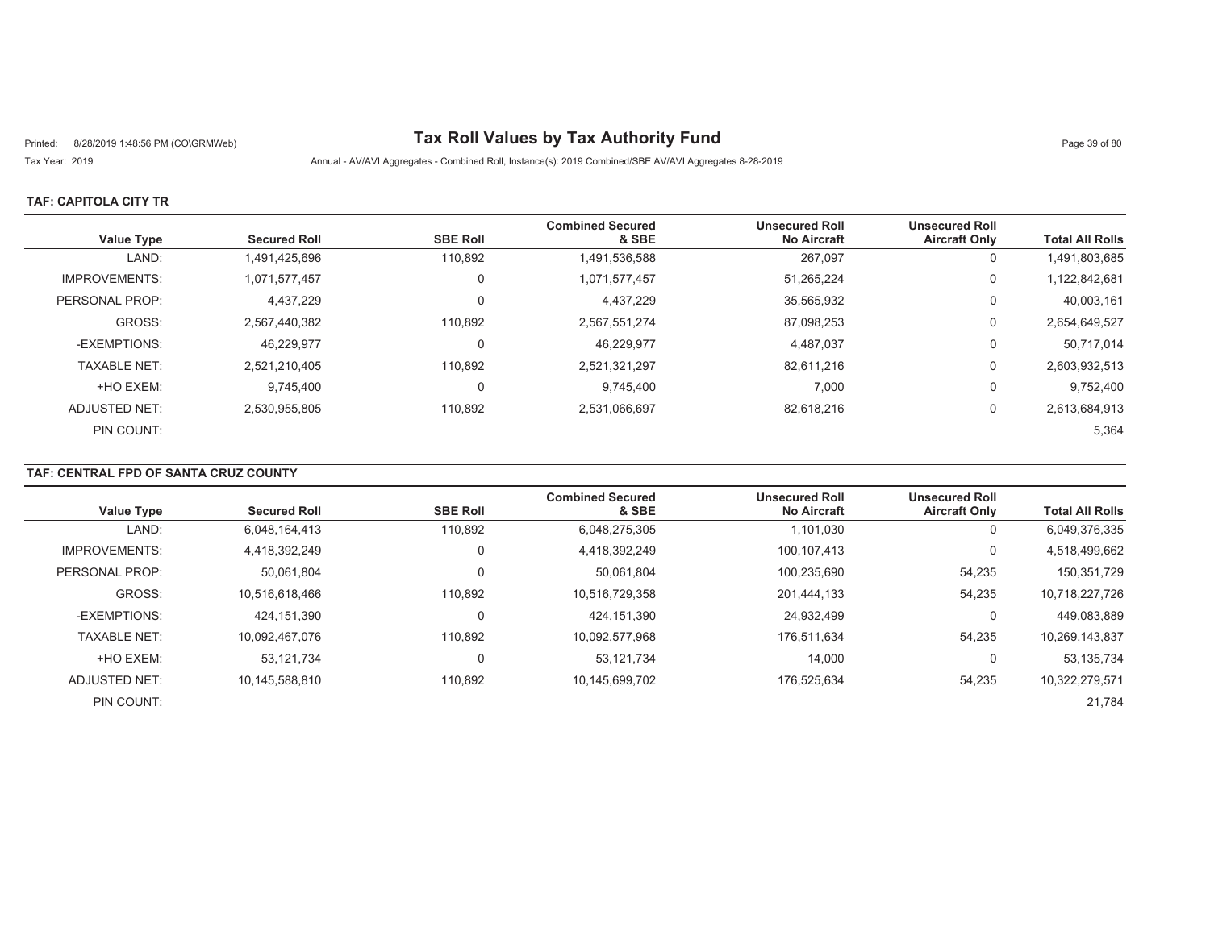# Tax Roll Values by Tax Authority Fund

Printed: 8/28/2019 1:48:56 PM (CO\GRMWeb)

Tax Year: 2019

Annual - AV/AVI Aggregates - Combined Roll, Instance(s): 2019 Combined/SBE AV/AVI Aggregates 8-28-2019

## TAF: CAPITOLA CITY TR

| Value Type | Secured Roll | SBE Roll | Combined Secured & SBE | Unsecured Roll No Aircraft | Unsecured Roll Aircraft Only | Total All Rolls |
|---|---|---|---|---|---|---|
| LAND: | 1,491,425,696 | 110,892 | 1,491,536,588 | 267,097 | 0 | 1,491,803,685 |
| IMPROVEMENTS: | 1,071,577,457 | 0 | 1,071,577,457 | 51,265,224 | 0 | 1,122,842,681 |
| PERSONAL PROP: | 4,437,229 | 0 | 4,437,229 | 35,565,932 | 0 | 40,003,161 |
| GROSS: | 2,567,440,382 | 110,892 | 2,567,551,274 | 87,098,253 | 0 | 2,654,649,527 |
| -EXEMPTIONS: | 46,229,977 | 0 | 46,229,977 | 4,487,037 | 0 | 50,717,014 |
| TAXABLE NET: | 2,521,210,405 | 110,892 | 2,521,321,297 | 82,611,216 | 0 | 2,603,932,513 |
| +HO EXEM: | 9,745,400 | 0 | 9,745,400 | 7,000 | 0 | 9,752,400 |
| ADJUSTED NET: | 2,530,955,805 | 110,892 | 2,531,066,697 | 82,618,216 | 0 | 2,613,684,913 |
| PIN COUNT: | | | | | | 5,364 |

## TAF: CENTRAL FPD OF SANTA CRUZ COUNTY

| Value Type | Secured Roll | SBE Roll | Combined Secured & SBE | Unsecured Roll No Aircraft | Unsecured Roll Aircraft Only | Total All Rolls |
|---|---|---|---|---|---|---|
| LAND: | 6,048,164,413 | 110,892 | 6,048,275,305 | 1,101,030 | 0 | 6,049,376,335 |
| IMPROVEMENTS: | 4,418,392,249 | 0 | 4,418,392,249 | 100,107,413 | 0 | 4,518,499,662 |
| PERSONAL PROP: | 50,061,804 | 0 | 50,061,804 | 100,235,690 | 54,235 | 150,351,729 |
| GROSS: | 10,516,618,466 | 110,892 | 10,516,729,358 | 201,444,133 | 54,235 | 10,718,227,726 |
| -EXEMPTIONS: | 424,151,390 | 0 | 424,151,390 | 24,932,499 | 0 | 449,083,889 |
| TAXABLE NET: | 10,092,467,076 | 110,892 | 10,092,577,968 | 176,511,634 | 54,235 | 10,269,143,837 |
| +HO EXEM: | 53,121,734 | 0 | 53,121,734 | 14,000 | 0 | 53,135,734 |
| ADJUSTED NET: | 10,145,588,810 | 110,892 | 10,145,699,702 | 176,525,634 | 54,235 | 10,322,279,571 |
| PIN COUNT: | | | | | | 21,784 |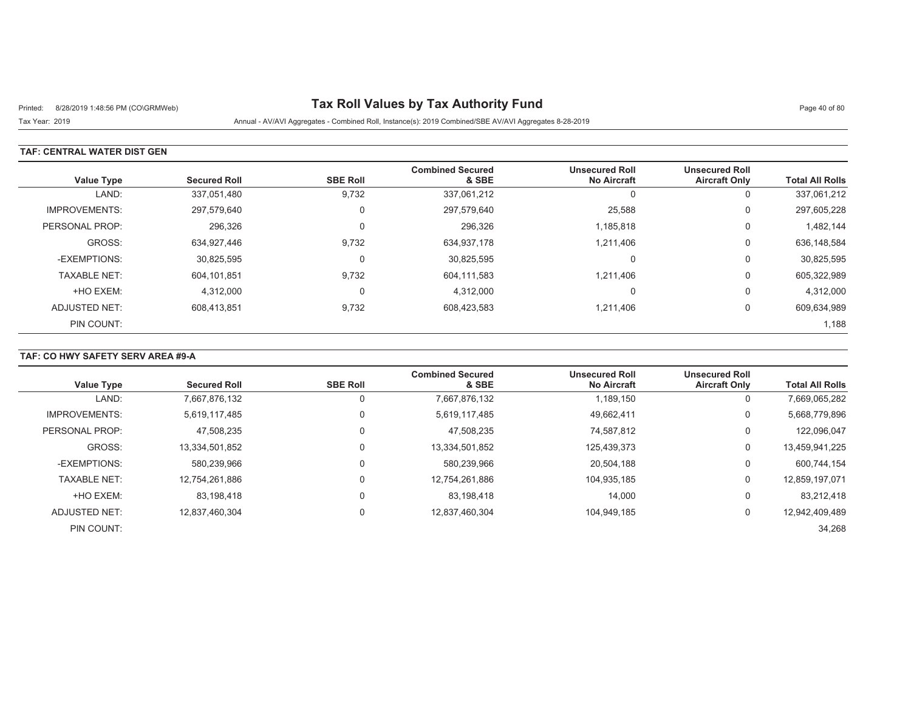# Tax Roll Values by Tax Authority Fund

Printed: 8/28/2019 1:48:56 PM (CO\GRMWeb)

Tax Year: 2019

Annual - AV/AVI Aggregates - Combined Roll, Instance(s): 2019 Combined/SBE AV/AVI Aggregates 8-28-2019

## TAF: CENTRAL WATER DIST GEN

| Value Type | Secured Roll | SBE Roll | Combined Secured & SBE | Unsecured Roll No Aircraft | Unsecured Roll Aircraft Only | Total All Rolls |
|---|---|---|---|---|---|---|
| LAND: | 337,051,480 | 9,732 | 337,061,212 | 0 | 0 | 337,061,212 |
| IMPROVEMENTS: | 297,579,640 | 0 | 297,579,640 | 25,588 | 0 | 297,605,228 |
| PERSONAL PROP: | 296,326 | 0 | 296,326 | 1,185,818 | 0 | 1,482,144 |
| GROSS: | 634,927,446 | 9,732 | 634,937,178 | 1,211,406 | 0 | 636,148,584 |
| -EXEMPTIONS: | 30,825,595 | 0 | 30,825,595 | 0 | 0 | 30,825,595 |
| TAXABLE NET: | 604,101,851 | 9,732 | 604,111,583 | 1,211,406 | 0 | 605,322,989 |
| +HO EXEM: | 4,312,000 | 0 | 4,312,000 | 0 | 0 | 4,312,000 |
| ADJUSTED NET: | 608,413,851 | 9,732 | 608,423,583 | 1,211,406 | 0 | 609,634,989 |
| PIN COUNT: | | | | | | 1,188 |

## TAF: CO HWY SAFETY SERV AREA #9-A

| Value Type | Secured Roll | SBE Roll | Combined Secured & SBE | Unsecured Roll No Aircraft | Unsecured Roll Aircraft Only | Total All Rolls |
|---|---|---|---|---|---|---|
| LAND: | 7,667,876,132 | 0 | 7,667,876,132 | 1,189,150 | 0 | 7,669,065,282 |
| IMPROVEMENTS: | 5,619,117,485 | 0 | 5,619,117,485 | 49,662,411 | 0 | 5,668,779,896 |
| PERSONAL PROP: | 47,508,235 | 0 | 47,508,235 | 74,587,812 | 0 | 122,096,047 |
| GROSS: | 13,334,501,852 | 0 | 13,334,501,852 | 125,439,373 | 0 | 13,459,941,225 |
| -EXEMPTIONS: | 580,239,966 | 0 | 580,239,966 | 20,504,188 | 0 | 600,744,154 |
| TAXABLE NET: | 12,754,261,886 | 0 | 12,754,261,886 | 104,935,185 | 0 | 12,859,197,071 |
| +HO EXEM: | 83,198,418 | 0 | 83,198,418 | 14,000 | 0 | 83,212,418 |
| ADJUSTED NET: | 12,837,460,304 | 0 | 12,837,460,304 | 104,949,185 | 0 | 12,942,409,489 |
| PIN COUNT: | | | | | | 34,268 |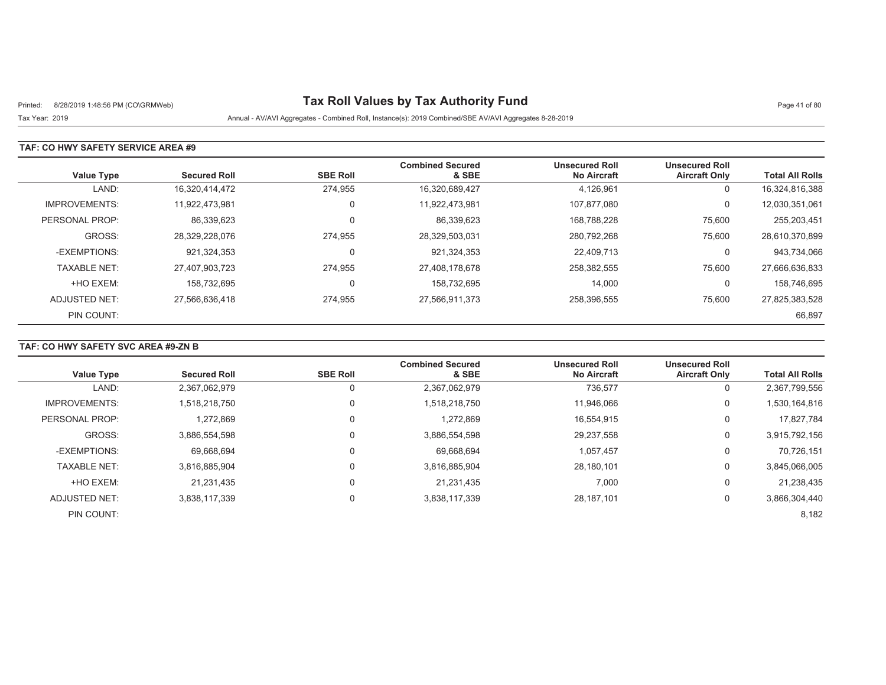# Tax Roll Values by Tax Authority Fund

Printed: 8/28/2019 1:48:56 PM (CO\GRMWeb)

Tax Year: 2019

Annual - AV/AVI Aggregates - Combined Roll, Instance(s): 2019 Combined/SBE AV/AVI Aggregates 8-28-2019

## TAF: CO HWY SAFETY SERVICE AREA #9

| Value Type | Secured Roll | SBE Roll | Combined Secured & SBE | Unsecured Roll No Aircraft | Unsecured Roll Aircraft Only | Total All Rolls |
|---|---|---|---|---|---|---|
| LAND: | 16,320,414,472 | 274,955 | 16,320,689,427 | 4,126,961 | 0 | 16,324,816,388 |
| IMPROVEMENTS: | 11,922,473,981 | 0 | 11,922,473,981 | 107,877,080 | 0 | 12,030,351,061 |
| PERSONAL PROP: | 86,339,623 | 0 | 86,339,623 | 168,788,228 | 75,600 | 255,203,451 |
| GROSS: | 28,329,228,076 | 274,955 | 28,329,503,031 | 280,792,268 | 75,600 | 28,610,370,899 |
| -EXEMPTIONS: | 921,324,353 | 0 | 921,324,353 | 22,409,713 | 0 | 943,734,066 |
| TAXABLE NET: | 27,407,903,723 | 274,955 | 27,408,178,678 | 258,382,555 | 75,600 | 27,666,636,833 |
| +HO EXEM: | 158,732,695 | 0 | 158,732,695 | 14,000 | 0 | 158,746,695 |
| ADJUSTED NET: | 27,566,636,418 | 274,955 | 27,566,911,373 | 258,396,555 | 75,600 | 27,825,383,528 |
| PIN COUNT: | | | | | | 66,897 |

## TAF: CO HWY SAFETY SVC AREA #9-ZN B

| Value Type | Secured Roll | SBE Roll | Combined Secured & SBE | Unsecured Roll No Aircraft | Unsecured Roll Aircraft Only | Total All Rolls |
|---|---|---|---|---|---|---|
| LAND: | 2,367,062,979 | 0 | 2,367,062,979 | 736,577 | 0 | 2,367,799,556 |
| IMPROVEMENTS: | 1,518,218,750 | 0 | 1,518,218,750 | 11,946,066 | 0 | 1,530,164,816 |
| PERSONAL PROP: | 1,272,869 | 0 | 1,272,869 | 16,554,915 | 0 | 17,827,784 |
| GROSS: | 3,886,554,598 | 0 | 3,886,554,598 | 29,237,558 | 0 | 3,915,792,156 |
| -EXEMPTIONS: | 69,668,694 | 0 | 69,668,694 | 1,057,457 | 0 | 70,726,151 |
| TAXABLE NET: | 3,816,885,904 | 0 | 3,816,885,904 | 28,180,101 | 0 | 3,845,066,005 |
| +HO EXEM: | 21,231,435 | 0 | 21,231,435 | 7,000 | 0 | 21,238,435 |
| ADJUSTED NET: | 3,838,117,339 | 0 | 3,838,117,339 | 28,187,101 | 0 | 3,866,304,440 |
| PIN COUNT: | | | | | | 8,182 |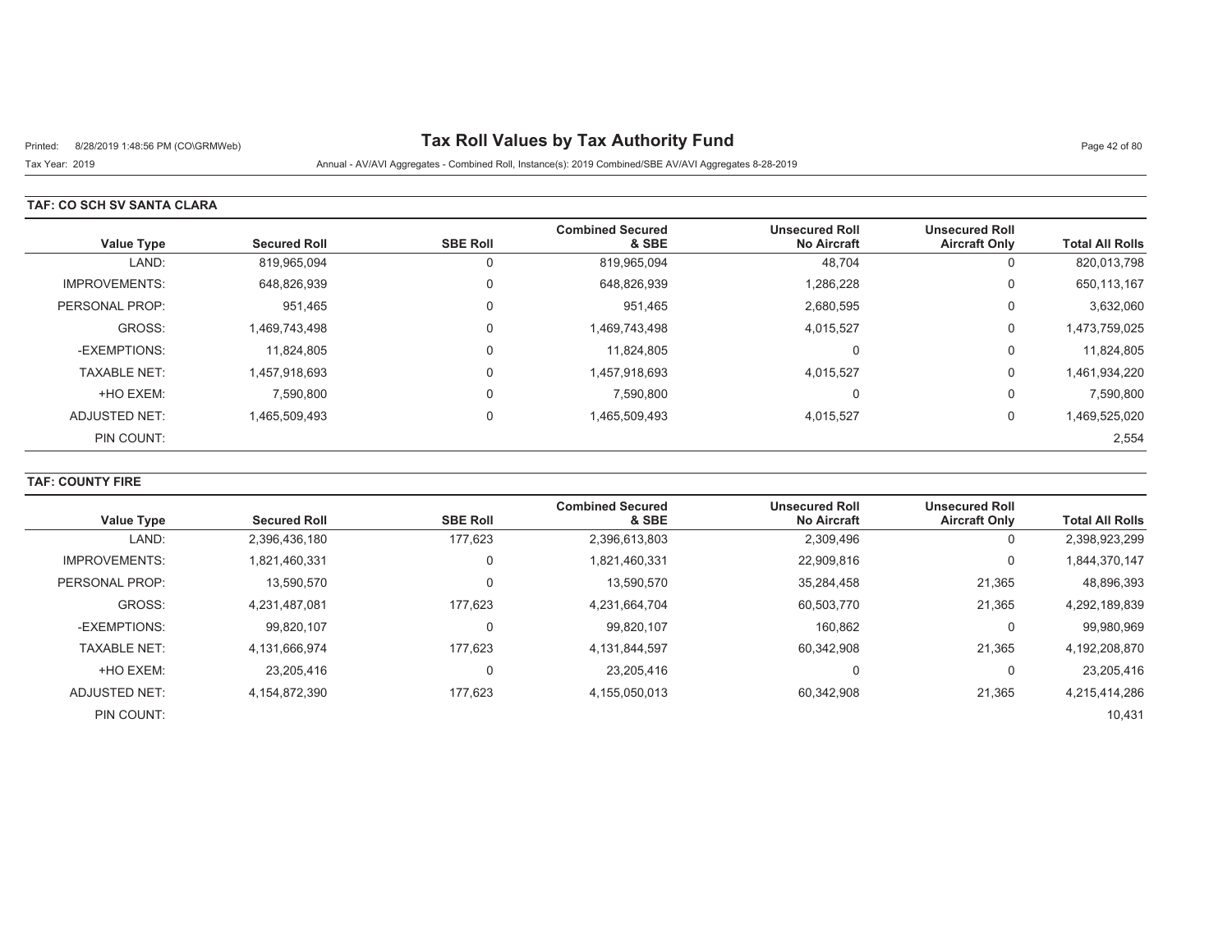# Tax Roll Values by Tax Authority Fund

Tax Year: 2019

Annual - AV/AVI Aggregates - Combined Roll, Instance(s): 2019 Combined/SBE AV/AVI Aggregates 8-28-2019

## TAF: CO SCH SV SANTA CLARA

| Value Type | Secured Roll | SBE Roll | Combined Secured & SBE | Unsecured Roll No Aircraft | Unsecured Roll Aircraft Only | Total All Rolls |
|---|---|---|---|---|---|---|
| LAND: | 819,965,094 | 0 | 819,965,094 | 48,704 | 0 | 820,013,798 |
| IMPROVEMENTS: | 648,826,939 | 0 | 648,826,939 | 1,286,228 | 0 | 650,113,167 |
| PERSONAL PROP: | 951,465 | 0 | 951,465 | 2,680,595 | 0 | 3,632,060 |
| GROSS: | 1,469,743,498 | 0 | 1,469,743,498 | 4,015,527 | 0 | 1,473,759,025 |
| -EXEMPTIONS: | 11,824,805 | 0 | 11,824,805 | 0 | 0 | 11,824,805 |
| TAXABLE NET: | 1,457,918,693 | 0 | 1,457,918,693 | 4,015,527 | 0 | 1,461,934,220 |
| +HO EXEM: | 7,590,800 | 0 | 7,590,800 | 0 | 0 | 7,590,800 |
| ADJUSTED NET: | 1,465,509,493 | 0 | 1,465,509,493 | 4,015,527 | 0 | 1,469,525,020 |
| PIN COUNT: | | | | | | 2,554 |

## TAF: COUNTY FIRE

| Value Type | Secured Roll | SBE Roll | Combined Secured & SBE | Unsecured Roll No Aircraft | Unsecured Roll Aircraft Only | Total All Rolls |
|---|---|---|---|---|---|---|
| LAND: | 2,396,436,180 | 177,623 | 2,396,613,803 | 2,309,496 | 0 | 2,398,923,299 |
| IMPROVEMENTS: | 1,821,460,331 | 0 | 1,821,460,331 | 22,909,816 | 0 | 1,844,370,147 |
| PERSONAL PROP: | 13,590,570 | 0 | 13,590,570 | 35,284,458 | 21,365 | 48,896,393 |
| GROSS: | 4,231,487,081 | 177,623 | 4,231,664,704 | 60,503,770 | 21,365 | 4,292,189,839 |
| -EXEMPTIONS: | 99,820,107 | 0 | 99,820,107 | 160,862 | 0 | 99,980,969 |
| TAXABLE NET: | 4,131,666,974 | 177,623 | 4,131,844,597 | 60,342,908 | 21,365 | 4,192,208,870 |
| +HO EXEM: | 23,205,416 | 0 | 23,205,416 | 0 | 0 | 23,205,416 |
| ADJUSTED NET: | 4,154,872,390 | 177,623 | 4,155,050,013 | 60,342,908 | 21,365 | 4,215,414,286 |
| PIN COUNT: | | | | | | 10,431 |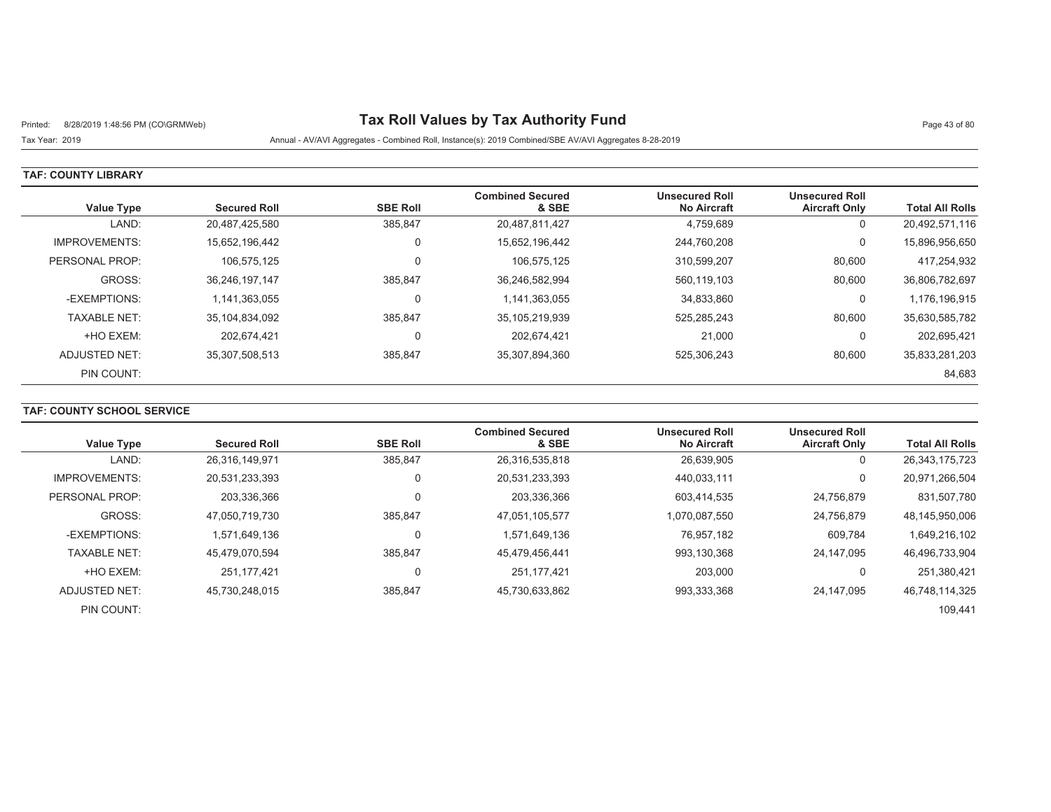# Tax Roll Values by Tax Authority Fund

Printed: 8/28/2019 1:48:56 PM (CO\GRMWeb)

Tax Year: 2019

Annual - AV/AVI Aggregates - Combined Roll, Instance(s): 2019 Combined/SBE AV/AVI Aggregates 8-28-2019

## TAF: COUNTY LIBRARY

| Value Type | Secured Roll | SBE Roll | Combined Secured & SBE | Unsecured Roll No Aircraft | Unsecured Roll Aircraft Only | Total All Rolls |
|---|---|---|---|---|---|---|
| LAND: | 20,487,425,580 | 385,847 | 20,487,811,427 | 4,759,689 | 0 | 20,492,571,116 |
| IMPROVEMENTS: | 15,652,196,442 | 0 | 15,652,196,442 | 244,760,208 | 0 | 15,896,956,650 |
| PERSONAL PROP: | 106,575,125 | 0 | 106,575,125 | 310,599,207 | 80,600 | 417,254,932 |
| GROSS: | 36,246,197,147 | 385,847 | 36,246,582,994 | 560,119,103 | 80,600 | 36,806,782,697 |
| -EXEMPTIONS: | 1,141,363,055 | 0 | 1,141,363,055 | 34,833,860 | 0 | 1,176,196,915 |
| TAXABLE NET: | 35,104,834,092 | 385,847 | 35,105,219,939 | 525,285,243 | 80,600 | 35,630,585,782 |
| +HO EXEM: | 202,674,421 | 0 | 202,674,421 | 21,000 | 0 | 202,695,421 |
| ADJUSTED NET: | 35,307,508,513 | 385,847 | 35,307,894,360 | 525,306,243 | 80,600 | 35,833,281,203 |
| PIN COUNT: | | | | | | 84,683 |

## TAF: COUNTY SCHOOL SERVICE

| Value Type | Secured Roll | SBE Roll | Combined Secured & SBE | Unsecured Roll No Aircraft | Unsecured Roll Aircraft Only | Total All Rolls |
|---|---|---|---|---|---|---|
| LAND: | 26,316,149,971 | 385,847 | 26,316,535,818 | 26,639,905 | 0 | 26,343,175,723 |
| IMPROVEMENTS: | 20,531,233,393 | 0 | 20,531,233,393 | 440,033,111 | 0 | 20,971,266,504 |
| PERSONAL PROP: | 203,336,366 | 0 | 203,336,366 | 603,414,535 | 24,756,879 | 831,507,780 |
| GROSS: | 47,050,719,730 | 385,847 | 47,051,105,577 | 1,070,087,550 | 24,756,879 | 48,145,950,006 |
| -EXEMPTIONS: | 1,571,649,136 | 0 | 1,571,649,136 | 76,957,182 | 609,784 | 1,649,216,102 |
| TAXABLE NET: | 45,479,070,594 | 385,847 | 45,479,456,441 | 993,130,368 | 24,147,095 | 46,496,733,904 |
| +HO EXEM: | 251,177,421 | 0 | 251,177,421 | 203,000 | 0 | 251,380,421 |
| ADJUSTED NET: | 45,730,248,015 | 385,847 | 45,730,633,862 | 993,333,368 | 24,147,095 | 46,748,114,325 |
| PIN COUNT: | | | | | | 109,441 |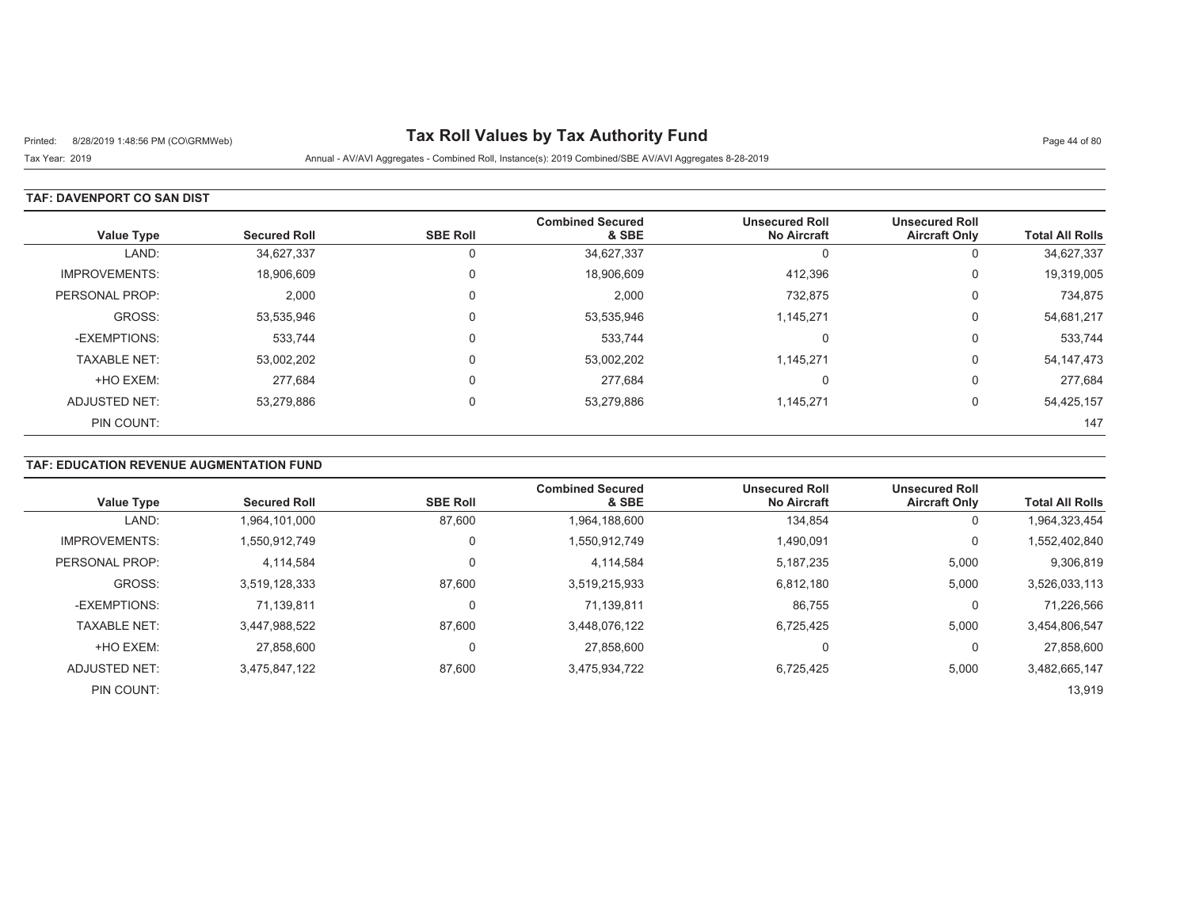# Tax Roll Values by Tax Authority Fund

Printed: 8/28/2019 1:48:56 PM (CO\GRMWeb)

Tax Year: 2019 Annual - AV/AVI Aggregates - Combined Roll, Instance(s): 2019 Combined/SBE AV/AVI Aggregates 8-28-2019

## TAF: DAVENPORT CO SAN DIST

| Value Type | Secured Roll | SBE Roll | Combined Secured & SBE | Unsecured Roll No Aircraft | Unsecured Roll Aircraft Only | Total All Rolls |
|---|---|---|---|---|---|---|
| LAND: | 34,627,337 | 0 | 34,627,337 | 0 | 0 | 34,627,337 |
| IMPROVEMENTS: | 18,906,609 | 0 | 18,906,609 | 412,396 | 0 | 19,319,005 |
| PERSONAL PROP: | 2,000 | 0 | 2,000 | 732,875 | 0 | 734,875 |
| GROSS: | 53,535,946 | 0 | 53,535,946 | 1,145,271 | 0 | 54,681,217 |
| -EXEMPTIONS: | 533,744 | 0 | 533,744 | 0 | 0 | 533,744 |
| TAXABLE NET: | 53,002,202 | 0 | 53,002,202 | 1,145,271 | 0 | 54,147,473 |
| +HO EXEM: | 277,684 | 0 | 277,684 | 0 | 0 | 277,684 |
| ADJUSTED NET: | 53,279,886 | 0 | 53,279,886 | 1,145,271 | 0 | 54,425,157 |
| PIN COUNT: | | | | | | 147 |

## TAF: EDUCATION REVENUE AUGMENTATION FUND

| Value Type | Secured Roll | SBE Roll | Combined Secured & SBE | Unsecured Roll No Aircraft | Unsecured Roll Aircraft Only | Total All Rolls |
|---|---|---|---|---|---|---|
| LAND: | 1,964,101,000 | 87,600 | 1,964,188,600 | 134,854 | 0 | 1,964,323,454 |
| IMPROVEMENTS: | 1,550,912,749 | 0 | 1,550,912,749 | 1,490,091 | 0 | 1,552,402,840 |
| PERSONAL PROP: | 4,114,584 | 0 | 4,114,584 | 5,187,235 | 5,000 | 9,306,819 |
| GROSS: | 3,519,128,333 | 87,600 | 3,519,215,933 | 6,812,180 | 5,000 | 3,526,033,113 |
| -EXEMPTIONS: | 71,139,811 | 0 | 71,139,811 | 86,755 | 0 | 71,226,566 |
| TAXABLE NET: | 3,447,988,522 | 87,600 | 3,448,076,122 | 6,725,425 | 5,000 | 3,454,806,547 |
| +HO EXEM: | 27,858,600 | 0 | 27,858,600 | 0 | 0 | 27,858,600 |
| ADJUSTED NET: | 3,475,847,122 | 87,600 | 3,475,934,722 | 6,725,425 | 5,000 | 3,482,665,147 |
| PIN COUNT: | | | | | | 13,919 |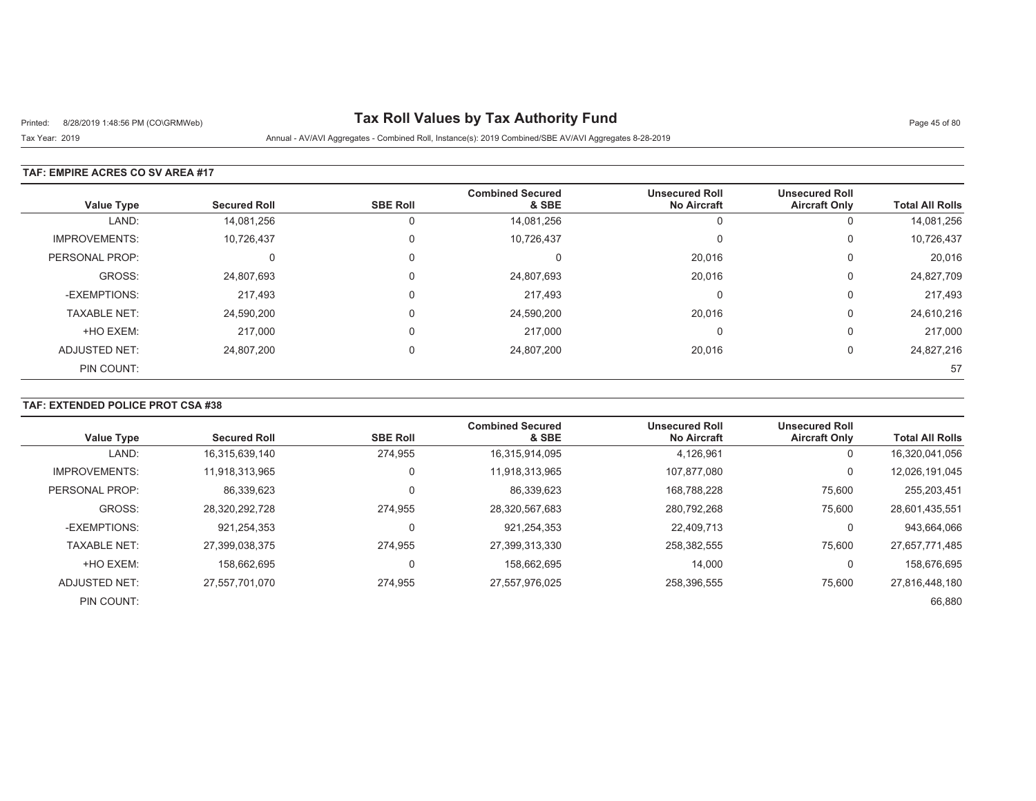# Tax Roll Values by Tax Authority Fund

Printed: 8/28/2019 1:48:56 PM (CO\GRMWeb)

Tax Year: 2019

Annual - AV/AVI Aggregates - Combined Roll, Instance(s): 2019 Combined/SBE AV/AVI Aggregates 8-28-2019

### TAF: EMPIRE ACRES CO SV AREA #17

| Value Type | Secured Roll | SBE Roll | Combined Secured & SBE | Unsecured Roll No Aircraft | Unsecured Roll Aircraft Only | Total All Rolls |
|---|---|---|---|---|---|---|
| LAND: | 14,081,256 | 0 | 14,081,256 | 0 | 0 | 14,081,256 |
| IMPROVEMENTS: | 10,726,437 | 0 | 10,726,437 | 0 | 0 | 10,726,437 |
| PERSONAL PROP: | 0 | 0 | 0 | 20,016 | 0 | 20,016 |
| GROSS: | 24,807,693 | 0 | 24,807,693 | 20,016 | 0 | 24,827,709 |
| -EXEMPTIONS: | 217,493 | 0 | 217,493 | 0 | 0 | 217,493 |
| TAXABLE NET: | 24,590,200 | 0 | 24,590,200 | 20,016 | 0 | 24,610,216 |
| +HO EXEM: | 217,000 | 0 | 217,000 | 0 | 0 | 217,000 |
| ADJUSTED NET: | 24,807,200 | 0 | 24,807,200 | 20,016 | 0 | 24,827,216 |
| PIN COUNT: | | | | | | 57 |

### TAF: EXTENDED POLICE PROT CSA #38

| Value Type | Secured Roll | SBE Roll | Combined Secured & SBE | Unsecured Roll No Aircraft | Unsecured Roll Aircraft Only | Total All Rolls |
|---|---|---|---|---|---|---|
| LAND: | 16,315,639,140 | 274,955 | 16,315,914,095 | 4,126,961 | 0 | 16,320,041,056 |
| IMPROVEMENTS: | 11,918,313,965 | 0 | 11,918,313,965 | 107,877,080 | 0 | 12,026,191,045 |
| PERSONAL PROP: | 86,339,623 | 0 | 86,339,623 | 168,788,228 | 75,600 | 255,203,451 |
| GROSS: | 28,320,292,728 | 274,955 | 28,320,567,683 | 280,792,268 | 75,600 | 28,601,435,551 |
| -EXEMPTIONS: | 921,254,353 | 0 | 921,254,353 | 22,409,713 | 0 | 943,664,066 |
| TAXABLE NET: | 27,399,038,375 | 274,955 | 27,399,313,330 | 258,382,555 | 75,600 | 27,657,771,485 |
| +HO EXEM: | 158,662,695 | 0 | 158,662,695 | 14,000 | 0 | 158,676,695 |
| ADJUSTED NET: | 27,557,701,070 | 274,955 | 27,557,976,025 | 258,396,555 | 75,600 | 27,816,448,180 |
| PIN COUNT: | | | | | | 66,880 |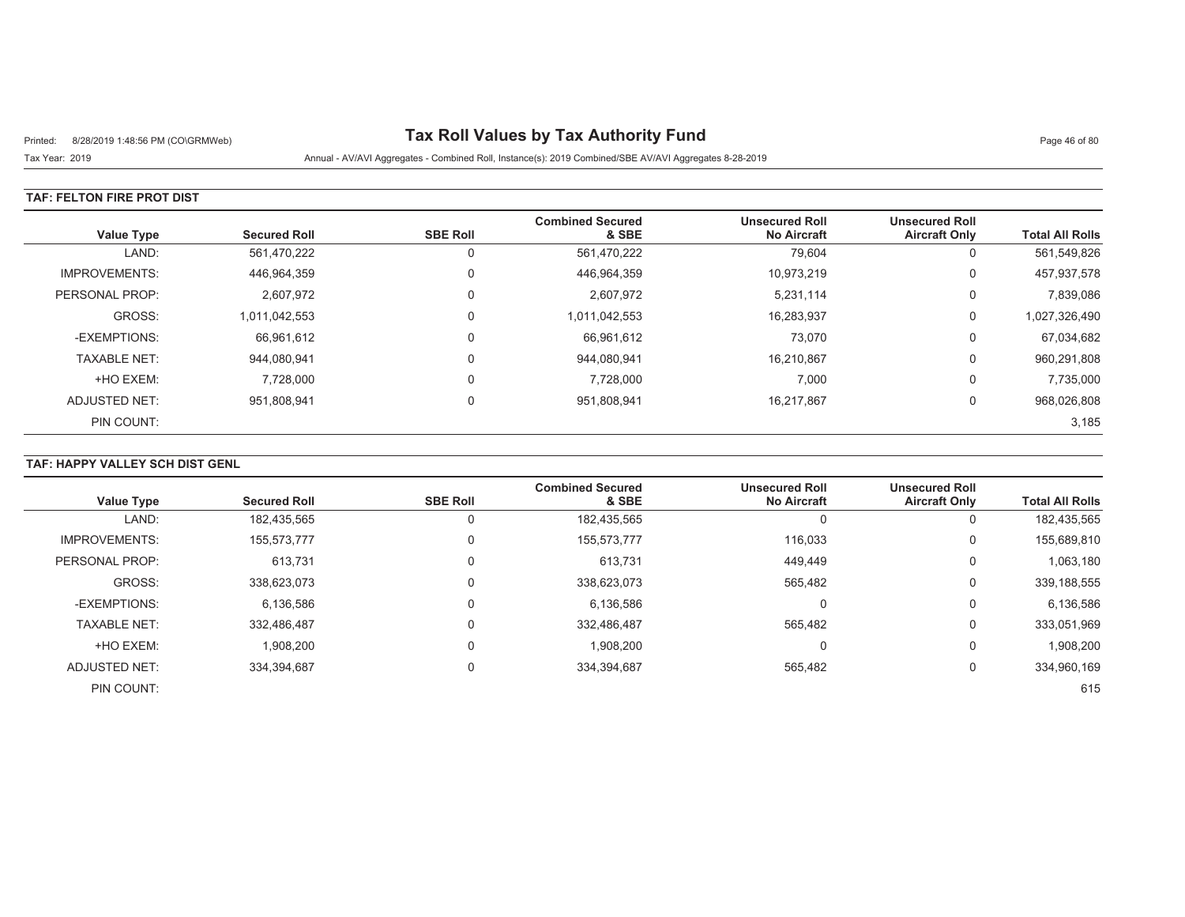# Tax Roll Values by Tax Authority Fund

Printed: 8/28/2019 1:48:56 PM (CO\GRMWeb)

Tax Year: 2019

Annual - AV/AVI Aggregates - Combined Roll, Instance(s): 2019 Combined/SBE AV/AVI Aggregates 8-28-2019

## TAF: FELTON FIRE PROT DIST

| Value Type | Secured Roll | SBE Roll | Combined Secured & SBE | Unsecured Roll No Aircraft | Unsecured Roll Aircraft Only | Total All Rolls |
|---|---|---|---|---|---|---|
| LAND: | 561,470,222 | 0 | 561,470,222 | 79,604 | 0 | 561,549,826 |
| IMPROVEMENTS: | 446,964,359 | 0 | 446,964,359 | 10,973,219 | 0 | 457,937,578 |
| PERSONAL PROP: | 2,607,972 | 0 | 2,607,972 | 5,231,114 | 0 | 7,839,086 |
| GROSS: | 1,011,042,553 | 0 | 1,011,042,553 | 16,283,937 | 0 | 1,027,326,490 |
| -EXEMPTIONS: | 66,961,612 | 0 | 66,961,612 | 73,070 | 0 | 67,034,682 |
| TAXABLE NET: | 944,080,941 | 0 | 944,080,941 | 16,210,867 | 0 | 960,291,808 |
| +HO EXEM: | 7,728,000 | 0 | 7,728,000 | 7,000 | 0 | 7,735,000 |
| ADJUSTED NET: | 951,808,941 | 0 | 951,808,941 | 16,217,867 | 0 | 968,026,808 |
| PIN COUNT: | | | | | | 3,185 |

## TAF: HAPPY VALLEY SCH DIST GENL

| Value Type | Secured Roll | SBE Roll | Combined Secured & SBE | Unsecured Roll No Aircraft | Unsecured Roll Aircraft Only | Total All Rolls |
|---|---|---|---|---|---|---|
| LAND: | 182,435,565 | 0 | 182,435,565 | 0 | 0 | 182,435,565 |
| IMPROVEMENTS: | 155,573,777 | 0 | 155,573,777 | 116,033 | 0 | 155,689,810 |
| PERSONAL PROP: | 613,731 | 0 | 613,731 | 449,449 | 0 | 1,063,180 |
| GROSS: | 338,623,073 | 0 | 338,623,073 | 565,482 | 0 | 339,188,555 |
| -EXEMPTIONS: | 6,136,586 | 0 | 6,136,586 | 0 | 0 | 6,136,586 |
| TAXABLE NET: | 332,486,487 | 0 | 332,486,487 | 565,482 | 0 | 333,051,969 |
| +HO EXEM: | 1,908,200 | 0 | 1,908,200 | 0 | 0 | 1,908,200 |
| ADJUSTED NET: | 334,394,687 | 0 | 334,394,687 | 565,482 | 0 | 334,960,169 |
| PIN COUNT: | | | | | | 615 |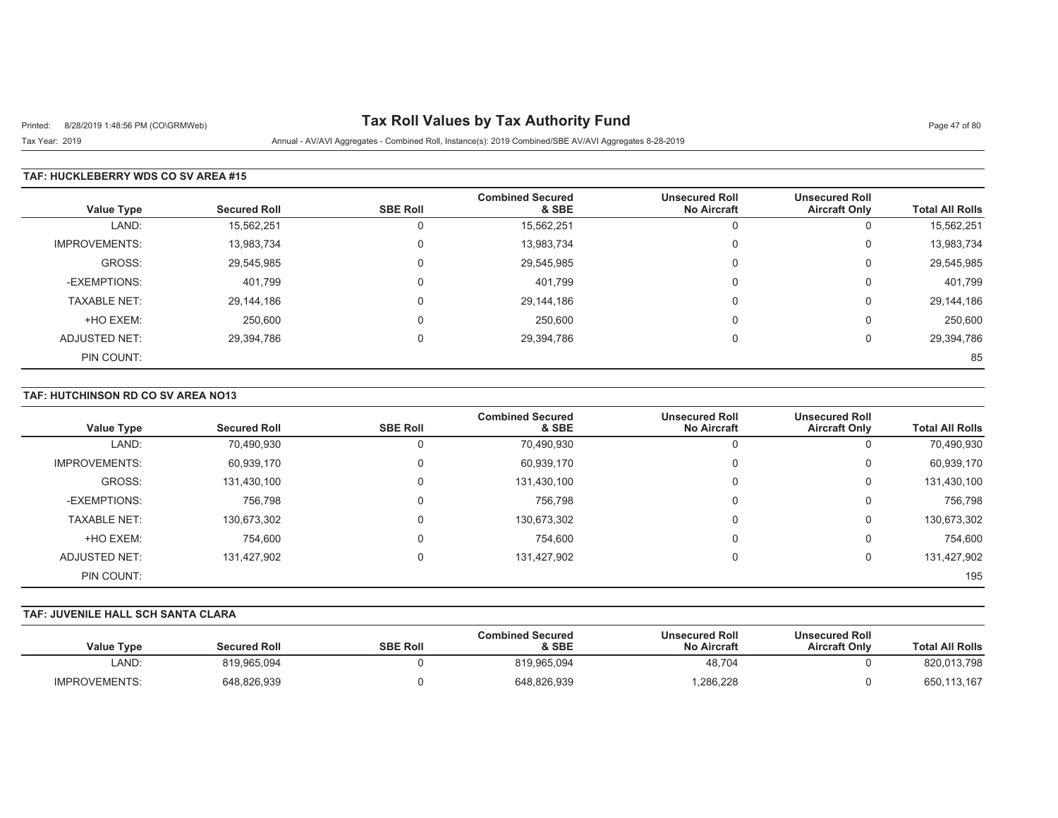**Tax Roll Values by Tax Authority Fund**

Printed: 8/28/2019 1:48:56 PM (CO\GRMWeb)

Tax Year: 2019

Annual - AV/AVI Aggregates - Combined Roll, Instance(s): 2019 Combined/SBE AV/AVI Aggregates 8-28-2019

### TAF: HUCKLEBERRY WDS CO SV AREA #15

| Value Type | Secured Roll | SBE Roll | Combined Secured & SBE | Unsecured Roll No Aircraft | Unsecured Roll Aircraft Only | Total All Rolls |
|---|---|---|---|---|---|---|
| LAND: | 15,562,251 | 0 | 15,562,251 | 0 | 0 | 15,562,251 |
| IMPROVEMENTS: | 13,983,734 | 0 | 13,983,734 | 0 | 0 | 13,983,734 |
| GROSS: | 29,545,985 | 0 | 29,545,985 | 0 | 0 | 29,545,985 |
| -EXEMPTIONS: | 401,799 | 0 | 401,799 | 0 | 0 | 401,799 |
| TAXABLE NET: | 29,144,186 | 0 | 29,144,186 | 0 | 0 | 29,144,186 |
| +HO EXEM: | 250,600 | 0 | 250,600 | 0 | 0 | 250,600 |
| ADJUSTED NET: | 29,394,786 | 0 | 29,394,786 | 0 | 0 | 29,394,786 |
| PIN COUNT: | | | | | | 85 |

### TAF: HUTCHINSON RD CO SV AREA NO13

| Value Type | Secured Roll | SBE Roll | Combined Secured & SBE | Unsecured Roll No Aircraft | Unsecured Roll Aircraft Only | Total All Rolls |
|---|---|---|---|---|---|---|
| LAND: | 70,490,930 | 0 | 70,490,930 | 0 | 0 | 70,490,930 |
| IMPROVEMENTS: | 60,939,170 | 0 | 60,939,170 | 0 | 0 | 60,939,170 |
| GROSS: | 131,430,100 | 0 | 131,430,100 | 0 | 0 | 131,430,100 |
| -EXEMPTIONS: | 756,798 | 0 | 756,798 | 0 | 0 | 756,798 |
| TAXABLE NET: | 130,673,302 | 0 | 130,673,302 | 0 | 0 | 130,673,302 |
| +HO EXEM: | 754,600 | 0 | 754,600 | 0 | 0 | 754,600 |
| ADJUSTED NET: | 131,427,902 | 0 | 131,427,902 | 0 | 0 | 131,427,902 |
| PIN COUNT: | | | | | | 195 |

### TAF: JUVENILE HALL SCH SANTA CLARA

| Value Type | Secured Roll | SBE Roll | Combined Secured & SBE | Unsecured Roll No Aircraft | Unsecured Roll Aircraft Only | Total All Rolls |
|---|---|---|---|---|---|---|
| LAND: | 819,965,094 | 0 | 819,965,094 | 48,704 | 0 | 820,013,798 |
| IMPROVEMENTS: | 648,826,939 | 0 | 648,826,939 | 1,286,228 | 0 | 650,113,167 |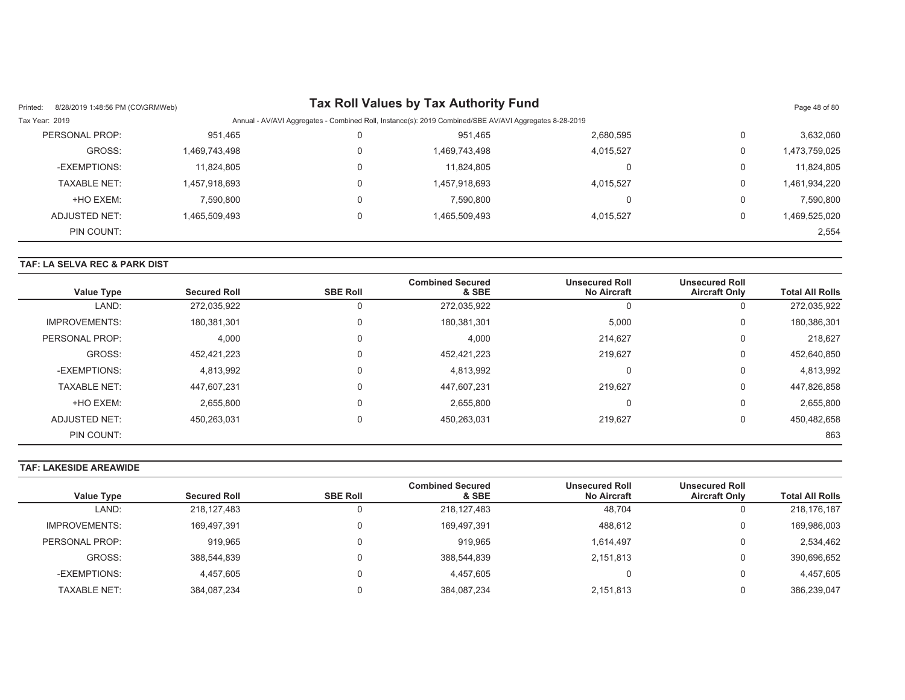| Value Type | Secured Roll | SBE Roll | Combined Secured & SBE | Unsecured Roll No Aircraft | Unsecured Roll Aircraft Only | Total All Rolls |
|---|---|---|---|---|---|---|
| PERSONAL PROP: | 951,465 | 0 | 951,465 | 2,680,595 | 0 | 3,632,060 |
| GROSS: | 1,469,743,498 | 0 | 1,469,743,498 | 4,015,527 | 0 | 1,473,759,025 |
| -EXEMPTIONS: | 11,824,805 | 0 | 11,824,805 | 0 | 0 | 11,824,805 |
| TAXABLE NET: | 1,457,918,693 | 0 | 1,457,918,693 | 4,015,527 | 0 | 1,461,934,220 |
| +HO EXEM: | 7,590,800 | 0 | 7,590,800 | 0 | 0 | 7,590,800 |
| ADJUSTED NET: | 1,465,509,493 | 0 | 1,465,509,493 | 4,015,527 | 0 | 1,469,525,020 |
| PIN COUNT: | | | | | | 2,554 |

**TAF: LA SELVA REC & PARK DIST**

| Value Type | Secured Roll | SBE Roll | Combined Secured & SBE | Unsecured Roll No Aircraft | Unsecured Roll Aircraft Only | Total All Rolls |
|---|---|---|---|---|---|---|
| LAND: | 272,035,922 | 0 | 272,035,922 | 0 | 0 | 272,035,922 |
| IMPROVEMENTS: | 180,381,301 | 0 | 180,381,301 | 5,000 | 0 | 180,386,301 |
| PERSONAL PROP: | 4,000 | 0 | 4,000 | 214,627 | 0 | 218,627 |
| GROSS: | 452,421,223 | 0 | 452,421,223 | 219,627 | 0 | 452,640,850 |
| -EXEMPTIONS: | 4,813,992 | 0 | 4,813,992 | 0 | 0 | 4,813,992 |
| TAXABLE NET: | 447,607,231 | 0 | 447,607,231 | 219,627 | 0 | 447,826,858 |
| +HO EXEM: | 2,655,800 | 0 | 2,655,800 | 0 | 0 | 2,655,800 |
| ADJUSTED NET: | 450,263,031 | 0 | 450,263,031 | 219,627 | 0 | 450,482,658 |
| PIN COUNT: | | | | | | 863 |

**TAF: LAKESIDE AREAWIDE**

| Value Type | Secured Roll | SBE Roll | Combined Secured & SBE | Unsecured Roll No Aircraft | Unsecured Roll Aircraft Only | Total All Rolls |
|---|---|---|---|---|---|---|
| LAND: | 218,127,483 | 0 | 218,127,483 | 48,704 | 0 | 218,176,187 |
| IMPROVEMENTS: | 169,497,391 | 0 | 169,497,391 | 488,612 | 0 | 169,986,003 |
| PERSONAL PROP: | 919,965 | 0 | 919,965 | 1,614,497 | 0 | 2,534,462 |
| GROSS: | 388,544,839 | 0 | 388,544,839 | 2,151,813 | 0 | 390,696,652 |
| -EXEMPTIONS: | 4,457,605 | 0 | 4,457,605 | 0 | 0 | 4,457,605 |
| TAXABLE NET: | 384,087,234 | 0 | 384,087,234 | 2,151,813 | 0 | 386,239,047 |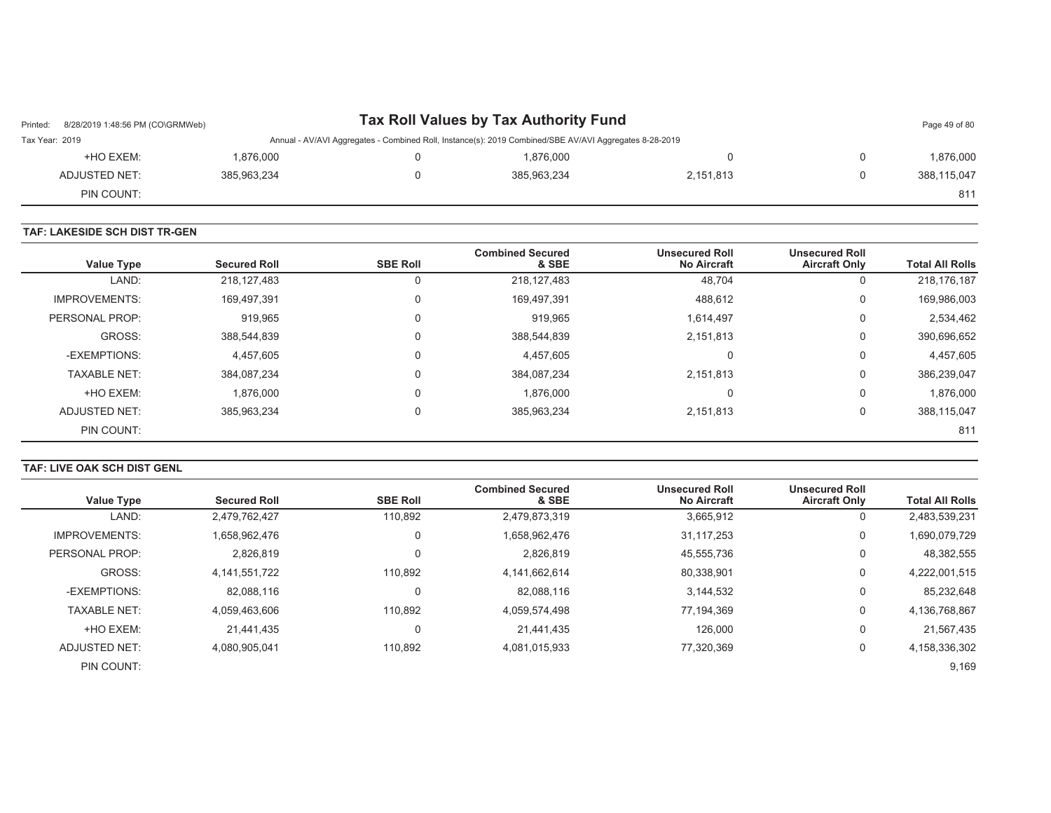| | | | | | | |
|---|---|---|---|---|---|---|
| +HO EXEM: | 1,876,000 | 0 | 1,876,000 | 0 | 0 | 1,876,000 |
| ADJUSTED NET: | 385,963,234 | 0 | 385,963,234 | 2,151,813 | 0 | 388,115,047 |
| PIN COUNT: | | | | | | 811 |

**TAF: LAKESIDE SCH DIST TR-GEN**

| Value Type | Secured Roll | SBE Roll | Combined Secured & SBE | Unsecured Roll No Aircraft | Unsecured Roll Aircraft Only | Total All Rolls |
|---|---|---|---|---|---|---|
| LAND: | 218,127,483 | 0 | 218,127,483 | 48,704 | 0 | 218,176,187 |
| IMPROVEMENTS: | 169,497,391 | 0 | 169,497,391 | 488,612 | 0 | 169,986,003 |
| PERSONAL PROP: | 919,965 | 0 | 919,965 | 1,614,497 | 0 | 2,534,462 |
| GROSS: | 388,544,839 | 0 | 388,544,839 | 2,151,813 | 0 | 390,696,652 |
| -EXEMPTIONS: | 4,457,605 | 0 | 4,457,605 | 0 | 0 | 4,457,605 |
| TAXABLE NET: | 384,087,234 | 0 | 384,087,234 | 2,151,813 | 0 | 386,239,047 |
| +HO EXEM: | 1,876,000 | 0 | 1,876,000 | 0 | 0 | 1,876,000 |
| ADJUSTED NET: | 385,963,234 | 0 | 385,963,234 | 2,151,813 | 0 | 388,115,047 |
| PIN COUNT: | | | | | | 811 |

**TAF: LIVE OAK SCH DIST GENL**

| Value Type | Secured Roll | SBE Roll | Combined Secured & SBE | Unsecured Roll No Aircraft | Unsecured Roll Aircraft Only | Total All Rolls |
|---|---|---|---|---|---|---|
| LAND: | 2,479,762,427 | 110,892 | 2,479,873,319 | 3,665,912 | 0 | 2,483,539,231 |
| IMPROVEMENTS: | 1,658,962,476 | 0 | 1,658,962,476 | 31,117,253 | 0 | 1,690,079,729 |
| PERSONAL PROP: | 2,826,819 | 0 | 2,826,819 | 45,555,736 | 0 | 48,382,555 |
| GROSS: | 4,141,551,722 | 110,892 | 4,141,662,614 | 80,338,901 | 0 | 4,222,001,515 |
| -EXEMPTIONS: | 82,088,116 | 0 | 82,088,116 | 3,144,532 | 0 | 85,232,648 |
| TAXABLE NET: | 4,059,463,606 | 110,892 | 4,059,574,498 | 77,194,369 | 0 | 4,136,768,867 |
| +HO EXEM: | 21,441,435 | 0 | 21,441,435 | 126,000 | 0 | 21,567,435 |
| ADJUSTED NET: | 4,080,905,041 | 110,892 | 4,081,015,933 | 77,320,369 | 0 | 4,158,336,302 |
| PIN COUNT: | | | | | | 9,169 |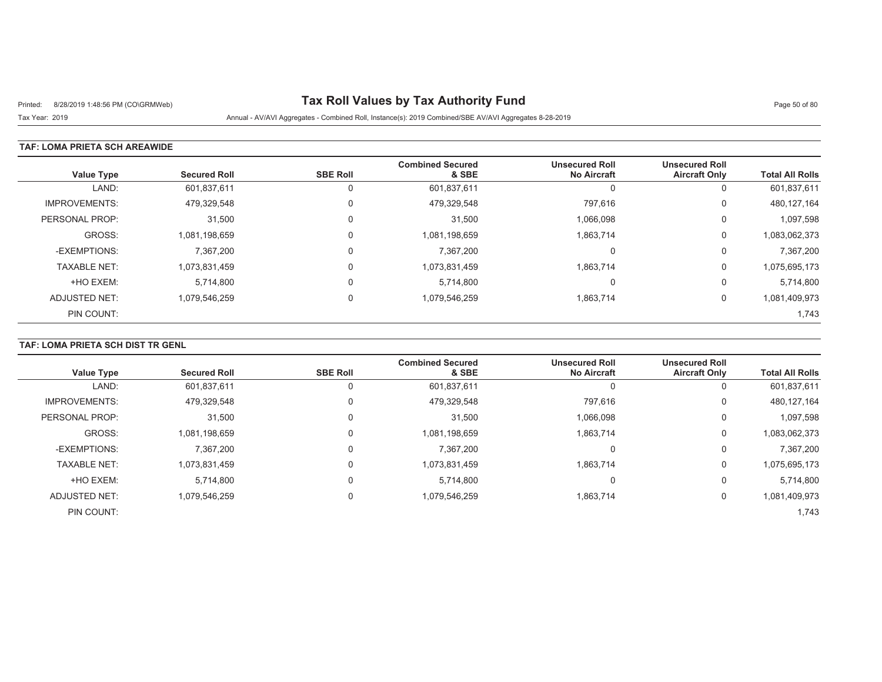# Tax Roll Values by Tax Authority Fund

Printed: 8/28/2019 1:48:56 PM (CO\GRMWeb)

Tax Year: 2019

Annual - AV/AVI Aggregates - Combined Roll, Instance(s): 2019 Combined/SBE AV/AVI Aggregates 8-28-2019

## TAF: LOMA PRIETA SCH AREAWIDE

| Value Type | Secured Roll | SBE Roll | Combined Secured & SBE | Unsecured Roll No Aircraft | Unsecured Roll Aircraft Only | Total All Rolls |
|---|---|---|---|---|---|---|
| LAND: | 601,837,611 | 0 | 601,837,611 | 0 | 0 | 601,837,611 |
| IMPROVEMENTS: | 479,329,548 | 0 | 479,329,548 | 797,616 | 0 | 480,127,164 |
| PERSONAL PROP: | 31,500 | 0 | 31,500 | 1,066,098 | 0 | 1,097,598 |
| GROSS: | 1,081,198,659 | 0 | 1,081,198,659 | 1,863,714 | 0 | 1,083,062,373 |
| -EXEMPTIONS: | 7,367,200 | 0 | 7,367,200 | 0 | 0 | 7,367,200 |
| TAXABLE NET: | 1,073,831,459 | 0 | 1,073,831,459 | 1,863,714 | 0 | 1,075,695,173 |
| +HO EXEM: | 5,714,800 | 0 | 5,714,800 | 0 | 0 | 5,714,800 |
| ADJUSTED NET: | 1,079,546,259 | 0 | 1,079,546,259 | 1,863,714 | 0 | 1,081,409,973 |
| PIN COUNT: | | | | | | 1,743 |

## TAF: LOMA PRIETA SCH DIST TR GENL

| Value Type | Secured Roll | SBE Roll | Combined Secured & SBE | Unsecured Roll No Aircraft | Unsecured Roll Aircraft Only | Total All Rolls |
|---|---|---|---|---|---|---|
| LAND: | 601,837,611 | 0 | 601,837,611 | 0 | 0 | 601,837,611 |
| IMPROVEMENTS: | 479,329,548 | 0 | 479,329,548 | 797,616 | 0 | 480,127,164 |
| PERSONAL PROP: | 31,500 | 0 | 31,500 | 1,066,098 | 0 | 1,097,598 |
| GROSS: | 1,081,198,659 | 0 | 1,081,198,659 | 1,863,714 | 0 | 1,083,062,373 |
| -EXEMPTIONS: | 7,367,200 | 0 | 7,367,200 | 0 | 0 | 7,367,200 |
| TAXABLE NET: | 1,073,831,459 | 0 | 1,073,831,459 | 1,863,714 | 0 | 1,075,695,173 |
| +HO EXEM: | 5,714,800 | 0 | 5,714,800 | 0 | 0 | 5,714,800 |
| ADJUSTED NET: | 1,079,546,259 | 0 | 1,079,546,259 | 1,863,714 | 0 | 1,081,409,973 |
| PIN COUNT: | | | | | | 1,743 |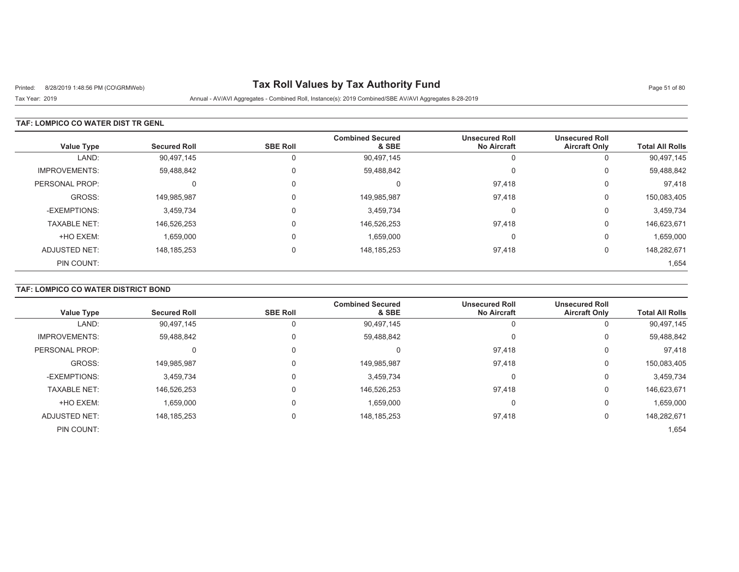# Tax Roll Values by Tax Authority Fund

Printed: 8/28/2019 1:48:56 PM (CO\GRMWeb)

Tax Year: 2019

Annual - AV/AVI Aggregates - Combined Roll, Instance(s): 2019 Combined/SBE AV/AVI Aggregates 8-28-2019

## TAF: LOMPICO CO WATER DIST TR GENL

| Value Type | Secured Roll | SBE Roll | Combined Secured & SBE | Unsecured Roll No Aircraft | Unsecured Roll Aircraft Only | Total All Rolls |
|---|---|---|---|---|---|---|
| LAND: | 90,497,145 | 0 | 90,497,145 | 0 | 0 | 90,497,145 |
| IMPROVEMENTS: | 59,488,842 | 0 | 59,488,842 | 0 | 0 | 59,488,842 |
| PERSONAL PROP: | 0 | 0 | 0 | 97,418 | 0 | 97,418 |
| GROSS: | 149,985,987 | 0 | 149,985,987 | 97,418 | 0 | 150,083,405 |
| -EXEMPTIONS: | 3,459,734 | 0 | 3,459,734 | 0 | 0 | 3,459,734 |
| TAXABLE NET: | 146,526,253 | 0 | 146,526,253 | 97,418 | 0 | 146,623,671 |
| +HO EXEM: | 1,659,000 | 0 | 1,659,000 | 0 | 0 | 1,659,000 |
| ADJUSTED NET: | 148,185,253 | 0 | 148,185,253 | 97,418 | 0 | 148,282,671 |
| PIN COUNT: | | | | | | 1,654 |

## TAF: LOMPICO CO WATER DISTRICT BOND

| Value Type | Secured Roll | SBE Roll | Combined Secured & SBE | Unsecured Roll No Aircraft | Unsecured Roll Aircraft Only | Total All Rolls |
|---|---|---|---|---|---|---|
| LAND: | 90,497,145 | 0 | 90,497,145 | 0 | 0 | 90,497,145 |
| IMPROVEMENTS: | 59,488,842 | 0 | 59,488,842 | 0 | 0 | 59,488,842 |
| PERSONAL PROP: | 0 | 0 | 0 | 97,418 | 0 | 97,418 |
| GROSS: | 149,985,987 | 0 | 149,985,987 | 97,418 | 0 | 150,083,405 |
| -EXEMPTIONS: | 3,459,734 | 0 | 3,459,734 | 0 | 0 | 3,459,734 |
| TAXABLE NET: | 146,526,253 | 0 | 146,526,253 | 97,418 | 0 | 146,623,671 |
| +HO EXEM: | 1,659,000 | 0 | 1,659,000 | 0 | 0 | 1,659,000 |
| ADJUSTED NET: | 148,185,253 | 0 | 148,185,253 | 97,418 | 0 | 148,282,671 |
| PIN COUNT: | | | | | | 1,654 |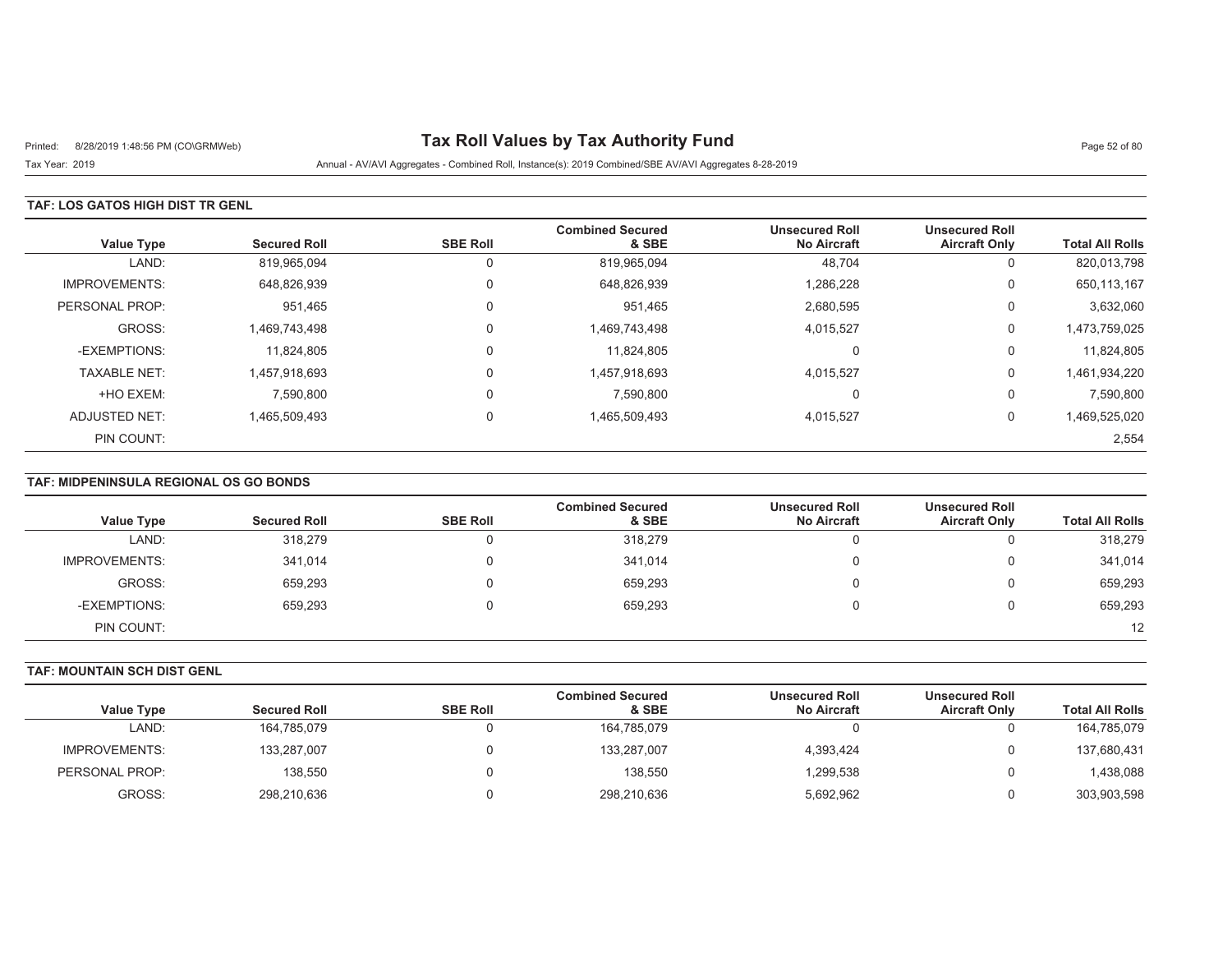# Tax Roll Values by Tax Authority Fund

Printed: 8/28/2019 1:48:56 PM (CO\GRMWeb)

Tax Year: 2019 Annual - AV/AVI Aggregates - Combined Roll, Instance(s): 2019 Combined/SBE AV/AVI Aggregates 8-28-2019

## TAF: LOS GATOS HIGH DIST TR GENL

| Value Type | Secured Roll | SBE Roll | Combined Secured & SBE | Unsecured Roll No Aircraft | Unsecured Roll Aircraft Only | Total All Rolls |
|---|---|---|---|---|---|---|
| LAND: | 819,965,094 | 0 | 819,965,094 | 48,704 | 0 | 820,013,798 |
| IMPROVEMENTS: | 648,826,939 | 0 | 648,826,939 | 1,286,228 | 0 | 650,113,167 |
| PERSONAL PROP: | 951,465 | 0 | 951,465 | 2,680,595 | 0 | 3,632,060 |
| GROSS: | 1,469,743,498 | 0 | 1,469,743,498 | 4,015,527 | 0 | 1,473,759,025 |
| -EXEMPTIONS: | 11,824,805 | 0 | 11,824,805 | 0 | 0 | 11,824,805 |
| TAXABLE NET: | 1,457,918,693 | 0 | 1,457,918,693 | 4,015,527 | 0 | 1,461,934,220 |
| +HO EXEM: | 7,590,800 | 0 | 7,590,800 | 0 | 0 | 7,590,800 |
| ADJUSTED NET: | 1,465,509,493 | 0 | 1,465,509,493 | 4,015,527 | 0 | 1,469,525,020 |
| PIN COUNT: | | | | | | 2,554 |

## TAF: MIDPENINSULA REGIONAL OS GO BONDS

| Value Type | Secured Roll | SBE Roll | Combined Secured & SBE | Unsecured Roll No Aircraft | Unsecured Roll Aircraft Only | Total All Rolls |
|---|---|---|---|---|---|---|
| LAND: | 318,279 | 0 | 318,279 | 0 | 0 | 318,279 |
| IMPROVEMENTS: | 341,014 | 0 | 341,014 | 0 | 0 | 341,014 |
| GROSS: | 659,293 | 0 | 659,293 | 0 | 0 | 659,293 |
| -EXEMPTIONS: | 659,293 | 0 | 659,293 | 0 | 0 | 659,293 |
| PIN COUNT: | | | | | | 12 |

## TAF: MOUNTAIN SCH DIST GENL

| Value Type | Secured Roll | SBE Roll | Combined Secured & SBE | Unsecured Roll No Aircraft | Unsecured Roll Aircraft Only | Total All Rolls |
|---|---|---|---|---|---|---|
| LAND: | 164,785,079 | 0 | 164,785,079 | 0 | 0 | 164,785,079 |
| IMPROVEMENTS: | 133,287,007 | 0 | 133,287,007 | 4,393,424 | 0 | 137,680,431 |
| PERSONAL PROP: | 138,550 | 0 | 138,550 | 1,299,538 | 0 | 1,438,088 |
| GROSS: | 298,210,636 | 0 | 298,210,636 | 5,692,962 | 0 | 303,903,598 |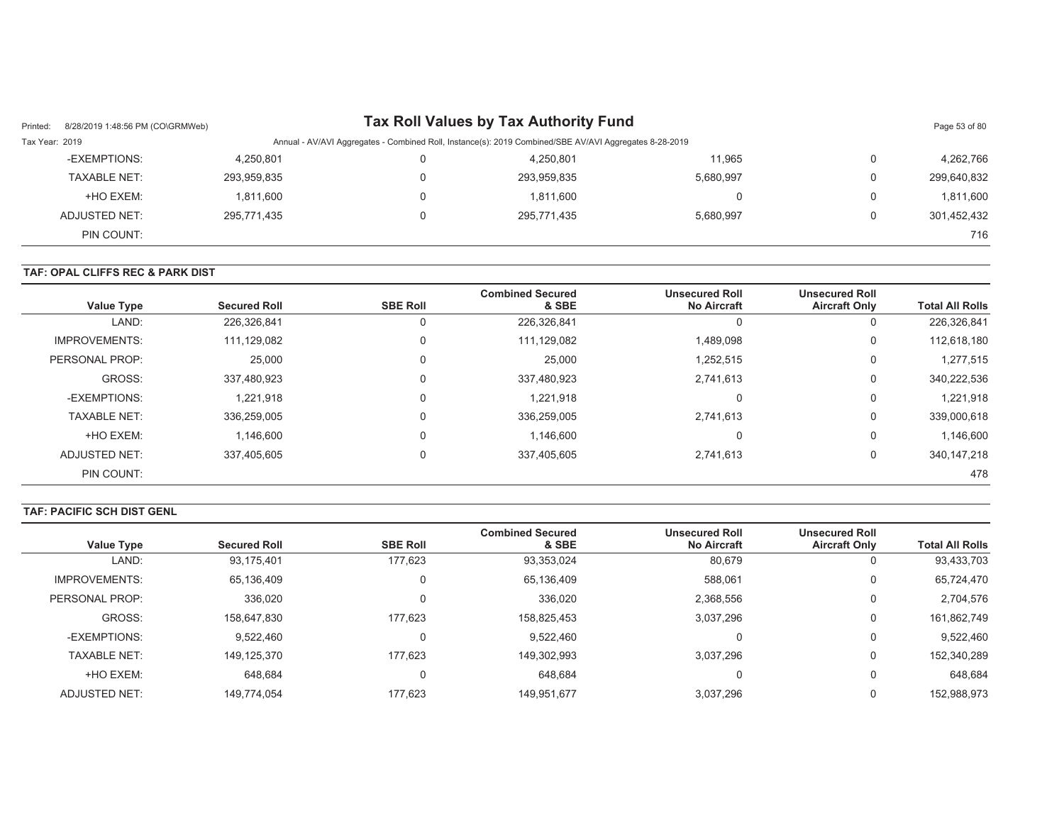| Value Type | Secured Roll | SBE Roll | Combined Secured & SBE | Unsecured Roll No Aircraft | Unsecured Roll Aircraft Only | Total All Rolls |
|---|---|---|---|---|---|---|
| -EXEMPTIONS: | 4,250,801 | 0 | 4,250,801 | 11,965 | 0 | 4,262,766 |
| TAXABLE NET: | 293,959,835 | 0 | 293,959,835 | 5,680,997 | 0 | 299,640,832 |
| +HO EXEM: | 1,811,600 | 0 | 1,811,600 | 0 | 0 | 1,811,600 |
| ADJUSTED NET: | 295,771,435 | 0 | 295,771,435 | 5,680,997 | 0 | 301,452,432 |
| PIN COUNT: | | | | | | 716 |

**TAF: OPAL CLIFFS REC & PARK DIST**

| Value Type | Secured Roll | SBE Roll | Combined Secured & SBE | Unsecured Roll No Aircraft | Unsecured Roll Aircraft Only | Total All Rolls |
|---|---|---|---|---|---|---|
| LAND: | 226,326,841 | 0 | 226,326,841 | 0 | 0 | 226,326,841 |
| IMPROVEMENTS: | 111,129,082 | 0 | 111,129,082 | 1,489,098 | 0 | 112,618,180 |
| PERSONAL PROP: | 25,000 | 0 | 25,000 | 1,252,515 | 0 | 1,277,515 |
| GROSS: | 337,480,923 | 0 | 337,480,923 | 2,741,613 | 0 | 340,222,536 |
| -EXEMPTIONS: | 1,221,918 | 0 | 1,221,918 | 0 | 0 | 1,221,918 |
| TAXABLE NET: | 336,259,005 | 0 | 336,259,005 | 2,741,613 | 0 | 339,000,618 |
| +HO EXEM: | 1,146,600 | 0 | 1,146,600 | 0 | 0 | 1,146,600 |
| ADJUSTED NET: | 337,405,605 | 0 | 337,405,605 | 2,741,613 | 0 | 340,147,218 |
| PIN COUNT: | | | | | | 478 |

**TAF: PACIFIC SCH DIST GENL**

| Value Type | Secured Roll | SBE Roll | Combined Secured & SBE | Unsecured Roll No Aircraft | Unsecured Roll Aircraft Only | Total All Rolls |
|---|---|---|---|---|---|---|
| LAND: | 93,175,401 | 177,623 | 93,353,024 | 80,679 | 0 | 93,433,703 |
| IMPROVEMENTS: | 65,136,409 | 0 | 65,136,409 | 588,061 | 0 | 65,724,470 |
| PERSONAL PROP: | 336,020 | 0 | 336,020 | 2,368,556 | 0 | 2,704,576 |
| GROSS: | 158,647,830 | 177,623 | 158,825,453 | 3,037,296 | 0 | 161,862,749 |
| -EXEMPTIONS: | 9,522,460 | 0 | 9,522,460 | 0 | 0 | 9,522,460 |
| TAXABLE NET: | 149,125,370 | 177,623 | 149,302,993 | 3,037,296 | 0 | 152,340,289 |
| +HO EXEM: | 648,684 | 0 | 648,684 | 0 | 0 | 648,684 |
| ADJUSTED NET: | 149,774,054 | 177,623 | 149,951,677 | 3,037,296 | 0 | 152,988,973 |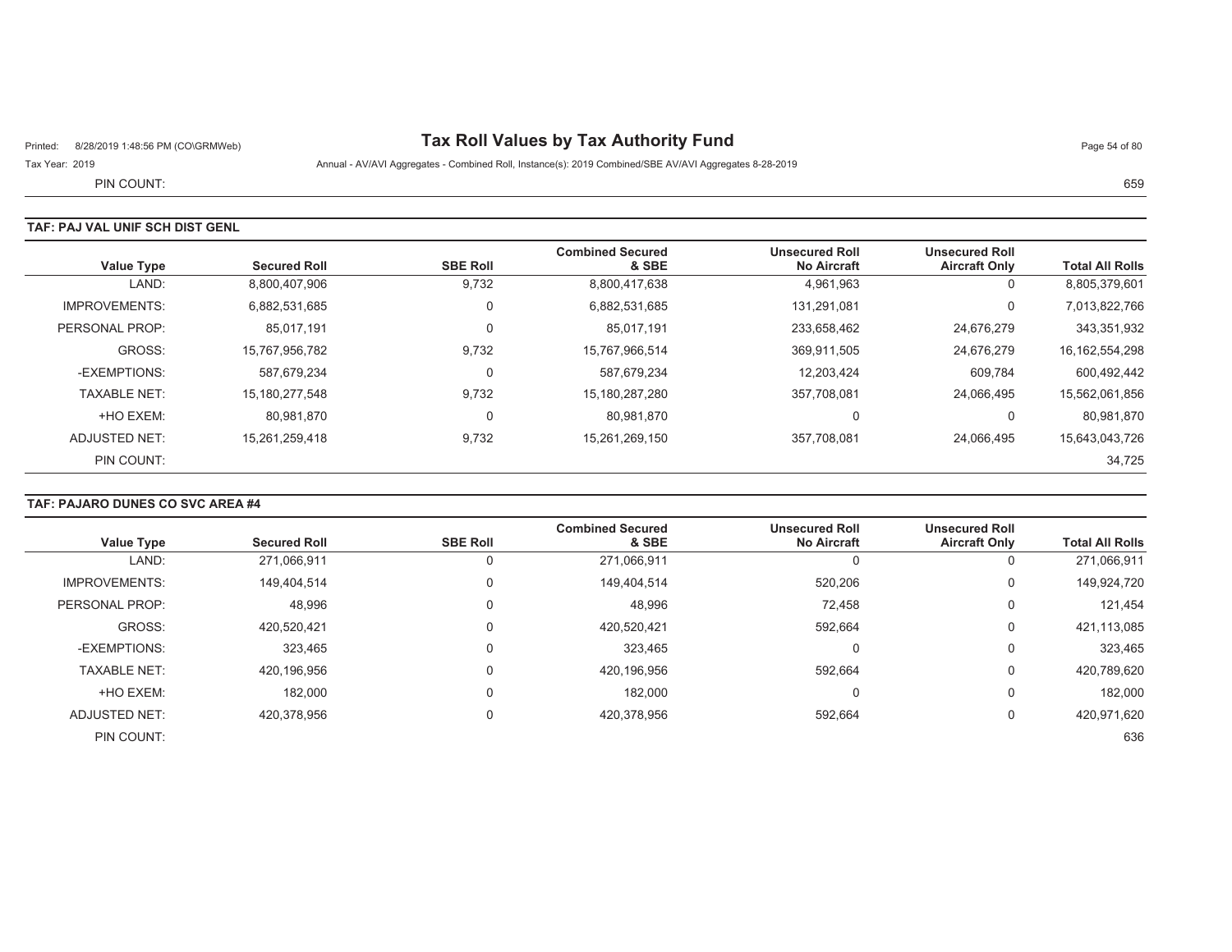PIN COUNT: 659

## TAF: PAJ VAL UNIF SCH DIST GENL

| Value Type | Secured Roll | SBE Roll | Combined Secured & SBE | Unsecured Roll No Aircraft | Unsecured Roll Aircraft Only | Total All Rolls |
|---|---|---|---|---|---|---|
| LAND: | 8,800,407,906 | 9,732 | 8,800,417,638 | 4,961,963 | 0 | 8,805,379,601 |
| IMPROVEMENTS: | 6,882,531,685 | 0 | 6,882,531,685 | 131,291,081 | 0 | 7,013,822,766 |
| PERSONAL PROP: | 85,017,191 | 0 | 85,017,191 | 233,658,462 | 24,676,279 | 343,351,932 |
| GROSS: | 15,767,956,782 | 9,732 | 15,767,966,514 | 369,911,505 | 24,676,279 | 16,162,554,298 |
| -EXEMPTIONS: | 587,679,234 | 0 | 587,679,234 | 12,203,424 | 609,784 | 600,492,442 |
| TAXABLE NET: | 15,180,277,548 | 9,732 | 15,180,287,280 | 357,708,081 | 24,066,495 | 15,562,061,856 |
| +HO EXEM: | 80,981,870 | 0 | 80,981,870 | 0 | 0 | 80,981,870 |
| ADJUSTED NET: | 15,261,259,418 | 9,732 | 15,261,269,150 | 357,708,081 | 24,066,495 | 15,643,043,726 |
| PIN COUNT: | | | | | | 34,725 |

## TAF: PAJARO DUNES CO SVC AREA #4

| Value Type | Secured Roll | SBE Roll | Combined Secured & SBE | Unsecured Roll No Aircraft | Unsecured Roll Aircraft Only | Total All Rolls |
|---|---|---|---|---|---|---|
| LAND: | 271,066,911 | 0 | 271,066,911 | 0 | 0 | 271,066,911 |
| IMPROVEMENTS: | 149,404,514 | 0 | 149,404,514 | 520,206 | 0 | 149,924,720 |
| PERSONAL PROP: | 48,996 | 0 | 48,996 | 72,458 | 0 | 121,454 |
| GROSS: | 420,520,421 | 0 | 420,520,421 | 592,664 | 0 | 421,113,085 |
| -EXEMPTIONS: | 323,465 | 0 | 323,465 | 0 | 0 | 323,465 |
| TAXABLE NET: | 420,196,956 | 0 | 420,196,956 | 592,664 | 0 | 420,789,620 |
| +HO EXEM: | 182,000 | 0 | 182,000 | 0 | 0 | 182,000 |
| ADJUSTED NET: | 420,378,956 | 0 | 420,378,956 | 592,664 | 0 | 420,971,620 |
| PIN COUNT: | | | | | | 636 |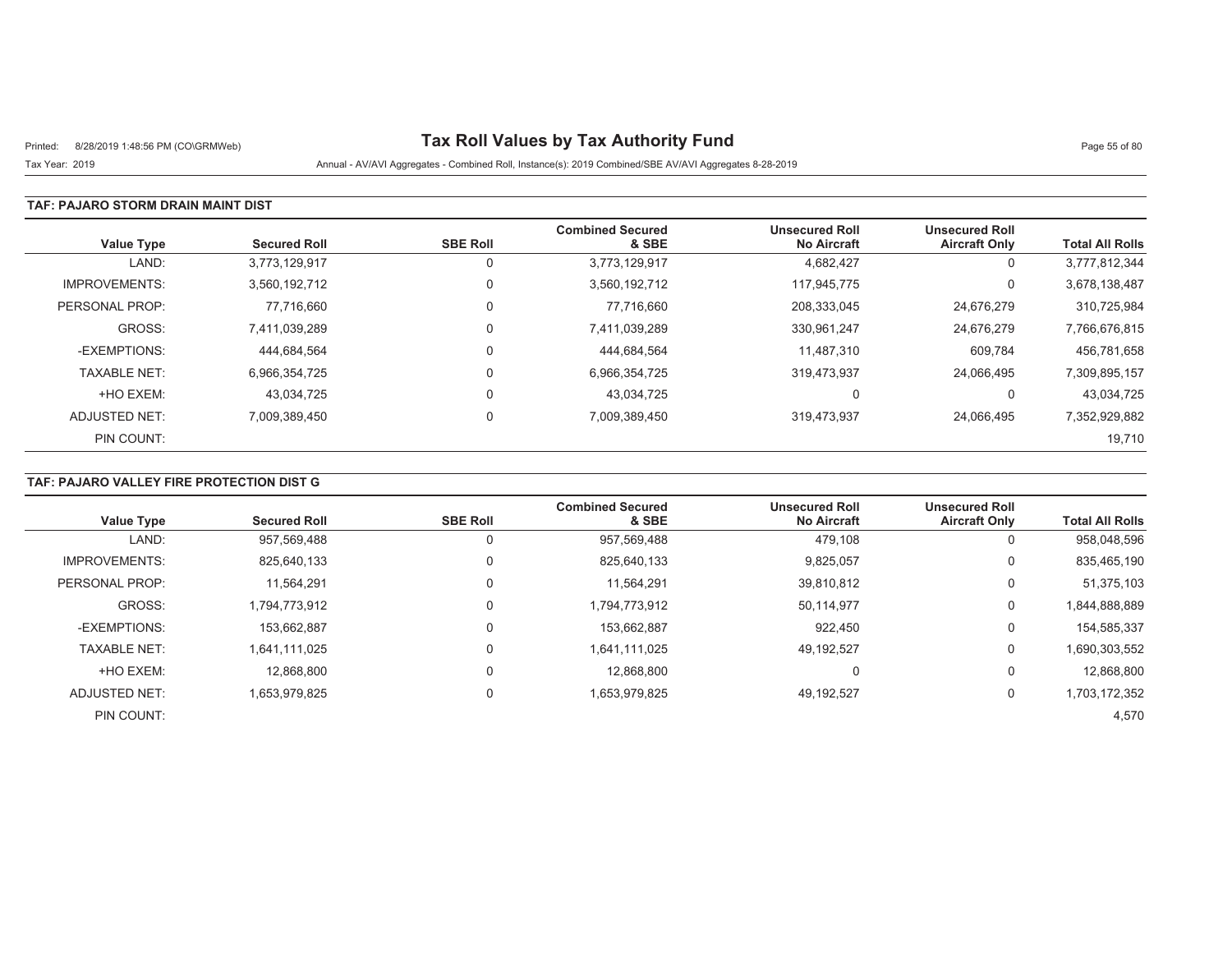# Tax Roll Values by Tax Authority Fund

Printed: 8/28/2019 1:48:56 PM (CO\GRMWeb)

Tax Year: 2019

Annual - AV/AVI Aggregates - Combined Roll, Instance(s): 2019 Combined/SBE AV/AVI Aggregates 8-28-2019

## TAF: PAJARO STORM DRAIN MAINT DIST

| Value Type | Secured Roll | SBE Roll | Combined Secured & SBE | Unsecured Roll No Aircraft | Unsecured Roll Aircraft Only | Total All Rolls |
|---|---|---|---|---|---|---|
| LAND: | 3,773,129,917 | 0 | 3,773,129,917 | 4,682,427 | 0 | 3,777,812,344 |
| IMPROVEMENTS: | 3,560,192,712 | 0 | 3,560,192,712 | 117,945,775 | 0 | 3,678,138,487 |
| PERSONAL PROP: | 77,716,660 | 0 | 77,716,660 | 208,333,045 | 24,676,279 | 310,725,984 |
| GROSS: | 7,411,039,289 | 0 | 7,411,039,289 | 330,961,247 | 24,676,279 | 7,766,676,815 |
| -EXEMPTIONS: | 444,684,564 | 0 | 444,684,564 | 11,487,310 | 609,784 | 456,781,658 |
| TAXABLE NET: | 6,966,354,725 | 0 | 6,966,354,725 | 319,473,937 | 24,066,495 | 7,309,895,157 |
| +HO EXEM: | 43,034,725 | 0 | 43,034,725 | 0 | 0 | 43,034,725 |
| ADJUSTED NET: | 7,009,389,450 | 0 | 7,009,389,450 | 319,473,937 | 24,066,495 | 7,352,929,882 |
| PIN COUNT: | | | | | | 19,710 |

## TAF: PAJARO VALLEY FIRE PROTECTION DIST G

| Value Type | Secured Roll | SBE Roll | Combined Secured & SBE | Unsecured Roll No Aircraft | Unsecured Roll Aircraft Only | Total All Rolls |
|---|---|---|---|---|---|---|
| LAND: | 957,569,488 | 0 | 957,569,488 | 479,108 | 0 | 958,048,596 |
| IMPROVEMENTS: | 825,640,133 | 0 | 825,640,133 | 9,825,057 | 0 | 835,465,190 |
| PERSONAL PROP: | 11,564,291 | 0 | 11,564,291 | 39,810,812 | 0 | 51,375,103 |
| GROSS: | 1,794,773,912 | 0 | 1,794,773,912 | 50,114,977 | 0 | 1,844,888,889 |
| -EXEMPTIONS: | 153,662,887 | 0 | 153,662,887 | 922,450 | 0 | 154,585,337 |
| TAXABLE NET: | 1,641,111,025 | 0 | 1,641,111,025 | 49,192,527 | 0 | 1,690,303,552 |
| +HO EXEM: | 12,868,800 | 0 | 12,868,800 | 0 | 0 | 12,868,800 |
| ADJUSTED NET: | 1,653,979,825 | 0 | 1,653,979,825 | 49,192,527 | 0 | 1,703,172,352 |
| PIN COUNT: | | | | | | 4,570 |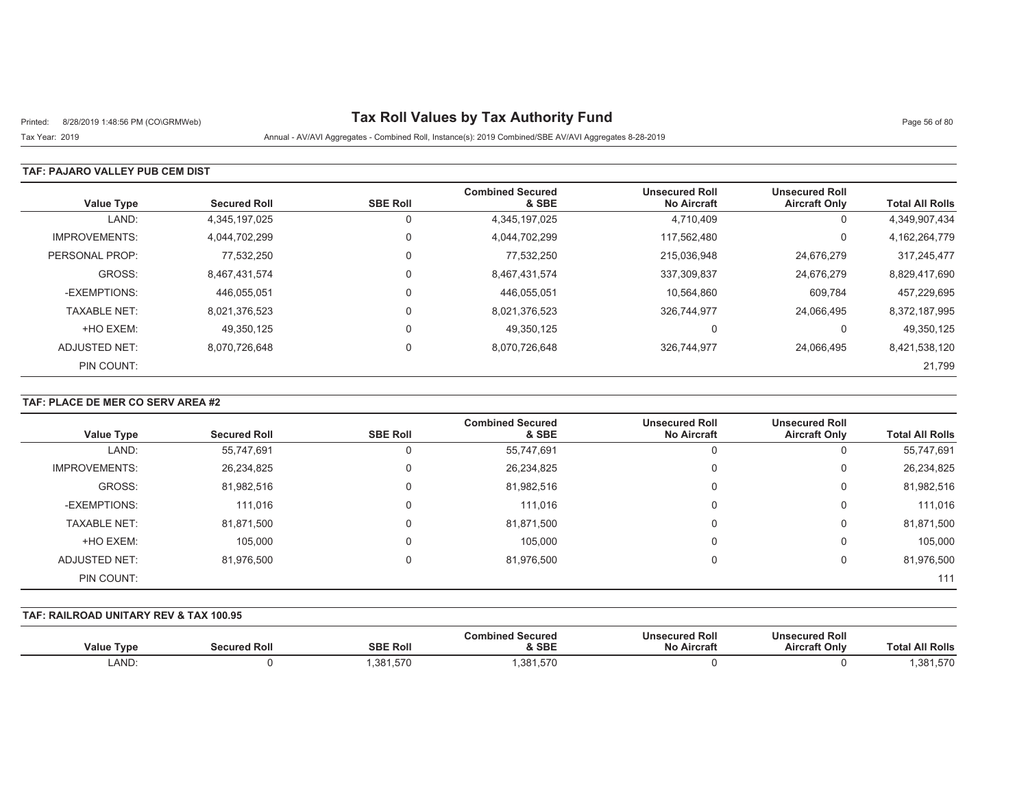# Tax Roll Values by Tax Authority Fund

Printed: 8/28/2019 1:48:56 PM (CO\GRMWeb)

Tax Year: 2019

Annual - AV/AVI Aggregates - Combined Roll, Instance(s): 2019 Combined/SBE AV/AVI Aggregates 8-28-2019

## TAF: PAJARO VALLEY PUB CEM DIST

| Value Type | Secured Roll | SBE Roll | Combined Secured & SBE | Unsecured Roll No Aircraft | Unsecured Roll Aircraft Only | Total All Rolls |
|---|---|---|---|---|---|---|
| LAND: | 4,345,197,025 | 0 | 4,345,197,025 | 4,710,409 | 0 | 4,349,907,434 |
| IMPROVEMENTS: | 4,044,702,299 | 0 | 4,044,702,299 | 117,562,480 | 0 | 4,162,264,779 |
| PERSONAL PROP: | 77,532,250 | 0 | 77,532,250 | 215,036,948 | 24,676,279 | 317,245,477 |
| GROSS: | 8,467,431,574 | 0 | 8,467,431,574 | 337,309,837 | 24,676,279 | 8,829,417,690 |
| -EXEMPTIONS: | 446,055,051 | 0 | 446,055,051 | 10,564,860 | 609,784 | 457,229,695 |
| TAXABLE NET: | 8,021,376,523 | 0 | 8,021,376,523 | 326,744,977 | 24,066,495 | 8,372,187,995 |
| +HO EXEM: | 49,350,125 | 0 | 49,350,125 | 0 | 0 | 49,350,125 |
| ADJUSTED NET: | 8,070,726,648 | 0 | 8,070,726,648 | 326,744,977 | 24,066,495 | 8,421,538,120 |
| PIN COUNT: | | | | | | 21,799 |

## TAF: PLACE DE MER CO SERV AREA #2

| Value Type | Secured Roll | SBE Roll | Combined Secured & SBE | Unsecured Roll No Aircraft | Unsecured Roll Aircraft Only | Total All Rolls |
|---|---|---|---|---|---|---|
| LAND: | 55,747,691 | 0 | 55,747,691 | 0 | 0 | 55,747,691 |
| IMPROVEMENTS: | 26,234,825 | 0 | 26,234,825 | 0 | 0 | 26,234,825 |
| GROSS: | 81,982,516 | 0 | 81,982,516 | 0 | 0 | 81,982,516 |
| -EXEMPTIONS: | 111,016 | 0 | 111,016 | 0 | 0 | 111,016 |
| TAXABLE NET: | 81,871,500 | 0 | 81,871,500 | 0 | 0 | 81,871,500 |
| +HO EXEM: | 105,000 | 0 | 105,000 | 0 | 0 | 105,000 |
| ADJUSTED NET: | 81,976,500 | 0 | 81,976,500 | 0 | 0 | 81,976,500 |
| PIN COUNT: | | | | | | 111 |

## TAF: RAILROAD UNITARY REV & TAX 100.95

| Value Type | Secured Roll | SBE Roll | Combined Secured & SBE | Unsecured Roll No Aircraft | Unsecured Roll Aircraft Only | Total All Rolls |
|---|---|---|---|---|---|---|
| LAND: | 0 | 1,381,570 | 1,381,570 | 0 | 0 | 1,381,570 |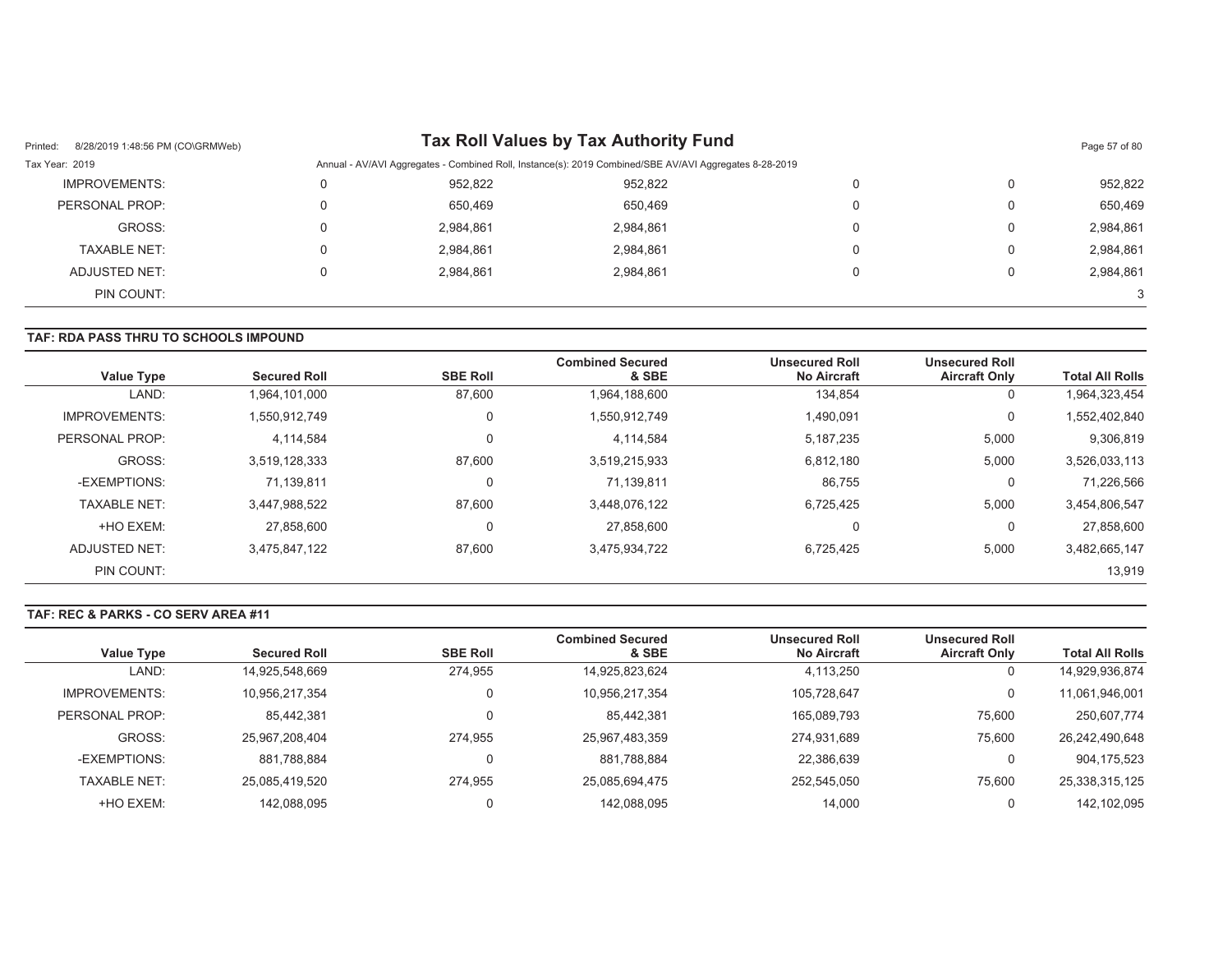| Value Type | Secured Roll | SBE Roll | Combined Secured & SBE | Unsecured Roll No Aircraft | Unsecured Roll Aircraft Only | Total All Rolls |
|---|---|---|---|---|---|---|
| IMPROVEMENTS: | 0 | 952,822 | 952,822 | 0 | 0 | 952,822 |
| PERSONAL PROP: | 0 | 650,469 | 650,469 | 0 | 0 | 650,469 |
| GROSS: | 0 | 2,984,861 | 2,984,861 | 0 | 0 | 2,984,861 |
| TAXABLE NET: | 0 | 2,984,861 | 2,984,861 | 0 | 0 | 2,984,861 |
| ADJUSTED NET: | 0 | 2,984,861 | 2,984,861 | 0 | 0 | 2,984,861 |
| PIN COUNT: | | | | | | 3 |

## TAF: RDA PASS THRU TO SCHOOLS IMPOUND

| Value Type | Secured Roll | SBE Roll | Combined Secured & SBE | Unsecured Roll No Aircraft | Unsecured Roll Aircraft Only | Total All Rolls |
|---|---|---|---|---|---|---|
| LAND: | 1,964,101,000 | 87,600 | 1,964,188,600 | 134,854 | 0 | 1,964,323,454 |
| IMPROVEMENTS: | 1,550,912,749 | 0 | 1,550,912,749 | 1,490,091 | 0 | 1,552,402,840 |
| PERSONAL PROP: | 4,114,584 | 0 | 4,114,584 | 5,187,235 | 5,000 | 9,306,819 |
| GROSS: | 3,519,128,333 | 87,600 | 3,519,215,933 | 6,812,180 | 5,000 | 3,526,033,113 |
| -EXEMPTIONS: | 71,139,811 | 0 | 71,139,811 | 86,755 | 0 | 71,226,566 |
| TAXABLE NET: | 3,447,988,522 | 87,600 | 3,448,076,122 | 6,725,425 | 5,000 | 3,454,806,547 |
| +HO EXEM: | 27,858,600 | 0 | 27,858,600 | 0 | 0 | 27,858,600 |
| ADJUSTED NET: | 3,475,847,122 | 87,600 | 3,475,934,722 | 6,725,425 | 5,000 | 3,482,665,147 |
| PIN COUNT: | | | | | | 13,919 |

## TAF: REC & PARKS - CO SERV AREA #11

| Value Type | Secured Roll | SBE Roll | Combined Secured & SBE | Unsecured Roll No Aircraft | Unsecured Roll Aircraft Only | Total All Rolls |
|---|---|---|---|---|---|---|
| LAND: | 14,925,548,669 | 274,955 | 14,925,823,624 | 4,113,250 | 0 | 14,929,936,874 |
| IMPROVEMENTS: | 10,956,217,354 | 0 | 10,956,217,354 | 105,728,647 | 0 | 11,061,946,001 |
| PERSONAL PROP: | 85,442,381 | 0 | 85,442,381 | 165,089,793 | 75,600 | 250,607,774 |
| GROSS: | 25,967,208,404 | 274,955 | 25,967,483,359 | 274,931,689 | 75,600 | 26,242,490,648 |
| -EXEMPTIONS: | 881,788,884 | 0 | 881,788,884 | 22,386,639 | 0 | 904,175,523 |
| TAXABLE NET: | 25,085,419,520 | 274,955 | 25,085,694,475 | 252,545,050 | 75,600 | 25,338,315,125 |
| +HO EXEM: | 142,088,095 | 0 | 142,088,095 | 14,000 | 0 | 142,102,095 |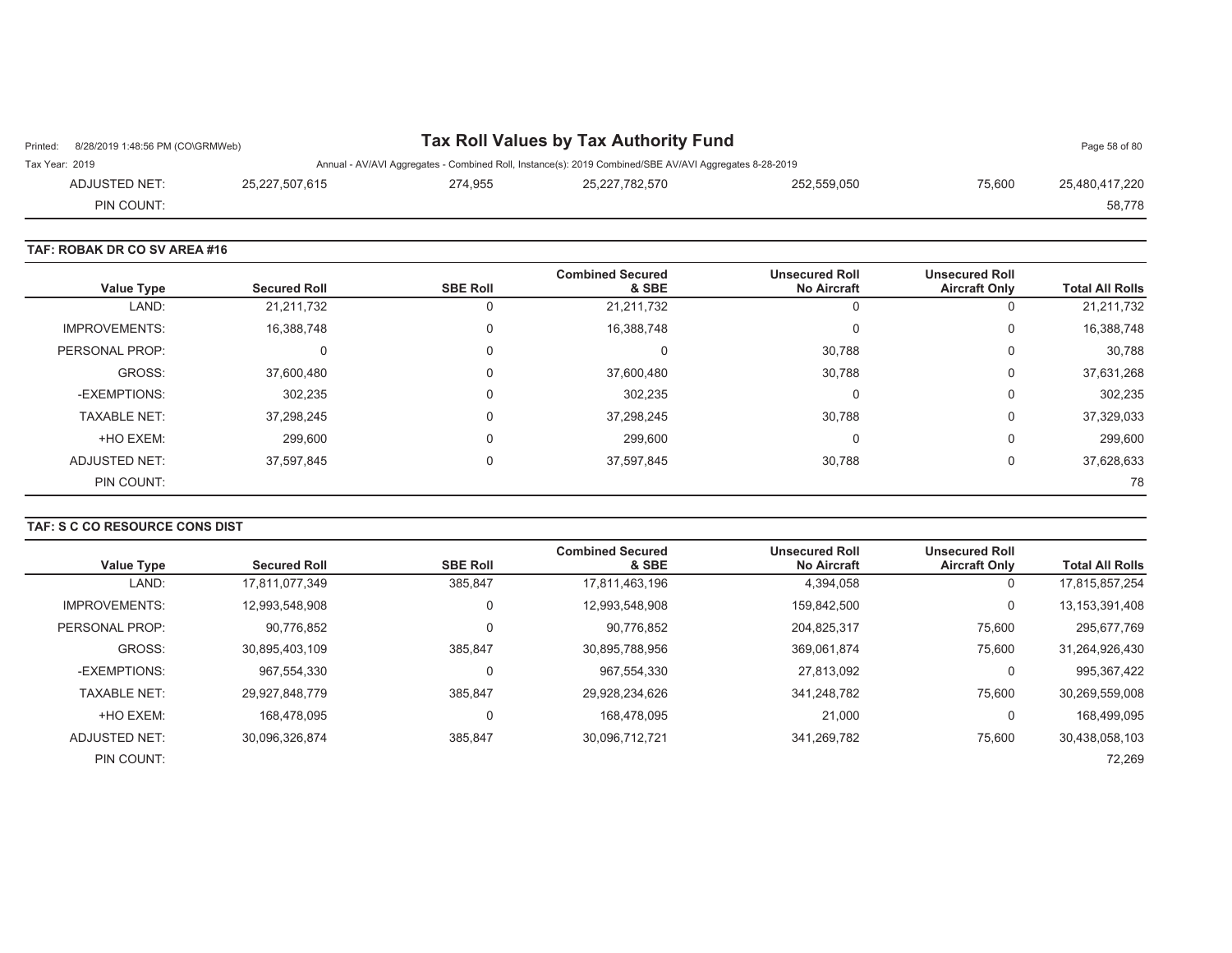| | | | | | | |
|---|---|---|---|---|---|---|
| ADJUSTED NET: | 25,227,507,615 | 274,955 | 25,227,782,570 | 252,559,050 | 75,600 | 25,480,417,220 |
| PIN COUNT: | | | | | | 58,778 |

### TAF: ROBAK DR CO SV AREA #16

| Value Type | Secured Roll | SBE Roll | Combined Secured & SBE | Unsecured Roll No Aircraft | Unsecured Roll Aircraft Only | Total All Rolls |
|---|---|---|---|---|---|---|
| LAND: | 21,211,732 | 0 | 21,211,732 | 0 | 0 | 21,211,732 |
| IMPROVEMENTS: | 16,388,748 | 0 | 16,388,748 | 0 | 0 | 16,388,748 |
| PERSONAL PROP: | 0 | 0 | 0 | 30,788 | 0 | 30,788 |
| GROSS: | 37,600,480 | 0 | 37,600,480 | 30,788 | 0 | 37,631,268 |
| -EXEMPTIONS: | 302,235 | 0 | 302,235 | 0 | 0 | 302,235 |
| TAXABLE NET: | 37,298,245 | 0 | 37,298,245 | 30,788 | 0 | 37,329,033 |
| +HO EXEM: | 299,600 | 0 | 299,600 | 0 | 0 | 299,600 |
| ADJUSTED NET: | 37,597,845 | 0 | 37,597,845 | 30,788 | 0 | 37,628,633 |
| PIN COUNT: | | | | | | 78 |

### TAF: S C CO RESOURCE CONS DIST

| Value Type | Secured Roll | SBE Roll | Combined Secured & SBE | Unsecured Roll No Aircraft | Unsecured Roll Aircraft Only | Total All Rolls |
|---|---|---|---|---|---|---|
| LAND: | 17,811,077,349 | 385,847 | 17,811,463,196 | 4,394,058 | 0 | 17,815,857,254 |
| IMPROVEMENTS: | 12,993,548,908 | 0 | 12,993,548,908 | 159,842,500 | 0 | 13,153,391,408 |
| PERSONAL PROP: | 90,776,852 | 0 | 90,776,852 | 204,825,317 | 75,600 | 295,677,769 |
| GROSS: | 30,895,403,109 | 385,847 | 30,895,788,956 | 369,061,874 | 75,600 | 31,264,926,430 |
| -EXEMPTIONS: | 967,554,330 | 0 | 967,554,330 | 27,813,092 | 0 | 995,367,422 |
| TAXABLE NET: | 29,927,848,779 | 385,847 | 29,928,234,626 | 341,248,782 | 75,600 | 30,269,559,008 |
| +HO EXEM: | 168,478,095 | 0 | 168,478,095 | 21,000 | 0 | 168,499,095 |
| ADJUSTED NET: | 30,096,326,874 | 385,847 | 30,096,712,721 | 341,269,782 | 75,600 | 30,438,058,103 |
| PIN COUNT: | | | | | | 72,269 |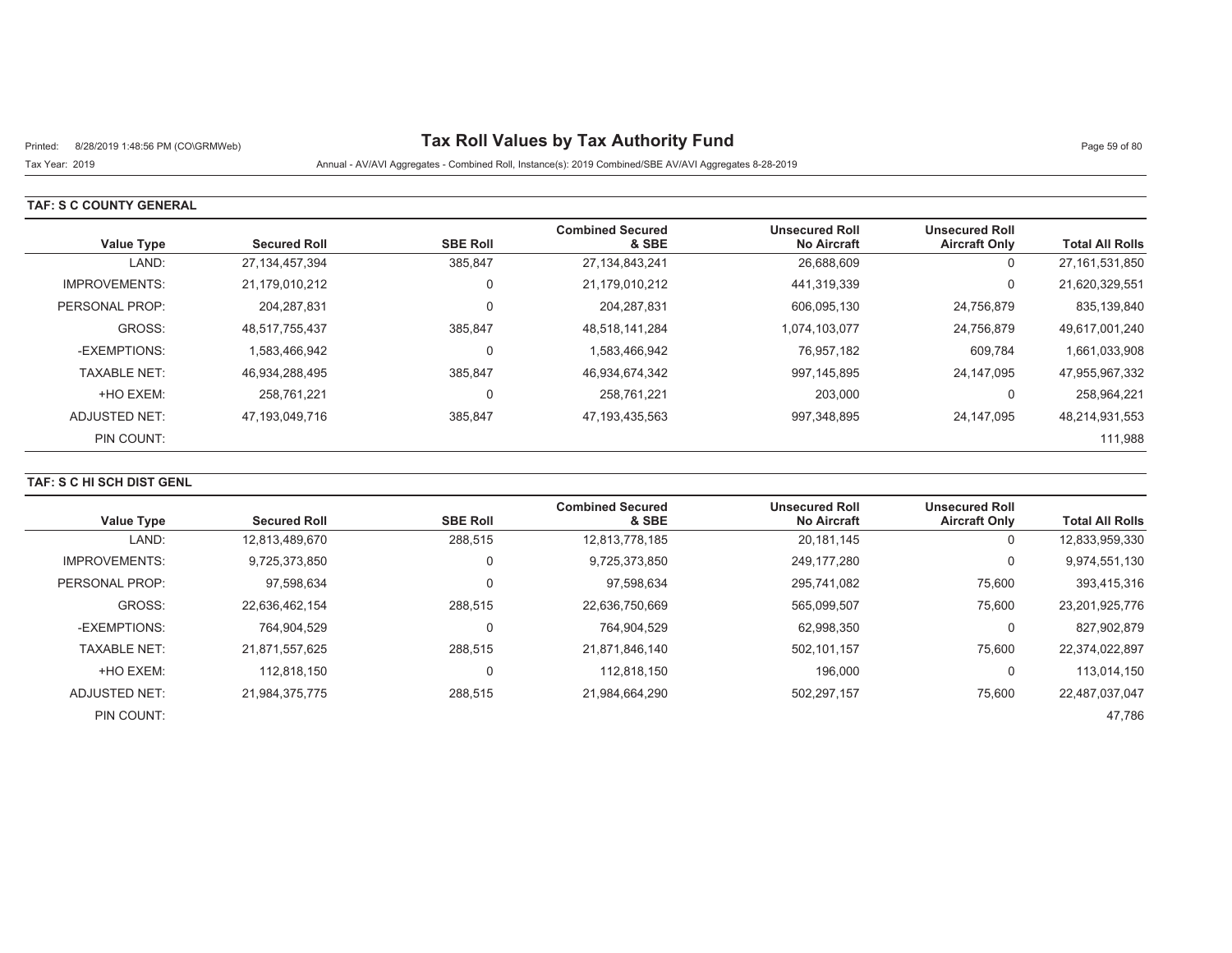# Tax Roll Values by Tax Authority Fund

Printed: 8/28/2019 1:48:56 PM (CO\GRMWeb)

Tax Year: 2019

Annual - AV/AVI Aggregates - Combined Roll, Instance(s): 2019 Combined/SBE AV/AVI Aggregates 8-28-2019

## TAF: S C COUNTY GENERAL

| Value Type | Secured Roll | SBE Roll | Combined Secured & SBE | Unsecured Roll No Aircraft | Unsecured Roll Aircraft Only | Total All Rolls |
|---|---|---|---|---|---|---|
| LAND: | 27,134,457,394 | 385,847 | 27,134,843,241 | 26,688,609 | 0 | 27,161,531,850 |
| IMPROVEMENTS: | 21,179,010,212 | 0 | 21,179,010,212 | 441,319,339 | 0 | 21,620,329,551 |
| PERSONAL PROP: | 204,287,831 | 0 | 204,287,831 | 606,095,130 | 24,756,879 | 835,139,840 |
| GROSS: | 48,517,755,437 | 385,847 | 48,518,141,284 | 1,074,103,077 | 24,756,879 | 49,617,001,240 |
| -EXEMPTIONS: | 1,583,466,942 | 0 | 1,583,466,942 | 76,957,182 | 609,784 | 1,661,033,908 |
| TAXABLE NET: | 46,934,288,495 | 385,847 | 46,934,674,342 | 997,145,895 | 24,147,095 | 47,955,967,332 |
| +HO EXEM: | 258,761,221 | 0 | 258,761,221 | 203,000 | 0 | 258,964,221 |
| ADJUSTED NET: | 47,193,049,716 | 385,847 | 47,193,435,563 | 997,348,895 | 24,147,095 | 48,214,931,553 |
| PIN COUNT: | | | | | | 111,988 |

## TAF: S C HI SCH DIST GENL

| Value Type | Secured Roll | SBE Roll | Combined Secured & SBE | Unsecured Roll No Aircraft | Unsecured Roll Aircraft Only | Total All Rolls |
|---|---|---|---|---|---|---|
| LAND: | 12,813,489,670 | 288,515 | 12,813,778,185 | 20,181,145 | 0 | 12,833,959,330 |
| IMPROVEMENTS: | 9,725,373,850 | 0 | 9,725,373,850 | 249,177,280 | 0 | 9,974,551,130 |
| PERSONAL PROP: | 97,598,634 | 0 | 97,598,634 | 295,741,082 | 75,600 | 393,415,316 |
| GROSS: | 22,636,462,154 | 288,515 | 22,636,750,669 | 565,099,507 | 75,600 | 23,201,925,776 |
| -EXEMPTIONS: | 764,904,529 | 0 | 764,904,529 | 62,998,350 | 0 | 827,902,879 |
| TAXABLE NET: | 21,871,557,625 | 288,515 | 21,871,846,140 | 502,101,157 | 75,600 | 22,374,022,897 |
| +HO EXEM: | 112,818,150 | 0 | 112,818,150 | 196,000 | 0 | 113,014,150 |
| ADJUSTED NET: | 21,984,375,775 | 288,515 | 21,984,664,290 | 502,297,157 | 75,600 | 22,487,037,047 |
| PIN COUNT: | | | | | | 47,786 |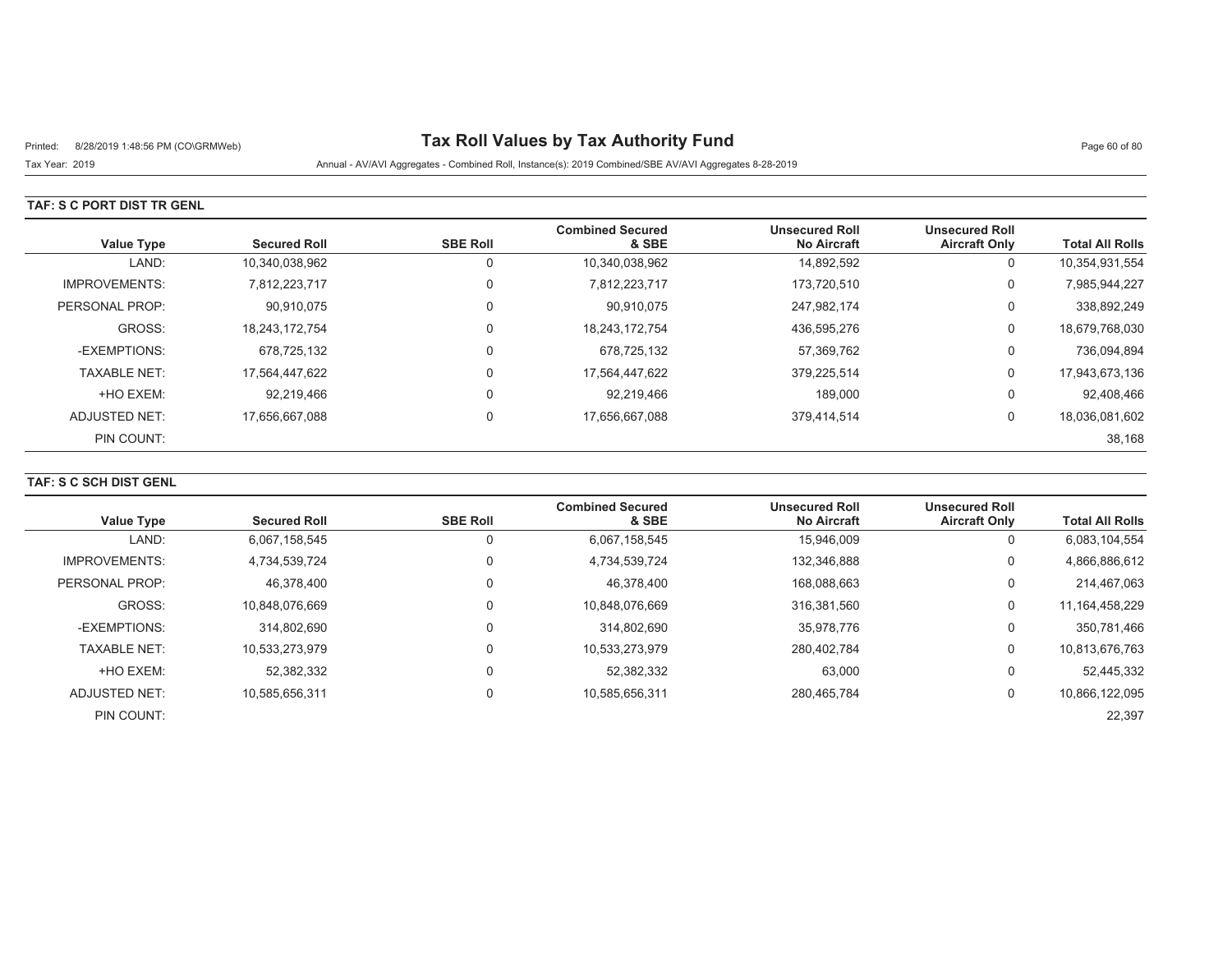# Tax Roll Values by Tax Authority Fund

Printed: 8/28/2019 1:48:56 PM (CO\GRMWeb)

Tax Year: 2019

Annual - AV/AVI Aggregates - Combined Roll, Instance(s): 2019 Combined/SBE AV/AVI Aggregates 8-28-2019

## TAF: S C PORT DIST TR GENL

| Value Type | Secured Roll | SBE Roll | Combined Secured & SBE | Unsecured Roll No Aircraft | Unsecured Roll Aircraft Only | Total All Rolls |
|---|---|---|---|---|---|---|
| LAND: | 10,340,038,962 | 0 | 10,340,038,962 | 14,892,592 | 0 | 10,354,931,554 |
| IMPROVEMENTS: | 7,812,223,717 | 0 | 7,812,223,717 | 173,720,510 | 0 | 7,985,944,227 |
| PERSONAL PROP: | 90,910,075 | 0 | 90,910,075 | 247,982,174 | 0 | 338,892,249 |
| GROSS: | 18,243,172,754 | 0 | 18,243,172,754 | 436,595,276 | 0 | 18,679,768,030 |
| -EXEMPTIONS: | 678,725,132 | 0 | 678,725,132 | 57,369,762 | 0 | 736,094,894 |
| TAXABLE NET: | 17,564,447,622 | 0 | 17,564,447,622 | 379,225,514 | 0 | 17,943,673,136 |
| +HO EXEM: | 92,219,466 | 0 | 92,219,466 | 189,000 | 0 | 92,408,466 |
| ADJUSTED NET: | 17,656,667,088 | 0 | 17,656,667,088 | 379,414,514 | 0 | 18,036,081,602 |
| PIN COUNT: | | | | | | 38,168 |

## TAF: S C SCH DIST GENL

| Value Type | Secured Roll | SBE Roll | Combined Secured & SBE | Unsecured Roll No Aircraft | Unsecured Roll Aircraft Only | Total All Rolls |
|---|---|---|---|---|---|---|
| LAND: | 6,067,158,545 | 0 | 6,067,158,545 | 15,946,009 | 0 | 6,083,104,554 |
| IMPROVEMENTS: | 4,734,539,724 | 0 | 4,734,539,724 | 132,346,888 | 0 | 4,866,886,612 |
| PERSONAL PROP: | 46,378,400 | 0 | 46,378,400 | 168,088,663 | 0 | 214,467,063 |
| GROSS: | 10,848,076,669 | 0 | 10,848,076,669 | 316,381,560 | 0 | 11,164,458,229 |
| -EXEMPTIONS: | 314,802,690 | 0 | 314,802,690 | 35,978,776 | 0 | 350,781,466 |
| TAXABLE NET: | 10,533,273,979 | 0 | 10,533,273,979 | 280,402,784 | 0 | 10,813,676,763 |
| +HO EXEM: | 52,382,332 | 0 | 52,382,332 | 63,000 | 0 | 52,445,332 |
| ADJUSTED NET: | 10,585,656,311 | 0 | 10,585,656,311 | 280,465,784 | 0 | 10,866,122,095 |
| PIN COUNT: | | | | | | 22,397 |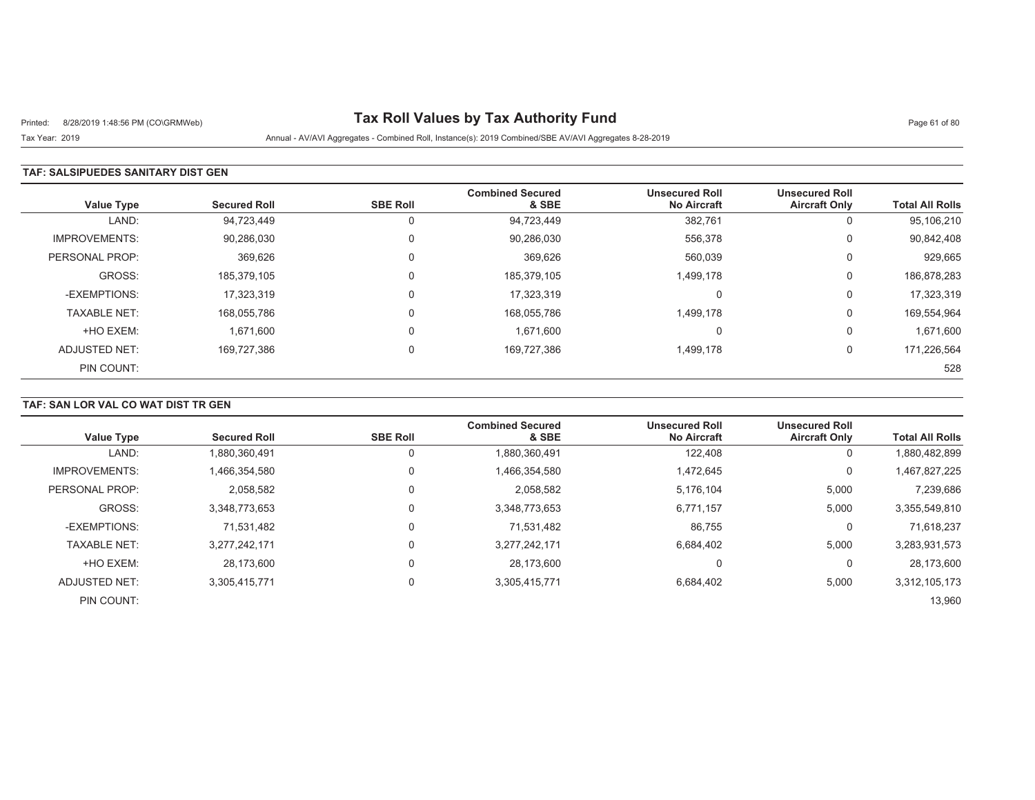# Tax Roll Values by Tax Authority Fund

Tax Year: 2019

Annual - AV/AVI Aggregates - Combined Roll, Instance(s): 2019 Combined/SBE AV/AVI Aggregates 8-28-2019

### TAF: SALSIPUEDES SANITARY DIST GEN

| Value Type | Secured Roll | SBE Roll | Combined Secured & SBE | Unsecured Roll No Aircraft | Unsecured Roll Aircraft Only | Total All Rolls |
|---|---|---|---|---|---|---|
| LAND: | 94,723,449 | 0 | 94,723,449 | 382,761 | 0 | 95,106,210 |
| IMPROVEMENTS: | 90,286,030 | 0 | 90,286,030 | 556,378 | 0 | 90,842,408 |
| PERSONAL PROP: | 369,626 | 0 | 369,626 | 560,039 | 0 | 929,665 |
| GROSS: | 185,379,105 | 0 | 185,379,105 | 1,499,178 | 0 | 186,878,283 |
| -EXEMPTIONS: | 17,323,319 | 0 | 17,323,319 | 0 | 0 | 17,323,319 |
| TAXABLE NET: | 168,055,786 | 0 | 168,055,786 | 1,499,178 | 0 | 169,554,964 |
| +HO EXEM: | 1,671,600 | 0 | 1,671,600 | 0 | 0 | 1,671,600 |
| ADJUSTED NET: | 169,727,386 | 0 | 169,727,386 | 1,499,178 | 0 | 171,226,564 |
| PIN COUNT: | | | | | | 528 |

### TAF: SAN LOR VAL CO WAT DIST TR GEN

| Value Type | Secured Roll | SBE Roll | Combined Secured & SBE | Unsecured Roll No Aircraft | Unsecured Roll Aircraft Only | Total All Rolls |
|---|---|---|---|---|---|---|
| LAND: | 1,880,360,491 | 0 | 1,880,360,491 | 122,408 | 0 | 1,880,482,899 |
| IMPROVEMENTS: | 1,466,354,580 | 0 | 1,466,354,580 | 1,472,645 | 0 | 1,467,827,225 |
| PERSONAL PROP: | 2,058,582 | 0 | 2,058,582 | 5,176,104 | 5,000 | 7,239,686 |
| GROSS: | 3,348,773,653 | 0 | 3,348,773,653 | 6,771,157 | 5,000 | 3,355,549,810 |
| -EXEMPTIONS: | 71,531,482 | 0 | 71,531,482 | 86,755 | 0 | 71,618,237 |
| TAXABLE NET: | 3,277,242,171 | 0 | 3,277,242,171 | 6,684,402 | 5,000 | 3,283,931,573 |
| +HO EXEM: | 28,173,600 | 0 | 28,173,600 | 0 | 0 | 28,173,600 |
| ADJUSTED NET: | 3,305,415,771 | 0 | 3,305,415,771 | 6,684,402 | 5,000 | 3,312,105,173 |
| PIN COUNT: | | | | | | 13,960 |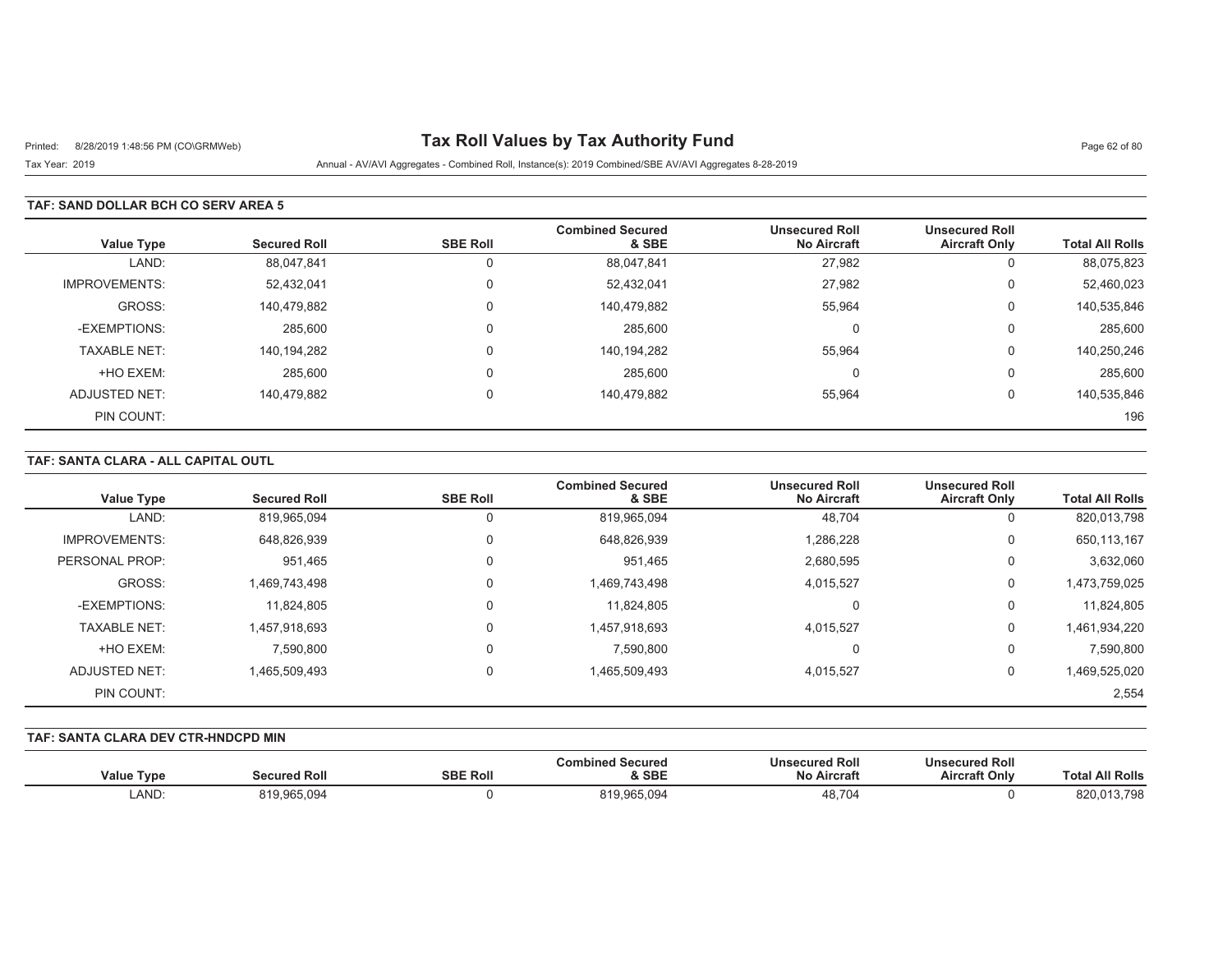# Tax Roll Values by Tax Authority Fund

Tax Year: 2019

Annual - AV/AVI Aggregates - Combined Roll, Instance(s): 2019 Combined/SBE AV/AVI Aggregates 8-28-2019

Printed: 8/28/2019 1:48:56 PM (CO\GRMWeb)

## TAF: SAND DOLLAR BCH CO SERV AREA 5

| Value Type | Secured Roll | SBE Roll | Combined Secured & SBE | Unsecured Roll No Aircraft | Unsecured Roll Aircraft Only | Total All Rolls |
|---|---|---|---|---|---|---|
| LAND: | 88,047,841 | 0 | 88,047,841 | 27,982 | 0 | 88,075,823 |
| IMPROVEMENTS: | 52,432,041 | 0 | 52,432,041 | 27,982 | 0 | 52,460,023 |
| GROSS: | 140,479,882 | 0 | 140,479,882 | 55,964 | 0 | 140,535,846 |
| -EXEMPTIONS: | 285,600 | 0 | 285,600 | 0 | 0 | 285,600 |
| TAXABLE NET: | 140,194,282 | 0 | 140,194,282 | 55,964 | 0 | 140,250,246 |
| +HO EXEM: | 285,600 | 0 | 285,600 | 0 | 0 | 285,600 |
| ADJUSTED NET: | 140,479,882 | 0 | 140,479,882 | 55,964 | 0 | 140,535,846 |
| PIN COUNT: | | | | | | 196 |

## TAF: SANTA CLARA - ALL CAPITAL OUTL

| Value Type | Secured Roll | SBE Roll | Combined Secured & SBE | Unsecured Roll No Aircraft | Unsecured Roll Aircraft Only | Total All Rolls |
|---|---|---|---|---|---|---|
| LAND: | 819,965,094 | 0 | 819,965,094 | 48,704 | 0 | 820,013,798 |
| IMPROVEMENTS: | 648,826,939 | 0 | 648,826,939 | 1,286,228 | 0 | 650,113,167 |
| PERSONAL PROP: | 951,465 | 0 | 951,465 | 2,680,595 | 0 | 3,632,060 |
| GROSS: | 1,469,743,498 | 0 | 1,469,743,498 | 4,015,527 | 0 | 1,473,759,025 |
| -EXEMPTIONS: | 11,824,805 | 0 | 11,824,805 | 0 | 0 | 11,824,805 |
| TAXABLE NET: | 1,457,918,693 | 0 | 1,457,918,693 | 4,015,527 | 0 | 1,461,934,220 |
| +HO EXEM: | 7,590,800 | 0 | 7,590,800 | 0 | 0 | 7,590,800 |
| ADJUSTED NET: | 1,465,509,493 | 0 | 1,465,509,493 | 4,015,527 | 0 | 1,469,525,020 |
| PIN COUNT: | | | | | | 2,554 |

## TAF: SANTA CLARA DEV CTR-HNDCPD MIN

| Value Type | Secured Roll | SBE Roll | Combined Secured & SBE | Unsecured Roll No Aircraft | Unsecured Roll Aircraft Only | Total All Rolls |
|---|---|---|---|---|---|---|
| LAND: | 819,965,094 | 0 | 819,965,094 | 48,704 | 0 | 820,013,798 |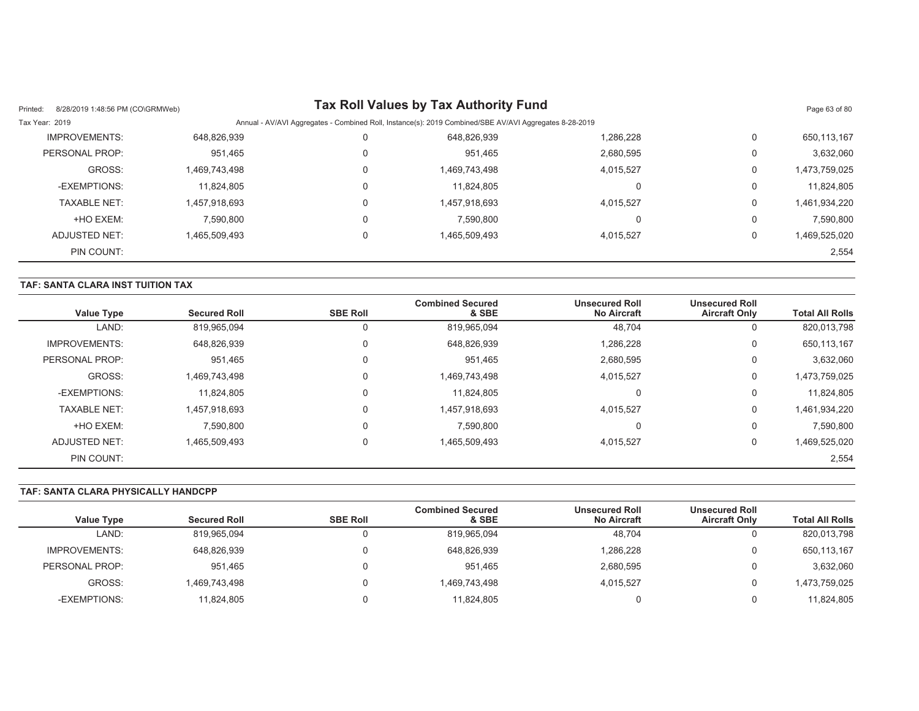| Value Type | Secured Roll | SBE Roll | Combined Secured & SBE | Unsecured Roll No Aircraft | Unsecured Roll Aircraft Only | Total All Rolls |
|---|---|---|---|---|---|---|
| IMPROVEMENTS: | 648,826,939 | 0 | 648,826,939 | 1,286,228 | 0 | 650,113,167 |
| PERSONAL PROP: | 951,465 | 0 | 951,465 | 2,680,595 | 0 | 3,632,060 |
| GROSS: | 1,469,743,498 | 0 | 1,469,743,498 | 4,015,527 | 0 | 1,473,759,025 |
| -EXEMPTIONS: | 11,824,805 | 0 | 11,824,805 | 0 | 0 | 11,824,805 |
| TAXABLE NET: | 1,457,918,693 | 0 | 1,457,918,693 | 4,015,527 | 0 | 1,461,934,220 |
| +HO EXEM: | 7,590,800 | 0 | 7,590,800 | 0 | 0 | 7,590,800 |
| ADJUSTED NET: | 1,465,509,493 | 0 | 1,465,509,493 | 4,015,527 | 0 | 1,469,525,020 |
| PIN COUNT: | | | | | | 2,554 |

### TAF: SANTA CLARA INST TUITION TAX

| Value Type | Secured Roll | SBE Roll | Combined Secured & SBE | Unsecured Roll No Aircraft | Unsecured Roll Aircraft Only | Total All Rolls |
|---|---|---|---|---|---|---|
| LAND: | 819,965,094 | 0 | 819,965,094 | 48,704 | 0 | 820,013,798 |
| IMPROVEMENTS: | 648,826,939 | 0 | 648,826,939 | 1,286,228 | 0 | 650,113,167 |
| PERSONAL PROP: | 951,465 | 0 | 951,465 | 2,680,595 | 0 | 3,632,060 |
| GROSS: | 1,469,743,498 | 0 | 1,469,743,498 | 4,015,527 | 0 | 1,473,759,025 |
| -EXEMPTIONS: | 11,824,805 | 0 | 11,824,805 | 0 | 0 | 11,824,805 |
| TAXABLE NET: | 1,457,918,693 | 0 | 1,457,918,693 | 4,015,527 | 0 | 1,461,934,220 |
| +HO EXEM: | 7,590,800 | 0 | 7,590,800 | 0 | 0 | 7,590,800 |
| ADJUSTED NET: | 1,465,509,493 | 0 | 1,465,509,493 | 4,015,527 | 0 | 1,469,525,020 |
| PIN COUNT: | | | | | | 2,554 |

### TAF: SANTA CLARA PHYSICALLY HANDCPP

| Value Type | Secured Roll | SBE Roll | Combined Secured & SBE | Unsecured Roll No Aircraft | Unsecured Roll Aircraft Only | Total All Rolls |
|---|---|---|---|---|---|---|
| LAND: | 819,965,094 | 0 | 819,965,094 | 48,704 | 0 | 820,013,798 |
| IMPROVEMENTS: | 648,826,939 | 0 | 648,826,939 | 1,286,228 | 0 | 650,113,167 |
| PERSONAL PROP: | 951,465 | 0 | 951,465 | 2,680,595 | 0 | 3,632,060 |
| GROSS: | 1,469,743,498 | 0 | 1,469,743,498 | 4,015,527 | 0 | 1,473,759,025 |
| -EXEMPTIONS: | 11,824,805 | 0 | 11,824,805 | 0 | 0 | 11,824,805 |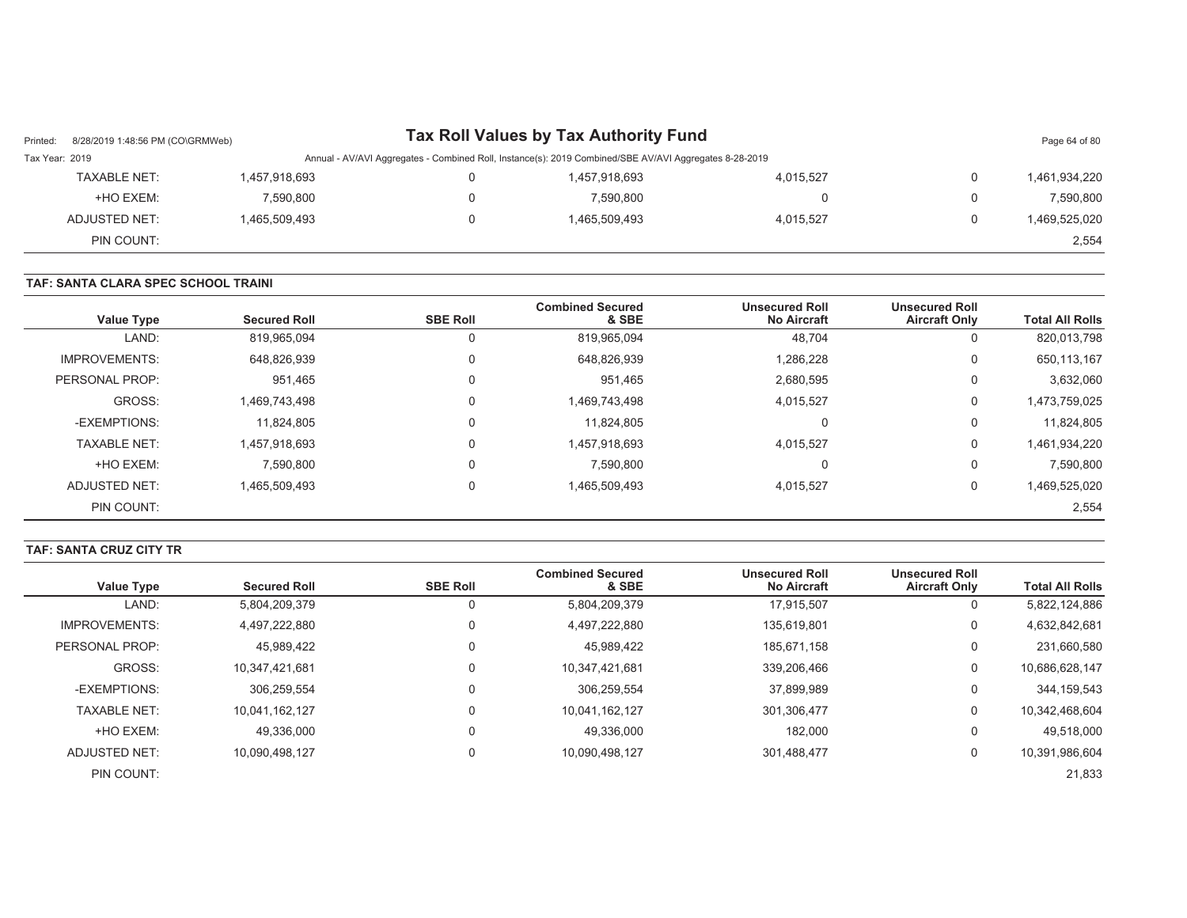| Value Type | Secured Roll | SBE Roll | Combined Secured & SBE | Unsecured Roll No Aircraft | Unsecured Roll Aircraft Only | Total All Rolls |
|---|---|---|---|---|---|---|
| TAXABLE NET: | 1,457,918,693 | 0 | 1,457,918,693 | 4,015,527 | 0 | 1,461,934,220 |
| +HO EXEM: | 7,590,800 | 0 | 7,590,800 | 0 | 0 | 7,590,800 |
| ADJUSTED NET: | 1,465,509,493 | 0 | 1,465,509,493 | 4,015,527 | 0 | 1,469,525,020 |
| PIN COUNT: | | | | | | 2,554 |

**TAF: SANTA CLARA SPEC SCHOOL TRAINI**

| Value Type | Secured Roll | SBE Roll | Combined Secured & SBE | Unsecured Roll No Aircraft | Unsecured Roll Aircraft Only | Total All Rolls |
|---|---|---|---|---|---|---|
| LAND: | 819,965,094 | 0 | 819,965,094 | 48,704 | 0 | 820,013,798 |
| IMPROVEMENTS: | 648,826,939 | 0 | 648,826,939 | 1,286,228 | 0 | 650,113,167 |
| PERSONAL PROP: | 951,465 | 0 | 951,465 | 2,680,595 | 0 | 3,632,060 |
| GROSS: | 1,469,743,498 | 0 | 1,469,743,498 | 4,015,527 | 0 | 1,473,759,025 |
| -EXEMPTIONS: | 11,824,805 | 0 | 11,824,805 | 0 | 0 | 11,824,805 |
| TAXABLE NET: | 1,457,918,693 | 0 | 1,457,918,693 | 4,015,527 | 0 | 1,461,934,220 |
| +HO EXEM: | 7,590,800 | 0 | 7,590,800 | 0 | 0 | 7,590,800 |
| ADJUSTED NET: | 1,465,509,493 | 0 | 1,465,509,493 | 4,015,527 | 0 | 1,469,525,020 |
| PIN COUNT: | | | | | | 2,554 |

**TAF: SANTA CRUZ CITY TR**

| Value Type | Secured Roll | SBE Roll | Combined Secured & SBE | Unsecured Roll No Aircraft | Unsecured Roll Aircraft Only | Total All Rolls |
|---|---|---|---|---|---|---|
| LAND: | 5,804,209,379 | 0 | 5,804,209,379 | 17,915,507 | 0 | 5,822,124,886 |
| IMPROVEMENTS: | 4,497,222,880 | 0 | 4,497,222,880 | 135,619,801 | 0 | 4,632,842,681 |
| PERSONAL PROP: | 45,989,422 | 0 | 45,989,422 | 185,671,158 | 0 | 231,660,580 |
| GROSS: | 10,347,421,681 | 0 | 10,347,421,681 | 339,206,466 | 0 | 10,686,628,147 |
| -EXEMPTIONS: | 306,259,554 | 0 | 306,259,554 | 37,899,989 | 0 | 344,159,543 |
| TAXABLE NET: | 10,041,162,127 | 0 | 10,041,162,127 | 301,306,477 | 0 | 10,342,468,604 |
| +HO EXEM: | 49,336,000 | 0 | 49,336,000 | 182,000 | 0 | 49,518,000 |
| ADJUSTED NET: | 10,090,498,127 | 0 | 10,090,498,127 | 301,488,477 | 0 | 10,391,986,604 |
| PIN COUNT: | | | | | | 21,833 |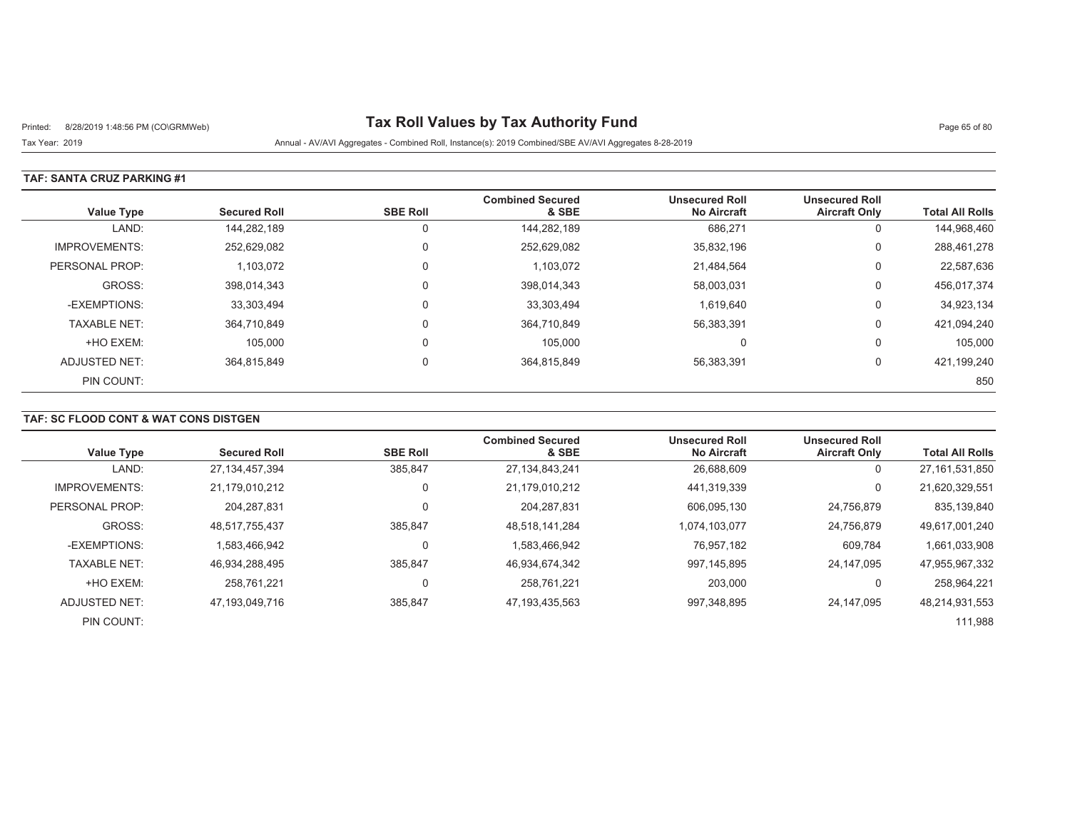# Tax Roll Values by Tax Authority Fund

Printed: 8/28/2019 1:48:56 PM (CO\GRMWeb)

Tax Year: 2019

Annual - AV/AVI Aggregates - Combined Roll, Instance(s): 2019 Combined/SBE AV/AVI Aggregates 8-28-2019

### TAF: SANTA CRUZ PARKING #1

| Value Type | Secured Roll | SBE Roll | Combined Secured & SBE | Unsecured Roll No Aircraft | Unsecured Roll Aircraft Only | Total All Rolls |
|---|---|---|---|---|---|---|
| LAND: | 144,282,189 | 0 | 144,282,189 | 686,271 | 0 | 144,968,460 |
| IMPROVEMENTS: | 252,629,082 | 0 | 252,629,082 | 35,832,196 | 0 | 288,461,278 |
| PERSONAL PROP: | 1,103,072 | 0 | 1,103,072 | 21,484,564 | 0 | 22,587,636 |
| GROSS: | 398,014,343 | 0 | 398,014,343 | 58,003,031 | 0 | 456,017,374 |
| -EXEMPTIONS: | 33,303,494 | 0 | 33,303,494 | 1,619,640 | 0 | 34,923,134 |
| TAXABLE NET: | 364,710,849 | 0 | 364,710,849 | 56,383,391 | 0 | 421,094,240 |
| +HO EXEM: | 105,000 | 0 | 105,000 | 0 | 0 | 105,000 |
| ADJUSTED NET: | 364,815,849 | 0 | 364,815,849 | 56,383,391 | 0 | 421,199,240 |
| PIN COUNT: | | | | | | 850 |

### TAF: SC FLOOD CONT & WAT CONS DISTGEN

| Value Type | Secured Roll | SBE Roll | Combined Secured & SBE | Unsecured Roll No Aircraft | Unsecured Roll Aircraft Only | Total All Rolls |
|---|---|---|---|---|---|---|
| LAND: | 27,134,457,394 | 385,847 | 27,134,843,241 | 26,688,609 | 0 | 27,161,531,850 |
| IMPROVEMENTS: | 21,179,010,212 | 0 | 21,179,010,212 | 441,319,339 | 0 | 21,620,329,551 |
| PERSONAL PROP: | 204,287,831 | 0 | 204,287,831 | 606,095,130 | 24,756,879 | 835,139,840 |
| GROSS: | 48,517,755,437 | 385,847 | 48,518,141,284 | 1,074,103,077 | 24,756,879 | 49,617,001,240 |
| -EXEMPTIONS: | 1,583,466,942 | 0 | 1,583,466,942 | 76,957,182 | 609,784 | 1,661,033,908 |
| TAXABLE NET: | 46,934,288,495 | 385,847 | 46,934,674,342 | 997,145,895 | 24,147,095 | 47,955,967,332 |
| +HO EXEM: | 258,761,221 | 0 | 258,761,221 | 203,000 | 0 | 258,964,221 |
| ADJUSTED NET: | 47,193,049,716 | 385,847 | 47,193,435,563 | 997,348,895 | 24,147,095 | 48,214,931,553 |
| PIN COUNT: | | | | | | 111,988 |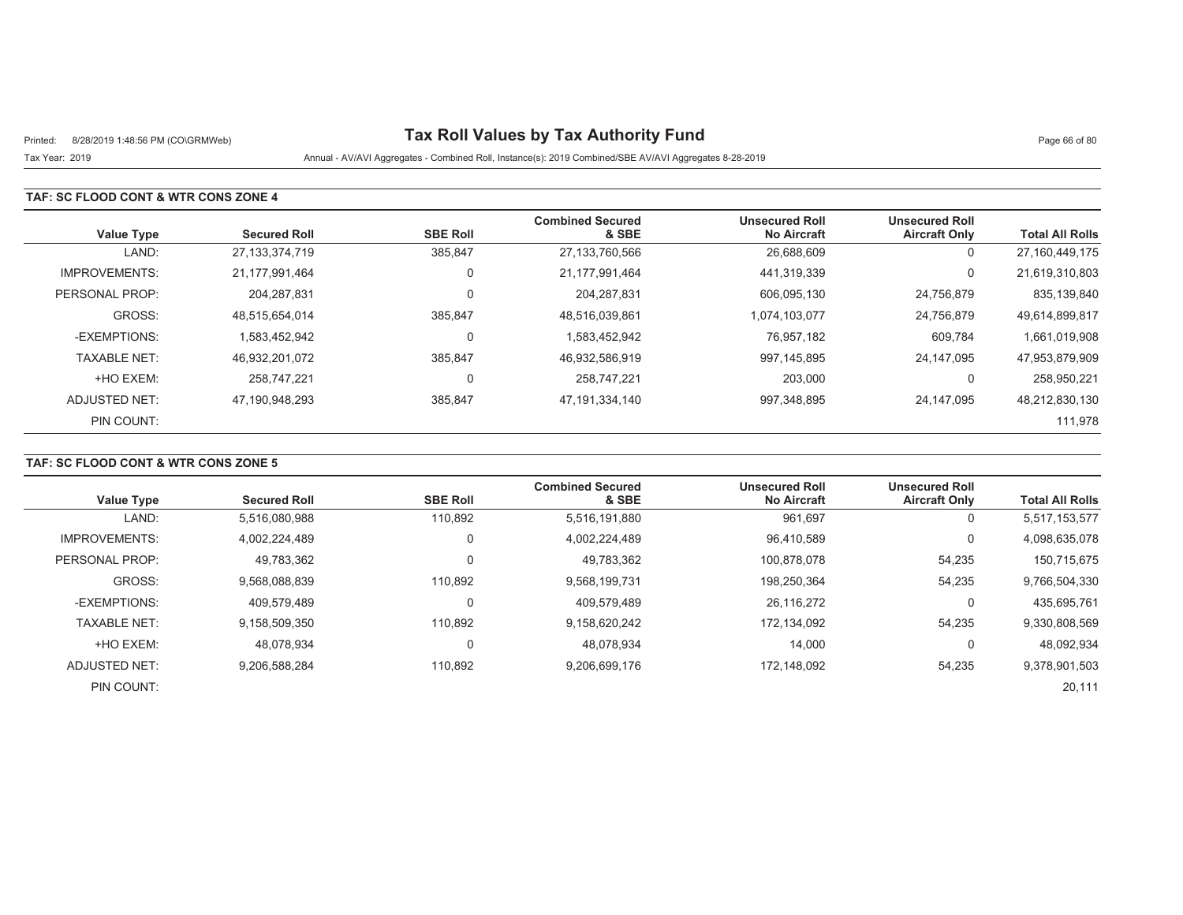# Tax Roll Values by Tax Authority Fund

Printed: 8/28/2019 1:48:56 PM (CO\GRMWeb)

Tax Year: 2019

Annual - AV/AVI Aggregates - Combined Roll, Instance(s): 2019 Combined/SBE AV/AVI Aggregates 8-28-2019

## TAF: SC FLOOD CONT & WTR CONS ZONE 4

| Value Type | Secured Roll | SBE Roll | Combined Secured & SBE | Unsecured Roll No Aircraft | Unsecured Roll Aircraft Only | Total All Rolls |
|---|---|---|---|---|---|---|
| LAND: | 27,133,374,719 | 385,847 | 27,133,760,566 | 26,688,609 | 0 | 27,160,449,175 |
| IMPROVEMENTS: | 21,177,991,464 | 0 | 21,177,991,464 | 441,319,339 | 0 | 21,619,310,803 |
| PERSONAL PROP: | 204,287,831 | 0 | 204,287,831 | 606,095,130 | 24,756,879 | 835,139,840 |
| GROSS: | 48,515,654,014 | 385,847 | 48,516,039,861 | 1,074,103,077 | 24,756,879 | 49,614,899,817 |
| -EXEMPTIONS: | 1,583,452,942 | 0 | 1,583,452,942 | 76,957,182 | 609,784 | 1,661,019,908 |
| TAXABLE NET: | 46,932,201,072 | 385,847 | 46,932,586,919 | 997,145,895 | 24,147,095 | 47,953,879,909 |
| +HO EXEM: | 258,747,221 | 0 | 258,747,221 | 203,000 | 0 | 258,950,221 |
| ADJUSTED NET: | 47,190,948,293 | 385,847 | 47,191,334,140 | 997,348,895 | 24,147,095 | 48,212,830,130 |
| PIN COUNT: | | | | | | 111,978 |

## TAF: SC FLOOD CONT & WTR CONS ZONE 5

| Value Type | Secured Roll | SBE Roll | Combined Secured & SBE | Unsecured Roll No Aircraft | Unsecured Roll Aircraft Only | Total All Rolls |
|---|---|---|---|---|---|---|
| LAND: | 5,516,080,988 | 110,892 | 5,516,191,880 | 961,697 | 0 | 5,517,153,577 |
| IMPROVEMENTS: | 4,002,224,489 | 0 | 4,002,224,489 | 96,410,589 | 0 | 4,098,635,078 |
| PERSONAL PROP: | 49,783,362 | 0 | 49,783,362 | 100,878,078 | 54,235 | 150,715,675 |
| GROSS: | 9,568,088,839 | 110,892 | 9,568,199,731 | 198,250,364 | 54,235 | 9,766,504,330 |
| -EXEMPTIONS: | 409,579,489 | 0 | 409,579,489 | 26,116,272 | 0 | 435,695,761 |
| TAXABLE NET: | 9,158,509,350 | 110,892 | 9,158,620,242 | 172,134,092 | 54,235 | 9,330,808,569 |
| +HO EXEM: | 48,078,934 | 0 | 48,078,934 | 14,000 | 0 | 48,092,934 |
| ADJUSTED NET: | 9,206,588,284 | 110,892 | 9,206,699,176 | 172,148,092 | 54,235 | 9,378,901,503 |
| PIN COUNT: | | | | | | 20,111 |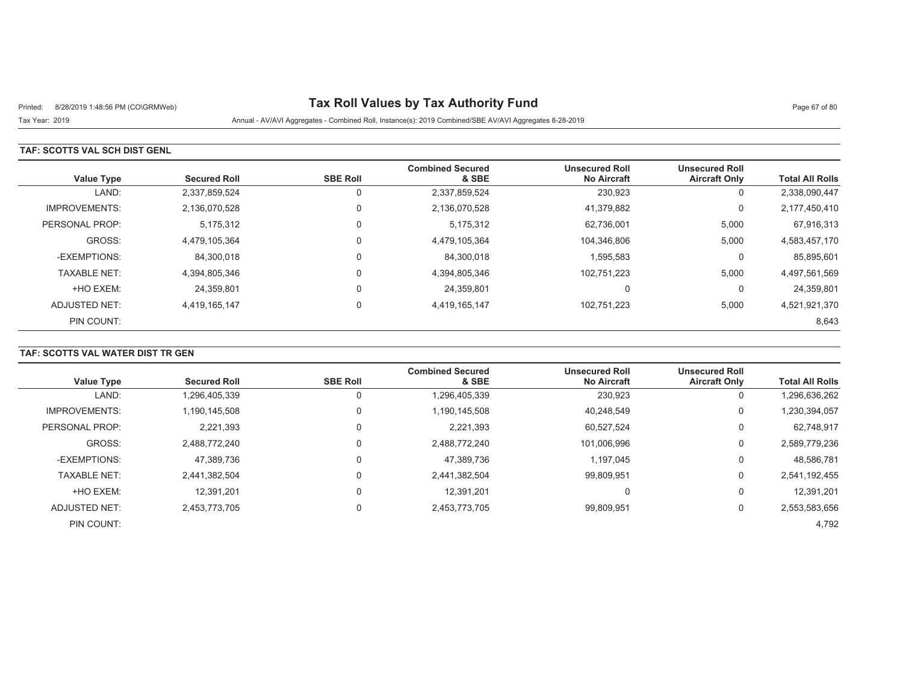# Tax Roll Values by Tax Authority Fund

Printed: 8/28/2019 1:48:56 PM (CO\GRMWeb)

Tax Year: 2019

Annual - AV/AVI Aggregates - Combined Roll, Instance(s): 2019 Combined/SBE AV/AVI Aggregates 8-28-2019

## TAF: SCOTTS VAL SCH DIST GENL

| Value Type | Secured Roll | SBE Roll | Combined Secured & SBE | Unsecured Roll No Aircraft | Unsecured Roll Aircraft Only | Total All Rolls |
|---|---|---|---|---|---|---|
| LAND: | 2,337,859,524 | 0 | 2,337,859,524 | 230,923 | 0 | 2,338,090,447 |
| IMPROVEMENTS: | 2,136,070,528 | 0 | 2,136,070,528 | 41,379,882 | 0 | 2,177,450,410 |
| PERSONAL PROP: | 5,175,312 | 0 | 5,175,312 | 62,736,001 | 5,000 | 67,916,313 |
| GROSS: | 4,479,105,364 | 0 | 4,479,105,364 | 104,346,806 | 5,000 | 4,583,457,170 |
| -EXEMPTIONS: | 84,300,018 | 0 | 84,300,018 | 1,595,583 | 0 | 85,895,601 |
| TAXABLE NET: | 4,394,805,346 | 0 | 4,394,805,346 | 102,751,223 | 5,000 | 4,497,561,569 |
| +HO EXEM: | 24,359,801 | 0 | 24,359,801 | 0 | 0 | 24,359,801 |
| ADJUSTED NET: | 4,419,165,147 | 0 | 4,419,165,147 | 102,751,223 | 5,000 | 4,521,921,370 |
| PIN COUNT: | | | | | | 8,643 |

## TAF: SCOTTS VAL WATER DIST TR GEN

| Value Type | Secured Roll | SBE Roll | Combined Secured & SBE | Unsecured Roll No Aircraft | Unsecured Roll Aircraft Only | Total All Rolls |
|---|---|---|---|---|---|---|
| LAND: | 1,296,405,339 | 0 | 1,296,405,339 | 230,923 | 0 | 1,296,636,262 |
| IMPROVEMENTS: | 1,190,145,508 | 0 | 1,190,145,508 | 40,248,549 | 0 | 1,230,394,057 |
| PERSONAL PROP: | 2,221,393 | 0 | 2,221,393 | 60,527,524 | 0 | 62,748,917 |
| GROSS: | 2,488,772,240 | 0 | 2,488,772,240 | 101,006,996 | 0 | 2,589,779,236 |
| -EXEMPTIONS: | 47,389,736 | 0 | 47,389,736 | 1,197,045 | 0 | 48,586,781 |
| TAXABLE NET: | 2,441,382,504 | 0 | 2,441,382,504 | 99,809,951 | 0 | 2,541,192,455 |
| +HO EXEM: | 12,391,201 | 0 | 12,391,201 | 0 | 0 | 12,391,201 |
| ADJUSTED NET: | 2,453,773,705 | 0 | 2,453,773,705 | 99,809,951 | 0 | 2,553,583,656 |
| PIN COUNT: | | | | | | 4,792 |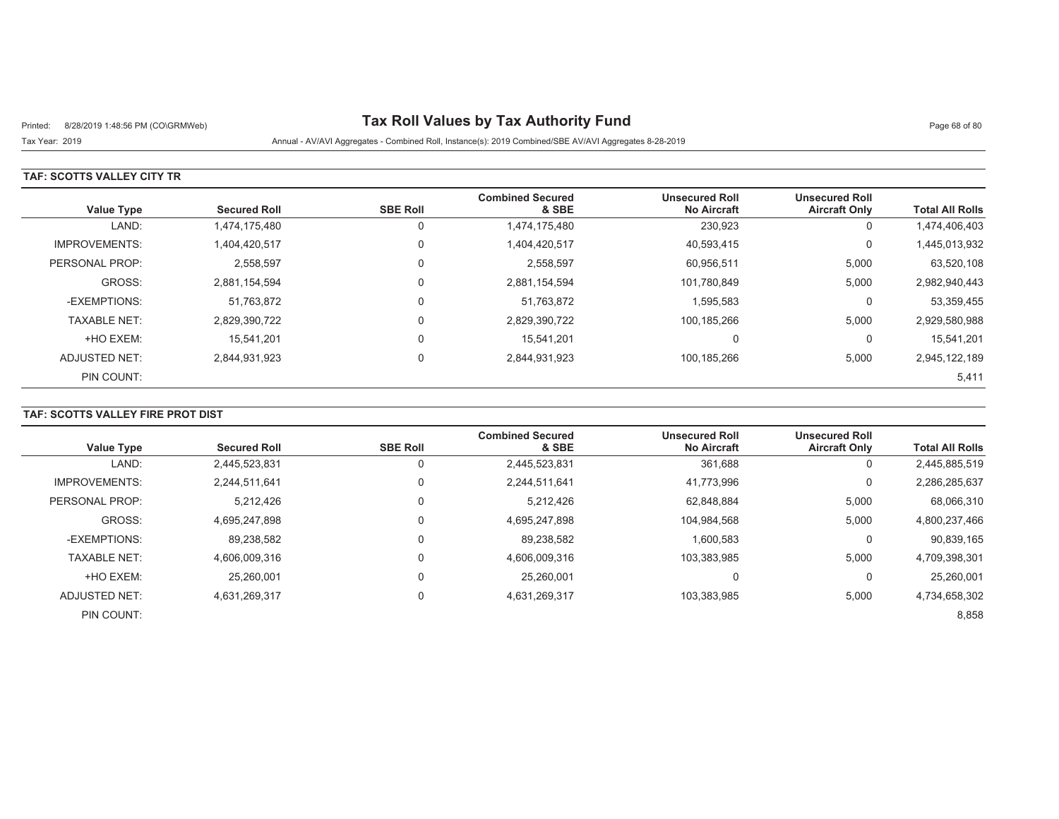# Tax Roll Values by Tax Authority Fund

Printed: 8/28/2019 1:48:56 PM (CO\GRMWeb)

Tax Year: 2019

Annual - AV/AVI Aggregates - Combined Roll, Instance(s): 2019 Combined/SBE AV/AVI Aggregates 8-28-2019

## TAF: SCOTTS VALLEY CITY TR

| Value Type | Secured Roll | SBE Roll | Combined Secured & SBE | Unsecured Roll No Aircraft | Unsecured Roll Aircraft Only | Total All Rolls |
|---|---|---|---|---|---|---|
| LAND: | 1,474,175,480 | 0 | 1,474,175,480 | 230,923 | 0 | 1,474,406,403 |
| IMPROVEMENTS: | 1,404,420,517 | 0 | 1,404,420,517 | 40,593,415 | 0 | 1,445,013,932 |
| PERSONAL PROP: | 2,558,597 | 0 | 2,558,597 | 60,956,511 | 5,000 | 63,520,108 |
| GROSS: | 2,881,154,594 | 0 | 2,881,154,594 | 101,780,849 | 5,000 | 2,982,940,443 |
| -EXEMPTIONS: | 51,763,872 | 0 | 51,763,872 | 1,595,583 | 0 | 53,359,455 |
| TAXABLE NET: | 2,829,390,722 | 0 | 2,829,390,722 | 100,185,266 | 5,000 | 2,929,580,988 |
| +HO EXEM: | 15,541,201 | 0 | 15,541,201 | 0 | 0 | 15,541,201 |
| ADJUSTED NET: | 2,844,931,923 | 0 | 2,844,931,923 | 100,185,266 | 5,000 | 2,945,122,189 |
| PIN COUNT: | | | | | | 5,411 |

## TAF: SCOTTS VALLEY FIRE PROT DIST

| Value Type | Secured Roll | SBE Roll | Combined Secured & SBE | Unsecured Roll No Aircraft | Unsecured Roll Aircraft Only | Total All Rolls |
|---|---|---|---|---|---|---|
| LAND: | 2,445,523,831 | 0 | 2,445,523,831 | 361,688 | 0 | 2,445,885,519 |
| IMPROVEMENTS: | 2,244,511,641 | 0 | 2,244,511,641 | 41,773,996 | 0 | 2,286,285,637 |
| PERSONAL PROP: | 5,212,426 | 0 | 5,212,426 | 62,848,884 | 5,000 | 68,066,310 |
| GROSS: | 4,695,247,898 | 0 | 4,695,247,898 | 104,984,568 | 5,000 | 4,800,237,466 |
| -EXEMPTIONS: | 89,238,582 | 0 | 89,238,582 | 1,600,583 | 0 | 90,839,165 |
| TAXABLE NET: | 4,606,009,316 | 0 | 4,606,009,316 | 103,383,985 | 5,000 | 4,709,398,301 |
| +HO EXEM: | 25,260,001 | 0 | 25,260,001 | 0 | 0 | 25,260,001 |
| ADJUSTED NET: | 4,631,269,317 | 0 | 4,631,269,317 | 103,383,985 | 5,000 | 4,734,658,302 |
| PIN COUNT: | | | | | | 8,858 |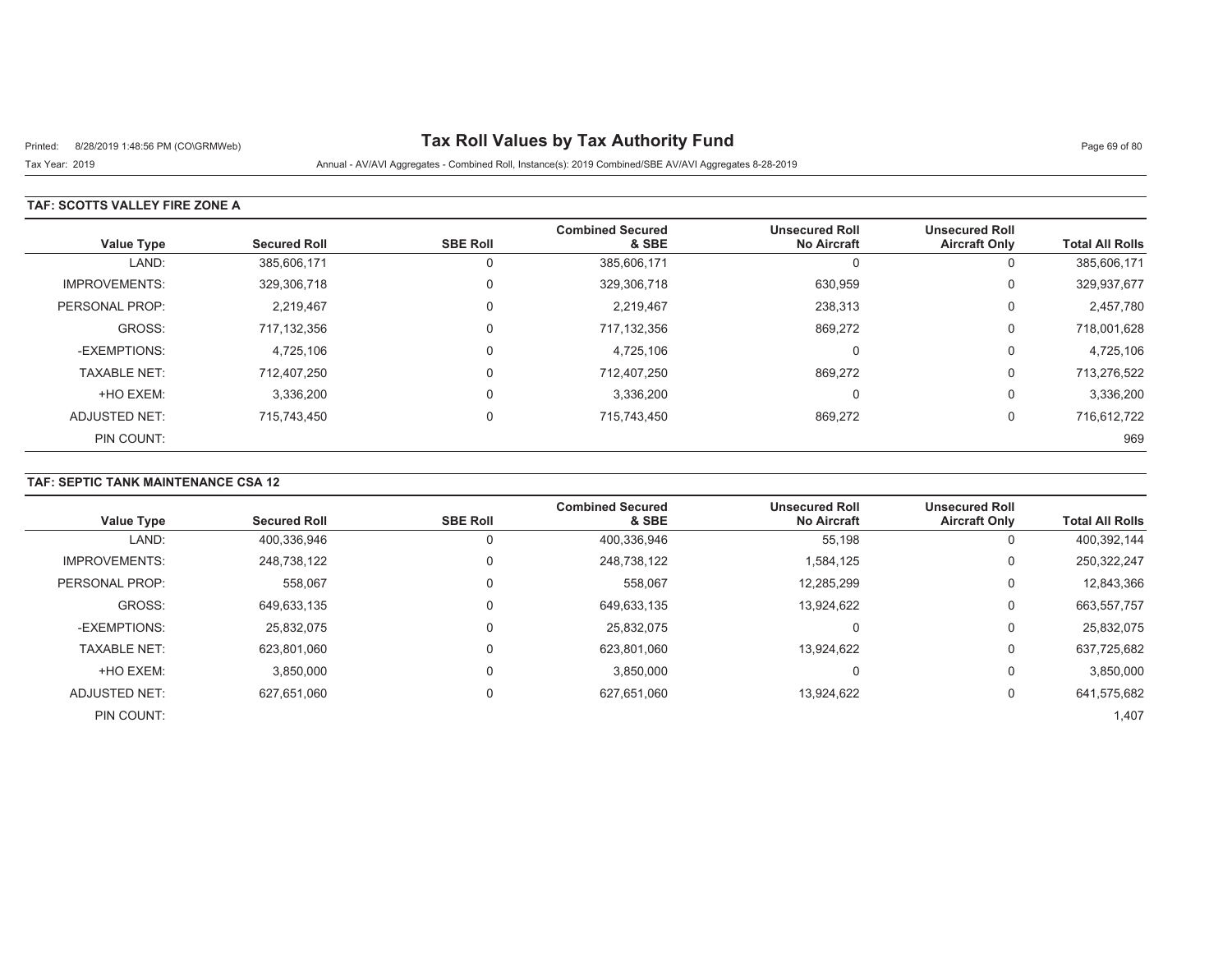# Tax Roll Values by Tax Authority Fund

Printed: 8/28/2019 1:48:56 PM (CO\GRMWeb)

Tax Year: 2019 — Annual - AV/AVI Aggregates - Combined Roll, Instance(s): 2019 Combined/SBE AV/AVI Aggregates 8-28-2019

## TAF: SCOTTS VALLEY FIRE ZONE A

| Value Type | Secured Roll | SBE Roll | Combined Secured & SBE | Unsecured Roll No Aircraft | Unsecured Roll Aircraft Only | Total All Rolls |
|---|---|---|---|---|---|---|
| LAND: | 385,606,171 | 0 | 385,606,171 | 0 | 0 | 385,606,171 |
| IMPROVEMENTS: | 329,306,718 | 0 | 329,306,718 | 630,959 | 0 | 329,937,677 |
| PERSONAL PROP: | 2,219,467 | 0 | 2,219,467 | 238,313 | 0 | 2,457,780 |
| GROSS: | 717,132,356 | 0 | 717,132,356 | 869,272 | 0 | 718,001,628 |
| -EXEMPTIONS: | 4,725,106 | 0 | 4,725,106 | 0 | 0 | 4,725,106 |
| TAXABLE NET: | 712,407,250 | 0 | 712,407,250 | 869,272 | 0 | 713,276,522 |
| +HO EXEM: | 3,336,200 | 0 | 3,336,200 | 0 | 0 | 3,336,200 |
| ADJUSTED NET: | 715,743,450 | 0 | 715,743,450 | 869,272 | 0 | 716,612,722 |
| PIN COUNT: | | | | | | 969 |

## TAF: SEPTIC TANK MAINTENANCE CSA 12

| Value Type | Secured Roll | SBE Roll | Combined Secured & SBE | Unsecured Roll No Aircraft | Unsecured Roll Aircraft Only | Total All Rolls |
|---|---|---|---|---|---|---|
| LAND: | 400,336,946 | 0 | 400,336,946 | 55,198 | 0 | 400,392,144 |
| IMPROVEMENTS: | 248,738,122 | 0 | 248,738,122 | 1,584,125 | 0 | 250,322,247 |
| PERSONAL PROP: | 558,067 | 0 | 558,067 | 12,285,299 | 0 | 12,843,366 |
| GROSS: | 649,633,135 | 0 | 649,633,135 | 13,924,622 | 0 | 663,557,757 |
| -EXEMPTIONS: | 25,832,075 | 0 | 25,832,075 | 0 | 0 | 25,832,075 |
| TAXABLE NET: | 623,801,060 | 0 | 623,801,060 | 13,924,622 | 0 | 637,725,682 |
| +HO EXEM: | 3,850,000 | 0 | 3,850,000 | 0 | 0 | 3,850,000 |
| ADJUSTED NET: | 627,651,060 | 0 | 627,651,060 | 13,924,622 | 0 | 641,575,682 |
| PIN COUNT: | | | | | | 1,407 |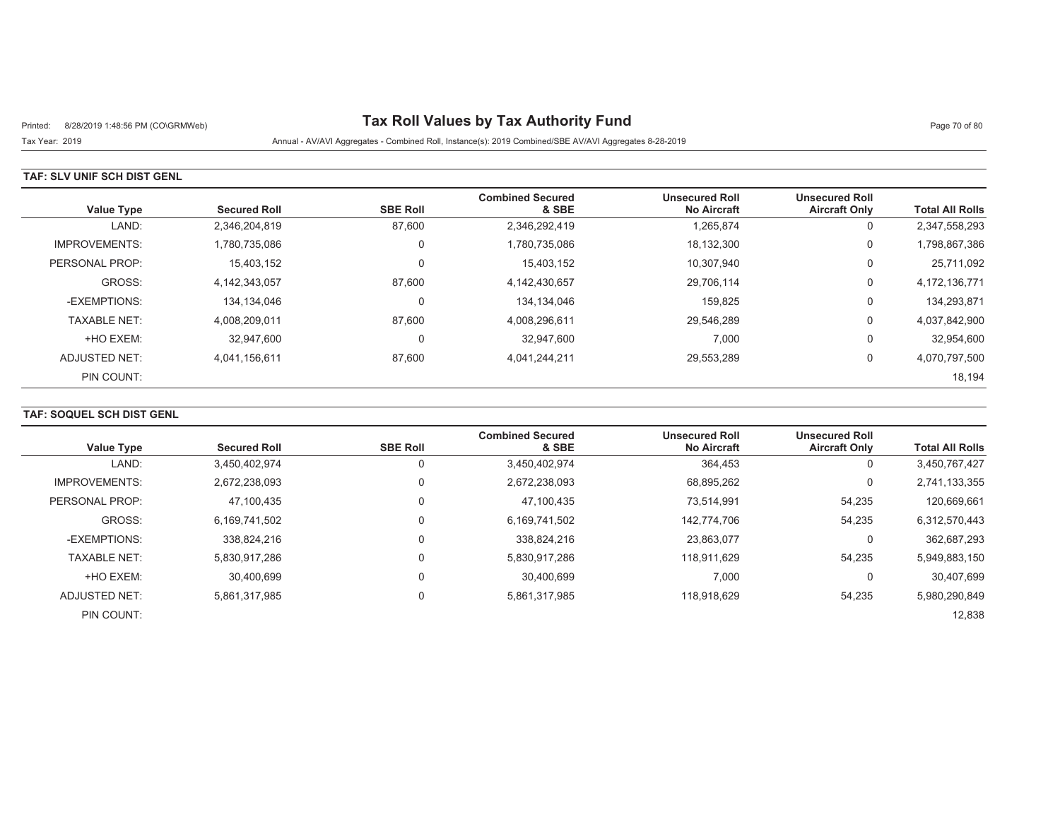# Tax Roll Values by Tax Authority Fund

Printed: 8/28/2019 1:48:56 PM (CO\GRMWeb)

Tax Year: 2019

Annual - AV/AVI Aggregates - Combined Roll, Instance(s): 2019 Combined/SBE AV/AVI Aggregates 8-28-2019

## TAF: SLV UNIF SCH DIST GENL

| Value Type | Secured Roll | SBE Roll | Combined Secured & SBE | Unsecured Roll No Aircraft | Unsecured Roll Aircraft Only | Total All Rolls |
|---|---|---|---|---|---|---|
| LAND: | 2,346,204,819 | 87,600 | 2,346,292,419 | 1,265,874 | 0 | 2,347,558,293 |
| IMPROVEMENTS: | 1,780,735,086 | 0 | 1,780,735,086 | 18,132,300 | 0 | 1,798,867,386 |
| PERSONAL PROP: | 15,403,152 | 0 | 15,403,152 | 10,307,940 | 0 | 25,711,092 |
| GROSS: | 4,142,343,057 | 87,600 | 4,142,430,657 | 29,706,114 | 0 | 4,172,136,771 |
| -EXEMPTIONS: | 134,134,046 | 0 | 134,134,046 | 159,825 | 0 | 134,293,871 |
| TAXABLE NET: | 4,008,209,011 | 87,600 | 4,008,296,611 | 29,546,289 | 0 | 4,037,842,900 |
| +HO EXEM: | 32,947,600 | 0 | 32,947,600 | 7,000 | 0 | 32,954,600 |
| ADJUSTED NET: | 4,041,156,611 | 87,600 | 4,041,244,211 | 29,553,289 | 0 | 4,070,797,500 |
| PIN COUNT: | | | | | | 18,194 |

## TAF: SOQUEL SCH DIST GENL

| Value Type | Secured Roll | SBE Roll | Combined Secured & SBE | Unsecured Roll No Aircraft | Unsecured Roll Aircraft Only | Total All Rolls |
|---|---|---|---|---|---|---|
| LAND: | 3,450,402,974 | 0 | 3,450,402,974 | 364,453 | 0 | 3,450,767,427 |
| IMPROVEMENTS: | 2,672,238,093 | 0 | 2,672,238,093 | 68,895,262 | 0 | 2,741,133,355 |
| PERSONAL PROP: | 47,100,435 | 0 | 47,100,435 | 73,514,991 | 54,235 | 120,669,661 |
| GROSS: | 6,169,741,502 | 0 | 6,169,741,502 | 142,774,706 | 54,235 | 6,312,570,443 |
| -EXEMPTIONS: | 338,824,216 | 0 | 338,824,216 | 23,863,077 | 0 | 362,687,293 |
| TAXABLE NET: | 5,830,917,286 | 0 | 5,830,917,286 | 118,911,629 | 54,235 | 5,949,883,150 |
| +HO EXEM: | 30,400,699 | 0 | 30,400,699 | 7,000 | 0 | 30,407,699 |
| ADJUSTED NET: | 5,861,317,985 | 0 | 5,861,317,985 | 118,918,629 | 54,235 | 5,980,290,849 |
| PIN COUNT: | | | | | | 12,838 |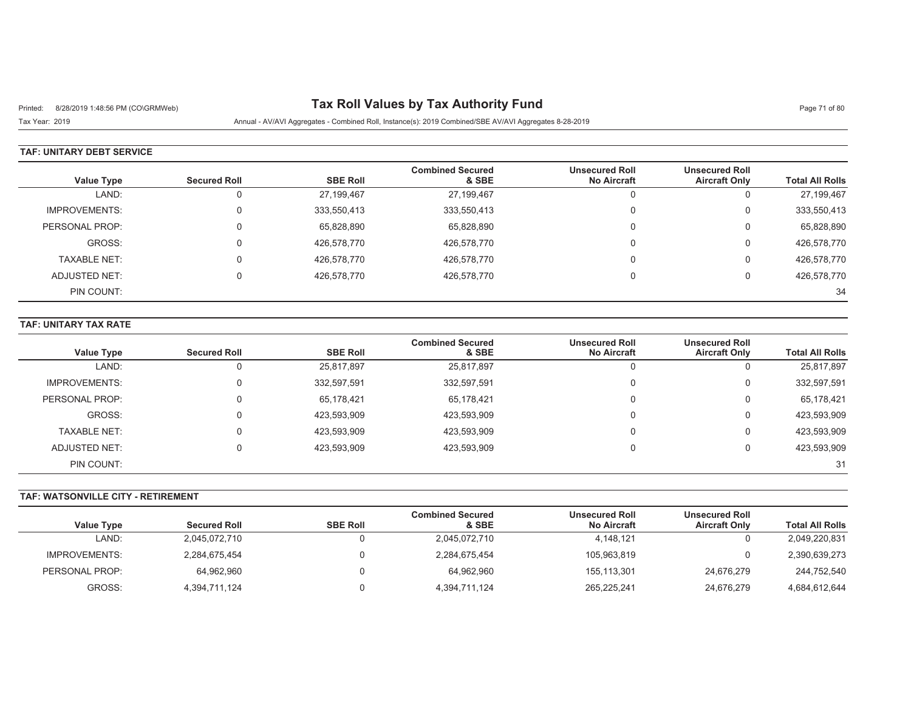# Tax Roll Values by Tax Authority Fund

Tax Year: 2019

Annual - AV/AVI Aggregates - Combined Roll, Instance(s): 2019 Combined/SBE AV/AVI Aggregates 8-28-2019

**TAF: UNITARY DEBT SERVICE**

| Value Type | Secured Roll | SBE Roll | Combined Secured & SBE | Unsecured Roll No Aircraft | Unsecured Roll Aircraft Only | Total All Rolls |
|---|---|---|---|---|---|---|
| LAND: | 0 | 27,199,467 | 27,199,467 | 0 | 0 | 27,199,467 |
| IMPROVEMENTS: | 0 | 333,550,413 | 333,550,413 | 0 | 0 | 333,550,413 |
| PERSONAL PROP: | 0 | 65,828,890 | 65,828,890 | 0 | 0 | 65,828,890 |
| GROSS: | 0 | 426,578,770 | 426,578,770 | 0 | 0 | 426,578,770 |
| TAXABLE NET: | 0 | 426,578,770 | 426,578,770 | 0 | 0 | 426,578,770 |
| ADJUSTED NET: | 0 | 426,578,770 | 426,578,770 | 0 | 0 | 426,578,770 |
| PIN COUNT: | | | | | | 34 |

**TAF: UNITARY TAX RATE**

| Value Type | Secured Roll | SBE Roll | Combined Secured & SBE | Unsecured Roll No Aircraft | Unsecured Roll Aircraft Only | Total All Rolls |
|---|---|---|---|---|---|---|
| LAND: | 0 | 25,817,897 | 25,817,897 | 0 | 0 | 25,817,897 |
| IMPROVEMENTS: | 0 | 332,597,591 | 332,597,591 | 0 | 0 | 332,597,591 |
| PERSONAL PROP: | 0 | 65,178,421 | 65,178,421 | 0 | 0 | 65,178,421 |
| GROSS: | 0 | 423,593,909 | 423,593,909 | 0 | 0 | 423,593,909 |
| TAXABLE NET: | 0 | 423,593,909 | 423,593,909 | 0 | 0 | 423,593,909 |
| ADJUSTED NET: | 0 | 423,593,909 | 423,593,909 | 0 | 0 | 423,593,909 |
| PIN COUNT: | | | | | | 31 |

**TAF: WATSONVILLE CITY - RETIREMENT**

| Value Type | Secured Roll | SBE Roll | Combined Secured & SBE | Unsecured Roll No Aircraft | Unsecured Roll Aircraft Only | Total All Rolls |
|---|---|---|---|---|---|---|
| LAND: | 2,045,072,710 | 0 | 2,045,072,710 | 4,148,121 | 0 | 2,049,220,831 |
| IMPROVEMENTS: | 2,284,675,454 | 0 | 2,284,675,454 | 105,963,819 | 0 | 2,390,639,273 |
| PERSONAL PROP: | 64,962,960 | 0 | 64,962,960 | 155,113,301 | 24,676,279 | 244,752,540 |
| GROSS: | 4,394,711,124 | 0 | 4,394,711,124 | 265,225,241 | 24,676,279 | 4,684,612,644 |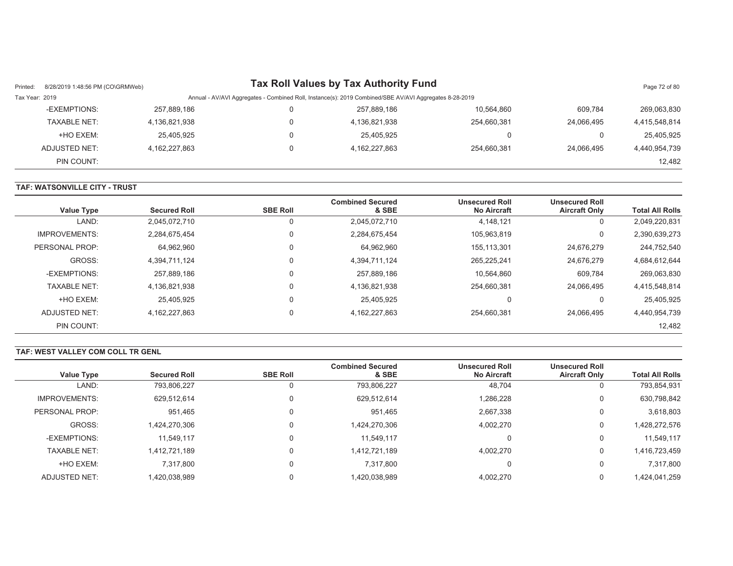| Value Type | Secured Roll | SBE Roll | Combined Secured & SBE | Unsecured Roll No Aircraft | Unsecured Roll Aircraft Only | Total All Rolls |
|---|---|---|---|---|---|---|
| -EXEMPTIONS: | 257,889,186 | 0 | 257,889,186 | 10,564,860 | 609,784 | 269,063,830 |
| TAXABLE NET: | 4,136,821,938 | 0 | 4,136,821,938 | 254,660,381 | 24,066,495 | 4,415,548,814 |
| +HO EXEM: | 25,405,925 | 0 | 25,405,925 | 0 | 0 | 25,405,925 |
| ADJUSTED NET: | 4,162,227,863 | 0 | 4,162,227,863 | 254,660,381 | 24,066,495 | 4,440,954,739 |
| PIN COUNT: | | | | | | 12,482 |

**TAF: WATSONVILLE CITY - TRUST**

| Value Type | Secured Roll | SBE Roll | Combined Secured & SBE | Unsecured Roll No Aircraft | Unsecured Roll Aircraft Only | Total All Rolls |
|---|---|---|---|---|---|---|
| LAND: | 2,045,072,710 | 0 | 2,045,072,710 | 4,148,121 | 0 | 2,049,220,831 |
| IMPROVEMENTS: | 2,284,675,454 | 0 | 2,284,675,454 | 105,963,819 | 0 | 2,390,639,273 |
| PERSONAL PROP: | 64,962,960 | 0 | 64,962,960 | 155,113,301 | 24,676,279 | 244,752,540 |
| GROSS: | 4,394,711,124 | 0 | 4,394,711,124 | 265,225,241 | 24,676,279 | 4,684,612,644 |
| -EXEMPTIONS: | 257,889,186 | 0 | 257,889,186 | 10,564,860 | 609,784 | 269,063,830 |
| TAXABLE NET: | 4,136,821,938 | 0 | 4,136,821,938 | 254,660,381 | 24,066,495 | 4,415,548,814 |
| +HO EXEM: | 25,405,925 | 0 | 25,405,925 | 0 | 0 | 25,405,925 |
| ADJUSTED NET: | 4,162,227,863 | 0 | 4,162,227,863 | 254,660,381 | 24,066,495 | 4,440,954,739 |
| PIN COUNT: | | | | | | 12,482 |

**TAF: WEST VALLEY COM COLL TR GENL**

| Value Type | Secured Roll | SBE Roll | Combined Secured & SBE | Unsecured Roll No Aircraft | Unsecured Roll Aircraft Only | Total All Rolls |
|---|---|---|---|---|---|---|
| LAND: | 793,806,227 | 0 | 793,806,227 | 48,704 | 0 | 793,854,931 |
| IMPROVEMENTS: | 629,512,614 | 0 | 629,512,614 | 1,286,228 | 0 | 630,798,842 |
| PERSONAL PROP: | 951,465 | 0 | 951,465 | 2,667,338 | 0 | 3,618,803 |
| GROSS: | 1,424,270,306 | 0 | 1,424,270,306 | 4,002,270 | 0 | 1,428,272,576 |
| -EXEMPTIONS: | 11,549,117 | 0 | 11,549,117 | 0 | 0 | 11,549,117 |
| TAXABLE NET: | 1,412,721,189 | 0 | 1,412,721,189 | 4,002,270 | 0 | 1,416,723,459 |
| +HO EXEM: | 7,317,800 | 0 | 7,317,800 | 0 | 0 | 7,317,800 |
| ADJUSTED NET: | 1,420,038,989 | 0 | 1,420,038,989 | 4,002,270 | 0 | 1,424,041,259 |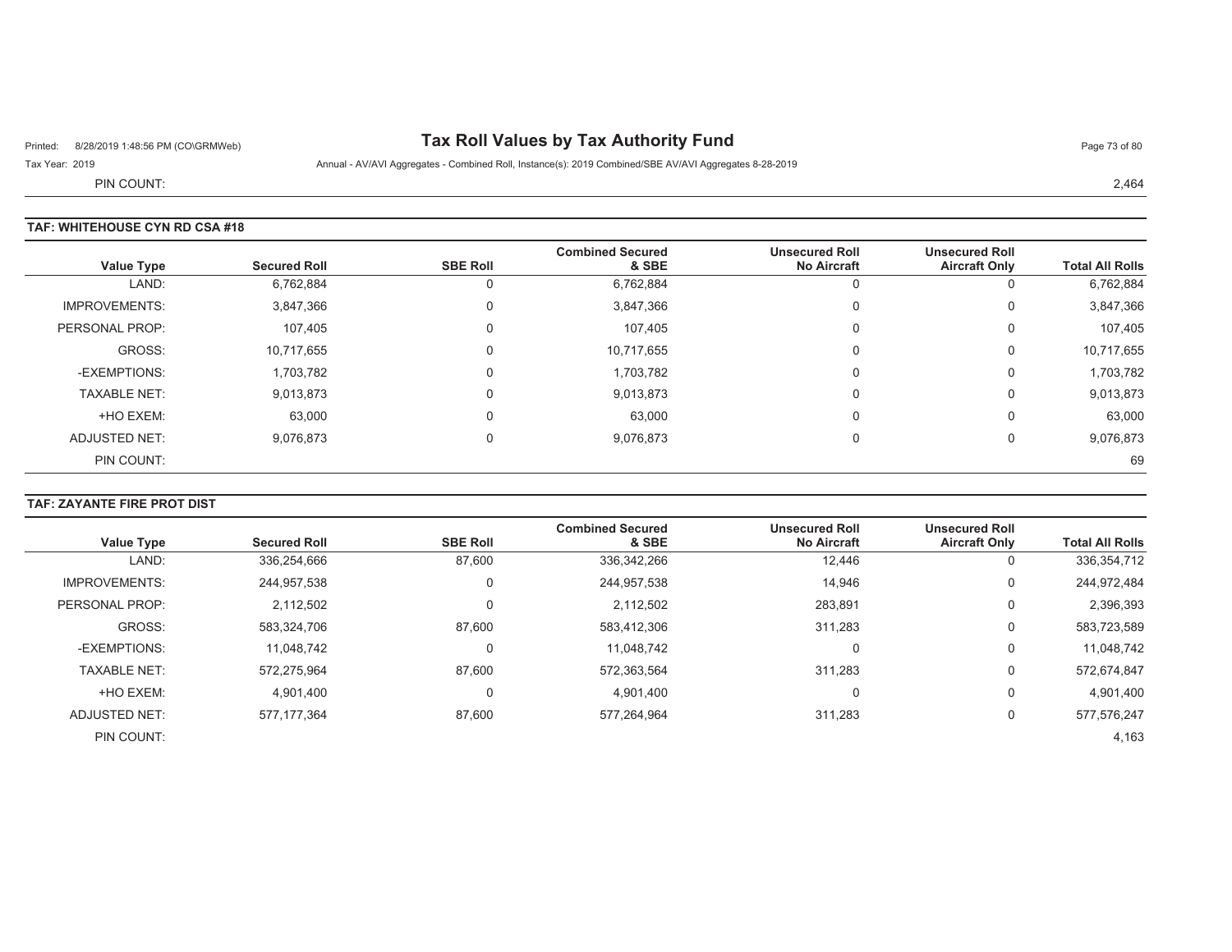# Tax Roll Values by Tax Authority Fund

Printed: 8/28/2019 1:48:56 PM (CO\GRMWeb)

Tax Year: 2019 — Annual - AV/AVI Aggregates - Combined Roll, Instance(s): 2019 Combined/SBE AV/AVI Aggregates 8-28-2019

PIN COUNT: 2,464

## TAF: WHITEHOUSE CYN RD CSA #18

| Value Type | Secured Roll | SBE Roll | Combined Secured & SBE | Unsecured Roll No Aircraft | Unsecured Roll Aircraft Only | Total All Rolls |
|---|---|---|---|---|---|---|
| LAND: | 6,762,884 | 0 | 6,762,884 | 0 | 0 | 6,762,884 |
| IMPROVEMENTS: | 3,847,366 | 0 | 3,847,366 | 0 | 0 | 3,847,366 |
| PERSONAL PROP: | 107,405 | 0 | 107,405 | 0 | 0 | 107,405 |
| GROSS: | 10,717,655 | 0 | 10,717,655 | 0 | 0 | 10,717,655 |
| -EXEMPTIONS: | 1,703,782 | 0 | 1,703,782 | 0 | 0 | 1,703,782 |
| TAXABLE NET: | 9,013,873 | 0 | 9,013,873 | 0 | 0 | 9,013,873 |
| +HO EXEM: | 63,000 | 0 | 63,000 | 0 | 0 | 63,000 |
| ADJUSTED NET: | 9,076,873 | 0 | 9,076,873 | 0 | 0 | 9,076,873 |
| PIN COUNT: | | | | | | 69 |

## TAF: ZAYANTE FIRE PROT DIST

| Value Type | Secured Roll | SBE Roll | Combined Secured & SBE | Unsecured Roll No Aircraft | Unsecured Roll Aircraft Only | Total All Rolls |
|---|---|---|---|---|---|---|
| LAND: | 336,254,666 | 87,600 | 336,342,266 | 12,446 | 0 | 336,354,712 |
| IMPROVEMENTS: | 244,957,538 | 0 | 244,957,538 | 14,946 | 0 | 244,972,484 |
| PERSONAL PROP: | 2,112,502 | 0 | 2,112,502 | 283,891 | 0 | 2,396,393 |
| GROSS: | 583,324,706 | 87,600 | 583,412,306 | 311,283 | 0 | 583,723,589 |
| -EXEMPTIONS: | 11,048,742 | 0 | 11,048,742 | 0 | 0 | 11,048,742 |
| TAXABLE NET: | 572,275,964 | 87,600 | 572,363,564 | 311,283 | 0 | 572,674,847 |
| +HO EXEM: | 4,901,400 | 0 | 4,901,400 | 0 | 0 | 4,901,400 |
| ADJUSTED NET: | 577,177,364 | 87,600 | 577,264,964 | 311,283 | 0 | 577,576,247 |
| PIN COUNT: | | | | | | 4,163 |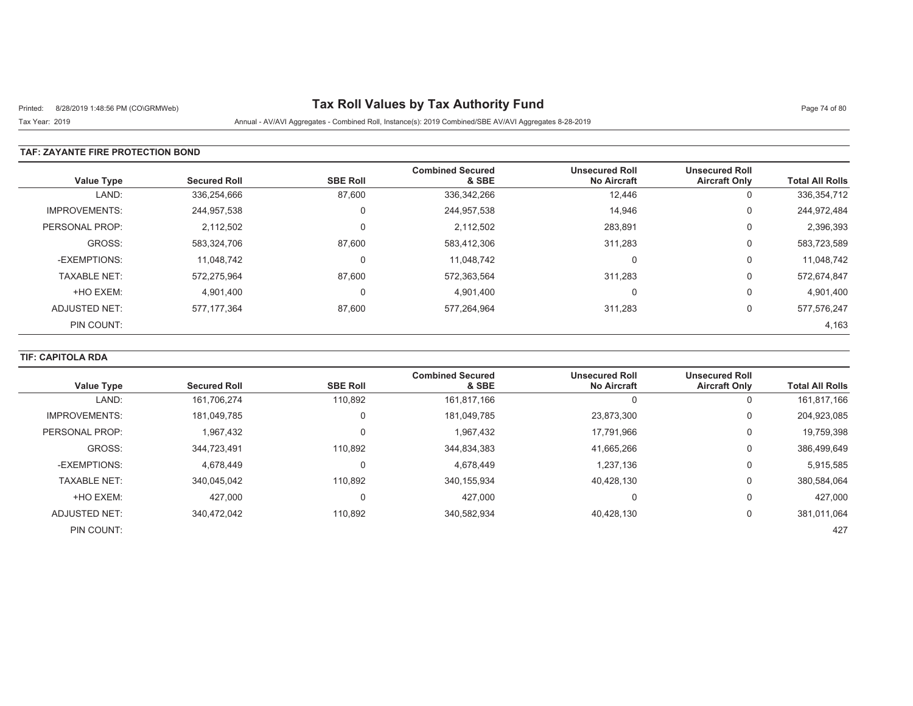# Tax Roll Values by Tax Authority Fund

Tax Year: 2019

Annual - AV/AVI Aggregates - Combined Roll, Instance(s): 2019 Combined/SBE AV/AVI Aggregates 8-28-2019

### TAF: ZAYANTE FIRE PROTECTION BOND

| Value Type | Secured Roll | SBE Roll | Combined Secured & SBE | Unsecured Roll No Aircraft | Unsecured Roll Aircraft Only | Total All Rolls |
|---|---|---|---|---|---|---|
| LAND: | 336,254,666 | 87,600 | 336,342,266 | 12,446 | 0 | 336,354,712 |
| IMPROVEMENTS: | 244,957,538 | 0 | 244,957,538 | 14,946 | 0 | 244,972,484 |
| PERSONAL PROP: | 2,112,502 | 0 | 2,112,502 | 283,891 | 0 | 2,396,393 |
| GROSS: | 583,324,706 | 87,600 | 583,412,306 | 311,283 | 0 | 583,723,589 |
| -EXEMPTIONS: | 11,048,742 | 0 | 11,048,742 | 0 | 0 | 11,048,742 |
| TAXABLE NET: | 572,275,964 | 87,600 | 572,363,564 | 311,283 | 0 | 572,674,847 |
| +HO EXEM: | 4,901,400 | 0 | 4,901,400 | 0 | 0 | 4,901,400 |
| ADJUSTED NET: | 577,177,364 | 87,600 | 577,264,964 | 311,283 | 0 | 577,576,247 |
| PIN COUNT: | | | | | | 4,163 |

### TIF: CAPITOLA RDA

| Value Type | Secured Roll | SBE Roll | Combined Secured & SBE | Unsecured Roll No Aircraft | Unsecured Roll Aircraft Only | Total All Rolls |
|---|---|---|---|---|---|---|
| LAND: | 161,706,274 | 110,892 | 161,817,166 | 0 | 0 | 161,817,166 |
| IMPROVEMENTS: | 181,049,785 | 0 | 181,049,785 | 23,873,300 | 0 | 204,923,085 |
| PERSONAL PROP: | 1,967,432 | 0 | 1,967,432 | 17,791,966 | 0 | 19,759,398 |
| GROSS: | 344,723,491 | 110,892 | 344,834,383 | 41,665,266 | 0 | 386,499,649 |
| -EXEMPTIONS: | 4,678,449 | 0 | 4,678,449 | 1,237,136 | 0 | 5,915,585 |
| TAXABLE NET: | 340,045,042 | 110,892 | 340,155,934 | 40,428,130 | 0 | 380,584,064 |
| +HO EXEM: | 427,000 | 0 | 427,000 | 0 | 0 | 427,000 |
| ADJUSTED NET: | 340,472,042 | 110,892 | 340,582,934 | 40,428,130 | 0 | 381,011,064 |
| PIN COUNT: | | | | | | 427 |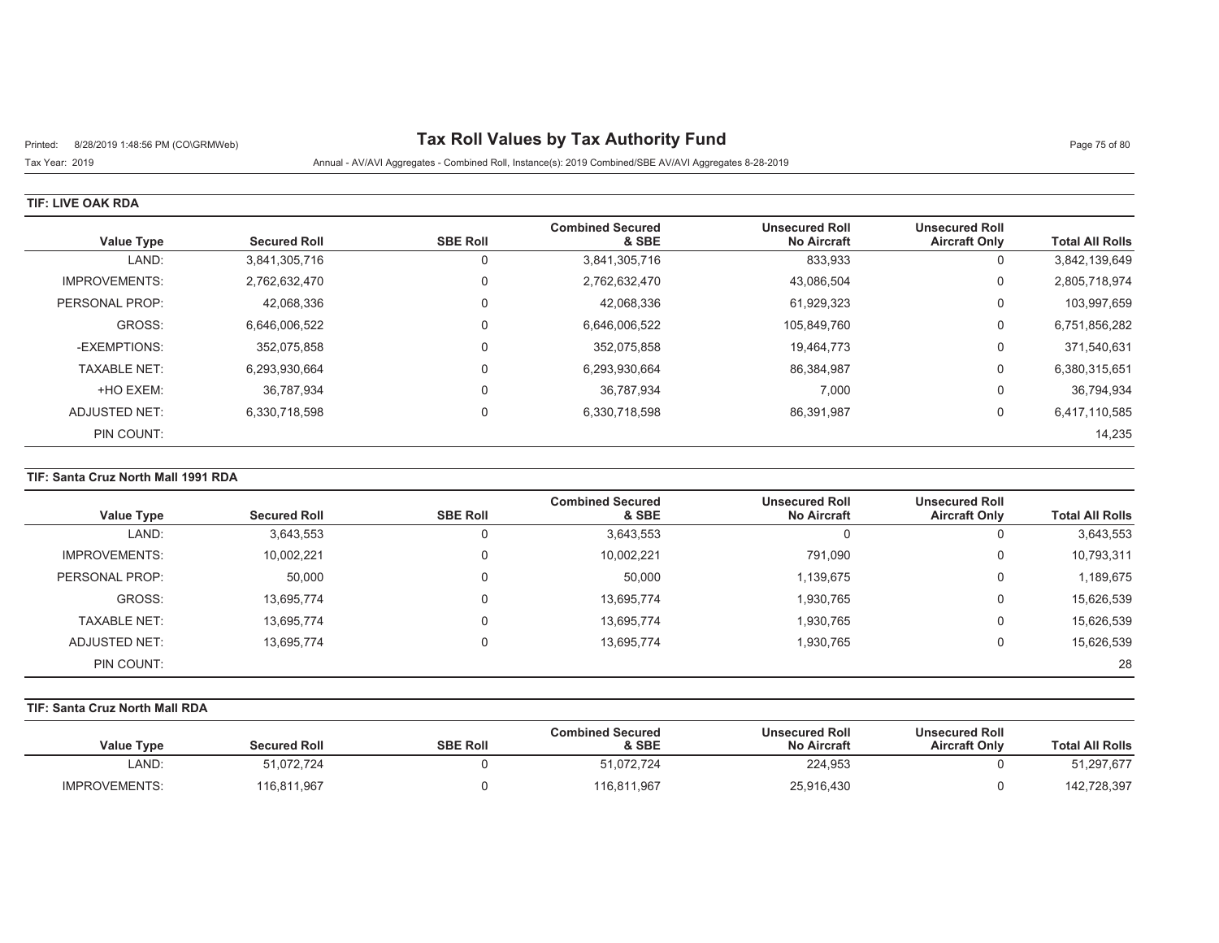# Tax Roll Values by Tax Authority Fund

Printed: 8/28/2019 1:48:56 PM (CO\GRMWeb)

Tax Year: 2019

Annual - AV/AVI Aggregates - Combined Roll, Instance(s): 2019 Combined/SBE AV/AVI Aggregates 8-28-2019

## TIF: LIVE OAK RDA

| Value Type | Secured Roll | SBE Roll | Combined Secured & SBE | Unsecured Roll No Aircraft | Unsecured Roll Aircraft Only | Total All Rolls |
|---|---|---|---|---|---|---|
| LAND: | 3,841,305,716 | 0 | 3,841,305,716 | 833,933 | 0 | 3,842,139,649 |
| IMPROVEMENTS: | 2,762,632,470 | 0 | 2,762,632,470 | 43,086,504 | 0 | 2,805,718,974 |
| PERSONAL PROP: | 42,068,336 | 0 | 42,068,336 | 61,929,323 | 0 | 103,997,659 |
| GROSS: | 6,646,006,522 | 0 | 6,646,006,522 | 105,849,760 | 0 | 6,751,856,282 |
| -EXEMPTIONS: | 352,075,858 | 0 | 352,075,858 | 19,464,773 | 0 | 371,540,631 |
| TAXABLE NET: | 6,293,930,664 | 0 | 6,293,930,664 | 86,384,987 | 0 | 6,380,315,651 |
| +HO EXEM: | 36,787,934 | 0 | 36,787,934 | 7,000 | 0 | 36,794,934 |
| ADJUSTED NET: | 6,330,718,598 | 0 | 6,330,718,598 | 86,391,987 | 0 | 6,417,110,585 |
| PIN COUNT: | | | | | | 14,235 |

## TIF: Santa Cruz North Mall 1991 RDA

| Value Type | Secured Roll | SBE Roll | Combined Secured & SBE | Unsecured Roll No Aircraft | Unsecured Roll Aircraft Only | Total All Rolls |
|---|---|---|---|---|---|---|
| LAND: | 3,643,553 | 0 | 3,643,553 | 0 | 0 | 3,643,553 |
| IMPROVEMENTS: | 10,002,221 | 0 | 10,002,221 | 791,090 | 0 | 10,793,311 |
| PERSONAL PROP: | 50,000 | 0 | 50,000 | 1,139,675 | 0 | 1,189,675 |
| GROSS: | 13,695,774 | 0 | 13,695,774 | 1,930,765 | 0 | 15,626,539 |
| TAXABLE NET: | 13,695,774 | 0 | 13,695,774 | 1,930,765 | 0 | 15,626,539 |
| ADJUSTED NET: | 13,695,774 | 0 | 13,695,774 | 1,930,765 | 0 | 15,626,539 |
| PIN COUNT: | | | | | | 28 |

## TIF: Santa Cruz North Mall RDA

| Value Type | Secured Roll | SBE Roll | Combined Secured & SBE | Unsecured Roll No Aircraft | Unsecured Roll Aircraft Only | Total All Rolls |
|---|---|---|---|---|---|---|
| LAND: | 51,072,724 | 0 | 51,072,724 | 224,953 | 0 | 51,297,677 |
| IMPROVEMENTS: | 116,811,967 | 0 | 116,811,967 | 25,916,430 | 0 | 142,728,397 |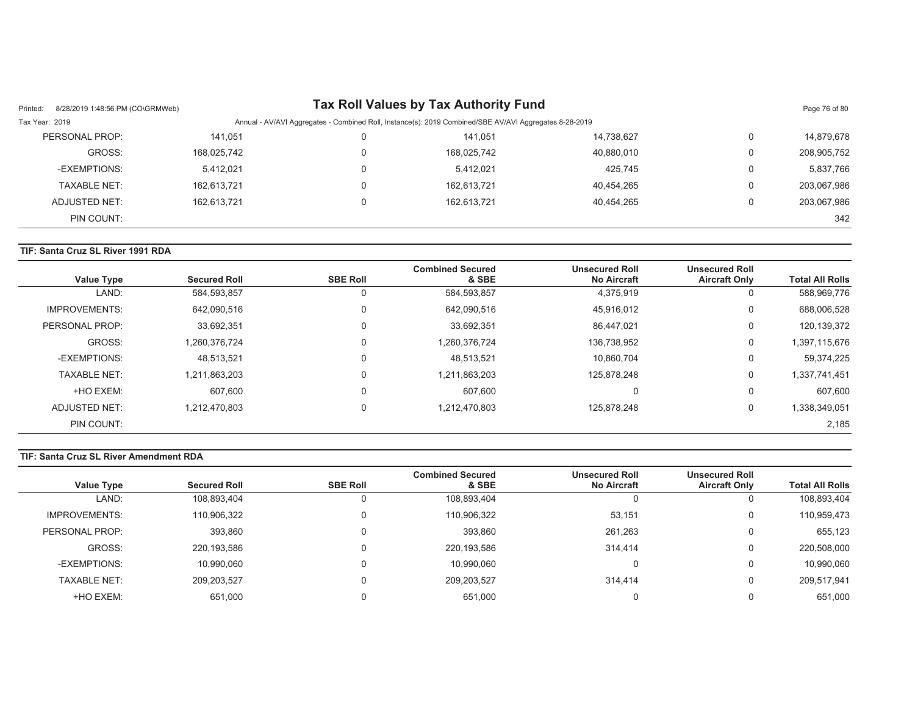| | | | | | | |
|---|---|---|---|---|---|---|
| PERSONAL PROP: | 141,051 | 0 | 141,051 | 14,738,627 | 0 | 14,879,678 |
| GROSS: | 168,025,742 | 0 | 168,025,742 | 40,880,010 | 0 | 208,905,752 |
| -EXEMPTIONS: | 5,412,021 | 0 | 5,412,021 | 425,745 | 0 | 5,837,766 |
| TAXABLE NET: | 162,613,721 | 0 | 162,613,721 | 40,454,265 | 0 | 203,067,986 |
| ADJUSTED NET: | 162,613,721 | 0 | 162,613,721 | 40,454,265 | 0 | 203,067,986 |
| PIN COUNT: | | | | | | 342 |

**TIF: Santa Cruz SL River 1991 RDA**

| Value Type | Secured Roll | SBE Roll | Combined Secured & SBE | Unsecured Roll No Aircraft | Unsecured Roll Aircraft Only | Total All Rolls |
|---|---|---|---|---|---|---|
| LAND: | 584,593,857 | 0 | 584,593,857 | 4,375,919 | 0 | 588,969,776 |
| IMPROVEMENTS: | 642,090,516 | 0 | 642,090,516 | 45,916,012 | 0 | 688,006,528 |
| PERSONAL PROP: | 33,692,351 | 0 | 33,692,351 | 86,447,021 | 0 | 120,139,372 |
| GROSS: | 1,260,376,724 | 0 | 1,260,376,724 | 136,738,952 | 0 | 1,397,115,676 |
| -EXEMPTIONS: | 48,513,521 | 0 | 48,513,521 | 10,860,704 | 0 | 59,374,225 |
| TAXABLE NET: | 1,211,863,203 | 0 | 1,211,863,203 | 125,878,248 | 0 | 1,337,741,451 |
| +HO EXEM: | 607,600 | 0 | 607,600 | 0 | 0 | 607,600 |
| ADJUSTED NET: | 1,212,470,803 | 0 | 1,212,470,803 | 125,878,248 | 0 | 1,338,349,051 |
| PIN COUNT: | | | | | | 2,185 |

**TIF: Santa Cruz SL River Amendment RDA**

| Value Type | Secured Roll | SBE Roll | Combined Secured & SBE | Unsecured Roll No Aircraft | Unsecured Roll Aircraft Only | Total All Rolls |
|---|---|---|---|---|---|---|
| LAND: | 108,893,404 | 0 | 108,893,404 | 0 | 0 | 108,893,404 |
| IMPROVEMENTS: | 110,906,322 | 0 | 110,906,322 | 53,151 | 0 | 110,959,473 |
| PERSONAL PROP: | 393,860 | 0 | 393,860 | 261,263 | 0 | 655,123 |
| GROSS: | 220,193,586 | 0 | 220,193,586 | 314,414 | 0 | 220,508,000 |
| -EXEMPTIONS: | 10,990,060 | 0 | 10,990,060 | 0 | 0 | 10,990,060 |
| TAXABLE NET: | 209,203,527 | 0 | 209,203,527 | 314,414 | 0 | 209,517,941 |
| +HO EXEM: | 651,000 | 0 | 651,000 | 0 | 0 | 651,000 |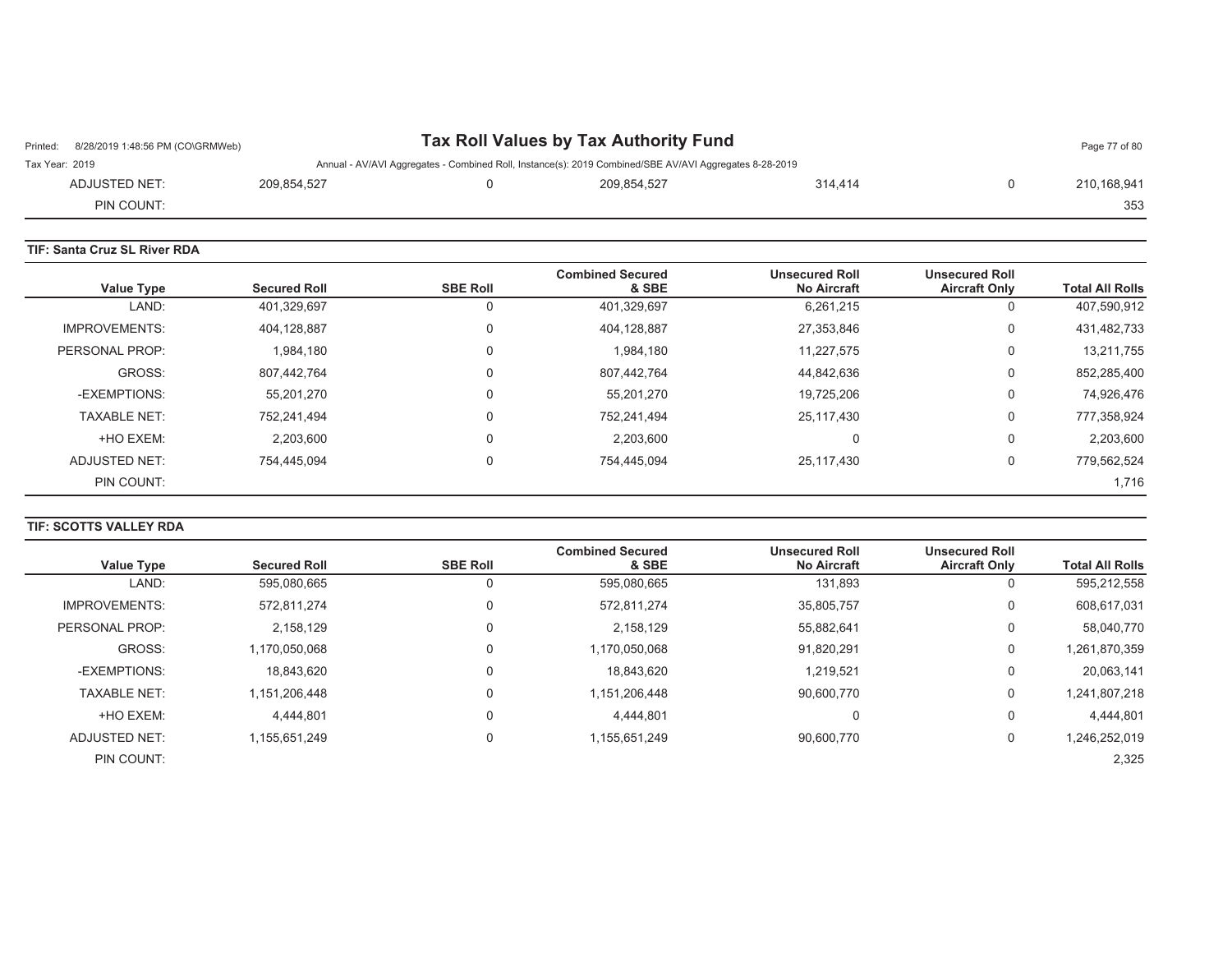| Value Type | Secured Roll | SBE Roll | Combined Secured & SBE | Unsecured Roll No Aircraft | Unsecured Roll Aircraft Only | Total All Rolls |
|---|---|---|---|---|---|---|
| ADJUSTED NET: | 209,854,527 | 0 | 209,854,527 | 314,414 | 0 | 210,168,941 |
| PIN COUNT: | | | | | | 353 |

**TIF: Santa Cruz SL River RDA**

| Value Type | Secured Roll | SBE Roll | Combined Secured & SBE | Unsecured Roll No Aircraft | Unsecured Roll Aircraft Only | Total All Rolls |
|---|---|---|---|---|---|---|
| LAND: | 401,329,697 | 0 | 401,329,697 | 6,261,215 | 0 | 407,590,912 |
| IMPROVEMENTS: | 404,128,887 | 0 | 404,128,887 | 27,353,846 | 0 | 431,482,733 |
| PERSONAL PROP: | 1,984,180 | 0 | 1,984,180 | 11,227,575 | 0 | 13,211,755 |
| GROSS: | 807,442,764 | 0 | 807,442,764 | 44,842,636 | 0 | 852,285,400 |
| -EXEMPTIONS: | 55,201,270 | 0 | 55,201,270 | 19,725,206 | 0 | 74,926,476 |
| TAXABLE NET: | 752,241,494 | 0 | 752,241,494 | 25,117,430 | 0 | 777,358,924 |
| +HO EXEM: | 2,203,600 | 0 | 2,203,600 | 0 | 0 | 2,203,600 |
| ADJUSTED NET: | 754,445,094 | 0 | 754,445,094 | 25,117,430 | 0 | 779,562,524 |
| PIN COUNT: | | | | | | 1,716 |

**TIF: SCOTTS VALLEY RDA**

| Value Type | Secured Roll | SBE Roll | Combined Secured & SBE | Unsecured Roll No Aircraft | Unsecured Roll Aircraft Only | Total All Rolls |
|---|---|---|---|---|---|---|
| LAND: | 595,080,665 | 0 | 595,080,665 | 131,893 | 0 | 595,212,558 |
| IMPROVEMENTS: | 572,811,274 | 0 | 572,811,274 | 35,805,757 | 0 | 608,617,031 |
| PERSONAL PROP: | 2,158,129 | 0 | 2,158,129 | 55,882,641 | 0 | 58,040,770 |
| GROSS: | 1,170,050,068 | 0 | 1,170,050,068 | 91,820,291 | 0 | 1,261,870,359 |
| -EXEMPTIONS: | 18,843,620 | 0 | 18,843,620 | 1,219,521 | 0 | 20,063,141 |
| TAXABLE NET: | 1,151,206,448 | 0 | 1,151,206,448 | 90,600,770 | 0 | 1,241,807,218 |
| +HO EXEM: | 4,444,801 | 0 | 4,444,801 | 0 | 0 | 4,444,801 |
| ADJUSTED NET: | 1,155,651,249 | 0 | 1,155,651,249 | 90,600,770 | 0 | 1,246,252,019 |
| PIN COUNT: | | | | | | 2,325 |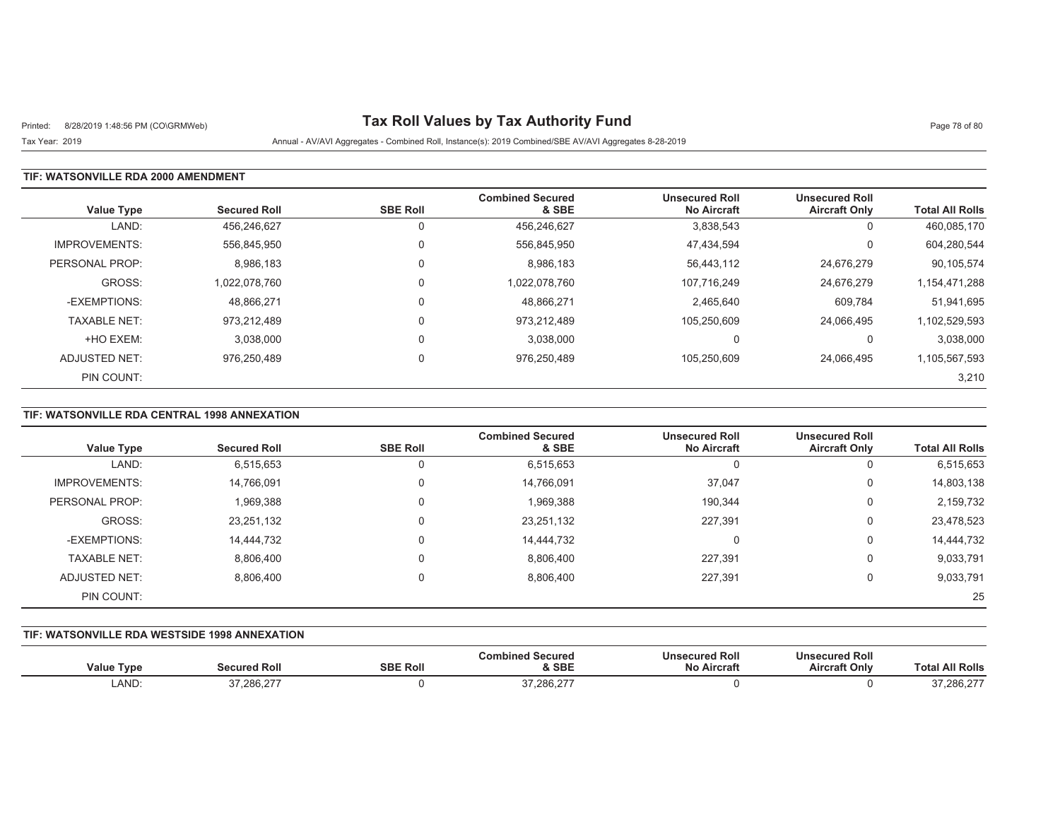# Tax Roll Values by Tax Authority Fund

Printed: 8/28/2019 1:48:56 PM (CO\GRMWeb)

Tax Year: 2019

Annual - AV/AVI Aggregates - Combined Roll, Instance(s): 2019 Combined/SBE AV/AVI Aggregates 8-28-2019

## TIF: WATSONVILLE RDA 2000 AMENDMENT

| Value Type | Secured Roll | SBE Roll | Combined Secured & SBE | Unsecured Roll No Aircraft | Unsecured Roll Aircraft Only | Total All Rolls |
|---|---|---|---|---|---|---|
| LAND: | 456,246,627 | 0 | 456,246,627 | 3,838,543 | 0 | 460,085,170 |
| IMPROVEMENTS: | 556,845,950 | 0 | 556,845,950 | 47,434,594 | 0 | 604,280,544 |
| PERSONAL PROP: | 8,986,183 | 0 | 8,986,183 | 56,443,112 | 24,676,279 | 90,105,574 |
| GROSS: | 1,022,078,760 | 0 | 1,022,078,760 | 107,716,249 | 24,676,279 | 1,154,471,288 |
| -EXEMPTIONS: | 48,866,271 | 0 | 48,866,271 | 2,465,640 | 609,784 | 51,941,695 |
| TAXABLE NET: | 973,212,489 | 0 | 973,212,489 | 105,250,609 | 24,066,495 | 1,102,529,593 |
| +HO EXEM: | 3,038,000 | 0 | 3,038,000 | 0 | 0 | 3,038,000 |
| ADJUSTED NET: | 976,250,489 | 0 | 976,250,489 | 105,250,609 | 24,066,495 | 1,105,567,593 |
| PIN COUNT: | | | | | | 3,210 |

## TIF: WATSONVILLE RDA CENTRAL 1998 ANNEXATION

| Value Type | Secured Roll | SBE Roll | Combined Secured & SBE | Unsecured Roll No Aircraft | Unsecured Roll Aircraft Only | Total All Rolls |
|---|---|---|---|---|---|---|
| LAND: | 6,515,653 | 0 | 6,515,653 | 0 | 0 | 6,515,653 |
| IMPROVEMENTS: | 14,766,091 | 0 | 14,766,091 | 37,047 | 0 | 14,803,138 |
| PERSONAL PROP: | 1,969,388 | 0 | 1,969,388 | 190,344 | 0 | 2,159,732 |
| GROSS: | 23,251,132 | 0 | 23,251,132 | 227,391 | 0 | 23,478,523 |
| -EXEMPTIONS: | 14,444,732 | 0 | 14,444,732 | 0 | 0 | 14,444,732 |
| TAXABLE NET: | 8,806,400 | 0 | 8,806,400 | 227,391 | 0 | 9,033,791 |
| ADJUSTED NET: | 8,806,400 | 0 | 8,806,400 | 227,391 | 0 | 9,033,791 |
| PIN COUNT: | | | | | | 25 |

## TIF: WATSONVILLE RDA WESTSIDE 1998 ANNEXATION

| Value Type | Secured Roll | SBE Roll | Combined Secured & SBE | Unsecured Roll No Aircraft | Unsecured Roll Aircraft Only | Total All Rolls |
|---|---|---|---|---|---|---|
| LAND: | 37,286,277 | 0 | 37,286,277 | 0 | 0 | 37,286,277 |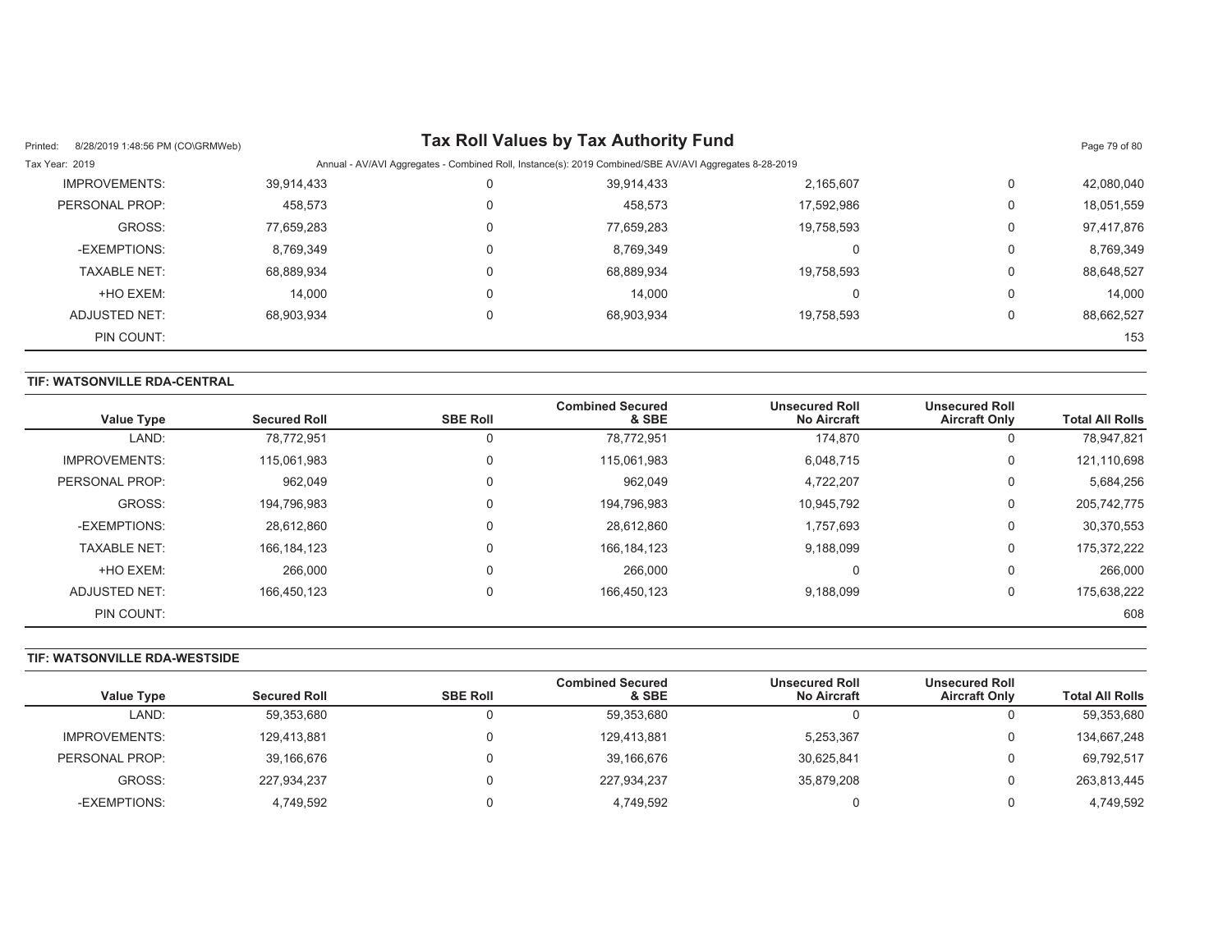| Value Type | Secured Roll | SBE Roll | Combined Secured & SBE | Unsecured Roll No Aircraft | Unsecured Roll Aircraft Only | Total All Rolls |
|---|---|---|---|---|---|---|
| IMPROVEMENTS: | 39,914,433 | 0 | 39,914,433 | 2,165,607 | 0 | 42,080,040 |
| PERSONAL PROP: | 458,573 | 0 | 458,573 | 17,592,986 | 0 | 18,051,559 |
| GROSS: | 77,659,283 | 0 | 77,659,283 | 19,758,593 | 0 | 97,417,876 |
| -EXEMPTIONS: | 8,769,349 | 0 | 8,769,349 | 0 | 0 | 8,769,349 |
| TAXABLE NET: | 68,889,934 | 0 | 68,889,934 | 19,758,593 | 0 | 88,648,527 |
| +HO EXEM: | 14,000 | 0 | 14,000 | 0 | 0 | 14,000 |
| ADJUSTED NET: | 68,903,934 | 0 | 68,903,934 | 19,758,593 | 0 | 88,662,527 |
| PIN COUNT: | | | | | | 153 |

**TIF: WATSONVILLE RDA-CENTRAL**

| Value Type | Secured Roll | SBE Roll | Combined Secured & SBE | Unsecured Roll No Aircraft | Unsecured Roll Aircraft Only | Total All Rolls |
|---|---|---|---|---|---|---|
| LAND: | 78,772,951 | 0 | 78,772,951 | 174,870 | 0 | 78,947,821 |
| IMPROVEMENTS: | 115,061,983 | 0 | 115,061,983 | 6,048,715 | 0 | 121,110,698 |
| PERSONAL PROP: | 962,049 | 0 | 962,049 | 4,722,207 | 0 | 5,684,256 |
| GROSS: | 194,796,983 | 0 | 194,796,983 | 10,945,792 | 0 | 205,742,775 |
| -EXEMPTIONS: | 28,612,860 | 0 | 28,612,860 | 1,757,693 | 0 | 30,370,553 |
| TAXABLE NET: | 166,184,123 | 0 | 166,184,123 | 9,188,099 | 0 | 175,372,222 |
| +HO EXEM: | 266,000 | 0 | 266,000 | 0 | 0 | 266,000 |
| ADJUSTED NET: | 166,450,123 | 0 | 166,450,123 | 9,188,099 | 0 | 175,638,222 |
| PIN COUNT: | | | | | | 608 |

**TIF: WATSONVILLE RDA-WESTSIDE**

| Value Type | Secured Roll | SBE Roll | Combined Secured & SBE | Unsecured Roll No Aircraft | Unsecured Roll Aircraft Only | Total All Rolls |
|---|---|---|---|---|---|---|
| LAND: | 59,353,680 | 0 | 59,353,680 | 0 | 0 | 59,353,680 |
| IMPROVEMENTS: | 129,413,881 | 0 | 129,413,881 | 5,253,367 | 0 | 134,667,248 |
| PERSONAL PROP: | 39,166,676 | 0 | 39,166,676 | 30,625,841 | 0 | 69,792,517 |
| GROSS: | 227,934,237 | 0 | 227,934,237 | 35,879,208 | 0 | 263,813,445 |
| -EXEMPTIONS: | 4,749,592 | 0 | 4,749,592 | 0 | 0 | 4,749,592 |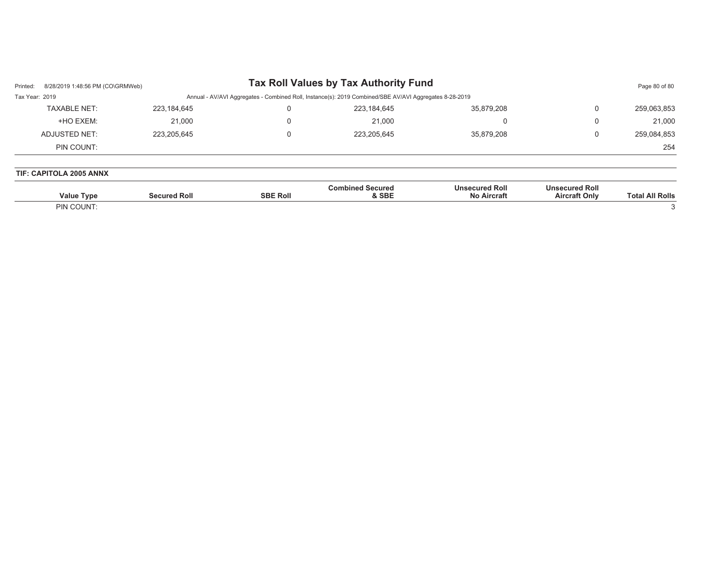# Tax Roll Values by Tax Authority Fund

Printed: 8/28/2019 1:48:56 PM (CO\GRMWeb)

Tax Year: 2019

Annual - AV/AVI Aggregates - Combined Roll, Instance(s): 2019 Combined/SBE AV/AVI Aggregates 8-28-2019

| | | | | | | |
|---|---|---|---|---|---|---|
| TAXABLE NET: | 223,184,645 | 0 | 223,184,645 | 35,879,208 | 0 | 259,063,853 |
| +HO EXEM: | 21,000 | 0 | 21,000 | 0 | 0 | 21,000 |
| ADJUSTED NET: | 223,205,645 | 0 | 223,205,645 | 35,879,208 | 0 | 259,084,853 |
| PIN COUNT: | | | | | | 254 |

**TIF: CAPITOLA 2005 ANNX**

| Value Type | Secured Roll | SBE Roll | Combined Secured & SBE | Unsecured Roll No Aircraft | Unsecured Roll Aircraft Only | Total All Rolls |
|---|---|---|---|---|---|---|
| PIN COUNT: | | | | | | 3 |